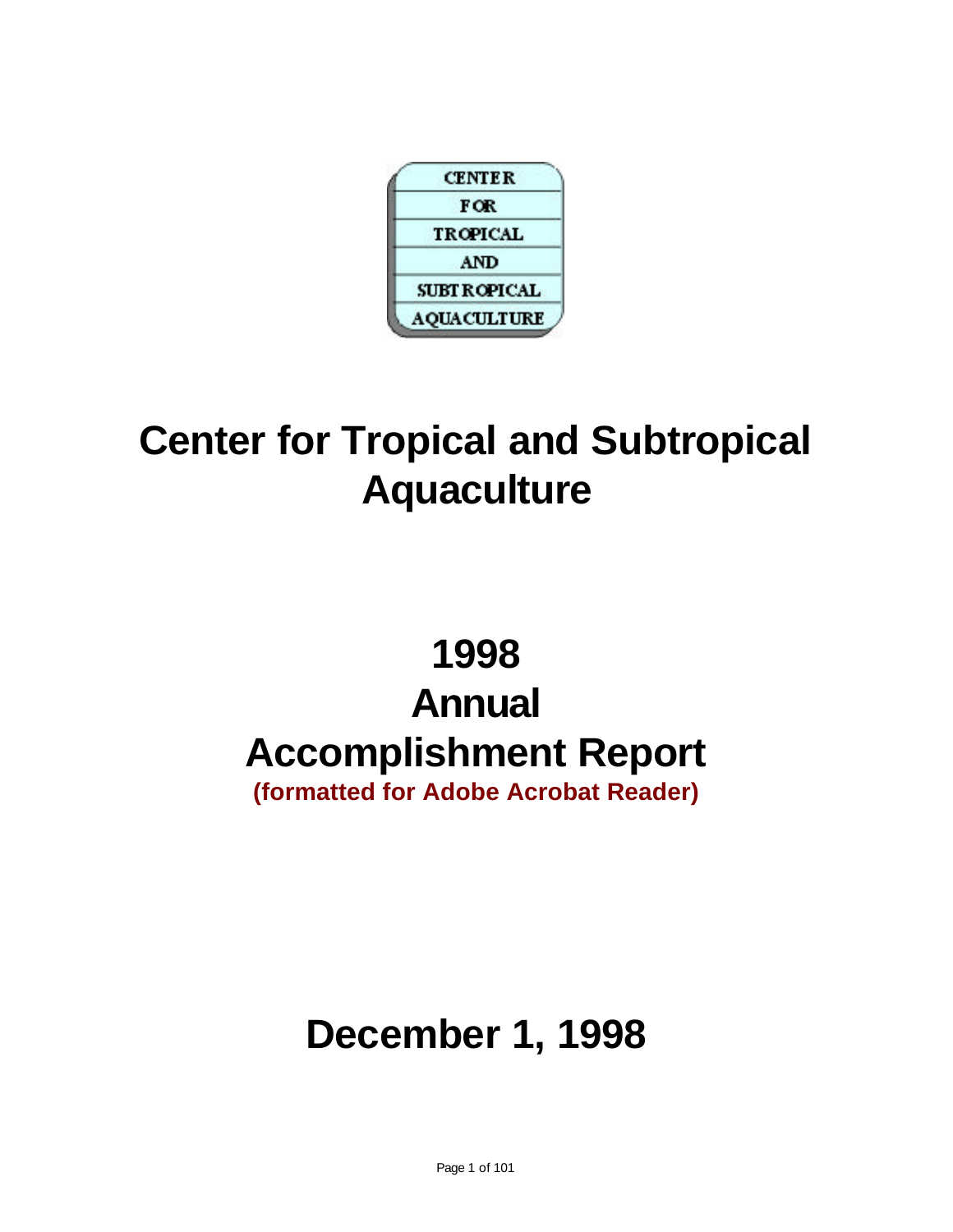CENTER
FOR
TROPICAL
AND
SUBTROPICAL
AQUACULTURE

# Center for Tropical and Subtropical Aquaculture

# 1998 Annual Accomplishment Report

**(formatted for Adobe Acrobat Reader)**

# December 1, 1998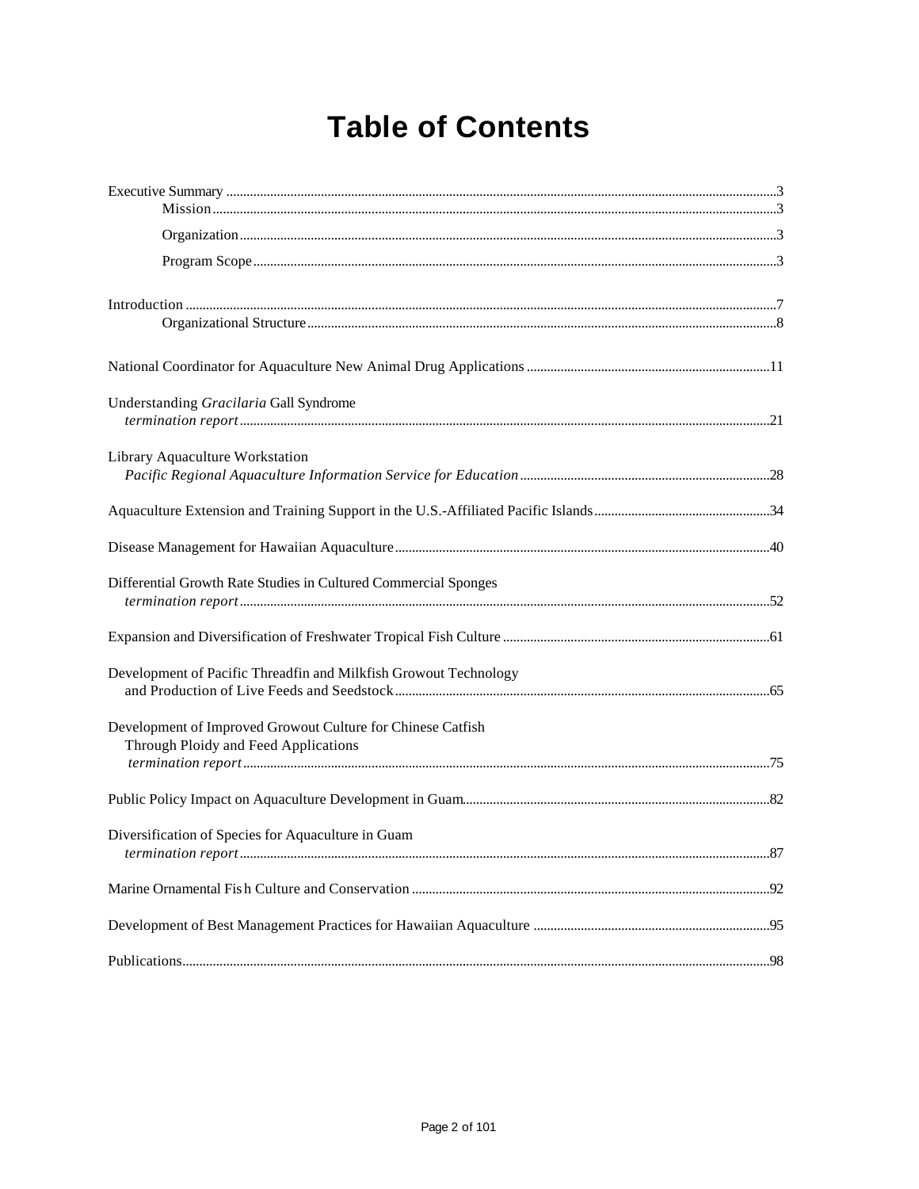# Table of Contents

Executive Summary ..... 3
- Mission ..... 3
- Organization ..... 3
- Program Scope ..... 3

Introduction ..... 7
- Organizational Structure ..... 8

National Coordinator for Aquaculture New Animal Drug Applications ..... 11

Understanding *Gracilaria* Gall Syndrome
*termination report* ..... 21

Library Aquaculture Workstation
*Pacific Regional Aquaculture Information Service for Education* ..... 28

Aquaculture Extension and Training Support in the U.S.-Affiliated Pacific Islands ..... 34

Disease Management for Hawaiian Aquaculture ..... 40

Differential Growth Rate Studies in Cultured Commercial Sponges
*termination report* ..... 52

Expansion and Diversification of Freshwater Tropical Fish Culture ..... 61

Development of Pacific Threadfin and Milkfish Growout Technology
and Production of Live Feeds and Seedstock ..... 65

Development of Improved Growout Culture for Chinese Catfish
Through Ploidy and Feed Applications
*termination report* ..... 75

Public Policy Impact on Aquaculture Development in Guam ..... 82

Diversification of Species for Aquaculture in Guam
*termination report* ..... 87

Marine Ornamental Fish Culture and Conservation ..... 92

Development of Best Management Practices for Hawaiian Aquaculture ..... 95

Publications ..... 98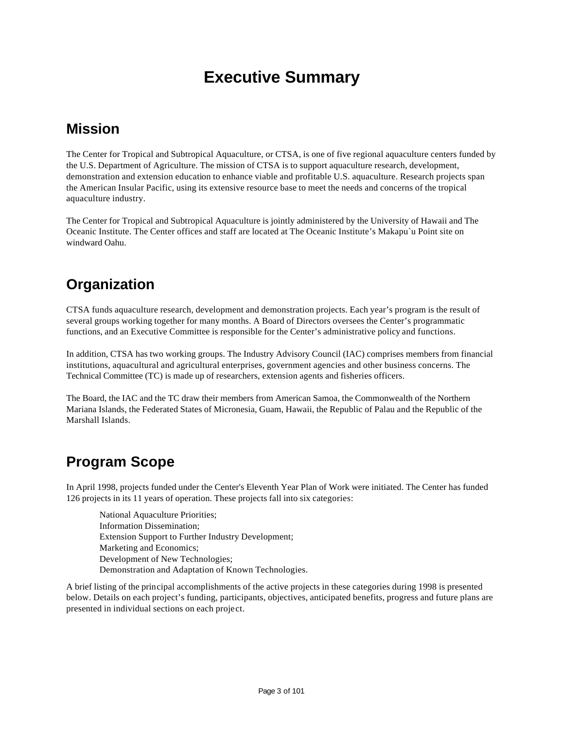# Executive Summary

## Mission

The Center for Tropical and Subtropical Aquaculture, or CTSA, is one of five regional aquaculture centers funded by the U.S. Department of Agriculture. The mission of CTSA is to support aquaculture research, development, demonstration and extension education to enhance viable and profitable U.S. aquaculture. Research projects span the American Insular Pacific, using its extensive resource base to meet the needs and concerns of the tropical aquaculture industry.

The Center for Tropical and Subtropical Aquaculture is jointly administered by the University of Hawaii and The Oceanic Institute. The Center offices and staff are located at The Oceanic Institute's Makapu`u Point site on windward Oahu.

## Organization

CTSA funds aquaculture research, development and demonstration projects. Each year's program is the result of several groups working together for many months. A Board of Directors oversees the Center's programmatic functions, and an Executive Committee is responsible for the Center's administrative policy and functions.

In addition, CTSA has two working groups. The Industry Advisory Council (IAC) comprises members from financial institutions, aquacultural and agricultural enterprises, government agencies and other business concerns. The Technical Committee (TC) is made up of researchers, extension agents and fisheries officers.

The Board, the IAC and the TC draw their members from American Samoa, the Commonwealth of the Northern Mariana Islands, the Federated States of Micronesia, Guam, Hawaii, the Republic of Palau and the Republic of the Marshall Islands.

## Program Scope

In April 1998, projects funded under the Center's Eleventh Year Plan of Work were initiated. The Center has funded 126 projects in its 11 years of operation. These projects fall into six categories:

- National Aquaculture Priorities;
- Information Dissemination;
- Extension Support to Further Industry Development;
- Marketing and Economics;
- Development of New Technologies;
- Demonstration and Adaptation of Known Technologies.

A brief listing of the principal accomplishments of the active projects in these categories during 1998 is presented below. Details on each project's funding, participants, objectives, anticipated benefits, progress and future plans are presented in individual sections on each project.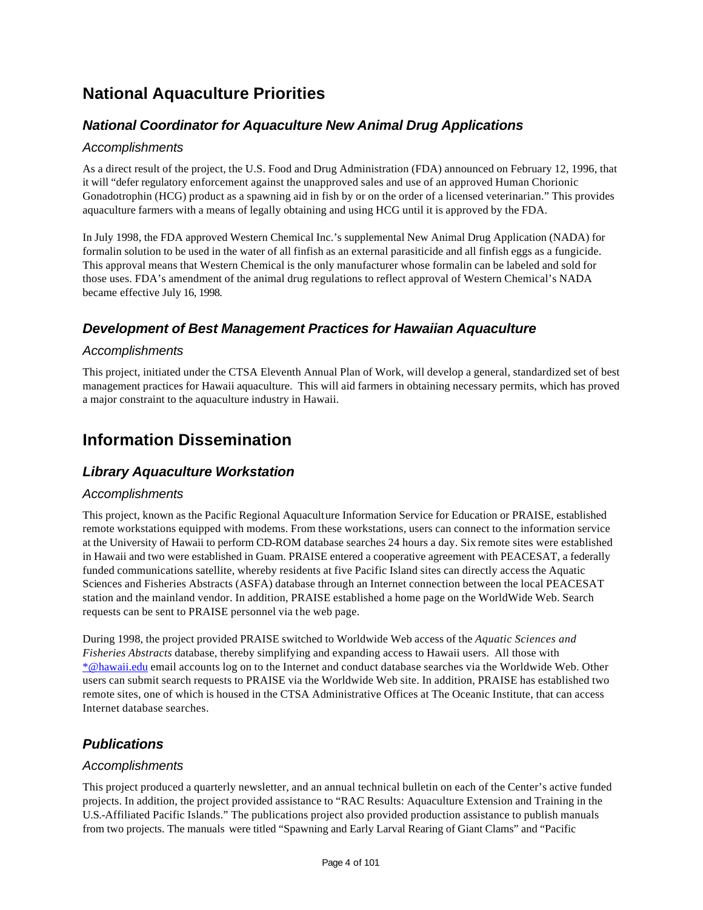# National Aquaculture Priorities

## *National Coordinator for Aquaculture New Animal Drug Applications*

### *Accomplishments*

As a direct result of the project, the U.S. Food and Drug Administration (FDA) announced on February 12, 1996, that it will "defer regulatory enforcement against the unapproved sales and use of an approved Human Chorionic Gonadotrophin (HCG) product as a spawning aid in fish by or on the order of a licensed veterinarian." This provides aquaculture farmers with a means of legally obtaining and using HCG until it is approved by the FDA.

In July 1998, the FDA approved Western Chemical Inc.'s supplemental New Animal Drug Application (NADA) for formalin solution to be used in the water of all finfish as an external parasiticide and all finfish eggs as a fungicide. This approval means that Western Chemical is the only manufacturer whose formalin can be labeled and sold for those uses. FDA's amendment of the animal drug regulations to reflect approval of Western Chemical's NADA became effective July 16, 1998.

## *Development of Best Management Practices for Hawaiian Aquaculture*

### *Accomplishments*

This project, initiated under the CTSA Eleventh Annual Plan of Work, will develop a general, standardized set of best management practices for Hawaii aquaculture. This will aid farmers in obtaining necessary permits, which has proved a major constraint to the aquaculture industry in Hawaii.

# Information Dissemination

## *Library Aquaculture Workstation*

### *Accomplishments*

This project, known as the Pacific Regional Aquaculture Information Service for Education or PRAISE, established remote workstations equipped with modems. From these workstations, users can connect to the information service at the University of Hawaii to perform CD-ROM database searches 24 hours a day. Six remote sites were established in Hawaii and two were established in Guam. PRAISE entered a cooperative agreement with PEACESAT, a federally funded communications satellite, whereby residents at five Pacific Island sites can directly access the Aquatic Sciences and Fisheries Abstracts (ASFA) database through an Internet connection between the local PEACESAT station and the mainland vendor. In addition, PRAISE established a home page on the WorldWide Web. Search requests can be sent to PRAISE personnel via the web page.

During 1998, the project provided PRAISE switched to Worldwide Web access of the *Aquatic Sciences and Fisheries Abstracts* database, thereby simplifying and expanding access to Hawaii users. All those with *@hawaii.edu email accounts log on to the Internet and conduct database searches via the Worldwide Web. Other users can submit search requests to PRAISE via the Worldwide Web site. In addition, PRAISE has established two remote sites, one of which is housed in the CTSA Administrative Offices at The Oceanic Institute, that can access Internet database searches.

## *Publications*

### *Accomplishments*

This project produced a quarterly newsletter, and an annual technical bulletin on each of the Center's active funded projects. In addition, the project provided assistance to "RAC Results: Aquaculture Extension and Training in the U.S.-Affiliated Pacific Islands." The publications project also provided production assistance to publish manuals from two projects. The manuals were titled "Spawning and Early Larval Rearing of Giant Clams" and "Pacific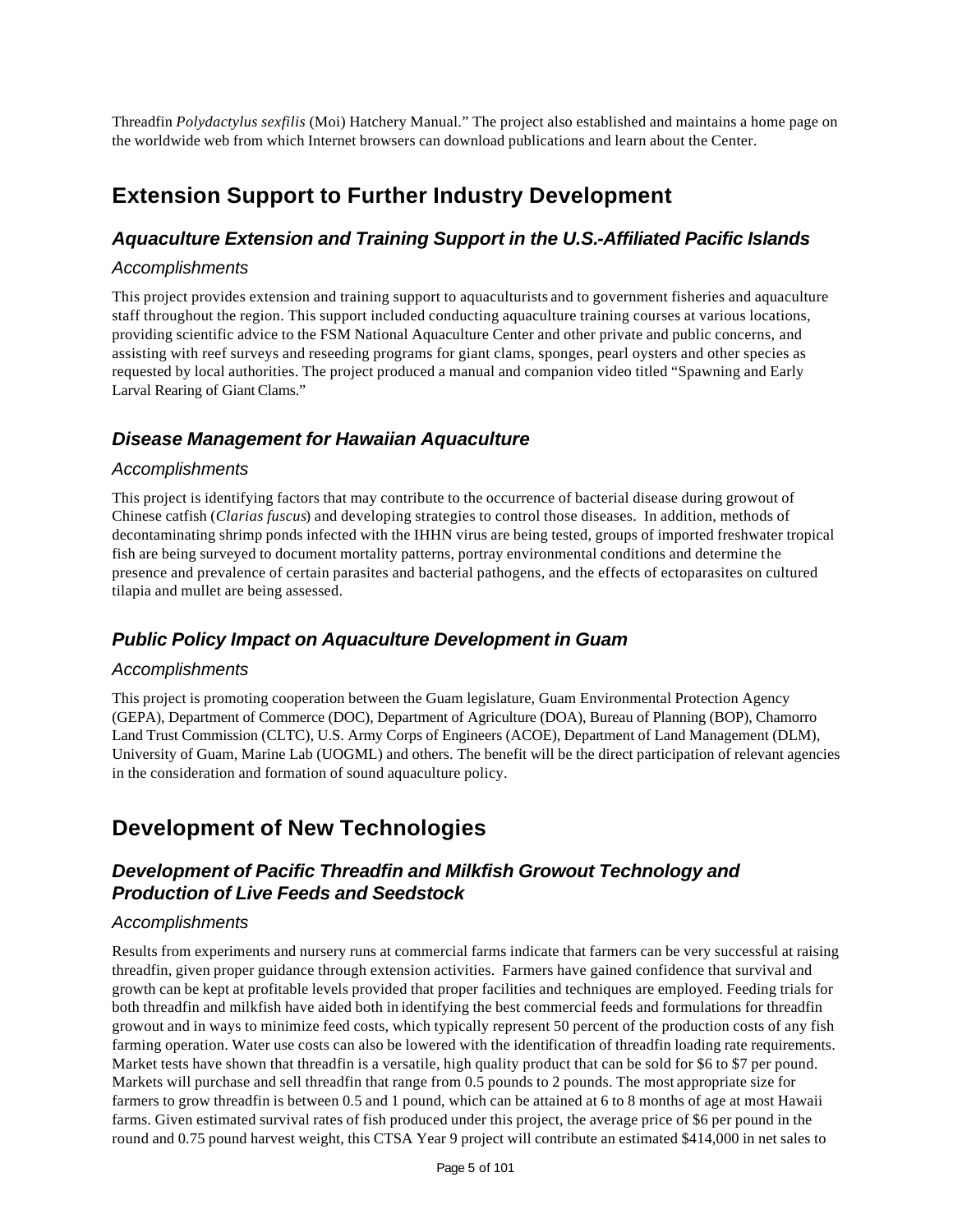Threadfin *Polydactylus sexfilis* (Moi) Hatchery Manual." The project also established and maintains a home page on the worldwide web from which Internet browsers can download publications and learn about the Center.

# Extension Support to Further Industry Development

## *Aquaculture Extension and Training Support in the U.S.-Affiliated Pacific Islands*

### *Accomplishments*

This project provides extension and training support to aquaculturists and to government fisheries and aquaculture staff throughout the region. This support included conducting aquaculture training courses at various locations, providing scientific advice to the FSM National Aquaculture Center and other private and public concerns, and assisting with reef surveys and reseeding programs for giant clams, sponges, pearl oysters and other species as requested by local authorities. The project produced a manual and companion video titled "Spawning and Early Larval Rearing of Giant Clams."

## *Disease Management for Hawaiian Aquaculture*

### *Accomplishments*

This project is identifying factors that may contribute to the occurrence of bacterial disease during growout of Chinese catfish (*Clarias fuscus*) and developing strategies to control those diseases. In addition, methods of decontaminating shrimp ponds infected with the IHHN virus are being tested, groups of imported freshwater tropical fish are being surveyed to document mortality patterns, portray environmental conditions and determine the presence and prevalence of certain parasites and bacterial pathogens, and the effects of ectoparasites on cultured tilapia and mullet are being assessed.

## *Public Policy Impact on Aquaculture Development in Guam*

### *Accomplishments*

This project is promoting cooperation between the Guam legislature, Guam Environmental Protection Agency (GEPA), Department of Commerce (DOC), Department of Agriculture (DOA), Bureau of Planning (BOP), Chamorro Land Trust Commission (CLTC), U.S. Army Corps of Engineers (ACOE), Department of Land Management (DLM), University of Guam, Marine Lab (UOGML) and others. The benefit will be the direct participation of relevant agencies in the consideration and formation of sound aquaculture policy.

# Development of New Technologies

## *Development of Pacific Threadfin and Milkfish Growout Technology and Production of Live Feeds and Seedstock*

### *Accomplishments*

Results from experiments and nursery runs at commercial farms indicate that farmers can be very successful at raising threadfin, given proper guidance through extension activities. Farmers have gained confidence that survival and growth can be kept at profitable levels provided that proper facilities and techniques are employed. Feeding trials for both threadfin and milkfish have aided both in identifying the best commercial feeds and formulations for threadfin growout and in ways to minimize feed costs, which typically represent 50 percent of the production costs of any fish farming operation. Water use costs can also be lowered with the identification of threadfin loading rate requirements. Market tests have shown that threadfin is a versatile, high quality product that can be sold for $6 to $7 per pound. Markets will purchase and sell threadfin that range from 0.5 pounds to 2 pounds. The most appropriate size for farmers to grow threadfin is between 0.5 and 1 pound, which can be attained at 6 to 8 months of age at most Hawaii farms. Given estimated survival rates of fish produced under this project, the average price of $6 per pound in the round and 0.75 pound harvest weight, this CTSA Year 9 project will contribute an estimated $414,000 in net sales to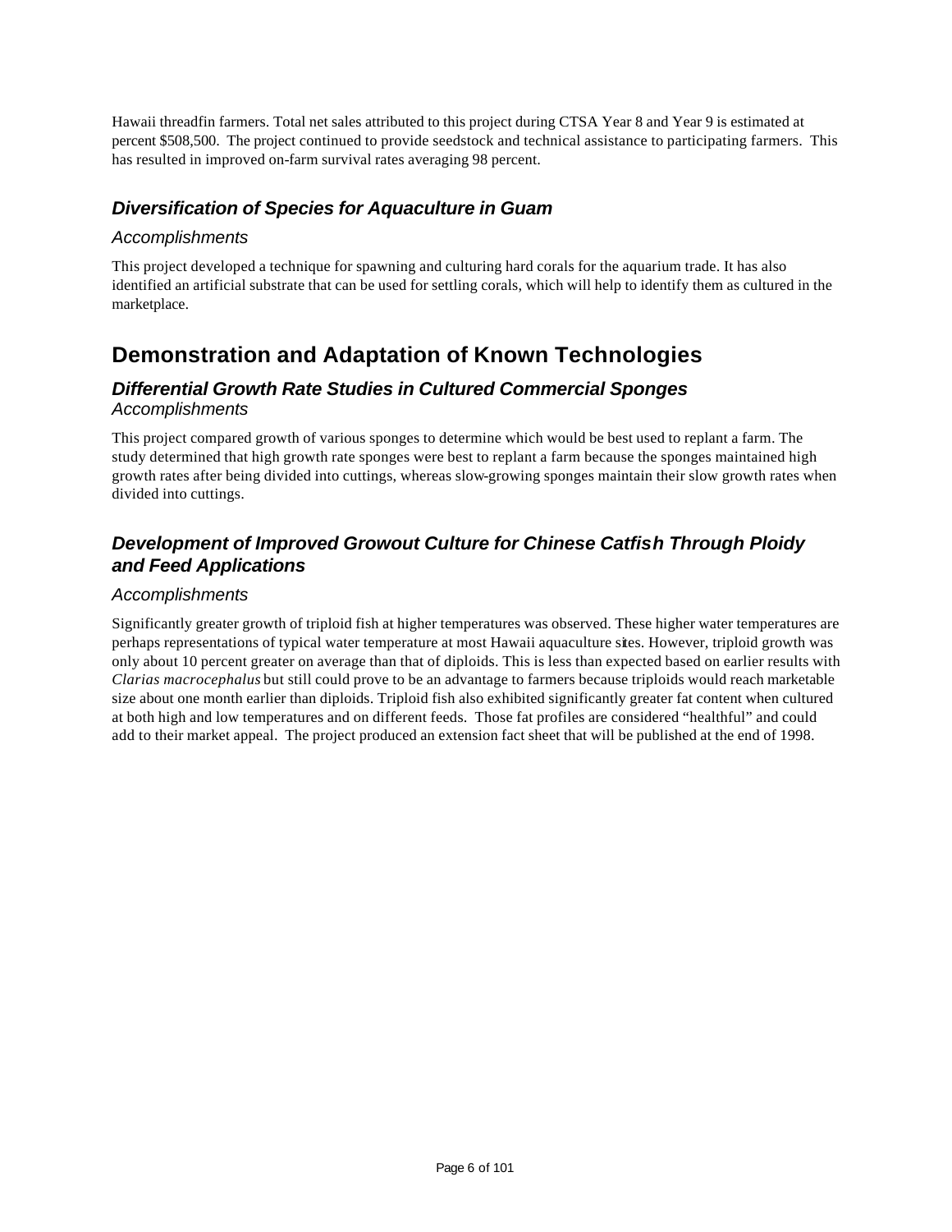Hawaii threadfin farmers. Total net sales attributed to this project during CTSA Year 8 and Year 9 is estimated at percent $508,500. The project continued to provide seedstock and technical assistance to participating farmers. This has resulted in improved on-farm survival rates averaging 98 percent.

### *Diversification of Species for Aquaculture in Guam*

#### *Accomplishments*

This project developed a technique for spawning and culturing hard corals for the aquarium trade. It has also identified an artificial substrate that can be used for settling corals, which will help to identify them as cultured in the marketplace.

## Demonstration and Adaptation of Known Technologies

### *Differential Growth Rate Studies in Cultured Commercial Sponges*

#### *Accomplishments*

This project compared growth of various sponges to determine which would be best used to replant a farm. The study determined that high growth rate sponges were best to replant a farm because the sponges maintained high growth rates after being divided into cuttings, whereas slow-growing sponges maintain their slow growth rates when divided into cuttings.

### *Development of Improved Growout Culture for Chinese Catfish Through Ploidy and Feed Applications*

#### *Accomplishments*

Significantly greater growth of triploid fish at higher temperatures was observed. These higher water temperatures are perhaps representations of typical water temperature at most Hawaii aquaculture sites. However, triploid growth was only about 10 percent greater on average than that of diploids. This is less than expected based on earlier results with *Clarias macrocephalus* but still could prove to be an advantage to farmers because triploids would reach marketable size about one month earlier than diploids. Triploid fish also exhibited significantly greater fat content when cultured at both high and low temperatures and on different feeds. Those fat profiles are considered "healthful" and could add to their market appeal. The project produced an extension fact sheet that will be published at the end of 1998.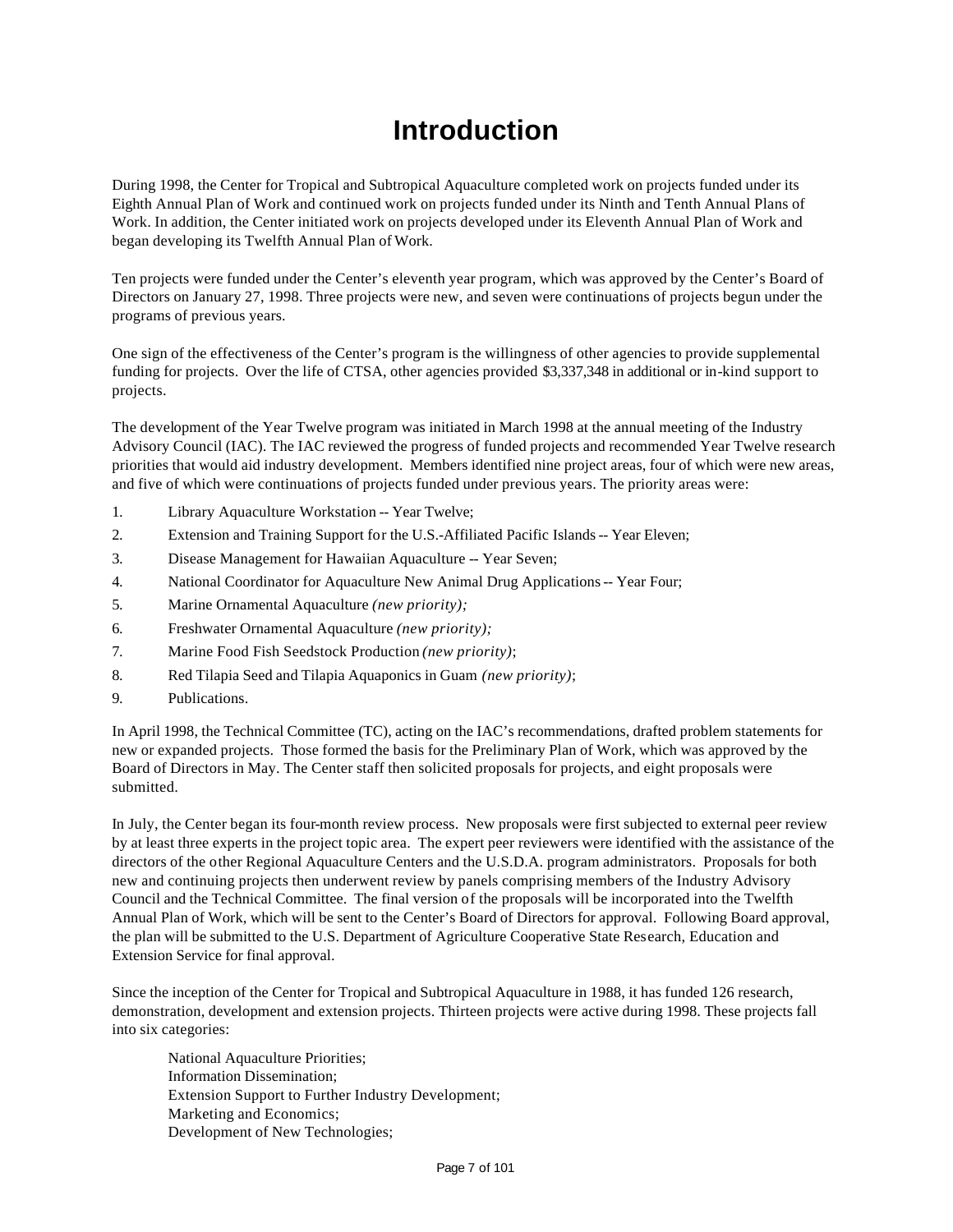# Introduction

During 1998, the Center for Tropical and Subtropical Aquaculture completed work on projects funded under its Eighth Annual Plan of Work and continued work on projects funded under its Ninth and Tenth Annual Plans of Work. In addition, the Center initiated work on projects developed under its Eleventh Annual Plan of Work and began developing its Twelfth Annual Plan of Work.

Ten projects were funded under the Center's eleventh year program, which was approved by the Center's Board of Directors on January 27, 1998. Three projects were new, and seven were continuations of projects begun under the programs of previous years.

One sign of the effectiveness of the Center's program is the willingness of other agencies to provide supplemental funding for projects. Over the life of CTSA, other agencies provided $3,337,348 in additional or in-kind support to projects.

The development of the Year Twelve program was initiated in March 1998 at the annual meeting of the Industry Advisory Council (IAC). The IAC reviewed the progress of funded projects and recommended Year Twelve research priorities that would aid industry development. Members identified nine project areas, four of which were new areas, and five of which were continuations of projects funded under previous years. The priority areas were:

1. Library Aquaculture Workstation -- Year Twelve;
2. Extension and Training Support for the U.S.-Affiliated Pacific Islands -- Year Eleven;
3. Disease Management for Hawaiian Aquaculture -- Year Seven;
4. National Coordinator for Aquaculture New Animal Drug Applications -- Year Four;
5. Marine Ornamental Aquaculture *(new priority);*
6. Freshwater Ornamental Aquaculture *(new priority);*
7. Marine Food Fish Seedstock Production *(new priority)*;
8. Red Tilapia Seed and Tilapia Aquaponics in Guam *(new priority)*;
9. Publications.

In April 1998, the Technical Committee (TC), acting on the IAC's recommendations, drafted problem statements for new or expanded projects. Those formed the basis for the Preliminary Plan of Work, which was approved by the Board of Directors in May. The Center staff then solicited proposals for projects, and eight proposals were submitted.

In July, the Center began its four-month review process. New proposals were first subjected to external peer review by at least three experts in the project topic area. The expert peer reviewers were identified with the assistance of the directors of the other Regional Aquaculture Centers and the U.S.D.A. program administrators. Proposals for both new and continuing projects then underwent review by panels comprising members of the Industry Advisory Council and the Technical Committee. The final version of the proposals will be incorporated into the Twelfth Annual Plan of Work, which will be sent to the Center's Board of Directors for approval. Following Board approval, the plan will be submitted to the U.S. Department of Agriculture Cooperative State Research, Education and Extension Service for final approval.

Since the inception of the Center for Tropical and Subtropical Aquaculture in 1988, it has funded 126 research, demonstration, development and extension projects. Thirteen projects were active during 1998. These projects fall into six categories:

National Aquaculture Priorities;
Information Dissemination;
Extension Support to Further Industry Development;
Marketing and Economics;
Development of New Technologies;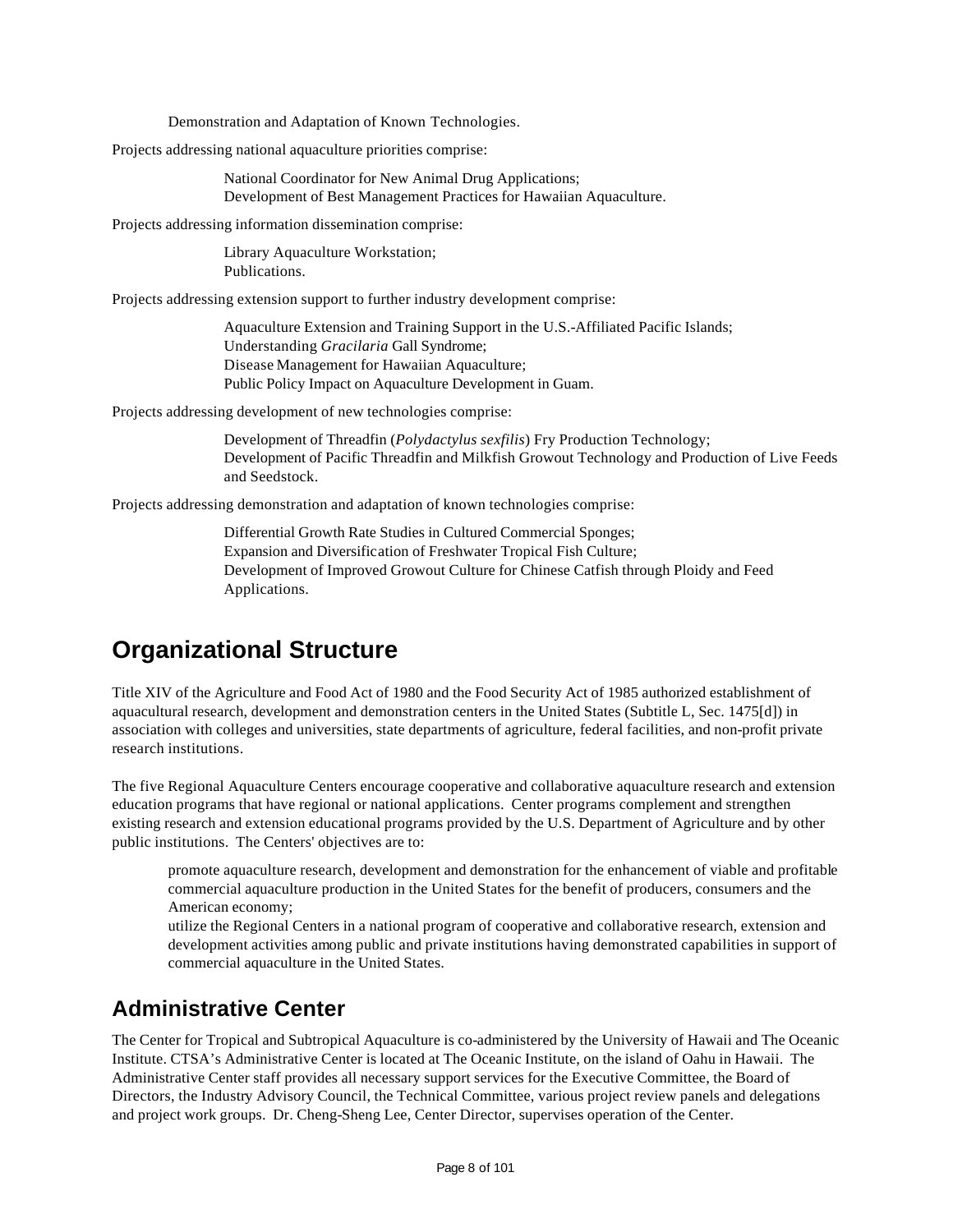Demonstration and Adaptation of Known Technologies.

Projects addressing national aquaculture priorities comprise:

> National Coordinator for New Animal Drug Applications;
> Development of Best Management Practices for Hawaiian Aquaculture.

Projects addressing information dissemination comprise:

> Library Aquaculture Workstation;
> Publications.

Projects addressing extension support to further industry development comprise:

> Aquaculture Extension and Training Support in the U.S.-Affiliated Pacific Islands;
> Understanding *Gracilaria* Gall Syndrome;
> Disease Management for Hawaiian Aquaculture;
> Public Policy Impact on Aquaculture Development in Guam.

Projects addressing development of new technologies comprise:

> Development of Threadfin (*Polydactylus sexfilis*) Fry Production Technology;
> Development of Pacific Threadfin and Milkfish Growout Technology and Production of Live Feeds and Seedstock.

Projects addressing demonstration and adaptation of known technologies comprise:

> Differential Growth Rate Studies in Cultured Commercial Sponges;
> Expansion and Diversification of Freshwater Tropical Fish Culture;
> Development of Improved Growout Culture for Chinese Catfish through Ploidy and Feed Applications.

# Organizational Structure

Title XIV of the Agriculture and Food Act of 1980 and the Food Security Act of 1985 authorized establishment of aquacultural research, development and demonstration centers in the United States (Subtitle L, Sec. 1475[d]) in association with colleges and universities, state departments of agriculture, federal facilities, and non-profit private research institutions.

The five Regional Aquaculture Centers encourage cooperative and collaborative aquaculture research and extension education programs that have regional or national applications. Center programs complement and strengthen existing research and extension educational programs provided by the U.S. Department of Agriculture and by other public institutions. The Centers' objectives are to:

> promote aquaculture research, development and demonstration for the enhancement of viable and profitable commercial aquaculture production in the United States for the benefit of producers, consumers and the American economy;
> utilize the Regional Centers in a national program of cooperative and collaborative research, extension and development activities among public and private institutions having demonstrated capabilities in support of commercial aquaculture in the United States.

## Administrative Center

The Center for Tropical and Subtropical Aquaculture is co-administered by the University of Hawaii and The Oceanic Institute. CTSA's Administrative Center is located at The Oceanic Institute, on the island of Oahu in Hawaii. The Administrative Center staff provides all necessary support services for the Executive Committee, the Board of Directors, the Industry Advisory Council, the Technical Committee, various project review panels and delegations and project work groups. Dr. Cheng-Sheng Lee, Center Director, supervises operation of the Center.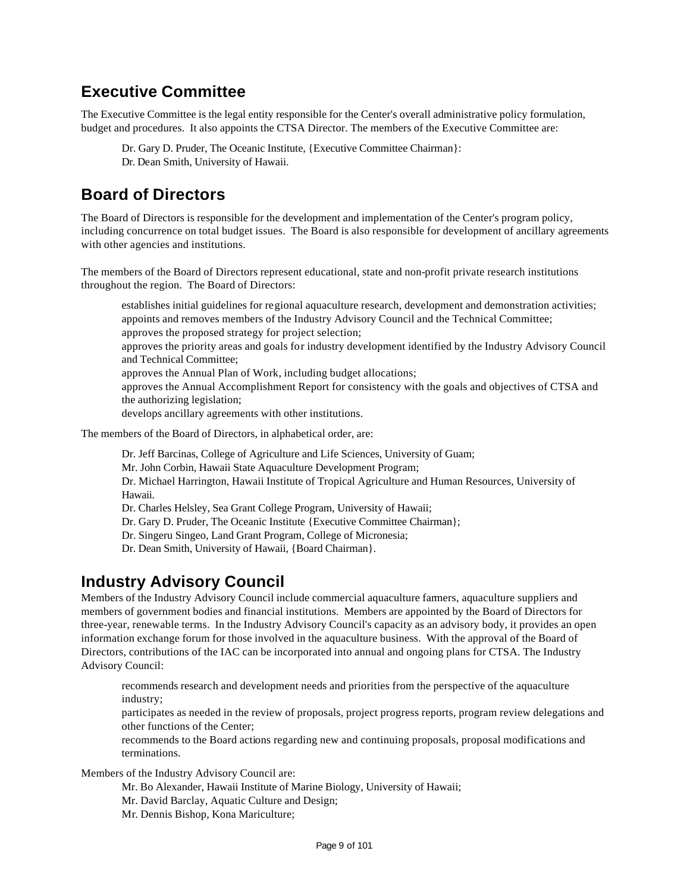## Executive Committee

The Executive Committee is the legal entity responsible for the Center's overall administrative policy formulation, budget and procedures. It also appoints the CTSA Director. The members of the Executive Committee are:

> Dr. Gary D. Pruder, The Oceanic Institute, {Executive Committee Chairman}:
> Dr. Dean Smith, University of Hawaii.

## Board of Directors

The Board of Directors is responsible for the development and implementation of the Center's program policy, including concurrence on total budget issues. The Board is also responsible for development of ancillary agreements with other agencies and institutions.

The members of the Board of Directors represent educational, state and non-profit private research institutions throughout the region. The Board of Directors:

> establishes initial guidelines for regional aquaculture research, development and demonstration activities;
> appoints and removes members of the Industry Advisory Council and the Technical Committee;
> approves the proposed strategy for project selection;
> approves the priority areas and goals for industry development identified by the Industry Advisory Council and Technical Committee;
> approves the Annual Plan of Work, including budget allocations;
> approves the Annual Accomplishment Report for consistency with the goals and objectives of CTSA and the authorizing legislation;
> develops ancillary agreements with other institutions.

The members of the Board of Directors, in alphabetical order, are:

> Dr. Jeff Barcinas, College of Agriculture and Life Sciences, University of Guam;
> Mr. John Corbin, Hawaii State Aquaculture Development Program;
> Dr. Michael Harrington, Hawaii Institute of Tropical Agriculture and Human Resources, University of Hawaii.
> Dr. Charles Helsley, Sea Grant College Program, University of Hawaii;
> Dr. Gary D. Pruder, The Oceanic Institute {Executive Committee Chairman};
> Dr. Singeru Singeo, Land Grant Program, College of Micronesia;
> Dr. Dean Smith, University of Hawaii, {Board Chairman}.

## Industry Advisory Council

Members of the Industry Advisory Council include commercial aquaculture farmers, aquaculture suppliers and members of government bodies and financial institutions. Members are appointed by the Board of Directors for three-year, renewable terms. In the Industry Advisory Council's capacity as an advisory body, it provides an open information exchange forum for those involved in the aquaculture business. With the approval of the Board of Directors, contributions of the IAC can be incorporated into annual and ongoing plans for CTSA. The Industry Advisory Council:

> recommends research and development needs and priorities from the perspective of the aquaculture industry;
> participates as needed in the review of proposals, project progress reports, program review delegations and other functions of the Center;
> recommends to the Board actions regarding new and continuing proposals, proposal modifications and terminations.

Members of the Industry Advisory Council are:

> Mr. Bo Alexander, Hawaii Institute of Marine Biology, University of Hawaii;
> Mr. David Barclay, Aquatic Culture and Design;
> Mr. Dennis Bishop, Kona Mariculture;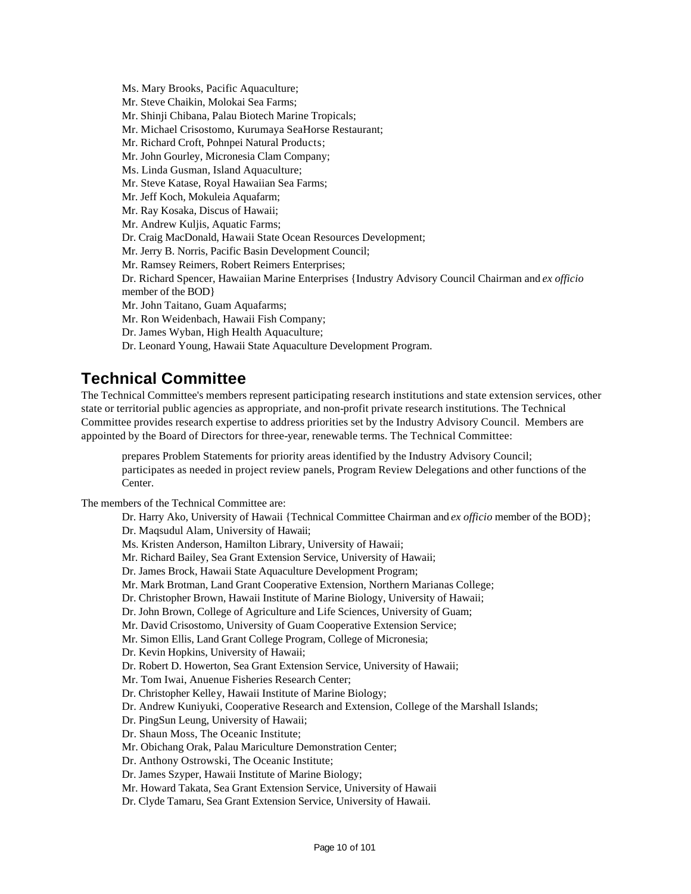Ms. Mary Brooks, Pacific Aquaculture;
Mr. Steve Chaikin, Molokai Sea Farms;
Mr. Shinji Chibana, Palau Biotech Marine Tropicals;
Mr. Michael Crisostomo, Kurumaya SeaHorse Restaurant;
Mr. Richard Croft, Pohnpei Natural Products;
Mr. John Gourley, Micronesia Clam Company;
Ms. Linda Gusman, Island Aquaculture;
Mr. Steve Katase, Royal Hawaiian Sea Farms;
Mr. Jeff Koch, Mokuleia Aquafarm;
Mr. Ray Kosaka, Discus of Hawaii;
Mr. Andrew Kuljis, Aquatic Farms;
Dr. Craig MacDonald, Hawaii State Ocean Resources Development;
Mr. Jerry B. Norris, Pacific Basin Development Council;
Mr. Ramsey Reimers, Robert Reimers Enterprises;
Dr. Richard Spencer, Hawaiian Marine Enterprises {Industry Advisory Council Chairman and *ex officio* member of the BOD}
Mr. John Taitano, Guam Aquafarms;
Mr. Ron Weidenbach, Hawaii Fish Company;
Dr. James Wyban, High Health Aquaculture;
Dr. Leonard Young, Hawaii State Aquaculture Development Program.

## Technical Committee

The Technical Committee's members represent participating research institutions and state extension services, other state or territorial public agencies as appropriate, and non-profit private research institutions. The Technical Committee provides research expertise to address priorities set by the Industry Advisory Council. Members are appointed by the Board of Directors for three-year, renewable terms. The Technical Committee:

prepares Problem Statements for priority areas identified by the Industry Advisory Council;
participates as needed in project review panels, Program Review Delegations and other functions of the Center.

The members of the Technical Committee are:

Dr. Harry Ako, University of Hawaii {Technical Committee Chairman and *ex officio* member of the BOD};
Dr. Maqsudul Alam, University of Hawaii;
Ms. Kristen Anderson, Hamilton Library, University of Hawaii;
Mr. Richard Bailey, Sea Grant Extension Service, University of Hawaii;
Dr. James Brock, Hawaii State Aquaculture Development Program;
Mr. Mark Brotman, Land Grant Cooperative Extension, Northern Marianas College;
Dr. Christopher Brown, Hawaii Institute of Marine Biology, University of Hawaii;
Dr. John Brown, College of Agriculture and Life Sciences, University of Guam;
Mr. David Crisostomo, University of Guam Cooperative Extension Service;
Mr. Simon Ellis, Land Grant College Program, College of Micronesia;
Dr. Kevin Hopkins, University of Hawaii;
Dr. Robert D. Howerton, Sea Grant Extension Service, University of Hawaii;
Mr. Tom Iwai, Anuenue Fisheries Research Center;
Dr. Christopher Kelley, Hawaii Institute of Marine Biology;
Dr. Andrew Kuniyuki, Cooperative Research and Extension, College of the Marshall Islands;
Dr. PingSun Leung, University of Hawaii;
Dr. Shaun Moss, The Oceanic Institute;
Mr. Obichang Orak, Palau Mariculture Demonstration Center;
Dr. Anthony Ostrowski, The Oceanic Institute;
Dr. James Szyper, Hawaii Institute of Marine Biology;
Mr. Howard Takata, Sea Grant Extension Service, University of Hawaii
Dr. Clyde Tamaru, Sea Grant Extension Service, University of Hawaii.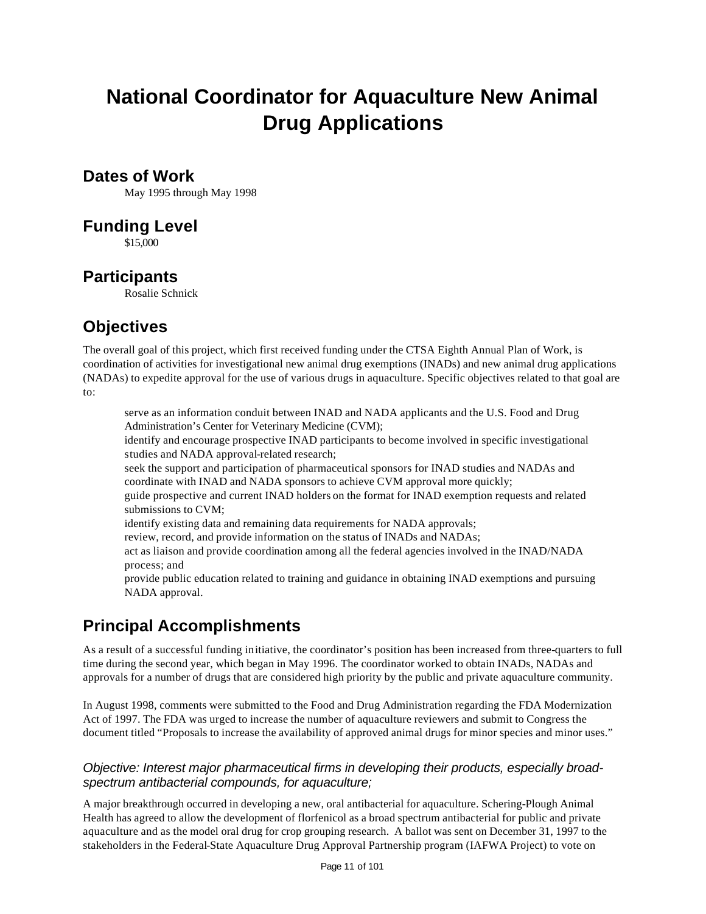# National Coordinator for Aquaculture New Animal Drug Applications

## Dates of Work

May 1995 through May 1998

## Funding Level

$15,000

## Participants

Rosalie Schnick

## Objectives

The overall goal of this project, which first received funding under the CTSA Eighth Annual Plan of Work, is coordination of activities for investigational new animal drug exemptions (INADs) and new animal drug applications (NADAs) to expedite approval for the use of various drugs in aquaculture. Specific objectives related to that goal are to:

- serve as an information conduit between INAD and NADA applicants and the U.S. Food and Drug Administration's Center for Veterinary Medicine (CVM);
- identify and encourage prospective INAD participants to become involved in specific investigational studies and NADA approval-related research;
- seek the support and participation of pharmaceutical sponsors for INAD studies and NADAs and coordinate with INAD and NADA sponsors to achieve CVM approval more quickly;
- guide prospective and current INAD holders on the format for INAD exemption requests and related submissions to CVM;
- identify existing data and remaining data requirements for NADA approvals;
- review, record, and provide information on the status of INADs and NADAs;
- act as liaison and provide coordination among all the federal agencies involved in the INAD/NADA process; and
- provide public education related to training and guidance in obtaining INAD exemptions and pursuing NADA approval.

## Principal Accomplishments

As a result of a successful funding initiative, the coordinator's position has been increased from three-quarters to full time during the second year, which began in May 1996. The coordinator worked to obtain INADs, NADAs and approvals for a number of drugs that are considered high priority by the public and private aquaculture community.

In August 1998, comments were submitted to the Food and Drug Administration regarding the FDA Modernization Act of 1997. The FDA was urged to increase the number of aquaculture reviewers and submit to Congress the document titled "Proposals to increase the availability of approved animal drugs for minor species and minor uses."

### *Objective: Interest major pharmaceutical firms in developing their products, especially broad-spectrum antibacterial compounds, for aquaculture;*

A major breakthrough occurred in developing a new, oral antibacterial for aquaculture. Schering-Plough Animal Health has agreed to allow the development of florfenicol as a broad spectrum antibacterial for public and private aquaculture and as the model oral drug for crop grouping research. A ballot was sent on December 31, 1997 to the stakeholders in the Federal-State Aquaculture Drug Approval Partnership program (IAFWA Project) to vote on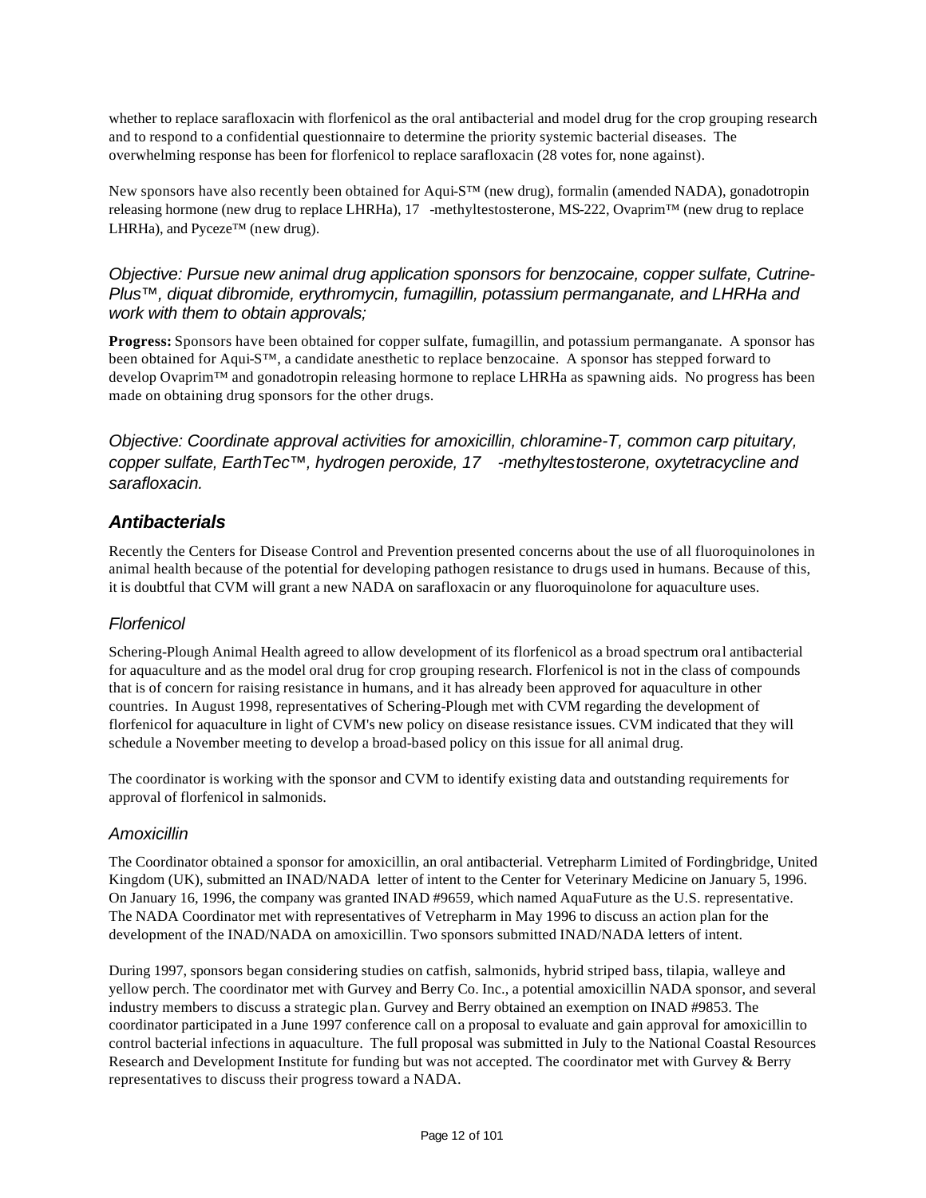whether to replace sarafloxacin with florfenicol as the oral antibacterial and model drug for the crop grouping research and to respond to a confidential questionnaire to determine the priority systemic bacterial diseases. The overwhelming response has been for florfenicol to replace sarafloxacin (28 votes for, none against).

New sponsors have also recently been obtained for Aqui-S™ (new drug), formalin (amended NADA), gonadotropin releasing hormone (new drug to replace LHRHa), 17 -methyltestosterone, MS-222, Ovaprim™ (new drug to replace LHRHa), and Pyceze™ (new drug).

### *Objective: Pursue new animal drug application sponsors for benzocaine, copper sulfate, Cutrine-Plus™, diquat dibromide, erythromycin, fumagillin, potassium permanganate, and LHRHa and work with them to obtain approvals;*

**Progress:** Sponsors have been obtained for copper sulfate, fumagillin, and potassium permanganate. A sponsor has been obtained for Aqui-S™, a candidate anesthetic to replace benzocaine. A sponsor has stepped forward to develop Ovaprim™ and gonadotropin releasing hormone to replace LHRHa as spawning aids. No progress has been made on obtaining drug sponsors for the other drugs.

### *Objective: Coordinate approval activities for amoxicillin, chloramine-T, common carp pituitary, copper sulfate, EarthTec™, hydrogen peroxide, 17 -methyltestosterone, oxytetracycline and sarafloxacin.*

## *Antibacterials*

Recently the Centers for Disease Control and Prevention presented concerns about the use of all fluoroquinolones in animal health because of the potential for developing pathogen resistance to drugs used in humans. Because of this, it is doubtful that CVM will grant a new NADA on sarafloxacin or any fluoroquinolone for aquaculture uses.

### *Florfenicol*

Schering-Plough Animal Health agreed to allow development of its florfenicol as a broad spectrum oral antibacterial for aquaculture and as the model oral drug for crop grouping research. Florfenicol is not in the class of compounds that is of concern for raising resistance in humans, and it has already been approved for aquaculture in other countries. In August 1998, representatives of Schering-Plough met with CVM regarding the development of florfenicol for aquaculture in light of CVM's new policy on disease resistance issues. CVM indicated that they will schedule a November meeting to develop a broad-based policy on this issue for all animal drug.

The coordinator is working with the sponsor and CVM to identify existing data and outstanding requirements for approval of florfenicol in salmonids.

### *Amoxicillin*

The Coordinator obtained a sponsor for amoxicillin, an oral antibacterial. Vetrepharm Limited of Fordingbridge, United Kingdom (UK), submitted an INAD/NADA letter of intent to the Center for Veterinary Medicine on January 5, 1996. On January 16, 1996, the company was granted INAD #9659, which named AquaFuture as the U.S. representative. The NADA Coordinator met with representatives of Vetrepharm in May 1996 to discuss an action plan for the development of the INAD/NADA on amoxicillin. Two sponsors submitted INAD/NADA letters of intent.

During 1997, sponsors began considering studies on catfish, salmonids, hybrid striped bass, tilapia, walleye and yellow perch. The coordinator met with Gurvey and Berry Co. Inc., a potential amoxicillin NADA sponsor, and several industry members to discuss a strategic plan. Gurvey and Berry obtained an exemption on INAD #9853. The coordinator participated in a June 1997 conference call on a proposal to evaluate and gain approval for amoxicillin to control bacterial infections in aquaculture. The full proposal was submitted in July to the National Coastal Resources Research and Development Institute for funding but was not accepted. The coordinator met with Gurvey & Berry representatives to discuss their progress toward a NADA.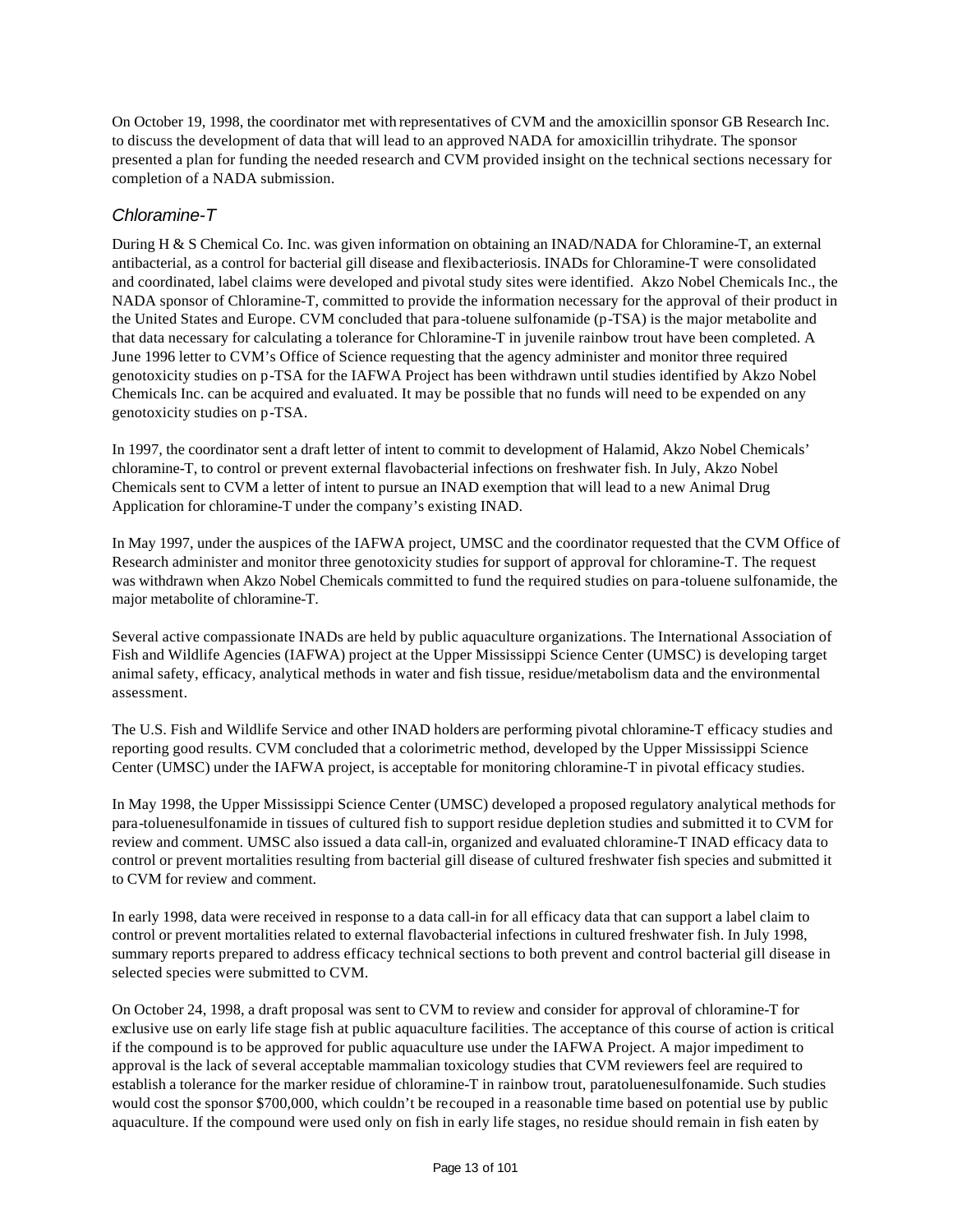On October 19, 1998, the coordinator met with representatives of CVM and the amoxicillin sponsor GB Research Inc. to discuss the development of data that will lead to an approved NADA for amoxicillin trihydrate. The sponsor presented a plan for funding the needed research and CVM provided insight on the technical sections necessary for completion of a NADA submission.

### *Chloramine-T*

During H & S Chemical Co. Inc. was given information on obtaining an INAD/NADA for Chloramine-T, an external antibacterial, as a control for bacterial gill disease and flexibacteriosis. INADs for Chloramine-T were consolidated and coordinated, label claims were developed and pivotal study sites were identified. Akzo Nobel Chemicals Inc., the NADA sponsor of Chloramine-T, committed to provide the information necessary for the approval of their product in the United States and Europe. CVM concluded that para-toluene sulfonamide (p-TSA) is the major metabolite and that data necessary for calculating a tolerance for Chloramine-T in juvenile rainbow trout have been completed. A June 1996 letter to CVM's Office of Science requesting that the agency administer and monitor three required genotoxicity studies on p-TSA for the IAFWA Project has been withdrawn until studies identified by Akzo Nobel Chemicals Inc. can be acquired and evaluated. It may be possible that no funds will need to be expended on any genotoxicity studies on p-TSA.

In 1997, the coordinator sent a draft letter of intent to commit to development of Halamid, Akzo Nobel Chemicals' chloramine-T, to control or prevent external flavobacterial infections on freshwater fish. In July, Akzo Nobel Chemicals sent to CVM a letter of intent to pursue an INAD exemption that will lead to a new Animal Drug Application for chloramine-T under the company's existing INAD.

In May 1997, under the auspices of the IAFWA project, UMSC and the coordinator requested that the CVM Office of Research administer and monitor three genotoxicity studies for support of approval for chloramine-T. The request was withdrawn when Akzo Nobel Chemicals committed to fund the required studies on para-toluene sulfonamide, the major metabolite of chloramine-T.

Several active compassionate INADs are held by public aquaculture organizations. The International Association of Fish and Wildlife Agencies (IAFWA) project at the Upper Mississippi Science Center (UMSC) is developing target animal safety, efficacy, analytical methods in water and fish tissue, residue/metabolism data and the environmental assessment.

The U.S. Fish and Wildlife Service and other INAD holders are performing pivotal chloramine-T efficacy studies and reporting good results. CVM concluded that a colorimetric method, developed by the Upper Mississippi Science Center (UMSC) under the IAFWA project, is acceptable for monitoring chloramine-T in pivotal efficacy studies.

In May 1998, the Upper Mississippi Science Center (UMSC) developed a proposed regulatory analytical methods for para-toluenesulfonamide in tissues of cultured fish to support residue depletion studies and submitted it to CVM for review and comment. UMSC also issued a data call-in, organized and evaluated chloramine-T INAD efficacy data to control or prevent mortalities resulting from bacterial gill disease of cultured freshwater fish species and submitted it to CVM for review and comment.

In early 1998, data were received in response to a data call-in for all efficacy data that can support a label claim to control or prevent mortalities related to external flavobacterial infections in cultured freshwater fish. In July 1998, summary reports prepared to address efficacy technical sections to both prevent and control bacterial gill disease in selected species were submitted to CVM.

On October 24, 1998, a draft proposal was sent to CVM to review and consider for approval of chloramine-T for exclusive use on early life stage fish at public aquaculture facilities. The acceptance of this course of action is critical if the compound is to be approved for public aquaculture use under the IAFWA Project. A major impediment to approval is the lack of several acceptable mammalian toxicology studies that CVM reviewers feel are required to establish a tolerance for the marker residue of chloramine-T in rainbow trout, paratoluenesulfonamide. Such studies would cost the sponsor $700,000, which couldn't be recouped in a reasonable time based on potential use by public aquaculture. If the compound were used only on fish in early life stages, no residue should remain in fish eaten by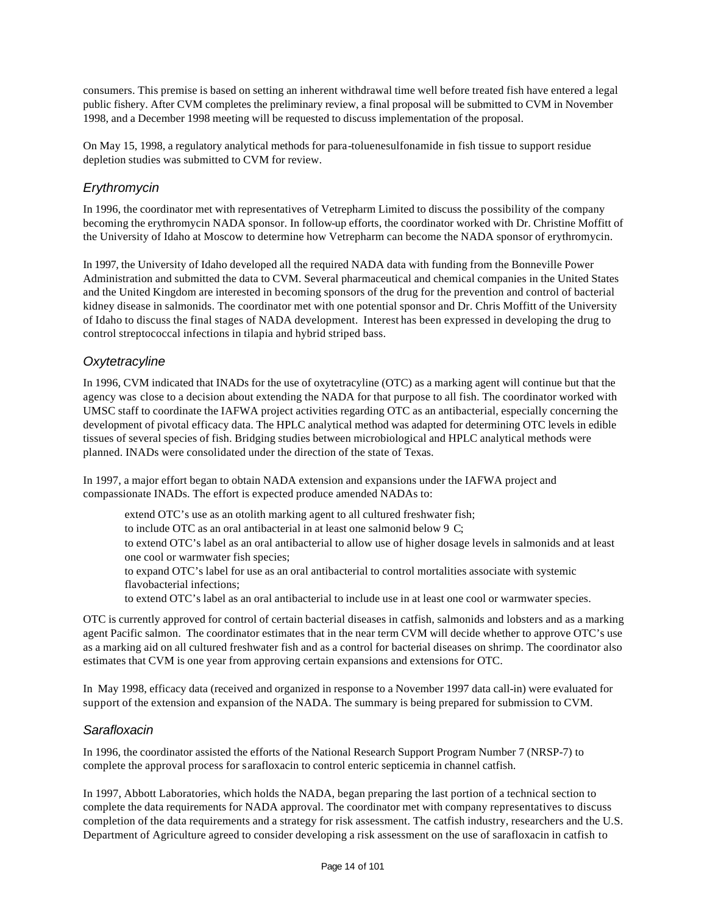consumers. This premise is based on setting an inherent withdrawal time well before treated fish have entered a legal public fishery. After CVM completes the preliminary review, a final proposal will be submitted to CVM in November 1998, and a December 1998 meeting will be requested to discuss implementation of the proposal.

On May 15, 1998, a regulatory analytical methods for para-toluenesulfonamide in fish tissue to support residue depletion studies was submitted to CVM for review.

### *Erythromycin*

In 1996, the coordinator met with representatives of Vetrepharm Limited to discuss the possibility of the company becoming the erythromycin NADA sponsor. In follow-up efforts, the coordinator worked with Dr. Christine Moffitt of the University of Idaho at Moscow to determine how Vetrepharm can become the NADA sponsor of erythromycin.

In 1997, the University of Idaho developed all the required NADA data with funding from the Bonneville Power Administration and submitted the data to CVM. Several pharmaceutical and chemical companies in the United States and the United Kingdom are interested in becoming sponsors of the drug for the prevention and control of bacterial kidney disease in salmonids. The coordinator met with one potential sponsor and Dr. Chris Moffitt of the University of Idaho to discuss the final stages of NADA development. Interest has been expressed in developing the drug to control streptococcal infections in tilapia and hybrid striped bass.

### *Oxytetracyline*

In 1996, CVM indicated that INADs for the use of oxytetracyline (OTC) as a marking agent will continue but that the agency was close to a decision about extending the NADA for that purpose to all fish. The coordinator worked with UMSC staff to coordinate the IAFWA project activities regarding OTC as an antibacterial, especially concerning the development of pivotal efficacy data. The HPLC analytical method was adapted for determining OTC levels in edible tissues of several species of fish. Bridging studies between microbiological and HPLC analytical methods were planned. INADs were consolidated under the direction of the state of Texas.

In 1997, a major effort began to obtain NADA extension and expansions under the IAFWA project and compassionate INADs. The effort is expected produce amended NADAs to:

- extend OTC's use as an otolith marking agent to all cultured freshwater fish;
- to include OTC as an oral antibacterial in at least one salmonid below 9 C;
- to extend OTC's label as an oral antibacterial to allow use of higher dosage levels in salmonids and at least one cool or warmwater fish species;
- to expand OTC's label for use as an oral antibacterial to control mortalities associate with systemic flavobacterial infections;
- to extend OTC's label as an oral antibacterial to include use in at least one cool or warmwater species.

OTC is currently approved for control of certain bacterial diseases in catfish, salmonids and lobsters and as a marking agent Pacific salmon. The coordinator estimates that in the near term CVM will decide whether to approve OTC's use as a marking aid on all cultured freshwater fish and as a control for bacterial diseases on shrimp. The coordinator also estimates that CVM is one year from approving certain expansions and extensions for OTC.

In May 1998, efficacy data (received and organized in response to a November 1997 data call-in) were evaluated for support of the extension and expansion of the NADA. The summary is being prepared for submission to CVM.

### *Sarafloxacin*

In 1996, the coordinator assisted the efforts of the National Research Support Program Number 7 (NRSP-7) to complete the approval process for sarafloxacin to control enteric septicemia in channel catfish.

In 1997, Abbott Laboratories, which holds the NADA, began preparing the last portion of a technical section to complete the data requirements for NADA approval. The coordinator met with company representatives to discuss completion of the data requirements and a strategy for risk assessment. The catfish industry, researchers and the U.S. Department of Agriculture agreed to consider developing a risk assessment on the use of sarafloxacin in catfish to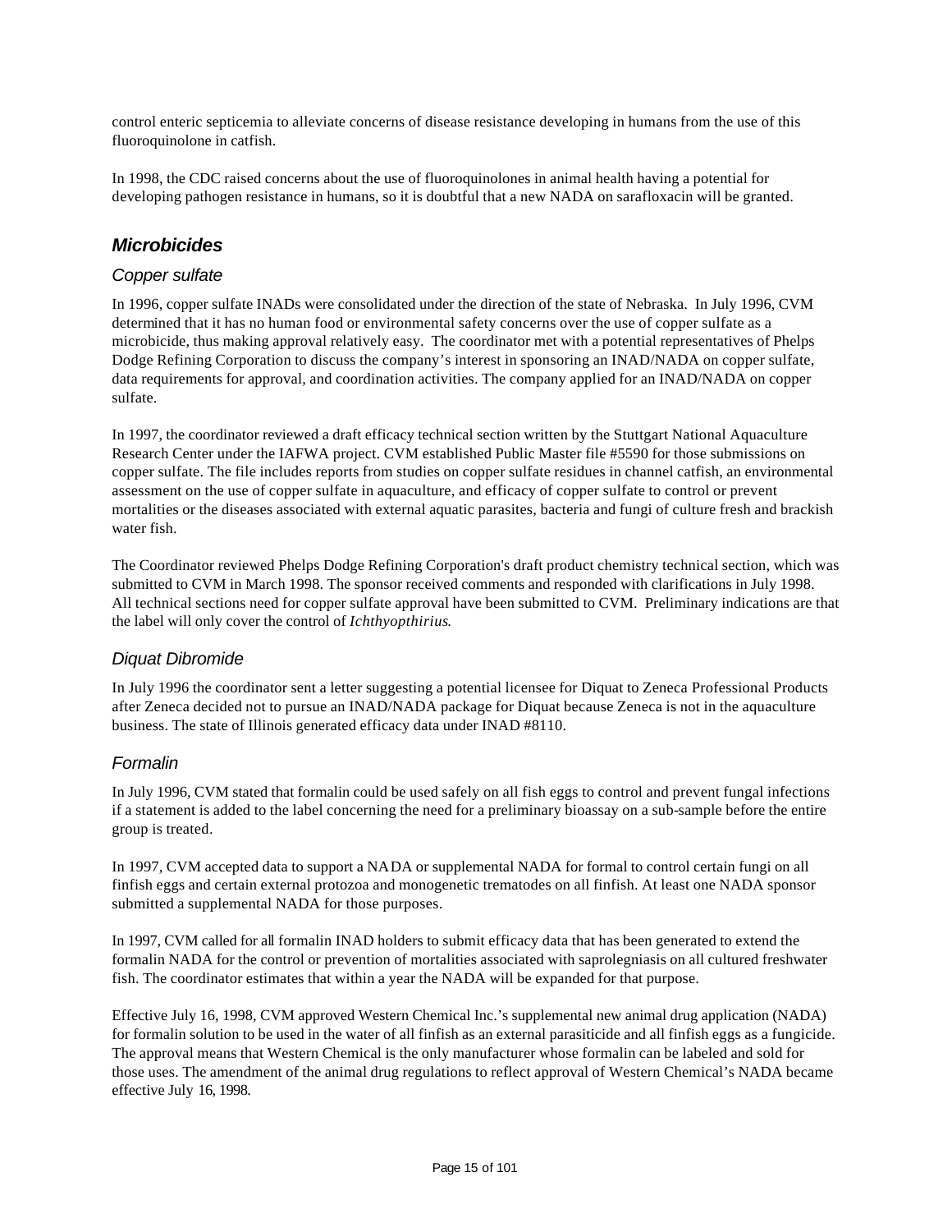control enteric septicemia to alleviate concerns of disease resistance developing in humans from the use of this fluoroquinolone in catfish.

In 1998, the CDC raised concerns about the use of fluoroquinolones in animal health having a potential for developing pathogen resistance in humans, so it is doubtful that a new NADA on sarafloxacin will be granted.

## Microbicides

### Copper sulfate

In 1996, copper sulfate INADs were consolidated under the direction of the state of Nebraska. In July 1996, CVM determined that it has no human food or environmental safety concerns over the use of copper sulfate as a microbicide, thus making approval relatively easy. The coordinator met with a potential representatives of Phelps Dodge Refining Corporation to discuss the company's interest in sponsoring an INAD/NADA on copper sulfate, data requirements for approval, and coordination activities. The company applied for an INAD/NADA on copper sulfate.

In 1997, the coordinator reviewed a draft efficacy technical section written by the Stuttgart National Aquaculture Research Center under the IAFWA project. CVM established Public Master file #5590 for those submissions on copper sulfate. The file includes reports from studies on copper sulfate residues in channel catfish, an environmental assessment on the use of copper sulfate in aquaculture, and efficacy of copper sulfate to control or prevent mortalities or the diseases associated with external aquatic parasites, bacteria and fungi of culture fresh and brackish water fish.

The Coordinator reviewed Phelps Dodge Refining Corporation's draft product chemistry technical section, which was submitted to CVM in March 1998. The sponsor received comments and responded with clarifications in July 1998. All technical sections need for copper sulfate approval have been submitted to CVM. Preliminary indications are that the label will only cover the control of *Ichthyopthirius*.

### Diquat Dibromide

In July 1996 the coordinator sent a letter suggesting a potential licensee for Diquat to Zeneca Professional Products after Zeneca decided not to pursue an INAD/NADA package for Diquat because Zeneca is not in the aquaculture business. The state of Illinois generated efficacy data under INAD #8110.

### Formalin

In July 1996, CVM stated that formalin could be used safely on all fish eggs to control and prevent fungal infections if a statement is added to the label concerning the need for a preliminary bioassay on a sub-sample before the entire group is treated.

In 1997, CVM accepted data to support a NADA or supplemental NADA for formal to control certain fungi on all finfish eggs and certain external protozoa and monogenetic trematodes on all finfish. At least one NADA sponsor submitted a supplemental NADA for those purposes.

In 1997, CVM called for all formalin INAD holders to submit efficacy data that has been generated to extend the formalin NADA for the control or prevention of mortalities associated with saprolegniasis on all cultured freshwater fish. The coordinator estimates that within a year the NADA will be expanded for that purpose.

Effective July 16, 1998, CVM approved Western Chemical Inc.'s supplemental new animal drug application (NADA) for formalin solution to be used in the water of all finfish as an external parasiticide and all finfish eggs as a fungicide. The approval means that Western Chemical is the only manufacturer whose formalin can be labeled and sold for those uses. The amendment of the animal drug regulations to reflect approval of Western Chemical's NADA became effective July 16, 1998.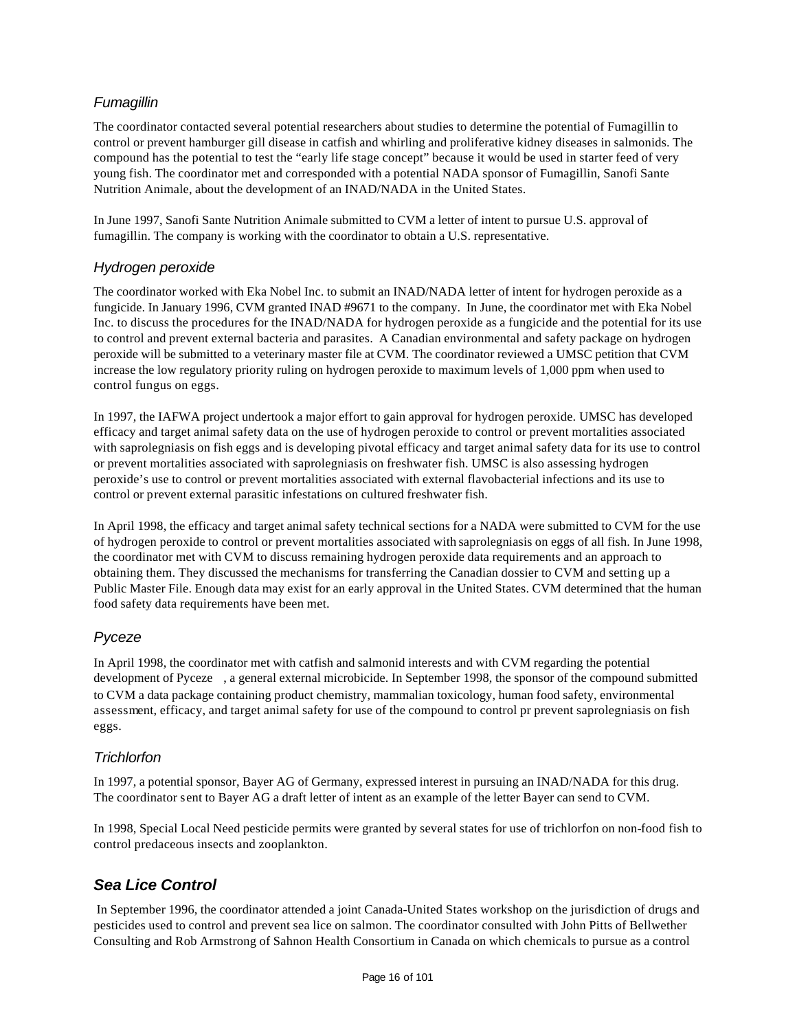### *Fumagillin*

The coordinator contacted several potential researchers about studies to determine the potential of Fumagillin to control or prevent hamburger gill disease in catfish and whirling and proliferative kidney diseases in salmonids. The compound has the potential to test the "early life stage concept" because it would be used in starter feed of very young fish. The coordinator met and corresponded with a potential NADA sponsor of Fumagillin, Sanofi Sante Nutrition Animale, about the development of an INAD/NADA in the United States.

In June 1997, Sanofi Sante Nutrition Animale submitted to CVM a letter of intent to pursue U.S. approval of fumagillin. The company is working with the coordinator to obtain a U.S. representative.

### *Hydrogen peroxide*

The coordinator worked with Eka Nobel Inc. to submit an INAD/NADA letter of intent for hydrogen peroxide as a fungicide. In January 1996, CVM granted INAD #9671 to the company. In June, the coordinator met with Eka Nobel Inc. to discuss the procedures for the INAD/NADA for hydrogen peroxide as a fungicide and the potential for its use to control and prevent external bacteria and parasites. A Canadian environmental and safety package on hydrogen peroxide will be submitted to a veterinary master file at CVM. The coordinator reviewed a UMSC petition that CVM increase the low regulatory priority ruling on hydrogen peroxide to maximum levels of 1,000 ppm when used to control fungus on eggs.

In 1997, the IAFWA project undertook a major effort to gain approval for hydrogen peroxide. UMSC has developed efficacy and target animal safety data on the use of hydrogen peroxide to control or prevent mortalities associated with saprolegniasis on fish eggs and is developing pivotal efficacy and target animal safety data for its use to control or prevent mortalities associated with saprolegniasis on freshwater fish. UMSC is also assessing hydrogen peroxide's use to control or prevent mortalities associated with external flavobacterial infections and its use to control or prevent external parasitic infestations on cultured freshwater fish.

In April 1998, the efficacy and target animal safety technical sections for a NADA were submitted to CVM for the use of hydrogen peroxide to control or prevent mortalities associated with saprolegniasis on eggs of all fish. In June 1998, the coordinator met with CVM to discuss remaining hydrogen peroxide data requirements and an approach to obtaining them. They discussed the mechanisms for transferring the Canadian dossier to CVM and setting up a Public Master File. Enough data may exist for an early approval in the United States. CVM determined that the human food safety data requirements have been met.

### *Pyceze*

In April 1998, the coordinator met with catfish and salmonid interests and with CVM regarding the potential development of Pyceze , a general external microbicide. In September 1998, the sponsor of the compound submitted to CVM a data package containing product chemistry, mammalian toxicology, human food safety, environmental assessment, efficacy, and target animal safety for use of the compound to control pr prevent saprolegniasis on fish eggs.

### *Trichlorfon*

In 1997, a potential sponsor, Bayer AG of Germany, expressed interest in pursuing an INAD/NADA for this drug. The coordinator sent to Bayer AG a draft letter of intent as an example of the letter Bayer can send to CVM.

In 1998, Special Local Need pesticide permits were granted by several states for use of trichlorfon on non-food fish to control predaceous insects and zooplankton.

## ***Sea Lice Control***

In September 1996, the coordinator attended a joint Canada-United States workshop on the jurisdiction of drugs and pesticides used to control and prevent sea lice on salmon. The coordinator consulted with John Pitts of Bellwether Consulting and Rob Armstrong of Sahnon Health Consortium in Canada on which chemicals to pursue as a control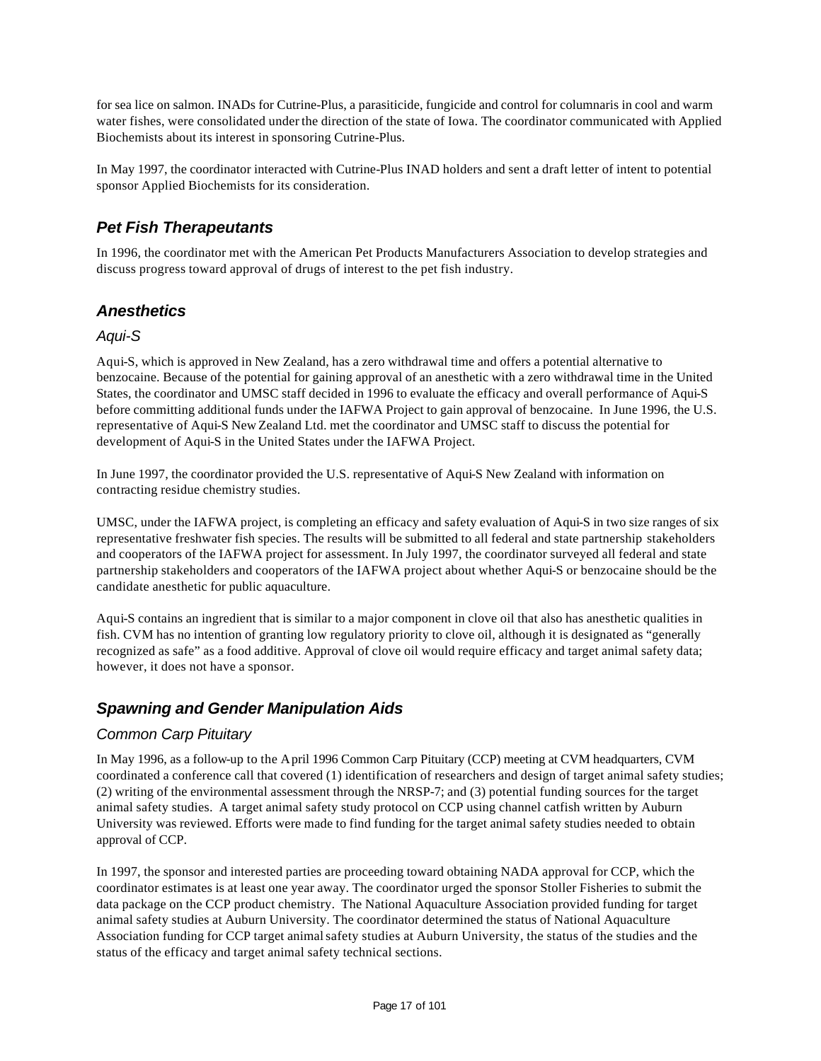for sea lice on salmon. INADs for Cutrine-Plus, a parasiticide, fungicide and control for columnaris in cool and warm water fishes, were consolidated under the direction of the state of Iowa. The coordinator communicated with Applied Biochemists about its interest in sponsoring Cutrine-Plus.

In May 1997, the coordinator interacted with Cutrine-Plus INAD holders and sent a draft letter of intent to potential sponsor Applied Biochemists for its consideration.

## *Pet Fish Therapeutants*

In 1996, the coordinator met with the American Pet Products Manufacturers Association to develop strategies and discuss progress toward approval of drugs of interest to the pet fish industry.

## *Anesthetics*

### *Aqui-S*

Aqui-S, which is approved in New Zealand, has a zero withdrawal time and offers a potential alternative to benzocaine. Because of the potential for gaining approval of an anesthetic with a zero withdrawal time in the United States, the coordinator and UMSC staff decided in 1996 to evaluate the efficacy and overall performance of Aqui-S before committing additional funds under the IAFWA Project to gain approval of benzocaine. In June 1996, the U.S. representative of Aqui-S New Zealand Ltd. met the coordinator and UMSC staff to discuss the potential for development of Aqui-S in the United States under the IAFWA Project.

In June 1997, the coordinator provided the U.S. representative of Aqui-S New Zealand with information on contracting residue chemistry studies.

UMSC, under the IAFWA project, is completing an efficacy and safety evaluation of Aqui-S in two size ranges of six representative freshwater fish species. The results will be submitted to all federal and state partnership stakeholders and cooperators of the IAFWA project for assessment. In July 1997, the coordinator surveyed all federal and state partnership stakeholders and cooperators of the IAFWA project about whether Aqui-S or benzocaine should be the candidate anesthetic for public aquaculture.

Aqui-S contains an ingredient that is similar to a major component in clove oil that also has anesthetic qualities in fish. CVM has no intention of granting low regulatory priority to clove oil, although it is designated as "generally recognized as safe" as a food additive. Approval of clove oil would require efficacy and target animal safety data; however, it does not have a sponsor.

## *Spawning and Gender Manipulation Aids*

### *Common Carp Pituitary*

In May 1996, as a follow-up to the April 1996 Common Carp Pituitary (CCP) meeting at CVM headquarters, CVM coordinated a conference call that covered (1) identification of researchers and design of target animal safety studies; (2) writing of the environmental assessment through the NRSP-7; and (3) potential funding sources for the target animal safety studies. A target animal safety study protocol on CCP using channel catfish written by Auburn University was reviewed. Efforts were made to find funding for the target animal safety studies needed to obtain approval of CCP.

In 1997, the sponsor and interested parties are proceeding toward obtaining NADA approval for CCP, which the coordinator estimates is at least one year away. The coordinator urged the sponsor Stoller Fisheries to submit the data package on the CCP product chemistry. The National Aquaculture Association provided funding for target animal safety studies at Auburn University. The coordinator determined the status of National Aquaculture Association funding for CCP target animal safety studies at Auburn University, the status of the studies and the status of the efficacy and target animal safety technical sections.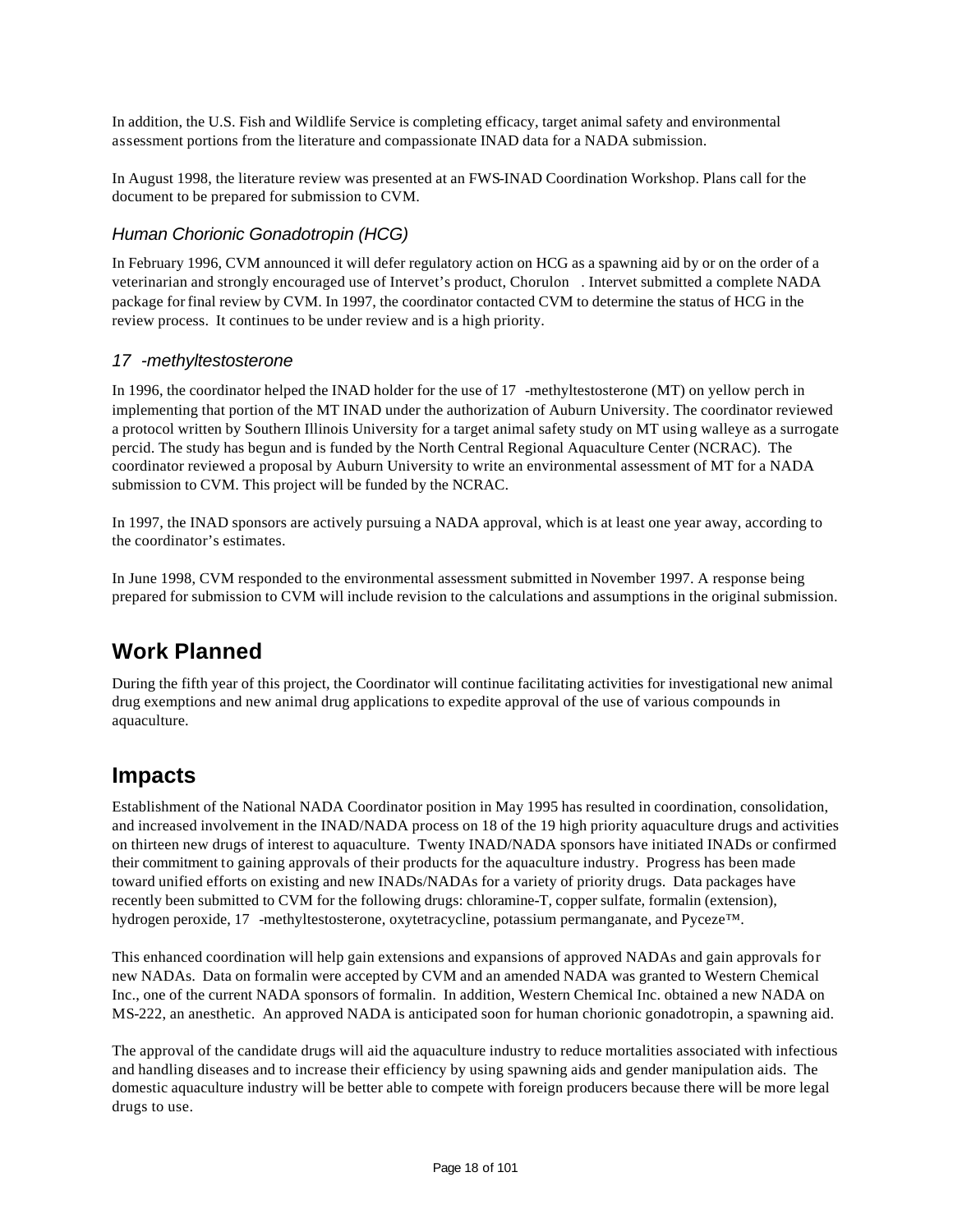In addition, the U.S. Fish and Wildlife Service is completing efficacy, target animal safety and environmental assessment portions from the literature and compassionate INAD data for a NADA submission.

In August 1998, the literature review was presented at an FWS-INAD Coordination Workshop. Plans call for the document to be prepared for submission to CVM.

### *Human Chorionic Gonadotropin (HCG)*

In February 1996, CVM announced it will defer regulatory action on HCG as a spawning aid by or on the order of a veterinarian and strongly encouraged use of Intervet's product, Chorulon . Intervet submitted a complete NADA package for final review by CVM. In 1997, the coordinator contacted CVM to determine the status of HCG in the review process. It continues to be under review and is a high priority.

### *17 -methyltestosterone*

In 1996, the coordinator helped the INAD holder for the use of 17 -methyltestosterone (MT) on yellow perch in implementing that portion of the MT INAD under the authorization of Auburn University. The coordinator reviewed a protocol written by Southern Illinois University for a target animal safety study on MT using walleye as a surrogate percid. The study has begun and is funded by the North Central Regional Aquaculture Center (NCRAC). The coordinator reviewed a proposal by Auburn University to write an environmental assessment of MT for a NADA submission to CVM. This project will be funded by the NCRAC.

In 1997, the INAD sponsors are actively pursuing a NADA approval, which is at least one year away, according to the coordinator's estimates.

In June 1998, CVM responded to the environmental assessment submitted in November 1997. A response being prepared for submission to CVM will include revision to the calculations and assumptions in the original submission.

## Work Planned

During the fifth year of this project, the Coordinator will continue facilitating activities for investigational new animal drug exemptions and new animal drug applications to expedite approval of the use of various compounds in aquaculture.

## Impacts

Establishment of the National NADA Coordinator position in May 1995 has resulted in coordination, consolidation, and increased involvement in the INAD/NADA process on 18 of the 19 high priority aquaculture drugs and activities on thirteen new drugs of interest to aquaculture. Twenty INAD/NADA sponsors have initiated INADs or confirmed their commitment to gaining approvals of their products for the aquaculture industry. Progress has been made toward unified efforts on existing and new INADs/NADAs for a variety of priority drugs. Data packages have recently been submitted to CVM for the following drugs: chloramine-T, copper sulfate, formalin (extension), hydrogen peroxide, 17 -methyltestosterone, oxytetracycline, potassium permanganate, and Pyceze™.

This enhanced coordination will help gain extensions and expansions of approved NADAs and gain approvals for new NADAs. Data on formalin were accepted by CVM and an amended NADA was granted to Western Chemical Inc., one of the current NADA sponsors of formalin. In addition, Western Chemical Inc. obtained a new NADA on MS-222, an anesthetic. An approved NADA is anticipated soon for human chorionic gonadotropin, a spawning aid.

The approval of the candidate drugs will aid the aquaculture industry to reduce mortalities associated with infectious and handling diseases and to increase their efficiency by using spawning aids and gender manipulation aids. The domestic aquaculture industry will be better able to compete with foreign producers because there will be more legal drugs to use.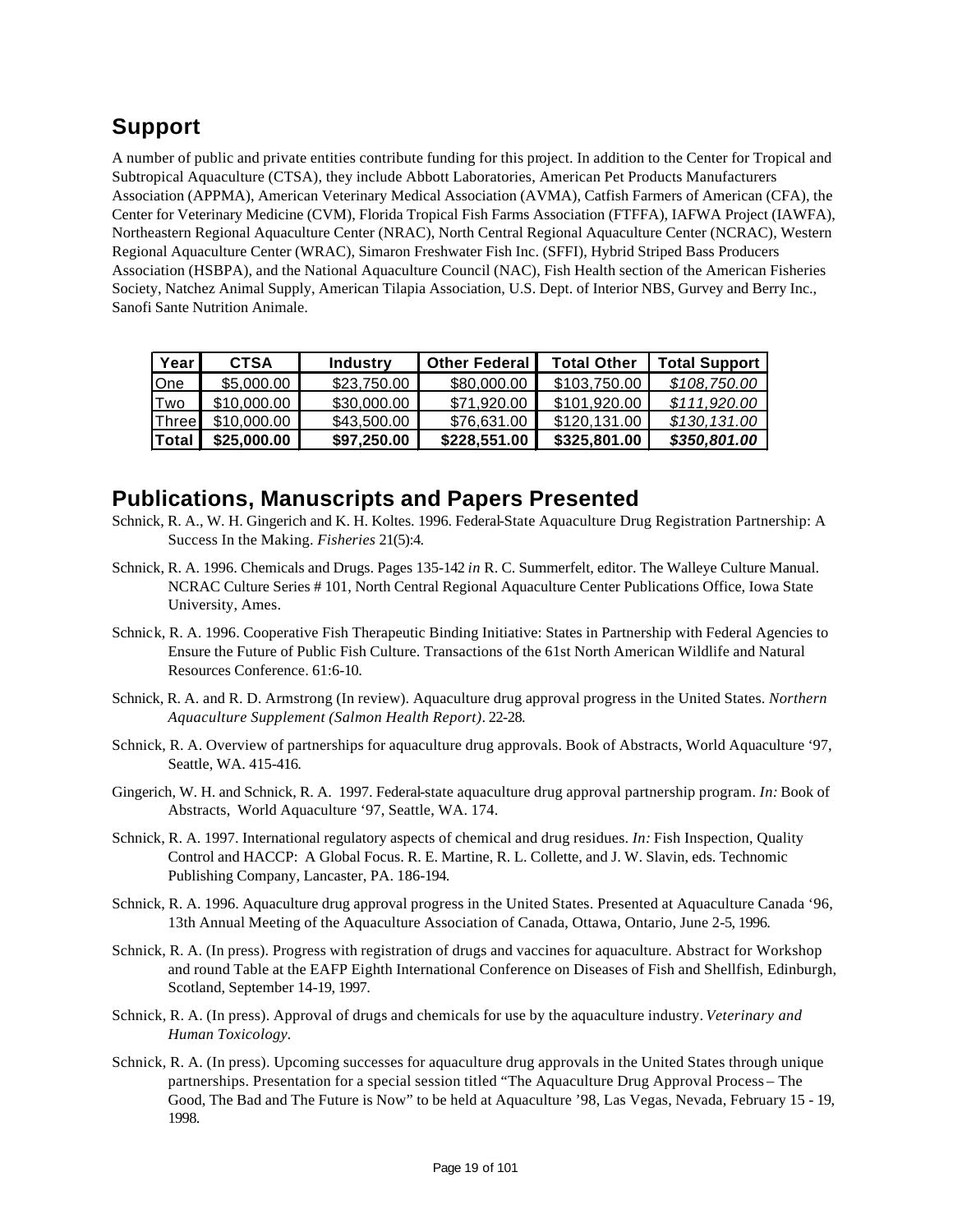## Support

A number of public and private entities contribute funding for this project. In addition to the Center for Tropical and Subtropical Aquaculture (CTSA), they include Abbott Laboratories, American Pet Products Manufacturers Association (APPMA), American Veterinary Medical Association (AVMA), Catfish Farmers of American (CFA), the Center for Veterinary Medicine (CVM), Florida Tropical Fish Farms Association (FTFFA), IAFWA Project (IAWFA), Northeastern Regional Aquaculture Center (NRAC), North Central Regional Aquaculture Center (NCRAC), Western Regional Aquaculture Center (WRAC), Simaron Freshwater Fish Inc. (SFFI), Hybrid Striped Bass Producers Association (HSBPA), and the National Aquaculture Council (NAC), Fish Health section of the American Fisheries Society, Natchez Animal Supply, American Tilapia Association, U.S. Dept. of Interior NBS, Gurvey and Berry Inc., Sanofi Sante Nutrition Animale.

| Year | CTSA | Industry | Other Federal | Total Other | Total Support |
|---|---|---|---|---|---|
| One | $5,000.00 | $23,750.00 | $80,000.00 | $103,750.00 | *$108,750.00* |
| Two | $10,000.00 | $30,000.00 | $71,920.00 | $101,920.00 | *$111,920.00* |
| Three | $10,000.00 | $43,500.00 | $76,631.00 | $120,131.00 | *$130,131.00* |
| **Total** | **$25,000.00** | **$97,250.00** | **$228,551.00** | **$325,801.00** | ***$350,801.00*** |

## Publications, Manuscripts and Papers Presented

Schnick, R. A., W. H. Gingerich and K. H. Koltes. 1996. Federal-State Aquaculture Drug Registration Partnership: A Success In the Making. *Fisheries* 21(5):4.

Schnick, R. A. 1996. Chemicals and Drugs. Pages 135-142 *in* R. C. Summerfelt, editor. The Walleye Culture Manual. NCRAC Culture Series # 101, North Central Regional Aquaculture Center Publications Office, Iowa State University, Ames.

Schnick, R. A. 1996. Cooperative Fish Therapeutic Binding Initiative: States in Partnership with Federal Agencies to Ensure the Future of Public Fish Culture. Transactions of the 61st North American Wildlife and Natural Resources Conference. 61:6-10.

Schnick, R. A. and R. D. Armstrong (In review). Aquaculture drug approval progress in the United States. *Northern Aquaculture Supplement (Salmon Health Report)*. 22-28.

Schnick, R. A. Overview of partnerships for aquaculture drug approvals. Book of Abstracts, World Aquaculture '97, Seattle, WA. 415-416.

Gingerich, W. H. and Schnick, R. A. 1997. Federal-state aquaculture drug approval partnership program. *In:* Book of Abstracts, World Aquaculture '97, Seattle, WA. 174.

Schnick, R. A. 1997. International regulatory aspects of chemical and drug residues. *In:* Fish Inspection, Quality Control and HACCP: A Global Focus. R. E. Martine, R. L. Collette, and J. W. Slavin, eds. Technomic Publishing Company, Lancaster, PA. 186-194.

Schnick, R. A. 1996. Aquaculture drug approval progress in the United States. Presented at Aquaculture Canada '96, 13th Annual Meeting of the Aquaculture Association of Canada, Ottawa, Ontario, June 2-5, 1996.

Schnick, R. A. (In press). Progress with registration of drugs and vaccines for aquaculture. Abstract for Workshop and round Table at the EAFP Eighth International Conference on Diseases of Fish and Shellfish, Edinburgh, Scotland, September 14-19, 1997.

Schnick, R. A. (In press). Approval of drugs and chemicals for use by the aquaculture industry. *Veterinary and Human Toxicology.*

Schnick, R. A. (In press). Upcoming successes for aquaculture drug approvals in the United States through unique partnerships. Presentation for a special session titled "The Aquaculture Drug Approval Process – The Good, The Bad and The Future is Now" to be held at Aquaculture '98, Las Vegas, Nevada, February 15 - 19, 1998.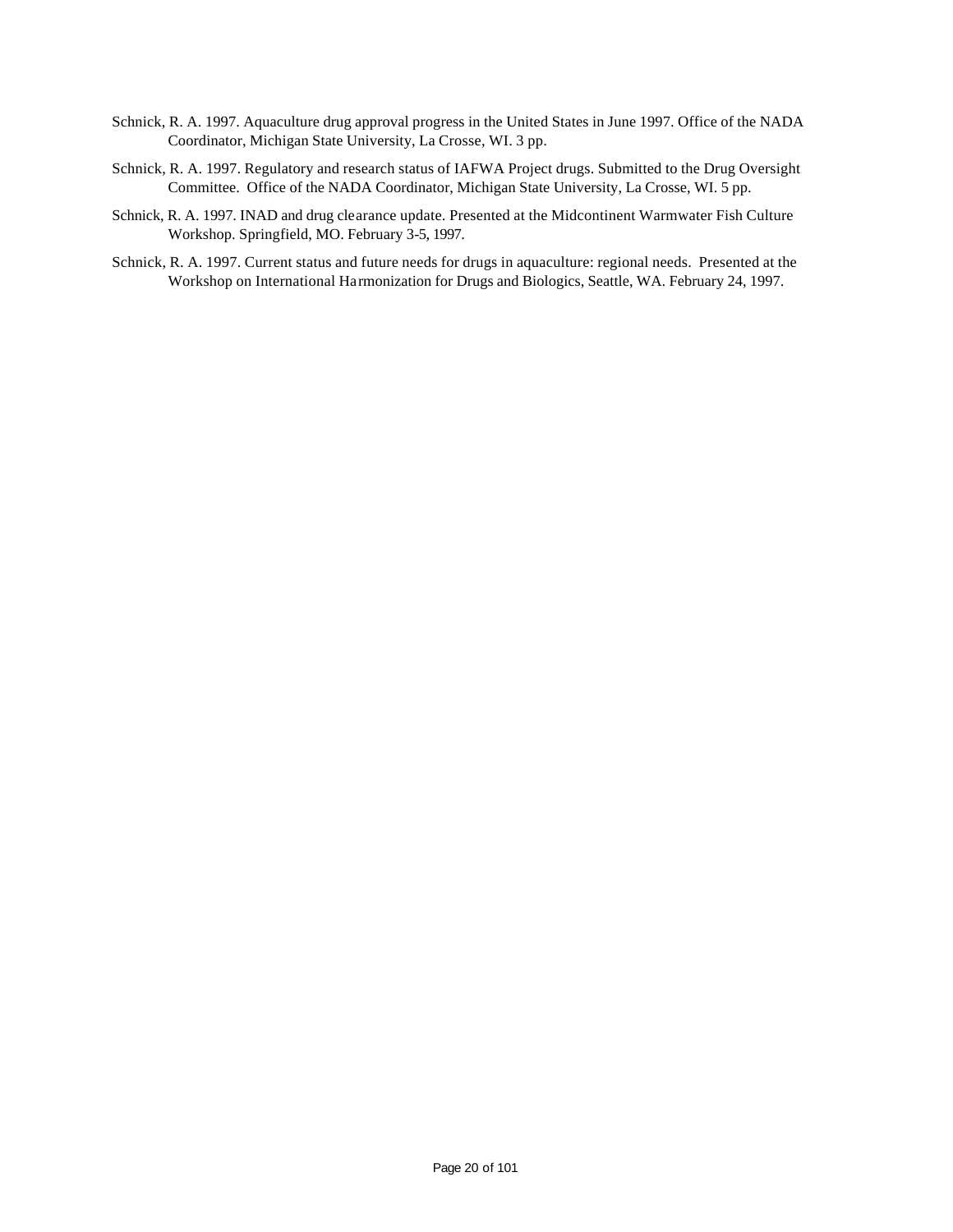Schnick, R. A. 1997. Aquaculture drug approval progress in the United States in June 1997. Office of the NADA Coordinator, Michigan State University, La Crosse, WI. 3 pp.

Schnick, R. A. 1997. Regulatory and research status of IAFWA Project drugs. Submitted to the Drug Oversight Committee. Office of the NADA Coordinator, Michigan State University, La Crosse, WI. 5 pp.

Schnick, R. A. 1997. INAD and drug clearance update. Presented at the Midcontinent Warmwater Fish Culture Workshop. Springfield, MO. February 3-5, 1997.

Schnick, R. A. 1997. Current status and future needs for drugs in aquaculture: regional needs. Presented at the Workshop on International Harmonization for Drugs and Biologics, Seattle, WA. February 24, 1997.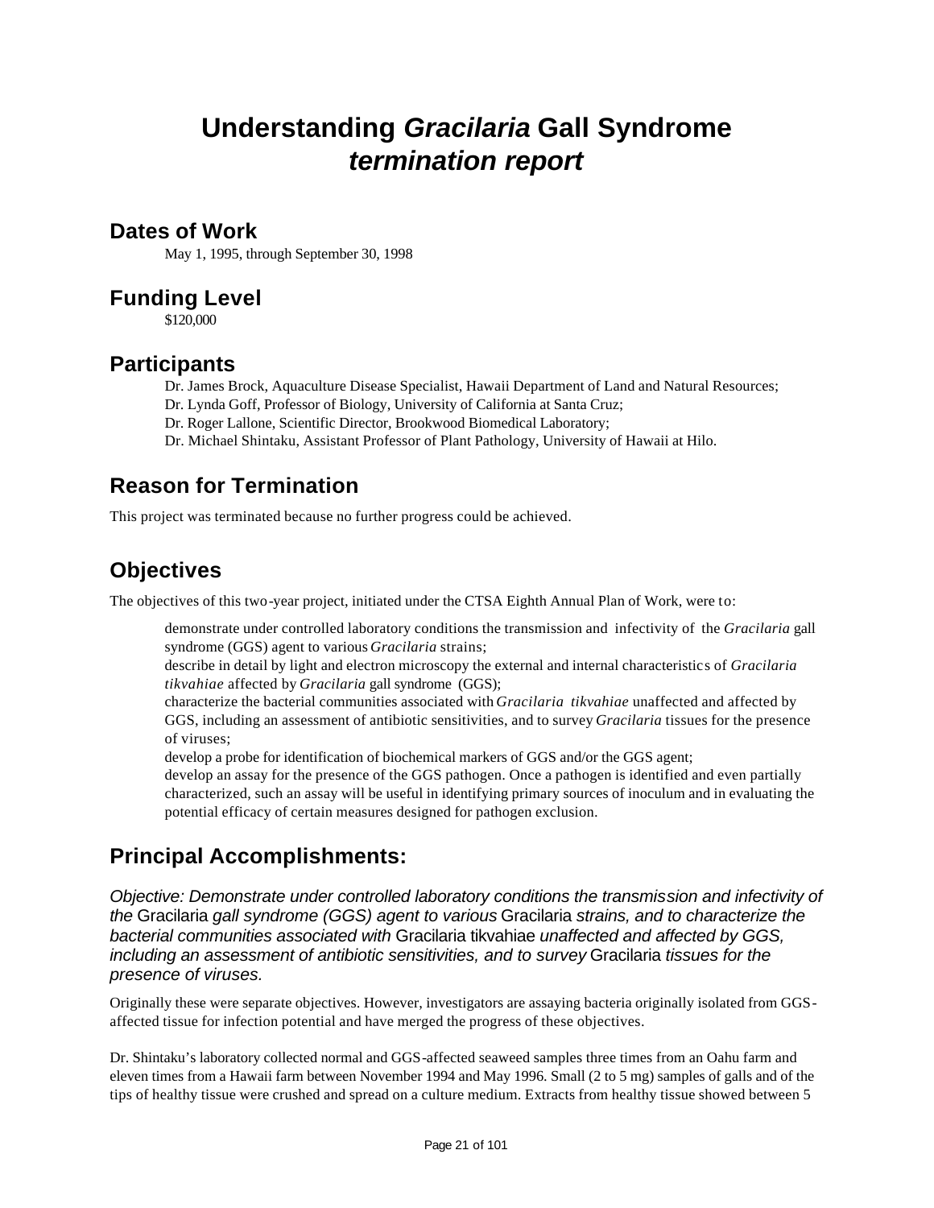# Understanding *Gracilaria* Gall Syndrome *termination report*

## Dates of Work

May 1, 1995, through September 30, 1998

## Funding Level

$120,000

## Participants

Dr. James Brock, Aquaculture Disease Specialist, Hawaii Department of Land and Natural Resources;
Dr. Lynda Goff, Professor of Biology, University of California at Santa Cruz;
Dr. Roger Lallone, Scientific Director, Brookwood Biomedical Laboratory;
Dr. Michael Shintaku, Assistant Professor of Plant Pathology, University of Hawaii at Hilo.

## Reason for Termination

This project was terminated because no further progress could be achieved.

## Objectives

The objectives of this two-year project, initiated under the CTSA Eighth Annual Plan of Work, were to:

- demonstrate under controlled laboratory conditions the transmission and infectivity of the *Gracilaria* gall syndrome (GGS) agent to various *Gracilaria* strains;
- describe in detail by light and electron microscopy the external and internal characteristics of *Gracilaria tikvahiae* affected by *Gracilaria* gall syndrome (GGS);
- characterize the bacterial communities associated with *Gracilaria tikvahiae* unaffected and affected by GGS, including an assessment of antibiotic sensitivities, and to survey *Gracilaria* tissues for the presence of viruses;
- develop a probe for identification of biochemical markers of GGS and/or the GGS agent;
- develop an assay for the presence of the GGS pathogen. Once a pathogen is identified and even partially characterized, such an assay will be useful in identifying primary sources of inoculum and in evaluating the potential efficacy of certain measures designed for pathogen exclusion.

## Principal Accomplishments:

*Objective: Demonstrate under controlled laboratory conditions the transmission and infectivity of the* Gracilaria *gall syndrome (GGS) agent to various* Gracilaria *strains, and to characterize the bacterial communities associated with* Gracilaria tikvahiae *unaffected and affected by GGS, including an assessment of antibiotic sensitivities, and to survey* Gracilaria *tissues for the presence of viruses.*

Originally these were separate objectives. However, investigators are assaying bacteria originally isolated from GGS-affected tissue for infection potential and have merged the progress of these objectives.

Dr. Shintaku's laboratory collected normal and GGS-affected seaweed samples three times from an Oahu farm and eleven times from a Hawaii farm between November 1994 and May 1996. Small (2 to 5 mg) samples of galls and of the tips of healthy tissue were crushed and spread on a culture medium. Extracts from healthy tissue showed between 5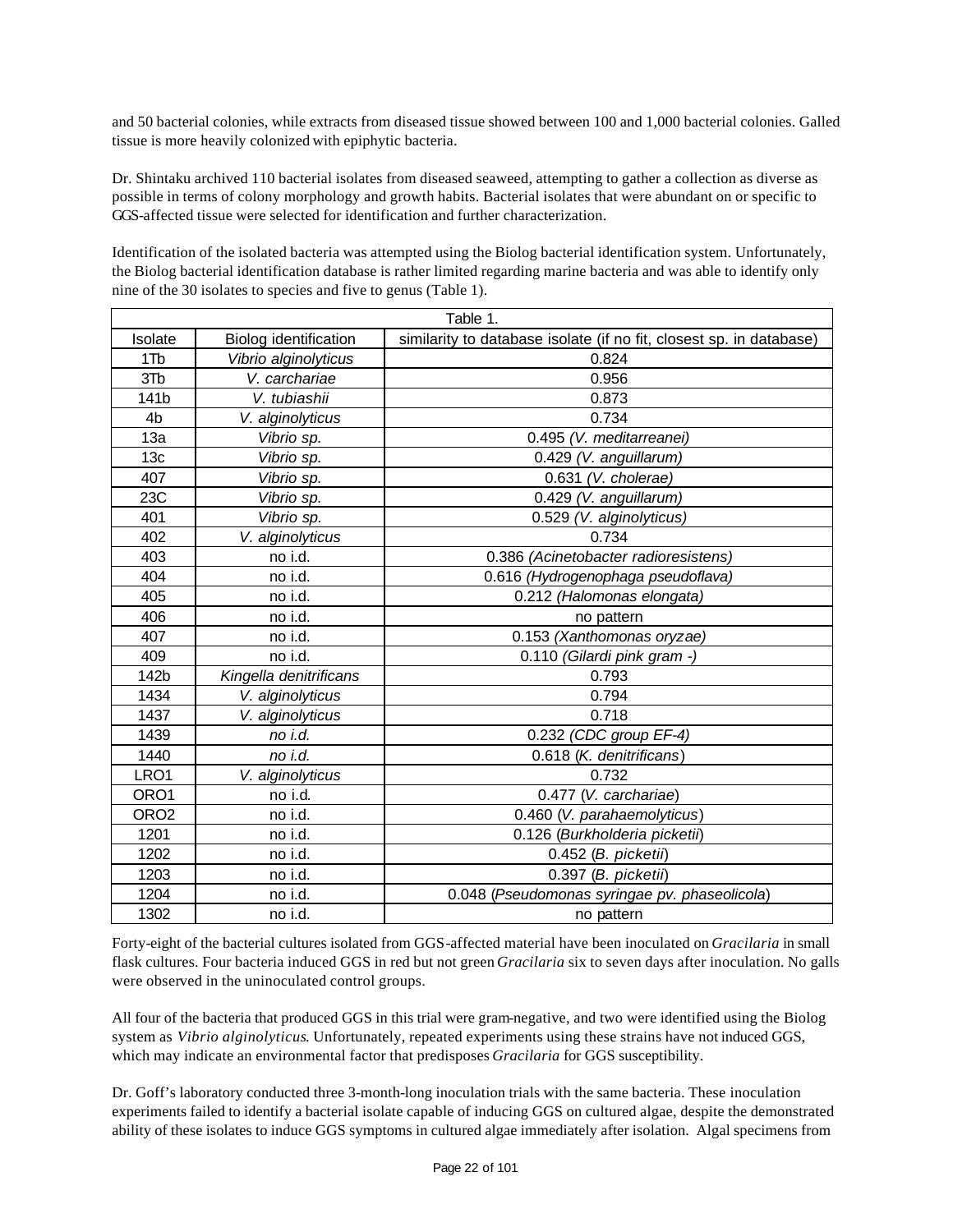and 50 bacterial colonies, while extracts from diseased tissue showed between 100 and 1,000 bacterial colonies. Galled tissue is more heavily colonized with epiphytic bacteria.

Dr. Shintaku archived 110 bacterial isolates from diseased seaweed, attempting to gather a collection as diverse as possible in terms of colony morphology and growth habits. Bacterial isolates that were abundant on or specific to GGS-affected tissue were selected for identification and further characterization.

Identification of the isolated bacteria was attempted using the Biolog bacterial identification system. Unfortunately, the Biolog bacterial identification database is rather limited regarding marine bacteria and was able to identify only nine of the 30 isolates to species and five to genus (Table 1).

| Table 1. | | |
|---|---|---|
| Isolate | Biolog identification | similarity to database isolate (if no fit, closest sp. in database) |
| 1Tb | *Vibrio alginolyticus* | 0.824 |
| 3Tb | *V. carchariae* | 0.956 |
| 141b | *V. tubiashii* | 0.873 |
| 4b | *V. alginolyticus* | 0.734 |
| 13a | *Vibrio sp.* | 0.495 *(V. meditarreanei)* |
| 13c | *Vibrio sp.* | 0.429 *(V. anguillarum)* |
| 407 | *Vibrio sp.* | 0.631 *(V. cholerae)* |
| 23C | *Vibrio sp.* | 0.429 *(V. anguillarum)* |
| 401 | *Vibrio sp.* | 0.529 *(V. alginolyticus)* |
| 402 | *V. alginolyticus* | 0.734 |
| 403 | no i.d. | 0.386 *(Acinetobacter radioresistens)* |
| 404 | no i.d. | 0.616 *(Hydrogenophaga pseudoflava)* |
| 405 | no i.d. | 0.212 *(Halomonas elongata)* |
| 406 | no i.d. | no pattern |
| 407 | no i.d. | 0.153 *(Xanthomonas oryzae)* |
| 409 | no i.d. | 0.110 *(Gilardi pink gram -)* |
| 142b | *Kingella denitrificans* | 0.793 |
| 1434 | *V. alginolyticus* | 0.794 |
| 1437 | *V. alginolyticus* | 0.718 |
| 1439 | *no i.d.* | 0.232 *(CDC group EF-4)* |
| 1440 | *no i.d.* | 0.618 (*K. denitrificans*) |
| LRO1 | *V. alginolyticus* | 0.732 |
| ORO1 | no i.d. | 0.477 (*V. carchariae*) |
| ORO2 | no i.d. | 0.460 (*V. parahaemolyticus*) |
| 1201 | no i.d. | 0.126 (*Burkholderia picketii*) |
| 1202 | no i.d. | 0.452 (*B. picketii*) |
| 1203 | no i.d. | 0.397 (*B. picketii*) |
| 1204 | no i.d. | 0.048 (*Pseudomonas syringae pv. phaseolicola*) |
| 1302 | no i.d. | no pattern |

Forty-eight of the bacterial cultures isolated from GGS-affected material have been inoculated on *Gracilaria* in small flask cultures. Four bacteria induced GGS in red but not green *Gracilaria* six to seven days after inoculation. No galls were observed in the uninoculated control groups.

All four of the bacteria that produced GGS in this trial were gram-negative, and two were identified using the Biolog system as *Vibrio alginolyticus*. Unfortunately, repeated experiments using these strains have not induced GGS, which may indicate an environmental factor that predisposes *Gracilaria* for GGS susceptibility.

Dr. Goff's laboratory conducted three 3-month-long inoculation trials with the same bacteria. These inoculation experiments failed to identify a bacterial isolate capable of inducing GGS on cultured algae, despite the demonstrated ability of these isolates to induce GGS symptoms in cultured algae immediately after isolation. Algal specimens from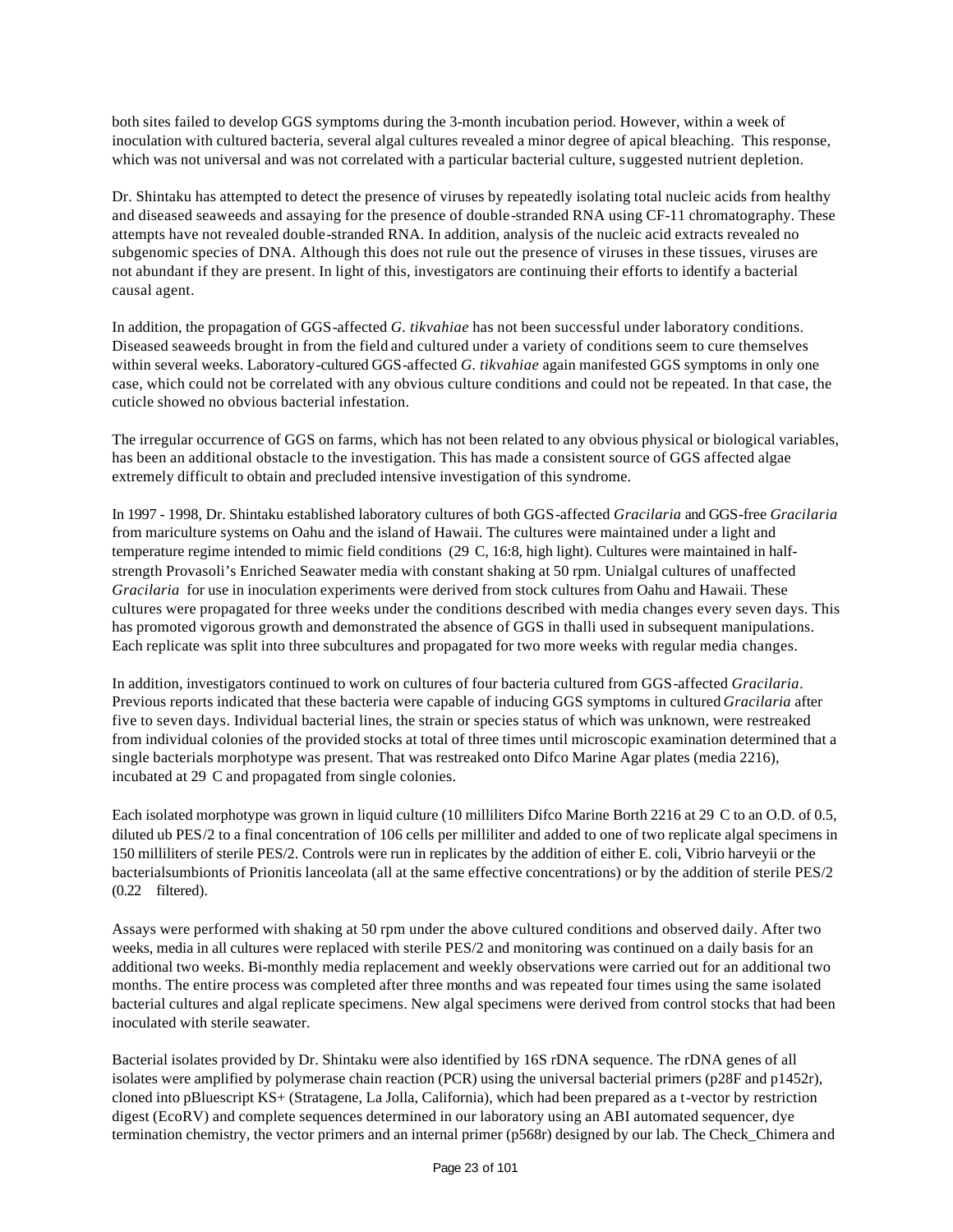both sites failed to develop GGS symptoms during the 3-month incubation period. However, within a week of inoculation with cultured bacteria, several algal cultures revealed a minor degree of apical bleaching. This response, which was not universal and was not correlated with a particular bacterial culture, suggested nutrient depletion.

Dr. Shintaku has attempted to detect the presence of viruses by repeatedly isolating total nucleic acids from healthy and diseased seaweeds and assaying for the presence of double-stranded RNA using CF-11 chromatography. These attempts have not revealed double-stranded RNA. In addition, analysis of the nucleic acid extracts revealed no subgenomic species of DNA. Although this does not rule out the presence of viruses in these tissues, viruses are not abundant if they are present. In light of this, investigators are continuing their efforts to identify a bacterial causal agent.

In addition, the propagation of GGS-affected *G. tikvahiae* has not been successful under laboratory conditions. Diseased seaweeds brought in from the field and cultured under a variety of conditions seem to cure themselves within several weeks. Laboratory-cultured GGS-affected *G. tikvahiae* again manifested GGS symptoms in only one case, which could not be correlated with any obvious culture conditions and could not be repeated. In that case, the cuticle showed no obvious bacterial infestation.

The irregular occurrence of GGS on farms, which has not been related to any obvious physical or biological variables, has been an additional obstacle to the investigation. This has made a consistent source of GGS affected algae extremely difficult to obtain and precluded intensive investigation of this syndrome.

In 1997 - 1998, Dr. Shintaku established laboratory cultures of both GGS-affected *Gracilaria* and GGS-free *Gracilaria* from mariculture systems on Oahu and the island of Hawaii. The cultures were maintained under a light and temperature regime intended to mimic field conditions (29 C, 16:8, high light). Cultures were maintained in half-strength Provasoli's Enriched Seawater media with constant shaking at 50 rpm. Unialgal cultures of unaffected *Gracilaria* for use in inoculation experiments were derived from stock cultures from Oahu and Hawaii. These cultures were propagated for three weeks under the conditions described with media changes every seven days. This has promoted vigorous growth and demonstrated the absence of GGS in thalli used in subsequent manipulations. Each replicate was split into three subcultures and propagated for two more weeks with regular media changes.

In addition, investigators continued to work on cultures of four bacteria cultured from GGS-affected *Gracilaria*. Previous reports indicated that these bacteria were capable of inducing GGS symptoms in cultured *Gracilaria* after five to seven days. Individual bacterial lines, the strain or species status of which was unknown, were restreaked from individual colonies of the provided stocks at total of three times until microscopic examination determined that a single bacterials morphotype was present. That was restreaked onto Difco Marine Agar plates (media 2216), incubated at 29 C and propagated from single colonies.

Each isolated morphotype was grown in liquid culture (10 milliliters Difco Marine Borth 2216 at 29 C to an O.D. of 0.5, diluted ub PES/2 to a final concentration of 106 cells per milliliter and added to one of two replicate algal specimens in 150 milliliters of sterile PES/2. Controls were run in replicates by the addition of either E. coli, Vibrio harveyii or the bacterialsumbionts of Prionitis lanceolata (all at the same effective concentrations) or by the addition of sterile PES/2 (0.22 filtered).

Assays were performed with shaking at 50 rpm under the above cultured conditions and observed daily. After two weeks, media in all cultures were replaced with sterile PES/2 and monitoring was continued on a daily basis for an additional two weeks. Bi-monthly media replacement and weekly observations were carried out for an additional two months. The entire process was completed after three months and was repeated four times using the same isolated bacterial cultures and algal replicate specimens. New algal specimens were derived from control stocks that had been inoculated with sterile seawater.

Bacterial isolates provided by Dr. Shintaku were also identified by 16S rDNA sequence. The rDNA genes of all isolates were amplified by polymerase chain reaction (PCR) using the universal bacterial primers (p28F and p1452r), cloned into pBluescript KS+ (Stratagene, La Jolla, California), which had been prepared as a t-vector by restriction digest (EcoRV) and complete sequences determined in our laboratory using an ABI automated sequencer, dye termination chemistry, the vector primers and an internal primer (p568r) designed by our lab. The Check_Chimera and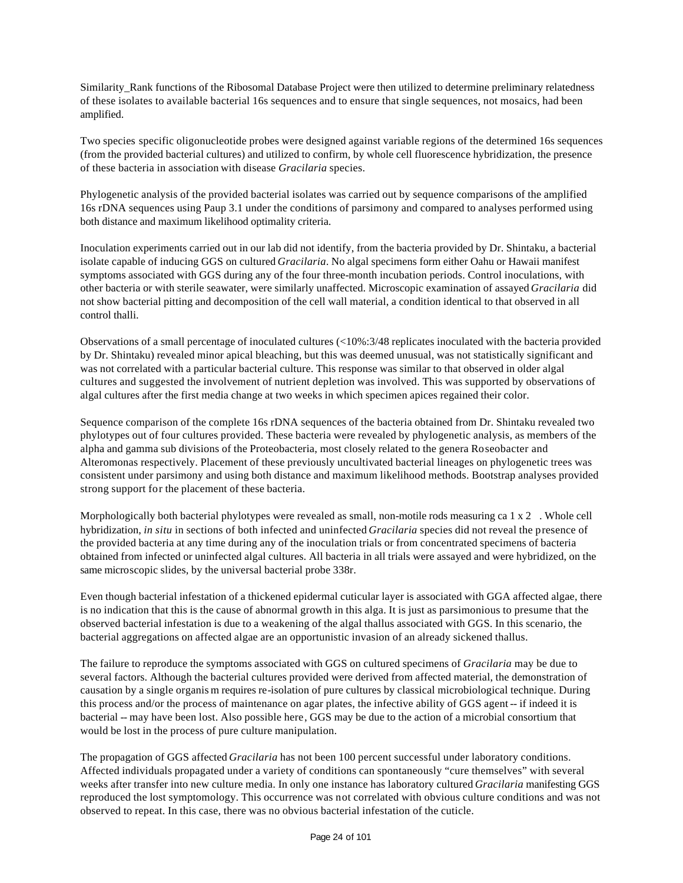Similarity_Rank functions of the Ribosomal Database Project were then utilized to determine preliminary relatedness of these isolates to available bacterial 16s sequences and to ensure that single sequences, not mosaics, had been amplified.

Two species specific oligonucleotide probes were designed against variable regions of the determined 16s sequences (from the provided bacterial cultures) and utilized to confirm, by whole cell fluorescence hybridization, the presence of these bacteria in association with disease *Gracilaria* species.

Phylogenetic analysis of the provided bacterial isolates was carried out by sequence comparisons of the amplified 16s rDNA sequences using Paup 3.1 under the conditions of parsimony and compared to analyses performed using both distance and maximum likelihood optimality criteria.

Inoculation experiments carried out in our lab did not identify, from the bacteria provided by Dr. Shintaku, a bacterial isolate capable of inducing GGS on cultured *Gracilaria*. No algal specimens form either Oahu or Hawaii manifest symptoms associated with GGS during any of the four three-month incubation periods. Control inoculations, with other bacteria or with sterile seawater, were similarly unaffected. Microscopic examination of assayed *Gracilaria* did not show bacterial pitting and decomposition of the cell wall material, a condition identical to that observed in all control thalli.

Observations of a small percentage of inoculated cultures (<10%:3/48 replicates inoculated with the bacteria provided by Dr. Shintaku) revealed minor apical bleaching, but this was deemed unusual, was not statistically significant and was not correlated with a particular bacterial culture. This response was similar to that observed in older algal cultures and suggested the involvement of nutrient depletion was involved. This was supported by observations of algal cultures after the first media change at two weeks in which specimen apices regained their color.

Sequence comparison of the complete 16s rDNA sequences of the bacteria obtained from Dr. Shintaku revealed two phylotypes out of four cultures provided. These bacteria were revealed by phylogenetic analysis, as members of the alpha and gamma sub divisions of the Proteobacteria, most closely related to the genera Roseobacter and Alteromonas respectively. Placement of these previously uncultivated bacterial lineages on phylogenetic trees was consistent under parsimony and using both distance and maximum likelihood methods. Bootstrap analyses provided strong support for the placement of these bacteria.

Morphologically both bacterial phylotypes were revealed as small, non-motile rods measuring ca 1 x 2 . Whole cell hybridization, *in situ* in sections of both infected and uninfected *Gracilaria* species did not reveal the presence of the provided bacteria at any time during any of the inoculation trials or from concentrated specimens of bacteria obtained from infected or uninfected algal cultures. All bacteria in all trials were assayed and were hybridized, on the same microscopic slides, by the universal bacterial probe 338r.

Even though bacterial infestation of a thickened epidermal cuticular layer is associated with GGA affected algae, there is no indication that this is the cause of abnormal growth in this alga. It is just as parsimonious to presume that the observed bacterial infestation is due to a weakening of the algal thallus associated with GGS. In this scenario, the bacterial aggregations on affected algae are an opportunistic invasion of an already sickened thallus.

The failure to reproduce the symptoms associated with GGS on cultured specimens of *Gracilaria* may be due to several factors. Although the bacterial cultures provided were derived from affected material, the demonstration of causation by a single organism requires re-isolation of pure cultures by classical microbiological technique. During this process and/or the process of maintenance on agar plates, the infective ability of GGS agent -- if indeed it is bacterial -- may have been lost. Also possible here, GGS may be due to the action of a microbial consortium that would be lost in the process of pure culture manipulation.

The propagation of GGS affected *Gracilaria* has not been 100 percent successful under laboratory conditions. Affected individuals propagated under a variety of conditions can spontaneously "cure themselves" with several weeks after transfer into new culture media. In only one instance has laboratory cultured *Gracilaria* manifesting GGS reproduced the lost symptomology. This occurrence was not correlated with obvious culture conditions and was not observed to repeat. In this case, there was no obvious bacterial infestation of the cuticle.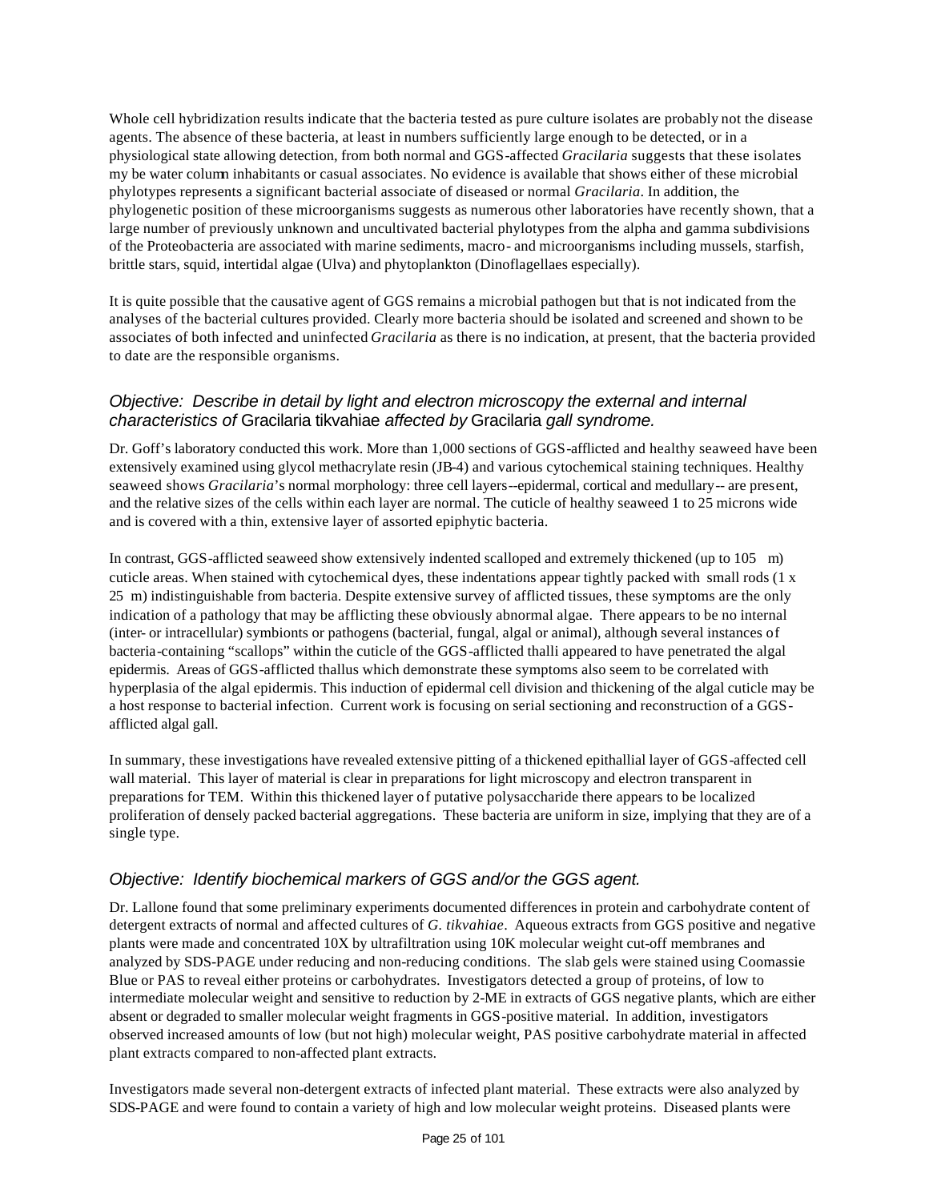Whole cell hybridization results indicate that the bacteria tested as pure culture isolates are probably not the disease agents. The absence of these bacteria, at least in numbers sufficiently large enough to be detected, or in a physiological state allowing detection, from both normal and GGS-affected *Gracilaria* suggests that these isolates my be water column inhabitants or casual associates. No evidence is available that shows either of these microbial phylotypes represents a significant bacterial associate of diseased or normal *Gracilaria*. In addition, the phylogenetic position of these microorganisms suggests as numerous other laboratories have recently shown, that a large number of previously unknown and uncultivated bacterial phylotypes from the alpha and gamma subdivisions of the Proteobacteria are associated with marine sediments, macro- and microorganisms including mussels, starfish, brittle stars, squid, intertidal algae (Ulva) and phytoplankton (Dinoflagellaes especially).

It is quite possible that the causative agent of GGS remains a microbial pathogen but that is not indicated from the analyses of the bacterial cultures provided. Clearly more bacteria should be isolated and screened and shown to be associates of both infected and uninfected *Gracilaria* as there is no indication, at present, that the bacteria provided to date are the responsible organisms.

### *Objective: Describe in detail by light and electron microscopy the external and internal characteristics of* Gracilaria tikvahiae *affected by* Gracilaria *gall syndrome.*

Dr. Goff's laboratory conducted this work. More than 1,000 sections of GGS-afflicted and healthy seaweed have been extensively examined using glycol methacrylate resin (JB-4) and various cytochemical staining techniques. Healthy seaweed shows *Gracilaria*'s normal morphology: three cell layers--epidermal, cortical and medullary-- are present, and the relative sizes of the cells within each layer are normal. The cuticle of healthy seaweed 1 to 25 microns wide and is covered with a thin, extensive layer of assorted epiphytic bacteria.

In contrast, GGS-afflicted seaweed show extensively indented scalloped and extremely thickened (up to 105 m) cuticle areas. When stained with cytochemical dyes, these indentations appear tightly packed with small rods (1 x 25 m) indistinguishable from bacteria. Despite extensive survey of afflicted tissues, these symptoms are the only indication of a pathology that may be afflicting these obviously abnormal algae. There appears to be no internal (inter- or intracellular) symbionts or pathogens (bacterial, fungal, algal or animal), although several instances of bacteria-containing "scallops" within the cuticle of the GGS-afflicted thalli appeared to have penetrated the algal epidermis. Areas of GGS-afflicted thallus which demonstrate these symptoms also seem to be correlated with hyperplasia of the algal epidermis. This induction of epidermal cell division and thickening of the algal cuticle may be a host response to bacterial infection. Current work is focusing on serial sectioning and reconstruction of a GGS-afflicted algal gall.

In summary, these investigations have revealed extensive pitting of a thickened epithallial layer of GGS-affected cell wall material. This layer of material is clear in preparations for light microscopy and electron transparent in preparations for TEM. Within this thickened layer of putative polysaccharide there appears to be localized proliferation of densely packed bacterial aggregations. These bacteria are uniform in size, implying that they are of a single type.

### *Objective: Identify biochemical markers of GGS and/or the GGS agent.*

Dr. Lallone found that some preliminary experiments documented differences in protein and carbohydrate content of detergent extracts of normal and affected cultures of *G. tikvahiae*. Aqueous extracts from GGS positive and negative plants were made and concentrated 10X by ultrafiltration using 10K molecular weight cut-off membranes and analyzed by SDS-PAGE under reducing and non-reducing conditions. The slab gels were stained using Coomassie Blue or PAS to reveal either proteins or carbohydrates. Investigators detected a group of proteins, of low to intermediate molecular weight and sensitive to reduction by 2-ME in extracts of GGS negative plants, which are either absent or degraded to smaller molecular weight fragments in GGS-positive material. In addition, investigators observed increased amounts of low (but not high) molecular weight, PAS positive carbohydrate material in affected plant extracts compared to non-affected plant extracts.

Investigators made several non-detergent extracts of infected plant material. These extracts were also analyzed by SDS-PAGE and were found to contain a variety of high and low molecular weight proteins. Diseased plants were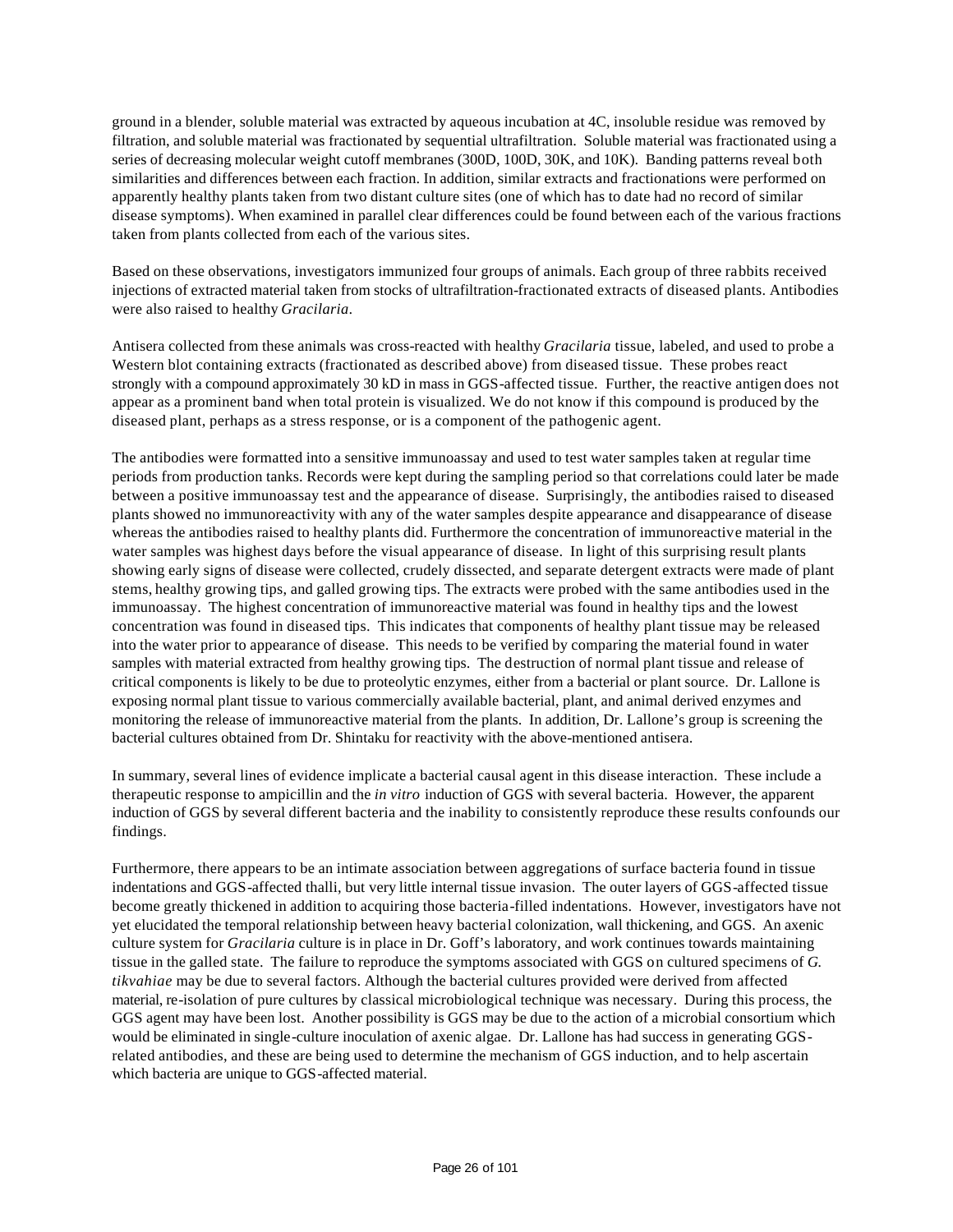ground in a blender, soluble material was extracted by aqueous incubation at 4C, insoluble residue was removed by filtration, and soluble material was fractionated by sequential ultrafiltration. Soluble material was fractionated using a series of decreasing molecular weight cutoff membranes (300D, 100D, 30K, and 10K). Banding patterns reveal both similarities and differences between each fraction. In addition, similar extracts and fractionations were performed on apparently healthy plants taken from two distant culture sites (one of which has to date had no record of similar disease symptoms). When examined in parallel clear differences could be found between each of the various fractions taken from plants collected from each of the various sites.

Based on these observations, investigators immunized four groups of animals. Each group of three rabbits received injections of extracted material taken from stocks of ultrafiltration-fractionated extracts of diseased plants. Antibodies were also raised to healthy *Gracilaria*.

Antisera collected from these animals was cross-reacted with healthy *Gracilaria* tissue, labeled, and used to probe a Western blot containing extracts (fractionated as described above) from diseased tissue. These probes react strongly with a compound approximately 30 kD in mass in GGS-affected tissue. Further, the reactive antigen does not appear as a prominent band when total protein is visualized. We do not know if this compound is produced by the diseased plant, perhaps as a stress response, or is a component of the pathogenic agent.

The antibodies were formatted into a sensitive immunoassay and used to test water samples taken at regular time periods from production tanks. Records were kept during the sampling period so that correlations could later be made between a positive immunoassay test and the appearance of disease. Surprisingly, the antibodies raised to diseased plants showed no immunoreactivity with any of the water samples despite appearance and disappearance of disease whereas the antibodies raised to healthy plants did. Furthermore the concentration of immunoreactive material in the water samples was highest days before the visual appearance of disease. In light of this surprising result plants showing early signs of disease were collected, crudely dissected, and separate detergent extracts were made of plant stems, healthy growing tips, and galled growing tips. The extracts were probed with the same antibodies used in the immunoassay. The highest concentration of immunoreactive material was found in healthy tips and the lowest concentration was found in diseased tips. This indicates that components of healthy plant tissue may be released into the water prior to appearance of disease. This needs to be verified by comparing the material found in water samples with material extracted from healthy growing tips. The destruction of normal plant tissue and release of critical components is likely to be due to proteolytic enzymes, either from a bacterial or plant source. Dr. Lallone is exposing normal plant tissue to various commercially available bacterial, plant, and animal derived enzymes and monitoring the release of immunoreactive material from the plants. In addition, Dr. Lallone's group is screening the bacterial cultures obtained from Dr. Shintaku for reactivity with the above-mentioned antisera.

In summary, several lines of evidence implicate a bacterial causal agent in this disease interaction. These include a therapeutic response to ampicillin and the *in vitro* induction of GGS with several bacteria. However, the apparent induction of GGS by several different bacteria and the inability to consistently reproduce these results confounds our findings.

Furthermore, there appears to be an intimate association between aggregations of surface bacteria found in tissue indentations and GGS-affected thalli, but very little internal tissue invasion. The outer layers of GGS-affected tissue become greatly thickened in addition to acquiring those bacteria-filled indentations. However, investigators have not yet elucidated the temporal relationship between heavy bacterial colonization, wall thickening, and GGS. An axenic culture system for *Gracilaria* culture is in place in Dr. Goff's laboratory, and work continues towards maintaining tissue in the galled state. The failure to reproduce the symptoms associated with GGS on cultured specimens of *G. tikvahiae* may be due to several factors. Although the bacterial cultures provided were derived from affected material, re-isolation of pure cultures by classical microbiological technique was necessary. During this process, the GGS agent may have been lost. Another possibility is GGS may be due to the action of a microbial consortium which would be eliminated in single-culture inoculation of axenic algae. Dr. Lallone has had success in generating GGS-related antibodies, and these are being used to determine the mechanism of GGS induction, and to help ascertain which bacteria are unique to GGS-affected material.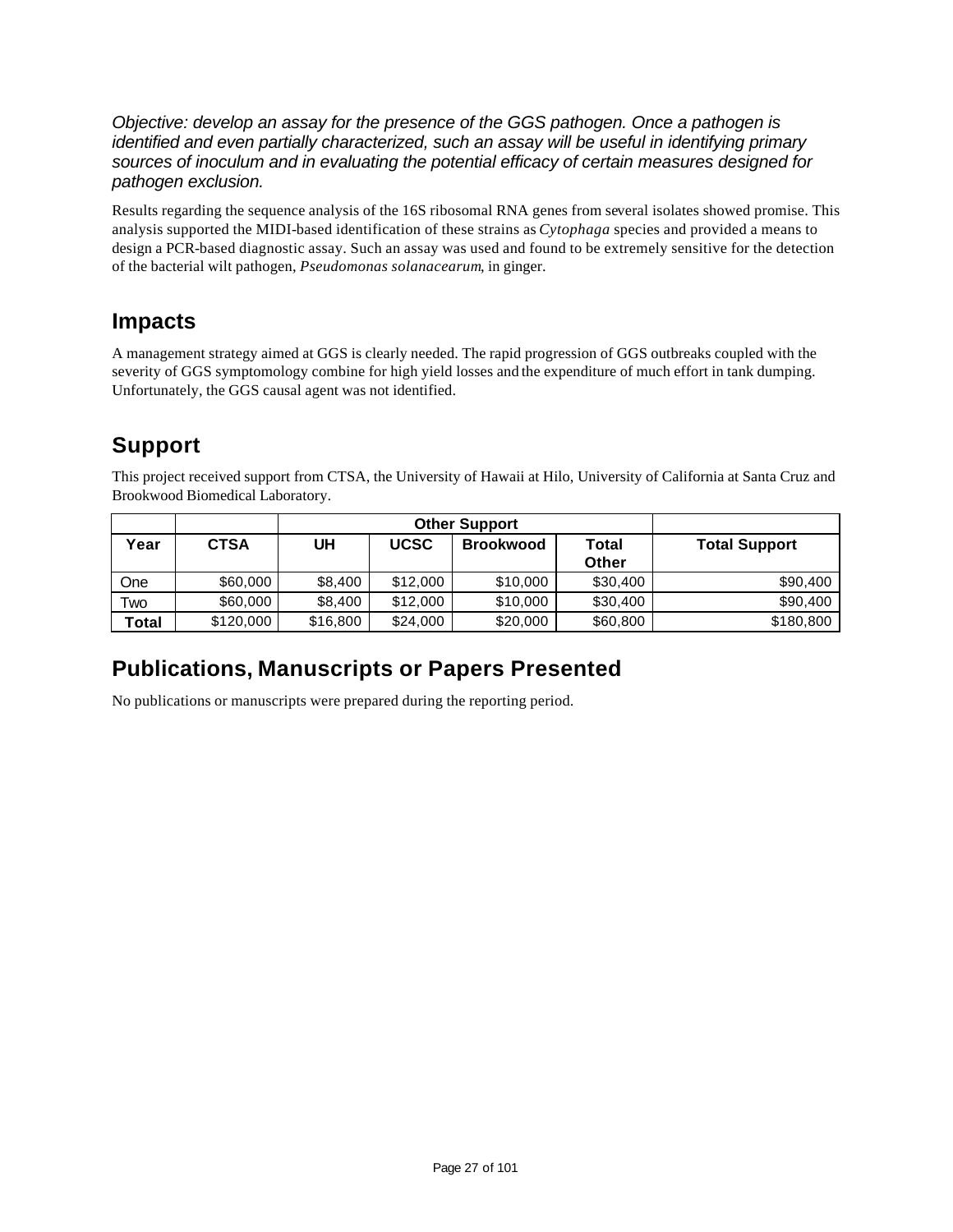*Objective: develop an assay for the presence of the GGS pathogen. Once a pathogen is identified and even partially characterized, such an assay will be useful in identifying primary sources of inoculum and in evaluating the potential efficacy of certain measures designed for pathogen exclusion.*

Results regarding the sequence analysis of the 16S ribosomal RNA genes from several isolates showed promise. This analysis supported the MIDI-based identification of these strains as *Cytophaga* species and provided a means to design a PCR-based diagnostic assay. Such an assay was used and found to be extremely sensitive for the detection of the bacterial wilt pathogen, *Pseudomonas solanacearum*, in ginger.

## Impacts

A management strategy aimed at GGS is clearly needed. The rapid progression of GGS outbreaks coupled with the severity of GGS symptomology combine for high yield losses and the expenditure of much effort in tank dumping. Unfortunately, the GGS causal agent was not identified.

## Support

This project received support from CTSA, the University of Hawaii at Hilo, University of California at Santa Cruz and Brookwood Biomedical Laboratory.

| | | Other Support | | | | |
|---|---|---|---|---|---|---|
| **Year** | **CTSA** | **UH** | **UCSC** | **Brookwood** | **Total Other** | **Total Support** |
| One | $60,000 | $8,400 | $12,000 | $10,000 | $30,400 | $90,400 |
| Two | $60,000 | $8,400 | $12,000 | $10,000 | $30,400 | $90,400 |
| **Total** | $120,000 | $16,800 | $24,000 | $20,000 | $60,800 | $180,800 |

## Publications, Manuscripts or Papers Presented

No publications or manuscripts were prepared during the reporting period.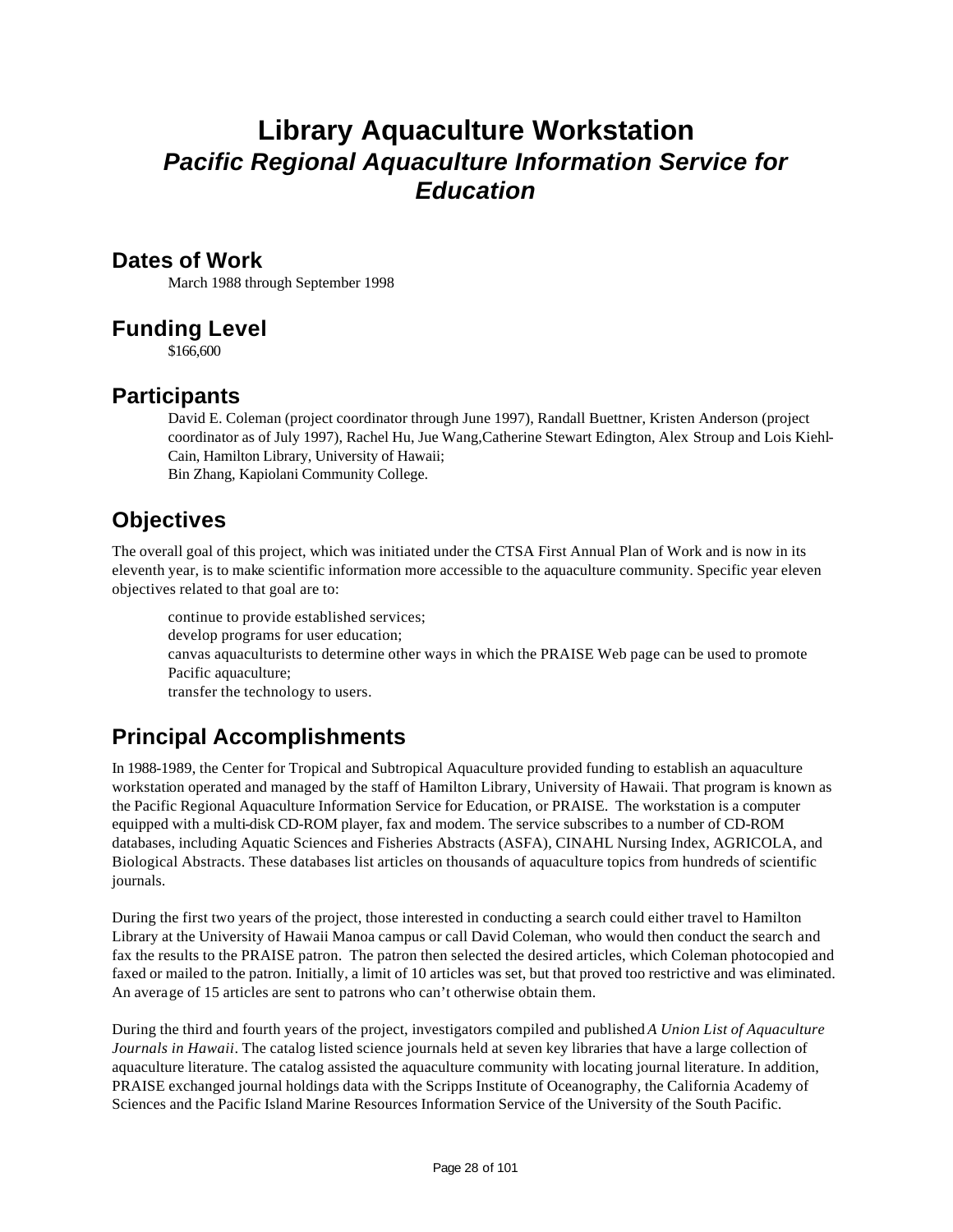# Library Aquaculture Workstation

## *Pacific Regional Aquaculture Information Service for Education*

## Dates of Work

March 1988 through September 1998

## Funding Level

$166,600

## Participants

David E. Coleman (project coordinator through June 1997), Randall Buettner, Kristen Anderson (project coordinator as of July 1997), Rachel Hu, Jue Wang,Catherine Stewart Edington, Alex Stroup and Lois Kiehl-Cain, Hamilton Library, University of Hawaii;
Bin Zhang, Kapiolani Community College.

## Objectives

The overall goal of this project, which was initiated under the CTSA First Annual Plan of Work and is now in its eleventh year, is to make scientific information more accessible to the aquaculture community. Specific year eleven objectives related to that goal are to:

- continue to provide established services;
- develop programs for user education;
- canvas aquaculturists to determine other ways in which the PRAISE Web page can be used to promote Pacific aquaculture;
- transfer the technology to users.

## Principal Accomplishments

In 1988-1989, the Center for Tropical and Subtropical Aquaculture provided funding to establish an aquaculture workstation operated and managed by the staff of Hamilton Library, University of Hawaii. That program is known as the Pacific Regional Aquaculture Information Service for Education, or PRAISE. The workstation is a computer equipped with a multi-disk CD-ROM player, fax and modem. The service subscribes to a number of CD-ROM databases, including Aquatic Sciences and Fisheries Abstracts (ASFA), CINAHL Nursing Index, AGRICOLA, and Biological Abstracts. These databases list articles on thousands of aquaculture topics from hundreds of scientific journals.

During the first two years of the project, those interested in conducting a search could either travel to Hamilton Library at the University of Hawaii Manoa campus or call David Coleman, who would then conduct the search and fax the results to the PRAISE patron. The patron then selected the desired articles, which Coleman photocopied and faxed or mailed to the patron. Initially, a limit of 10 articles was set, but that proved too restrictive and was eliminated. An average of 15 articles are sent to patrons who can't otherwise obtain them.

During the third and fourth years of the project, investigators compiled and published *A Union List of Aquaculture Journals in Hawaii*. The catalog listed science journals held at seven key libraries that have a large collection of aquaculture literature. The catalog assisted the aquaculture community with locating journal literature. In addition, PRAISE exchanged journal holdings data with the Scripps Institute of Oceanography, the California Academy of Sciences and the Pacific Island Marine Resources Information Service of the University of the South Pacific.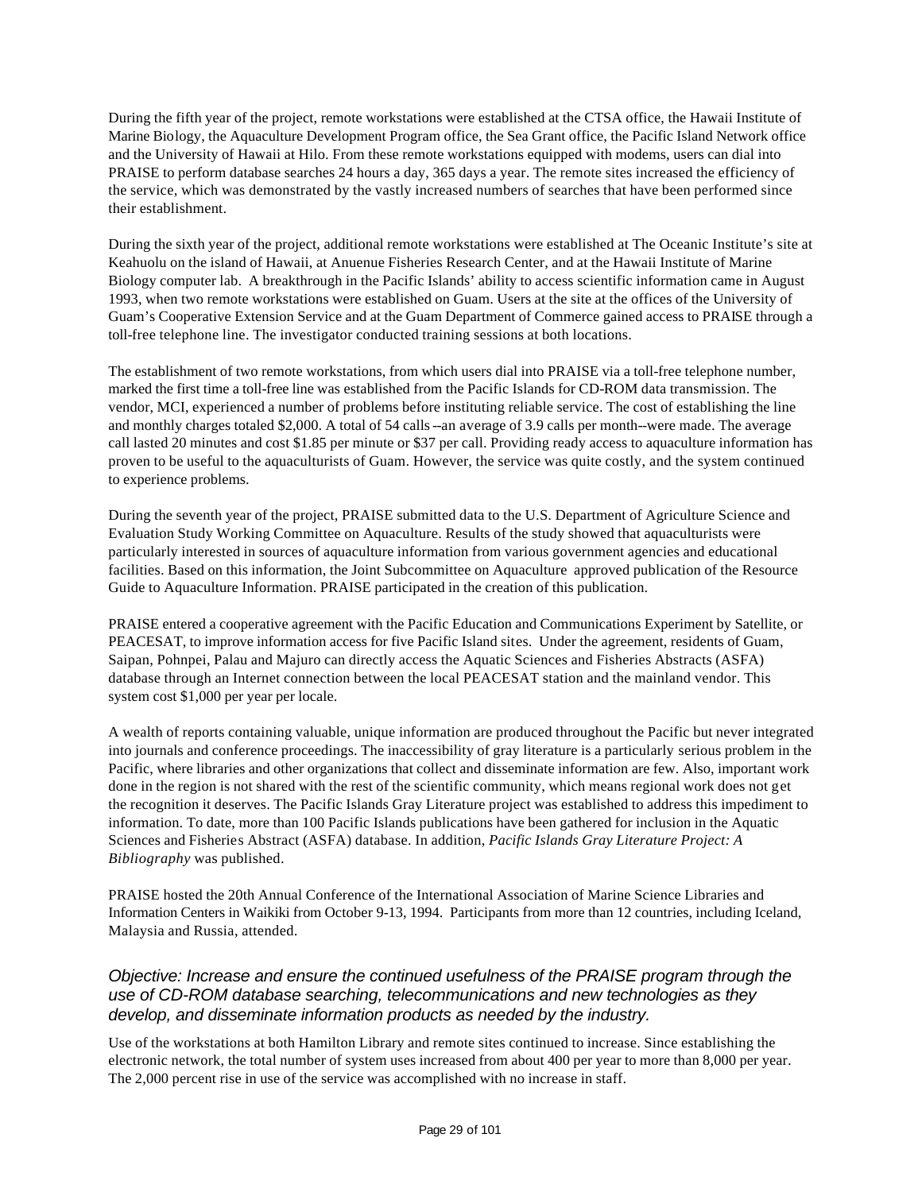During the fifth year of the project, remote workstations were established at the CTSA office, the Hawaii Institute of Marine Biology, the Aquaculture Development Program office, the Sea Grant office, the Pacific Island Network office and the University of Hawaii at Hilo. From these remote workstations equipped with modems, users can dial into PRAISE to perform database searches 24 hours a day, 365 days a year. The remote sites increased the efficiency of the service, which was demonstrated by the vastly increased numbers of searches that have been performed since their establishment.

During the sixth year of the project, additional remote workstations were established at The Oceanic Institute's site at Keahuolu on the island of Hawaii, at Anuenue Fisheries Research Center, and at the Hawaii Institute of Marine Biology computer lab. A breakthrough in the Pacific Islands' ability to access scientific information came in August 1993, when two remote workstations were established on Guam. Users at the site at the offices of the University of Guam's Cooperative Extension Service and at the Guam Department of Commerce gained access to PRAISE through a toll-free telephone line. The investigator conducted training sessions at both locations.

The establishment of two remote workstations, from which users dial into PRAISE via a toll-free telephone number, marked the first time a toll-free line was established from the Pacific Islands for CD-ROM data transmission. The vendor, MCI, experienced a number of problems before instituting reliable service. The cost of establishing the line and monthly charges totaled $2,000. A total of 54 calls--an average of 3.9 calls per month--were made. The average call lasted 20 minutes and cost $1.85 per minute or $37 per call. Providing ready access to aquaculture information has proven to be useful to the aquaculturists of Guam. However, the service was quite costly, and the system continued to experience problems.

During the seventh year of the project, PRAISE submitted data to the U.S. Department of Agriculture Science and Evaluation Study Working Committee on Aquaculture. Results of the study showed that aquaculturists were particularly interested in sources of aquaculture information from various government agencies and educational facilities. Based on this information, the Joint Subcommittee on Aquaculture approved publication of the Resource Guide to Aquaculture Information. PRAISE participated in the creation of this publication.

PRAISE entered a cooperative agreement with the Pacific Education and Communications Experiment by Satellite, or PEACESAT, to improve information access for five Pacific Island sites. Under the agreement, residents of Guam, Saipan, Pohnpei, Palau and Majuro can directly access the Aquatic Sciences and Fisheries Abstracts (ASFA) database through an Internet connection between the local PEACESAT station and the mainland vendor. This system cost $1,000 per year per locale.

A wealth of reports containing valuable, unique information are produced throughout the Pacific but never integrated into journals and conference proceedings. The inaccessibility of gray literature is a particularly serious problem in the Pacific, where libraries and other organizations that collect and disseminate information are few. Also, important work done in the region is not shared with the rest of the scientific community, which means regional work does not get the recognition it deserves. The Pacific Islands Gray Literature project was established to address this impediment to information. To date, more than 100 Pacific Islands publications have been gathered for inclusion in the Aquatic Sciences and Fisheries Abstract (ASFA) database. In addition, *Pacific Islands Gray Literature Project: A Bibliography* was published.

PRAISE hosted the 20th Annual Conference of the International Association of Marine Science Libraries and Information Centers in Waikiki from October 9-13, 1994. Participants from more than 12 countries, including Iceland, Malaysia and Russia, attended.

### *Objective: Increase and ensure the continued usefulness of the PRAISE program through the use of CD-ROM database searching, telecommunications and new technologies as they develop, and disseminate information products as needed by the industry.*

Use of the workstations at both Hamilton Library and remote sites continued to increase. Since establishing the electronic network, the total number of system uses increased from about 400 per year to more than 8,000 per year. The 2,000 percent rise in use of the service was accomplished with no increase in staff.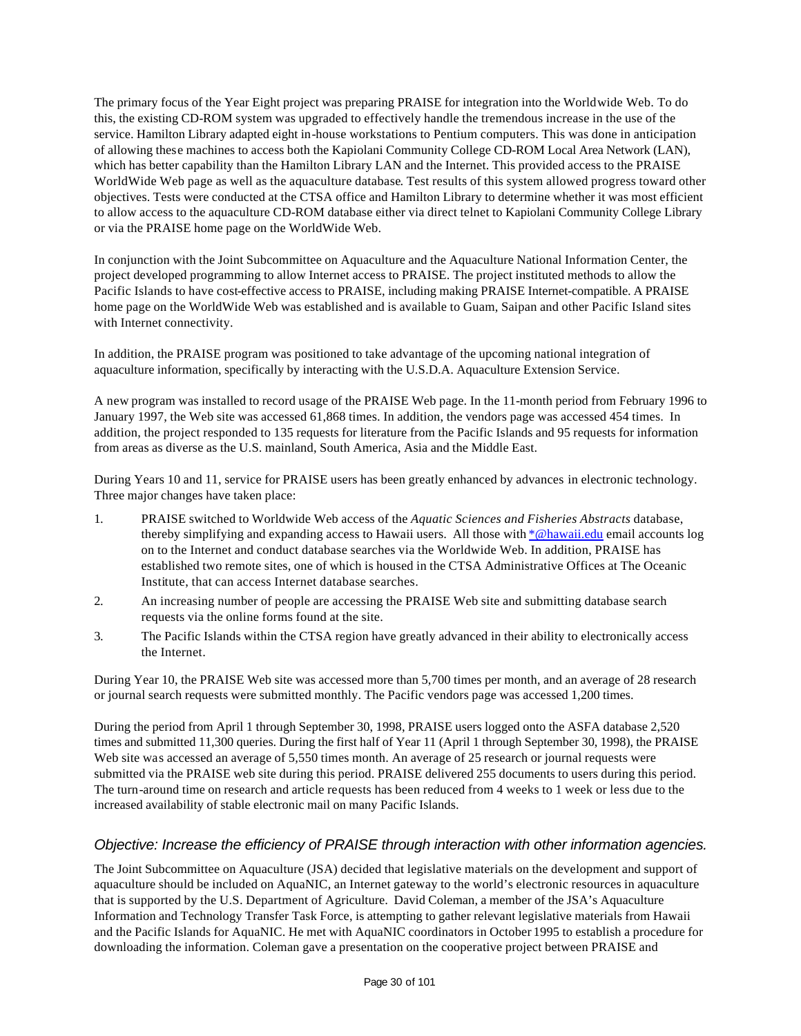The primary focus of the Year Eight project was preparing PRAISE for integration into the Worldwide Web. To do this, the existing CD-ROM system was upgraded to effectively handle the tremendous increase in the use of the service. Hamilton Library adapted eight in-house workstations to Pentium computers. This was done in anticipation of allowing these machines to access both the Kapiolani Community College CD-ROM Local Area Network (LAN), which has better capability than the Hamilton Library LAN and the Internet. This provided access to the PRAISE WorldWide Web page as well as the aquaculture database. Test results of this system allowed progress toward other objectives. Tests were conducted at the CTSA office and Hamilton Library to determine whether it was most efficient to allow access to the aquaculture CD-ROM database either via direct telnet to Kapiolani Community College Library or via the PRAISE home page on the WorldWide Web.

In conjunction with the Joint Subcommittee on Aquaculture and the Aquaculture National Information Center, the project developed programming to allow Internet access to PRAISE. The project instituted methods to allow the Pacific Islands to have cost-effective access to PRAISE, including making PRAISE Internet-compatible. A PRAISE home page on the WorldWide Web was established and is available to Guam, Saipan and other Pacific Island sites with Internet connectivity.

In addition, the PRAISE program was positioned to take advantage of the upcoming national integration of aquaculture information, specifically by interacting with the U.S.D.A. Aquaculture Extension Service.

A new program was installed to record usage of the PRAISE Web page. In the 11-month period from February 1996 to January 1997, the Web site was accessed 61,868 times. In addition, the vendors page was accessed 454 times. In addition, the project responded to 135 requests for literature from the Pacific Islands and 95 requests for information from areas as diverse as the U.S. mainland, South America, Asia and the Middle East.

During Years 10 and 11, service for PRAISE users has been greatly enhanced by advances in electronic technology. Three major changes have taken place:

1. PRAISE switched to Worldwide Web access of the *Aquatic Sciences and Fisheries Abstracts* database, thereby simplifying and expanding access to Hawaii users. All those with *@hawaii.edu email accounts log on to the Internet and conduct database searches via the Worldwide Web. In addition, PRAISE has established two remote sites, one of which is housed in the CTSA Administrative Offices at The Oceanic Institute, that can access Internet database searches.
2. An increasing number of people are accessing the PRAISE Web site and submitting database search requests via the online forms found at the site.
3. The Pacific Islands within the CTSA region have greatly advanced in their ability to electronically access the Internet.

During Year 10, the PRAISE Web site was accessed more than 5,700 times per month, and an average of 28 research or journal search requests were submitted monthly. The Pacific vendors page was accessed 1,200 times.

During the period from April 1 through September 30, 1998, PRAISE users logged onto the ASFA database 2,520 times and submitted 11,300 queries. During the first half of Year 11 (April 1 through September 30, 1998), the PRAISE Web site was accessed an average of 5,550 times month. An average of 25 research or journal requests were submitted via the PRAISE web site during this period. PRAISE delivered 255 documents to users during this period. The turn-around time on research and article requests has been reduced from 4 weeks to 1 week or less due to the increased availability of stable electronic mail on many Pacific Islands.

### *Objective: Increase the efficiency of PRAISE through interaction with other information agencies.*

The Joint Subcommittee on Aquaculture (JSA) decided that legislative materials on the development and support of aquaculture should be included on AquaNIC, an Internet gateway to the world's electronic resources in aquaculture that is supported by the U.S. Department of Agriculture. David Coleman, a member of the JSA's Aquaculture Information and Technology Transfer Task Force, is attempting to gather relevant legislative materials from Hawaii and the Pacific Islands for AquaNIC. He met with AquaNIC coordinators in October 1995 to establish a procedure for downloading the information. Coleman gave a presentation on the cooperative project between PRAISE and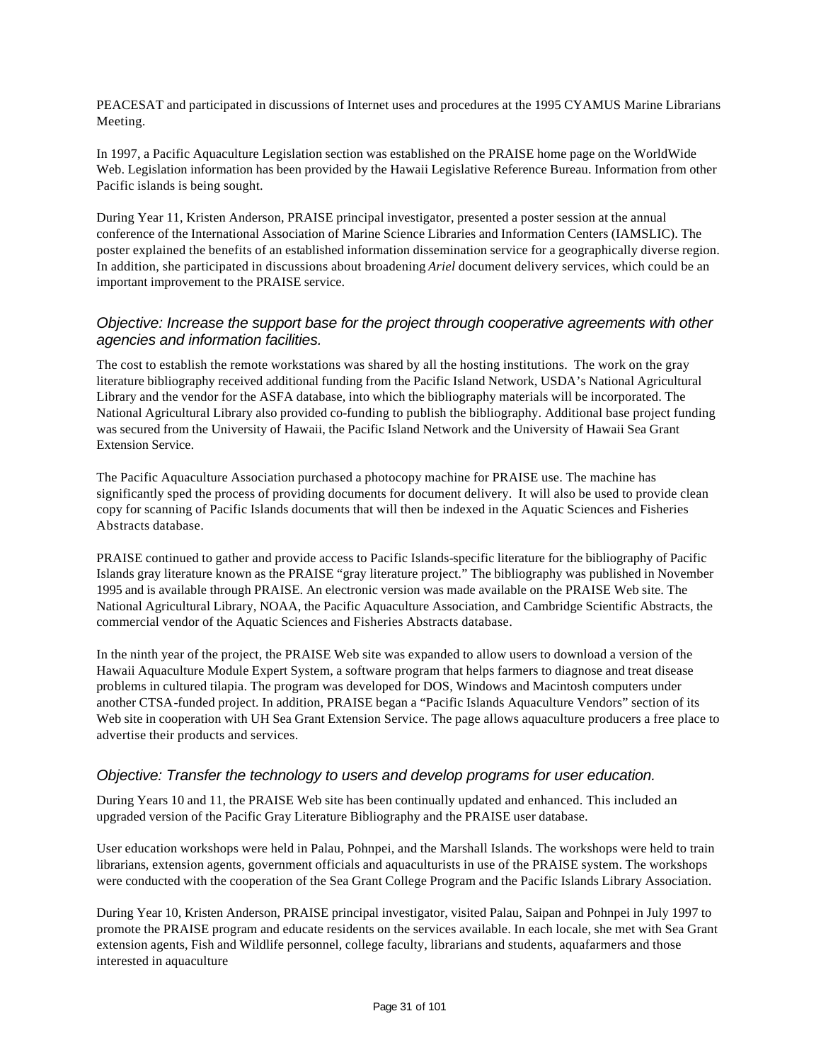PEACESAT and participated in discussions of Internet uses and procedures at the 1995 CYAMUS Marine Librarians Meeting.

In 1997, a Pacific Aquaculture Legislation section was established on the PRAISE home page on the WorldWide Web. Legislation information has been provided by the Hawaii Legislative Reference Bureau. Information from other Pacific islands is being sought.

During Year 11, Kristen Anderson, PRAISE principal investigator, presented a poster session at the annual conference of the International Association of Marine Science Libraries and Information Centers (IAMSLIC). The poster explained the benefits of an established information dissemination service for a geographically diverse region. In addition, she participated in discussions about broadening *Ariel* document delivery services, which could be an important improvement to the PRAISE service.

### *Objective: Increase the support base for the project through cooperative agreements with other agencies and information facilities.*

The cost to establish the remote workstations was shared by all the hosting institutions. The work on the gray literature bibliography received additional funding from the Pacific Island Network, USDA's National Agricultural Library and the vendor for the ASFA database, into which the bibliography materials will be incorporated. The National Agricultural Library also provided co-funding to publish the bibliography. Additional base project funding was secured from the University of Hawaii, the Pacific Island Network and the University of Hawaii Sea Grant Extension Service.

The Pacific Aquaculture Association purchased a photocopy machine for PRAISE use. The machine has significantly sped the process of providing documents for document delivery. It will also be used to provide clean copy for scanning of Pacific Islands documents that will then be indexed in the Aquatic Sciences and Fisheries Abstracts database.

PRAISE continued to gather and provide access to Pacific Islands-specific literature for the bibliography of Pacific Islands gray literature known as the PRAISE "gray literature project." The bibliography was published in November 1995 and is available through PRAISE. An electronic version was made available on the PRAISE Web site. The National Agricultural Library, NOAA, the Pacific Aquaculture Association, and Cambridge Scientific Abstracts, the commercial vendor of the Aquatic Sciences and Fisheries Abstracts database.

In the ninth year of the project, the PRAISE Web site was expanded to allow users to download a version of the Hawaii Aquaculture Module Expert System, a software program that helps farmers to diagnose and treat disease problems in cultured tilapia. The program was developed for DOS, Windows and Macintosh computers under another CTSA-funded project. In addition, PRAISE began a "Pacific Islands Aquaculture Vendors" section of its Web site in cooperation with UH Sea Grant Extension Service. The page allows aquaculture producers a free place to advertise their products and services.

### *Objective: Transfer the technology to users and develop programs for user education.*

During Years 10 and 11, the PRAISE Web site has been continually updated and enhanced. This included an upgraded version of the Pacific Gray Literature Bibliography and the PRAISE user database.

User education workshops were held in Palau, Pohnpei, and the Marshall Islands. The workshops were held to train librarians, extension agents, government officials and aquaculturists in use of the PRAISE system. The workshops were conducted with the cooperation of the Sea Grant College Program and the Pacific Islands Library Association.

During Year 10, Kristen Anderson, PRAISE principal investigator, visited Palau, Saipan and Pohnpei in July 1997 to promote the PRAISE program and educate residents on the services available. In each locale, she met with Sea Grant extension agents, Fish and Wildlife personnel, college faculty, librarians and students, aquafarmers and those interested in aquaculture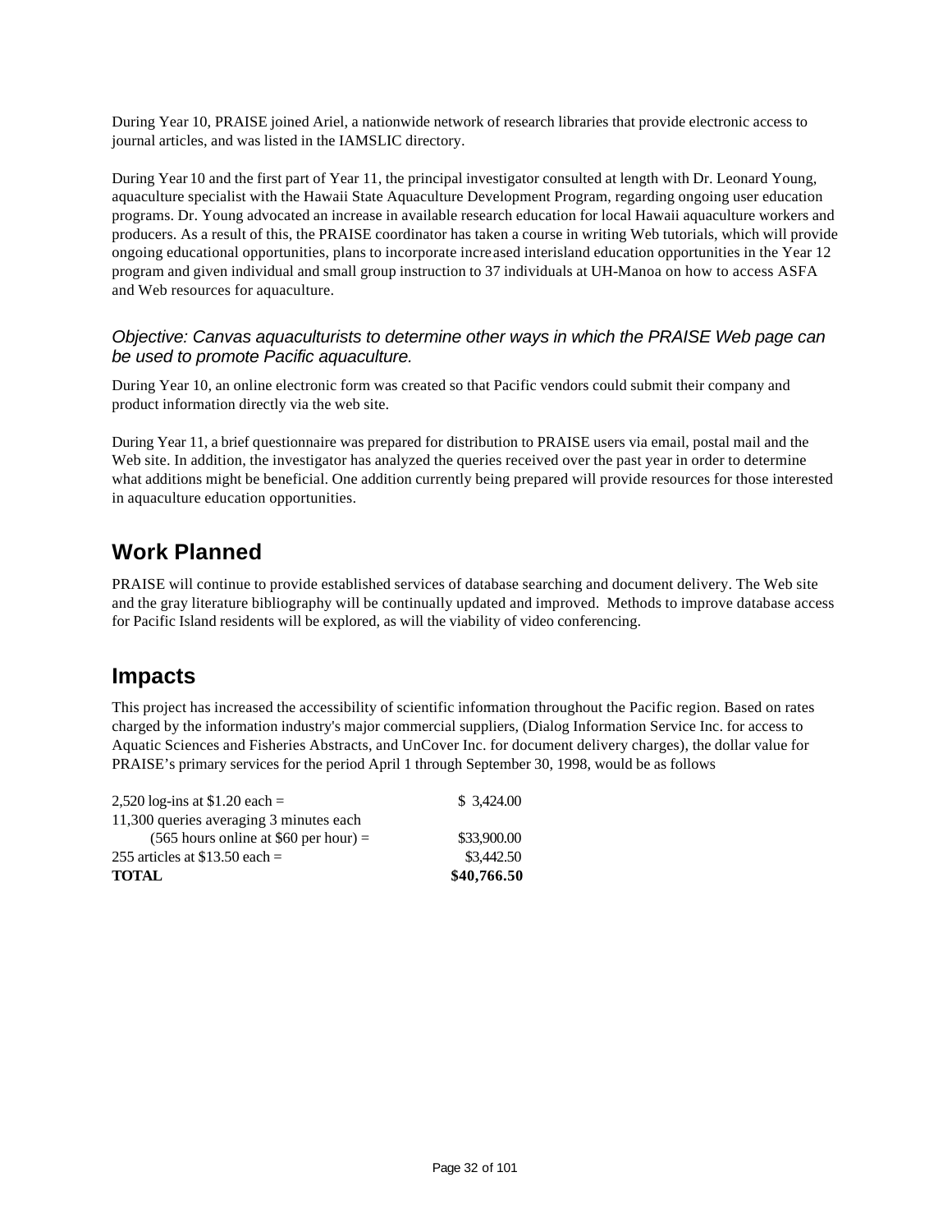During Year 10, PRAISE joined Ariel, a nationwide network of research libraries that provide electronic access to journal articles, and was listed in the IAMSLIC directory.

During Year 10 and the first part of Year 11, the principal investigator consulted at length with Dr. Leonard Young, aquaculture specialist with the Hawaii State Aquaculture Development Program, regarding ongoing user education programs. Dr. Young advocated an increase in available research education for local Hawaii aquaculture workers and producers. As a result of this, the PRAISE coordinator has taken a course in writing Web tutorials, which will provide ongoing educational opportunities, plans to incorporate increased interisland education opportunities in the Year 12 program and given individual and small group instruction to 37 individuals at UH-Manoa on how to access ASFA and Web resources for aquaculture.

*Objective: Canvas aquaculturists to determine other ways in which the PRAISE Web page can be used to promote Pacific aquaculture.*

During Year 10, an online electronic form was created so that Pacific vendors could submit their company and product information directly via the web site.

During Year 11, a brief questionnaire was prepared for distribution to PRAISE users via email, postal mail and the Web site. In addition, the investigator has analyzed the queries received over the past year in order to determine what additions might be beneficial. One addition currently being prepared will provide resources for those interested in aquaculture education opportunities.

## Work Planned

PRAISE will continue to provide established services of database searching and document delivery. The Web site and the gray literature bibliography will be continually updated and improved. Methods to improve database access for Pacific Island residents will be explored, as will the viability of video conferencing.

## Impacts

This project has increased the accessibility of scientific information throughout the Pacific region. Based on rates charged by the information industry's major commercial suppliers, (Dialog Information Service Inc. for access to Aquatic Sciences and Fisheries Abstracts, and UnCover Inc. for document delivery charges), the dollar value for PRAISE's primary services for the period April 1 through September 30, 1998, would be as follows

| | |
|---|---|
| 2,520 log-ins at $1.20 each = | $ 3,424.00 |
| 11,300 queries averaging 3 minutes each (565 hours online at $60 per hour) = | $33,900.00 |
| 255 articles at $13.50 each = | $3,442.50 |
| **TOTAL** | **$40,766.50** |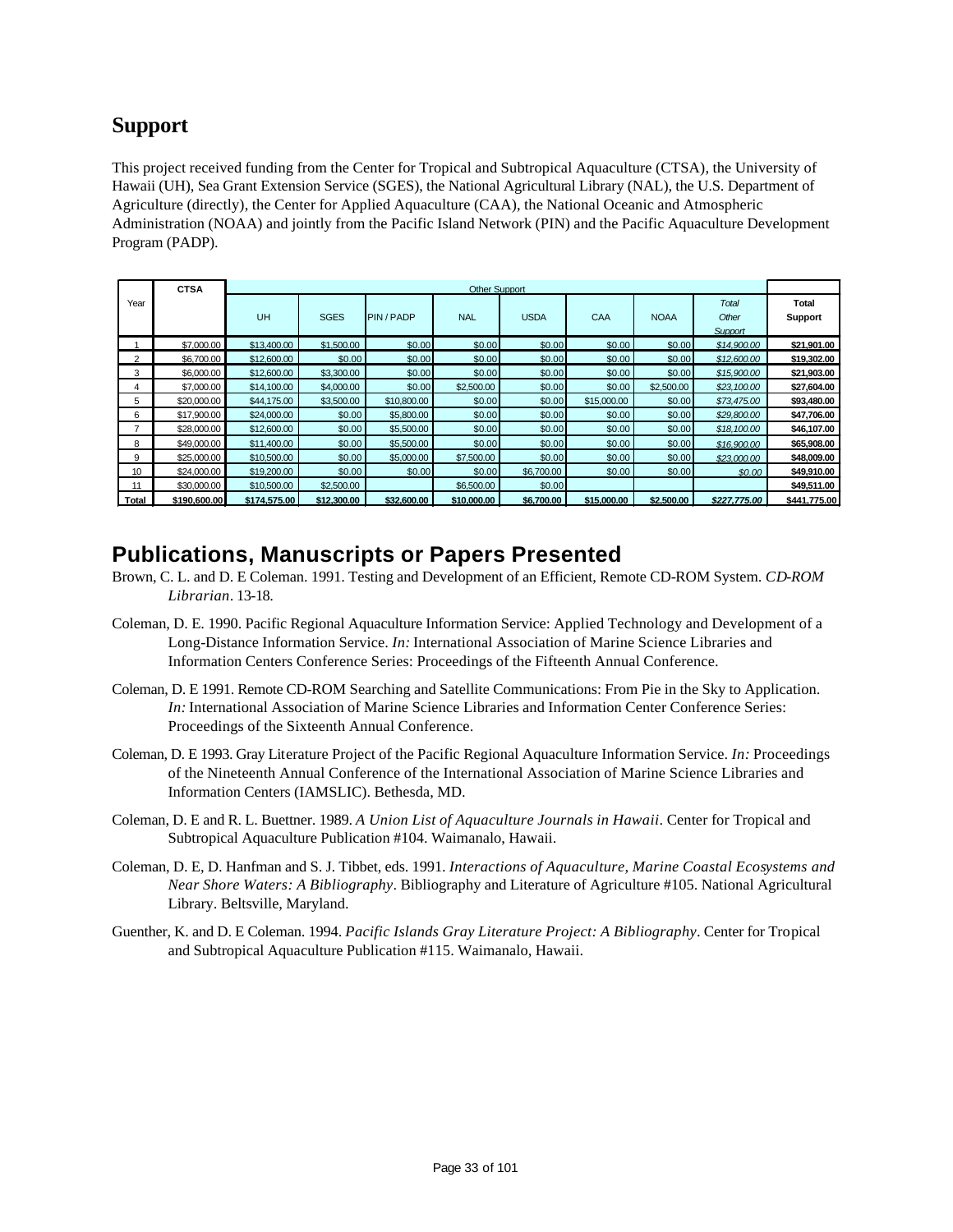## Support

This project received funding from the Center for Tropical and Subtropical Aquaculture (CTSA), the University of Hawaii (UH), Sea Grant Extension Service (SGES), the National Agricultural Library (NAL), the U.S. Department of Agriculture (directly), the Center for Applied Aquaculture (CAA), the National Oceanic and Atmospheric Administration (NOAA) and jointly from the Pacific Island Network (PIN) and the Pacific Aquaculture Development Program (PADP).

| Year | CTSA | Other Support | | | | | | | | Total Support |
|---|---|---|---|---|---|---|---|---|---|---|
| | | UH | SGES | PIN / PADP | NAL | USDA | CAA | NOAA | *Total Other Support* | |
| 1 | $7,000.00 | $13,400.00 | $1,500.00 | $0.00 | $0.00 | $0.00 | $0.00 | $0.00 | *$14,900.00* | **$21,901.00** |
| 2 | $6,700.00 | $12,600.00 | $0.00 | $0.00 | $0.00 | $0.00 | $0.00 | $0.00 | *$12,600.00* | **$19,302.00** |
| 3 | $6,000.00 | $12,600.00 | $3,300.00 | $0.00 | $0.00 | $0.00 | $0.00 | $0.00 | *$15,900.00* | **$21,903.00** |
| 4 | $7,000.00 | $14,100.00 | $4,000.00 | $0.00 | $2,500.00 | $0.00 | $0.00 | $2,500.00 | *$23,100.00* | **$27,604.00** |
| 5 | $20,000.00 | $44,175.00 | $3,500.00 | $10,800.00 | $0.00 | $0.00 | $15,000.00 | $0.00 | *$73,475.00* | **$93,480.00** |
| 6 | $17,900.00 | $24,000.00 | $0.00 | $5,800.00 | $0.00 | $0.00 | $0.00 | $0.00 | *$29,800.00* | **$47,706.00** |
| 7 | $28,000.00 | $12,600.00 | $0.00 | $5,500.00 | $0.00 | $0.00 | $0.00 | $0.00 | *$18,100.00* | **$46,107.00** |
| 8 | $49,000.00 | $11,400.00 | $0.00 | $5,500.00 | $0.00 | $0.00 | $0.00 | $0.00 | *$16,900.00* | **$65,908.00** |
| 9 | $25,000.00 | $10,500.00 | $0.00 | $5,000.00 | $7,500.00 | $0.00 | $0.00 | $0.00 | *$23,000.00* | **$48,009.00** |
| 10 | $24,000.00 | $19,200.00 | $0.00 | $0.00 | $0.00 | $6,700.00 | $0.00 | $0.00 | *$0.00* | **$49,910.00** |
| 11 | $30,000.00 | $10,500.00 | $2,500.00 | | $6,500.00 | $0.00 | | | | **$49,511.00** |
| **Total** | **$190,600.00** | **$174,575.00** | **$12,300.00** | **$32,600.00** | **$10,000.00** | **$6,700.00** | **$15,000.00** | **$2,500.00** | ***$227,775.00*** | **$441,775.00** |

## Publications, Manuscripts or Papers Presented

Brown, C. L. and D. E Coleman. 1991. Testing and Development of an Efficient, Remote CD-ROM System. *CD-ROM Librarian*. 13-18.

Coleman, D. E. 1990. Pacific Regional Aquaculture Information Service: Applied Technology and Development of a Long-Distance Information Service. *In:* International Association of Marine Science Libraries and Information Centers Conference Series: Proceedings of the Fifteenth Annual Conference.

Coleman, D. E 1991. Remote CD-ROM Searching and Satellite Communications: From Pie in the Sky to Application. *In:* International Association of Marine Science Libraries and Information Center Conference Series: Proceedings of the Sixteenth Annual Conference.

Coleman, D. E 1993. Gray Literature Project of the Pacific Regional Aquaculture Information Service. *In:* Proceedings of the Nineteenth Annual Conference of the International Association of Marine Science Libraries and Information Centers (IAMSLIC). Bethesda, MD.

Coleman, D. E and R. L. Buettner. 1989. *A Union List of Aquaculture Journals in Hawaii*. Center for Tropical and Subtropical Aquaculture Publication #104. Waimanalo, Hawaii.

Coleman, D. E, D. Hanfman and S. J. Tibbet, eds. 1991. *Interactions of Aquaculture, Marine Coastal Ecosystems and Near Shore Waters: A Bibliography*. Bibliography and Literature of Agriculture #105. National Agricultural Library. Beltsville, Maryland.

Guenther, K. and D. E Coleman. 1994. *Pacific Islands Gray Literature Project: A Bibliography*. Center for Tropical and Subtropical Aquaculture Publication #115. Waimanalo, Hawaii.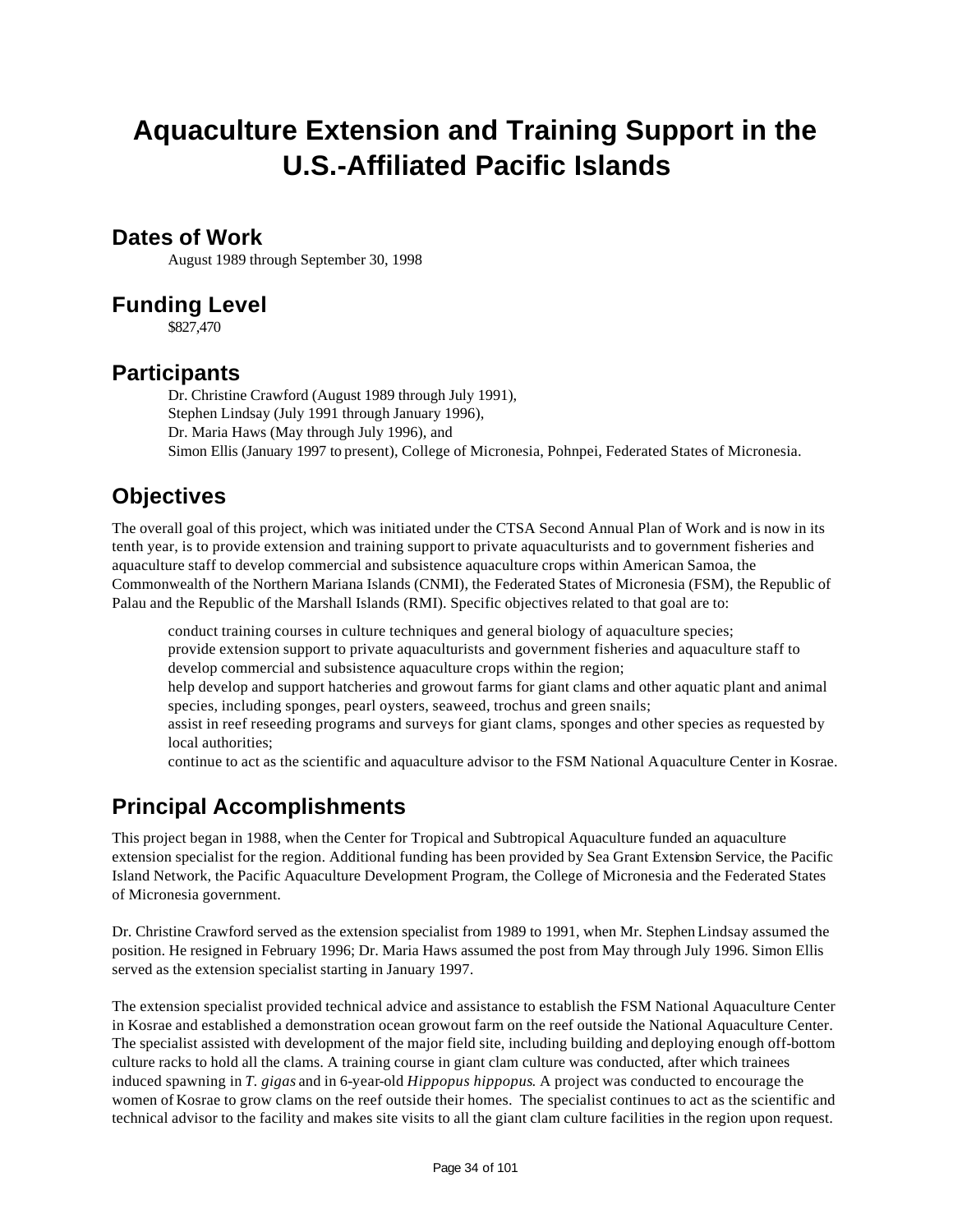# Aquaculture Extension and Training Support in the U.S.-Affiliated Pacific Islands

## Dates of Work

August 1989 through September 30, 1998

## Funding Level

$827,470

## Participants

Dr. Christine Crawford (August 1989 through July 1991),
Stephen Lindsay (July 1991 through January 1996),
Dr. Maria Haws (May through July 1996), and
Simon Ellis (January 1997 to present), College of Micronesia, Pohnpei, Federated States of Micronesia.

## Objectives

The overall goal of this project, which was initiated under the CTSA Second Annual Plan of Work and is now in its tenth year, is to provide extension and training support to private aquaculturists and to government fisheries and aquaculture staff to develop commercial and subsistence aquaculture crops within American Samoa, the Commonwealth of the Northern Mariana Islands (CNMI), the Federated States of Micronesia (FSM), the Republic of Palau and the Republic of the Marshall Islands (RMI). Specific objectives related to that goal are to:

- conduct training courses in culture techniques and general biology of aquaculture species;
- provide extension support to private aquaculturists and government fisheries and aquaculture staff to develop commercial and subsistence aquaculture crops within the region;
- help develop and support hatcheries and growout farms for giant clams and other aquatic plant and animal species, including sponges, pearl oysters, seaweed, trochus and green snails;
- assist in reef reseeding programs and surveys for giant clams, sponges and other species as requested by local authorities;
- continue to act as the scientific and aquaculture advisor to the FSM National Aquaculture Center in Kosrae.

## Principal Accomplishments

This project began in 1988, when the Center for Tropical and Subtropical Aquaculture funded an aquaculture extension specialist for the region. Additional funding has been provided by Sea Grant Extension Service, the Pacific Island Network, the Pacific Aquaculture Development Program, the College of Micronesia and the Federated States of Micronesia government.

Dr. Christine Crawford served as the extension specialist from 1989 to 1991, when Mr. Stephen Lindsay assumed the position. He resigned in February 1996; Dr. Maria Haws assumed the post from May through July 1996. Simon Ellis served as the extension specialist starting in January 1997.

The extension specialist provided technical advice and assistance to establish the FSM National Aquaculture Center in Kosrae and established a demonstration ocean growout farm on the reef outside the National Aquaculture Center. The specialist assisted with development of the major field site, including building and deploying enough off-bottom culture racks to hold all the clams. A training course in giant clam culture was conducted, after which trainees induced spawning in *T. gigas* and in 6-year-old *Hippopus hippopus*. A project was conducted to encourage the women of Kosrae to grow clams on the reef outside their homes. The specialist continues to act as the scientific and technical advisor to the facility and makes site visits to all the giant clam culture facilities in the region upon request.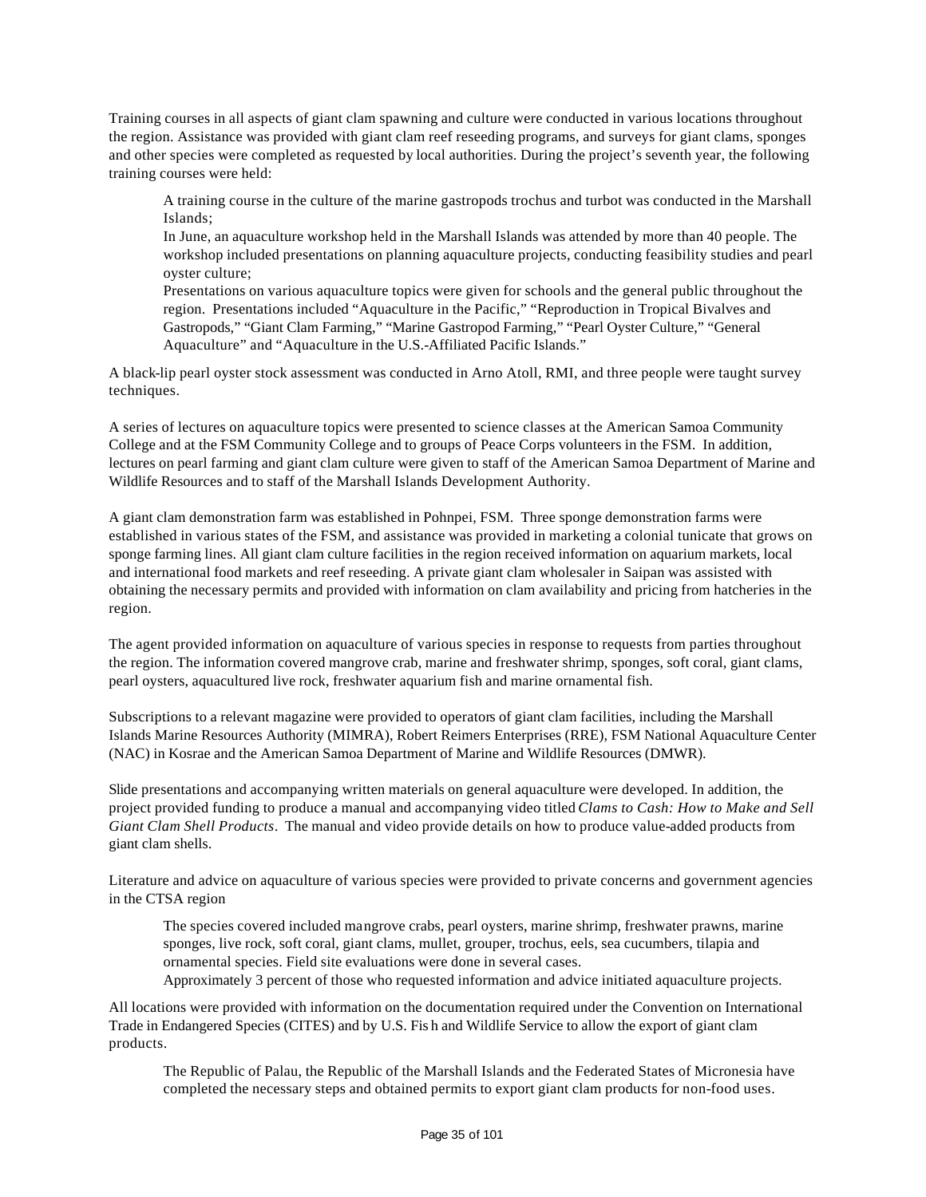Training courses in all aspects of giant clam spawning and culture were conducted in various locations throughout the region. Assistance was provided with giant clam reef reseeding programs, and surveys for giant clams, sponges and other species were completed as requested by local authorities. During the project's seventh year, the following training courses were held:

> A training course in the culture of the marine gastropods trochus and turbot was conducted in the Marshall Islands;
>
> In June, an aquaculture workshop held in the Marshall Islands was attended by more than 40 people. The workshop included presentations on planning aquaculture projects, conducting feasibility studies and pearl oyster culture;
>
> Presentations on various aquaculture topics were given for schools and the general public throughout the region. Presentations included "Aquaculture in the Pacific," "Reproduction in Tropical Bivalves and Gastropods," "Giant Clam Farming," "Marine Gastropod Farming," "Pearl Oyster Culture," "General Aquaculture" and "Aquaculture in the U.S.-Affiliated Pacific Islands."

A black-lip pearl oyster stock assessment was conducted in Arno Atoll, RMI, and three people were taught survey techniques.

A series of lectures on aquaculture topics were presented to science classes at the American Samoa Community College and at the FSM Community College and to groups of Peace Corps volunteers in the FSM. In addition, lectures on pearl farming and giant clam culture were given to staff of the American Samoa Department of Marine and Wildlife Resources and to staff of the Marshall Islands Development Authority.

A giant clam demonstration farm was established in Pohnpei, FSM. Three sponge demonstration farms were established in various states of the FSM, and assistance was provided in marketing a colonial tunicate that grows on sponge farming lines. All giant clam culture facilities in the region received information on aquarium markets, local and international food markets and reef reseeding. A private giant clam wholesaler in Saipan was assisted with obtaining the necessary permits and provided with information on clam availability and pricing from hatcheries in the region.

The agent provided information on aquaculture of various species in response to requests from parties throughout the region. The information covered mangrove crab, marine and freshwater shrimp, sponges, soft coral, giant clams, pearl oysters, aquacultured live rock, freshwater aquarium fish and marine ornamental fish.

Subscriptions to a relevant magazine were provided to operators of giant clam facilities, including the Marshall Islands Marine Resources Authority (MIMRA), Robert Reimers Enterprises (RRE), FSM National Aquaculture Center (NAC) in Kosrae and the American Samoa Department of Marine and Wildlife Resources (DMWR).

Slide presentations and accompanying written materials on general aquaculture were developed. In addition, the project provided funding to produce a manual and accompanying video titled *Clams to Cash: How to Make and Sell Giant Clam Shell Products*. The manual and video provide details on how to produce value-added products from giant clam shells.

Literature and advice on aquaculture of various species were provided to private concerns and government agencies in the CTSA region

> The species covered included mangrove crabs, pearl oysters, marine shrimp, freshwater prawns, marine sponges, live rock, soft coral, giant clams, mullet, grouper, trochus, eels, sea cucumbers, tilapia and ornamental species. Field site evaluations were done in several cases.
>
> Approximately 3 percent of those who requested information and advice initiated aquaculture projects.

All locations were provided with information on the documentation required under the Convention on International Trade in Endangered Species (CITES) and by U.S. Fish and Wildlife Service to allow the export of giant clam products.

> The Republic of Palau, the Republic of the Marshall Islands and the Federated States of Micronesia have completed the necessary steps and obtained permits to export giant clam products for non-food uses.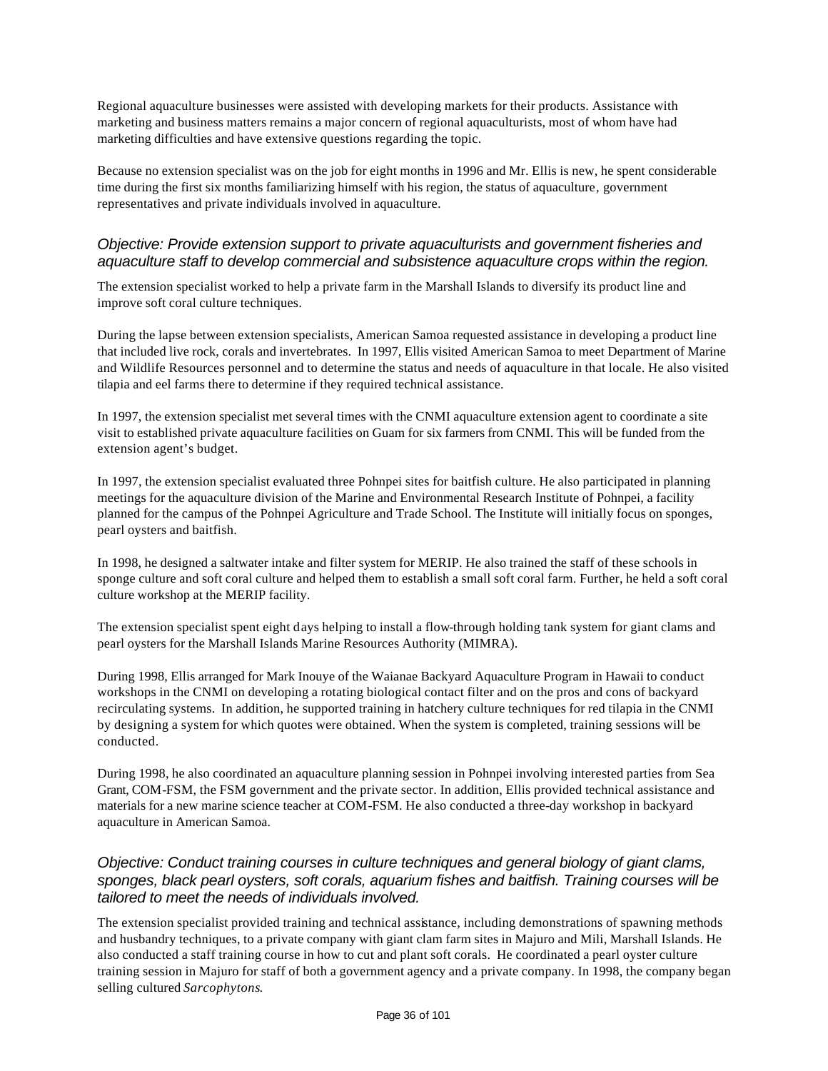Regional aquaculture businesses were assisted with developing markets for their products. Assistance with marketing and business matters remains a major concern of regional aquaculturists, most of whom have had marketing difficulties and have extensive questions regarding the topic.

Because no extension specialist was on the job for eight months in 1996 and Mr. Ellis is new, he spent considerable time during the first six months familiarizing himself with his region, the status of aquaculture, government representatives and private individuals involved in aquaculture.

### *Objective: Provide extension support to private aquaculturists and government fisheries and aquaculture staff to develop commercial and subsistence aquaculture crops within the region.*

The extension specialist worked to help a private farm in the Marshall Islands to diversify its product line and improve soft coral culture techniques.

During the lapse between extension specialists, American Samoa requested assistance in developing a product line that included live rock, corals and invertebrates. In 1997, Ellis visited American Samoa to meet Department of Marine and Wildlife Resources personnel and to determine the status and needs of aquaculture in that locale. He also visited tilapia and eel farms there to determine if they required technical assistance.

In 1997, the extension specialist met several times with the CNMI aquaculture extension agent to coordinate a site visit to established private aquaculture facilities on Guam for six farmers from CNMI. This will be funded from the extension agent's budget.

In 1997, the extension specialist evaluated three Pohnpei sites for baitfish culture. He also participated in planning meetings for the aquaculture division of the Marine and Environmental Research Institute of Pohnpei, a facility planned for the campus of the Pohnpei Agriculture and Trade School. The Institute will initially focus on sponges, pearl oysters and baitfish.

In 1998, he designed a saltwater intake and filter system for MERIP. He also trained the staff of these schools in sponge culture and soft coral culture and helped them to establish a small soft coral farm. Further, he held a soft coral culture workshop at the MERIP facility.

The extension specialist spent eight days helping to install a flow-through holding tank system for giant clams and pearl oysters for the Marshall Islands Marine Resources Authority (MIMRA).

During 1998, Ellis arranged for Mark Inouye of the Waianae Backyard Aquaculture Program in Hawaii to conduct workshops in the CNMI on developing a rotating biological contact filter and on the pros and cons of backyard recirculating systems. In addition, he supported training in hatchery culture techniques for red tilapia in the CNMI by designing a system for which quotes were obtained. When the system is completed, training sessions will be conducted.

During 1998, he also coordinated an aquaculture planning session in Pohnpei involving interested parties from Sea Grant, COM-FSM, the FSM government and the private sector. In addition, Ellis provided technical assistance and materials for a new marine science teacher at COM-FSM. He also conducted a three-day workshop in backyard aquaculture in American Samoa.

### *Objective: Conduct training courses in culture techniques and general biology of giant clams, sponges, black pearl oysters, soft corals, aquarium fishes and baitfish. Training courses will be tailored to meet the needs of individuals involved.*

The extension specialist provided training and technical assistance, including demonstrations of spawning methods and husbandry techniques, to a private company with giant clam farm sites in Majuro and Mili, Marshall Islands. He also conducted a staff training course in how to cut and plant soft corals. He coordinated a pearl oyster culture training session in Majuro for staff of both a government agency and a private company. In 1998, the company began selling cultured *Sarcophytons*.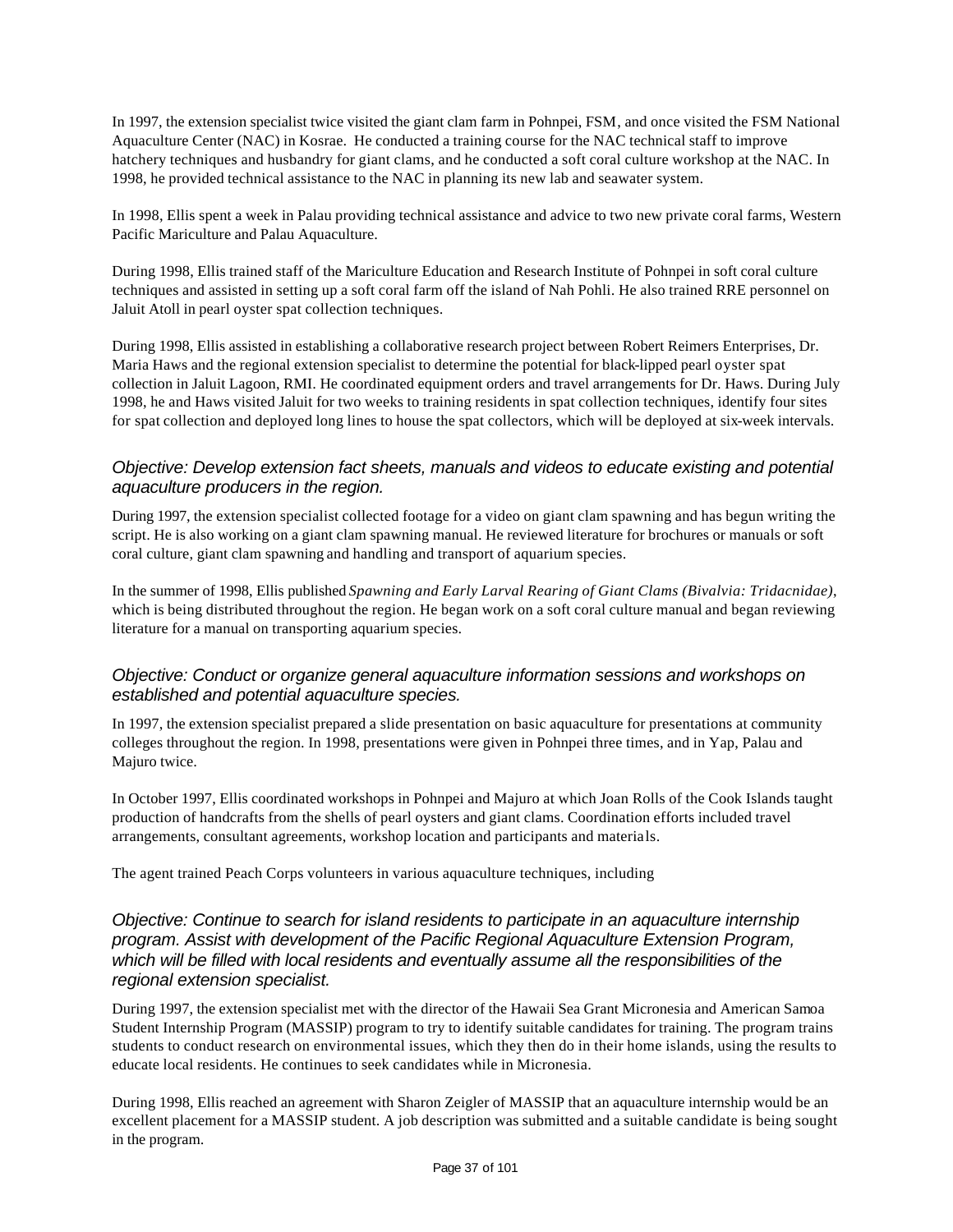In 1997, the extension specialist twice visited the giant clam farm in Pohnpei, FSM, and once visited the FSM National Aquaculture Center (NAC) in Kosrae. He conducted a training course for the NAC technical staff to improve hatchery techniques and husbandry for giant clams, and he conducted a soft coral culture workshop at the NAC. In 1998, he provided technical assistance to the NAC in planning its new lab and seawater system.

In 1998, Ellis spent a week in Palau providing technical assistance and advice to two new private coral farms, Western Pacific Mariculture and Palau Aquaculture.

During 1998, Ellis trained staff of the Mariculture Education and Research Institute of Pohnpei in soft coral culture techniques and assisted in setting up a soft coral farm off the island of Nah Pohli. He also trained RRE personnel on Jaluit Atoll in pearl oyster spat collection techniques.

During 1998, Ellis assisted in establishing a collaborative research project between Robert Reimers Enterprises, Dr. Maria Haws and the regional extension specialist to determine the potential for black-lipped pearl oyster spat collection in Jaluit Lagoon, RMI. He coordinated equipment orders and travel arrangements for Dr. Haws. During July 1998, he and Haws visited Jaluit for two weeks to training residents in spat collection techniques, identify four sites for spat collection and deployed long lines to house the spat collectors, which will be deployed at six-week intervals.

### *Objective: Develop extension fact sheets, manuals and videos to educate existing and potential aquaculture producers in the region.*

During 1997, the extension specialist collected footage for a video on giant clam spawning and has begun writing the script. He is also working on a giant clam spawning manual. He reviewed literature for brochures or manuals or soft coral culture, giant clam spawning and handling and transport of aquarium species.

In the summer of 1998, Ellis published *Spawning and Early Larval Rearing of Giant Clams (Bivalvia: Tridacnidae)*, which is being distributed throughout the region. He began work on a soft coral culture manual and began reviewing literature for a manual on transporting aquarium species.

### *Objective: Conduct or organize general aquaculture information sessions and workshops on established and potential aquaculture species.*

In 1997, the extension specialist prepared a slide presentation on basic aquaculture for presentations at community colleges throughout the region. In 1998, presentations were given in Pohnpei three times, and in Yap, Palau and Majuro twice.

In October 1997, Ellis coordinated workshops in Pohnpei and Majuro at which Joan Rolls of the Cook Islands taught production of handcrafts from the shells of pearl oysters and giant clams. Coordination efforts included travel arrangements, consultant agreements, workshop location and participants and materials.

The agent trained Peach Corps volunteers in various aquaculture techniques, including

### *Objective: Continue to search for island residents to participate in an aquaculture internship program. Assist with development of the Pacific Regional Aquaculture Extension Program, which will be filled with local residents and eventually assume all the responsibilities of the regional extension specialist.*

During 1997, the extension specialist met with the director of the Hawaii Sea Grant Micronesia and American Samoa Student Internship Program (MASSIP) program to try to identify suitable candidates for training. The program trains students to conduct research on environmental issues, which they then do in their home islands, using the results to educate local residents. He continues to seek candidates while in Micronesia.

During 1998, Ellis reached an agreement with Sharon Zeigler of MASSIP that an aquaculture internship would be an excellent placement for a MASSIP student. A job description was submitted and a suitable candidate is being sought in the program.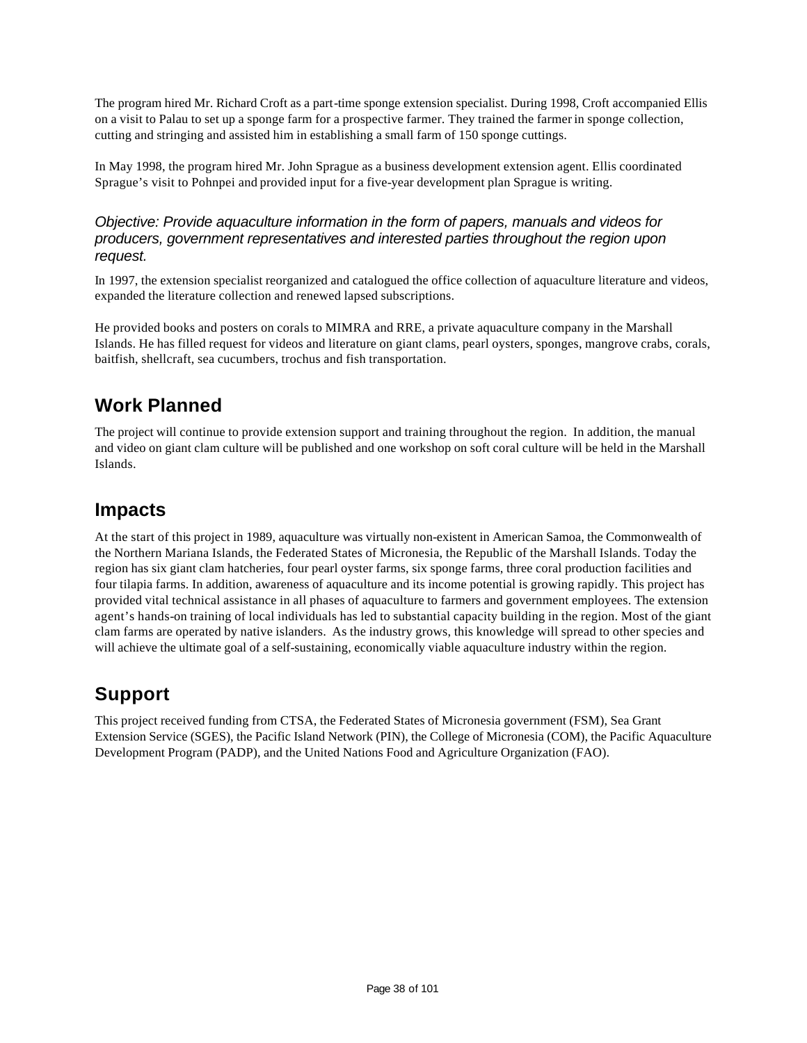The program hired Mr. Richard Croft as a part-time sponge extension specialist. During 1998, Croft accompanied Ellis on a visit to Palau to set up a sponge farm for a prospective farmer. They trained the farmer in sponge collection, cutting and stringing and assisted him in establishing a small farm of 150 sponge cuttings.

In May 1998, the program hired Mr. John Sprague as a business development extension agent. Ellis coordinated Sprague's visit to Pohnpei and provided input for a five-year development plan Sprague is writing.

*Objective: Provide aquaculture information in the form of papers, manuals and videos for producers, government representatives and interested parties throughout the region upon request.*

In 1997, the extension specialist reorganized and catalogued the office collection of aquaculture literature and videos, expanded the literature collection and renewed lapsed subscriptions.

He provided books and posters on corals to MIMRA and RRE, a private aquaculture company in the Marshall Islands. He has filled request for videos and literature on giant clams, pearl oysters, sponges, mangrove crabs, corals, baitfish, shellcraft, sea cucumbers, trochus and fish transportation.

## Work Planned

The project will continue to provide extension support and training throughout the region. In addition, the manual and video on giant clam culture will be published and one workshop on soft coral culture will be held in the Marshall Islands.

## Impacts

At the start of this project in 1989, aquaculture was virtually non-existent in American Samoa, the Commonwealth of the Northern Mariana Islands, the Federated States of Micronesia, the Republic of the Marshall Islands. Today the region has six giant clam hatcheries, four pearl oyster farms, six sponge farms, three coral production facilities and four tilapia farms. In addition, awareness of aquaculture and its income potential is growing rapidly. This project has provided vital technical assistance in all phases of aquaculture to farmers and government employees. The extension agent's hands-on training of local individuals has led to substantial capacity building in the region. Most of the giant clam farms are operated by native islanders. As the industry grows, this knowledge will spread to other species and will achieve the ultimate goal of a self-sustaining, economically viable aquaculture industry within the region.

## Support

This project received funding from CTSA, the Federated States of Micronesia government (FSM), Sea Grant Extension Service (SGES), the Pacific Island Network (PIN), the College of Micronesia (COM), the Pacific Aquaculture Development Program (PADP), and the United Nations Food and Agriculture Organization (FAO).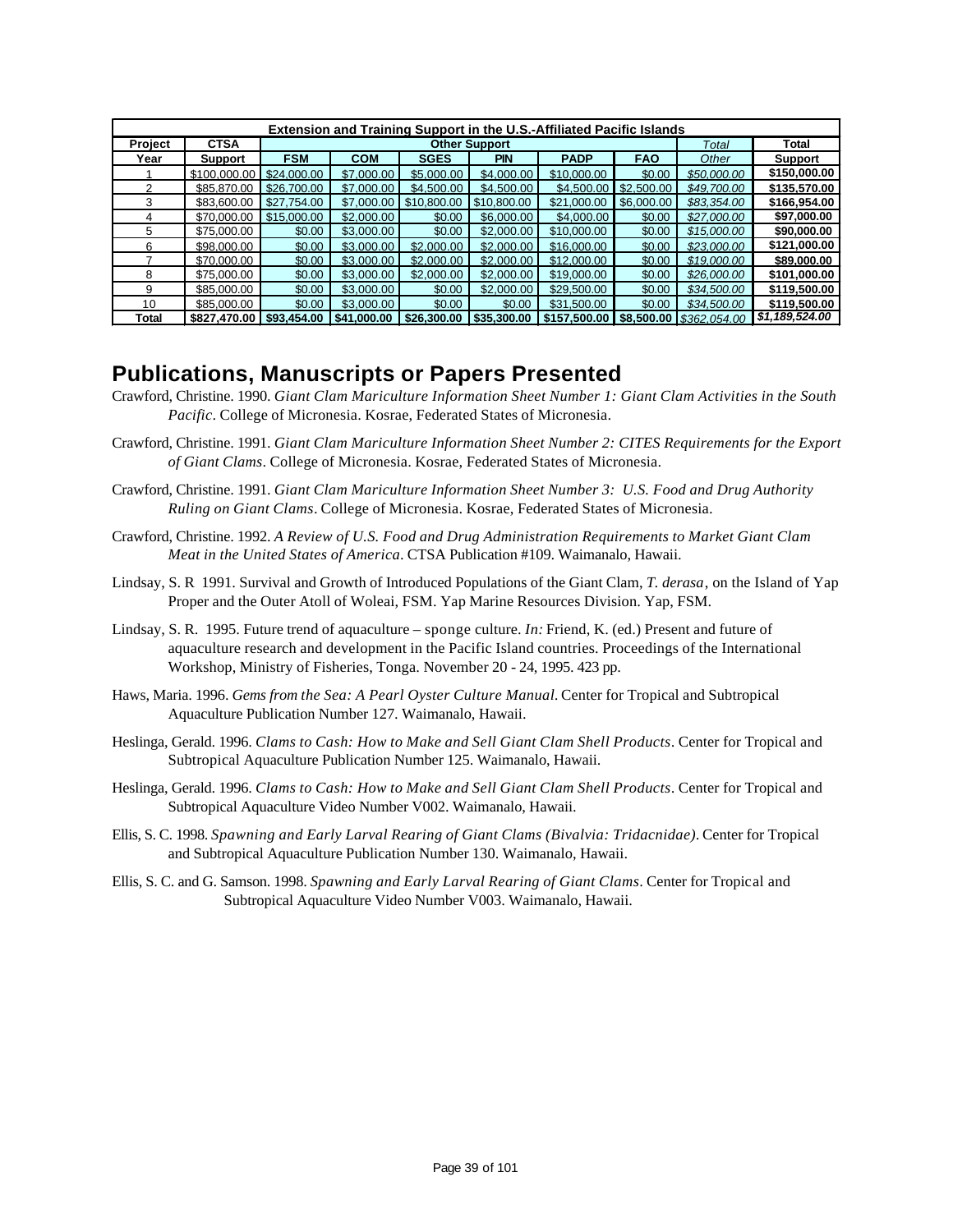| Extension and Training Support in the U.S.-Affiliated Pacific Islands | | | | | | | | | |
|---|---|---|---|---|---|---|---|---|---|
| Project | CTSA | Other Support | | | | | | *Total* | Total |
| Year | Support | FSM | COM | SGES | PIN | PADP | FAO | *Other* | Support |
| 1 | $100,000.00 | $24,000.00 | $7,000.00 | $5,000.00 | $4,000.00 | $10,000.00 | $0.00 | *$50,000.00* | **$150,000.00** |
| 2 | $85,870.00 | $26,700.00 | $7,000.00 | $4,500.00 | $4,500.00 | $4,500.00 | $2,500.00 | *$49,700.00* | **$135,570.00** |
| 3 | $83,600.00 | $27,754.00 | $7,000.00 | $10,800.00 | $10,800.00 | $21,000.00 | $6,000.00 | *$83,354.00* | **$166,954.00** |
| 4 | $70,000.00 | $15,000.00 | $2,000.00 | $0.00 | $6,000.00 | $4,000.00 | $0.00 | *$27,000.00* | **$97,000.00** |
| 5 | $75,000.00 | $0.00 | $3,000.00 | $0.00 | $2,000.00 | $10,000.00 | $0.00 | *$15,000.00* | **$90,000.00** |
| 6 | $98,000.00 | $0.00 | $3,000.00 | $2,000.00 | $2,000.00 | $16,000.00 | $0.00 | *$23,000.00* | **$121,000.00** |
| 7 | $70,000.00 | $0.00 | $3,000.00 | $2,000.00 | $2,000.00 | $12,000.00 | $0.00 | *$19,000.00* | **$89,000.00** |
| 8 | $75,000.00 | $0.00 | $3,000.00 | $2,000.00 | $2,000.00 | $19,000.00 | $0.00 | *$26,000.00* | **$101,000.00** |
| 9 | $85,000.00 | $0.00 | $3,000.00 | $0.00 | $2,000.00 | $29,500.00 | $0.00 | *$34,500.00* | **$119,500.00** |
| 10 | $85,000.00 | $0.00 | $3,000.00 | $0.00 | $0.00 | $31,500.00 | $0.00 | *$34,500.00* | **$119,500.00** |
| **Total** | **$827,470.00** | **$93,454.00** | **$41,000.00** | **$26,300.00** | **$35,300.00** | **$157,500.00** | **$8,500.00** | *$362,054.00* | ***$1,189,524.00*** |

## Publications, Manuscripts or Papers Presented

Crawford, Christine. 1990. *Giant Clam Mariculture Information Sheet Number 1: Giant Clam Activities in the South Pacific*. College of Micronesia. Kosrae, Federated States of Micronesia.

Crawford, Christine. 1991. *Giant Clam Mariculture Information Sheet Number 2: CITES Requirements for the Export of Giant Clams*. College of Micronesia. Kosrae, Federated States of Micronesia.

Crawford, Christine. 1991. *Giant Clam Mariculture Information Sheet Number 3: U.S. Food and Drug Authority Ruling on Giant Clams*. College of Micronesia. Kosrae, Federated States of Micronesia.

Crawford, Christine. 1992. *A Review of U.S. Food and Drug Administration Requirements to Market Giant Clam Meat in the United States of America*. CTSA Publication #109. Waimanalo, Hawaii.

Lindsay, S. R 1991. Survival and Growth of Introduced Populations of the Giant Clam, *T. derasa*, on the Island of Yap Proper and the Outer Atoll of Woleai, FSM. Yap Marine Resources Division. Yap, FSM.

Lindsay, S. R. 1995. Future trend of aquaculture – sponge culture. *In:* Friend, K. (ed.) Present and future of aquaculture research and development in the Pacific Island countries. Proceedings of the International Workshop, Ministry of Fisheries, Tonga. November 20 - 24, 1995. 423 pp.

Haws, Maria. 1996. *Gems from the Sea: A Pearl Oyster Culture Manual*. Center for Tropical and Subtropical Aquaculture Publication Number 127. Waimanalo, Hawaii.

Heslinga, Gerald. 1996. *Clams to Cash: How to Make and Sell Giant Clam Shell Products*. Center for Tropical and Subtropical Aquaculture Publication Number 125. Waimanalo, Hawaii.

Heslinga, Gerald. 1996. *Clams to Cash: How to Make and Sell Giant Clam Shell Products*. Center for Tropical and Subtropical Aquaculture Video Number V002. Waimanalo, Hawaii.

Ellis, S. C. 1998. *Spawning and Early Larval Rearing of Giant Clams (Bivalvia: Tridacnidae)*. Center for Tropical and Subtropical Aquaculture Publication Number 130. Waimanalo, Hawaii.

Ellis, S. C. and G. Samson. 1998. *Spawning and Early Larval Rearing of Giant Clams*. Center for Tropical and Subtropical Aquaculture Video Number V003. Waimanalo, Hawaii.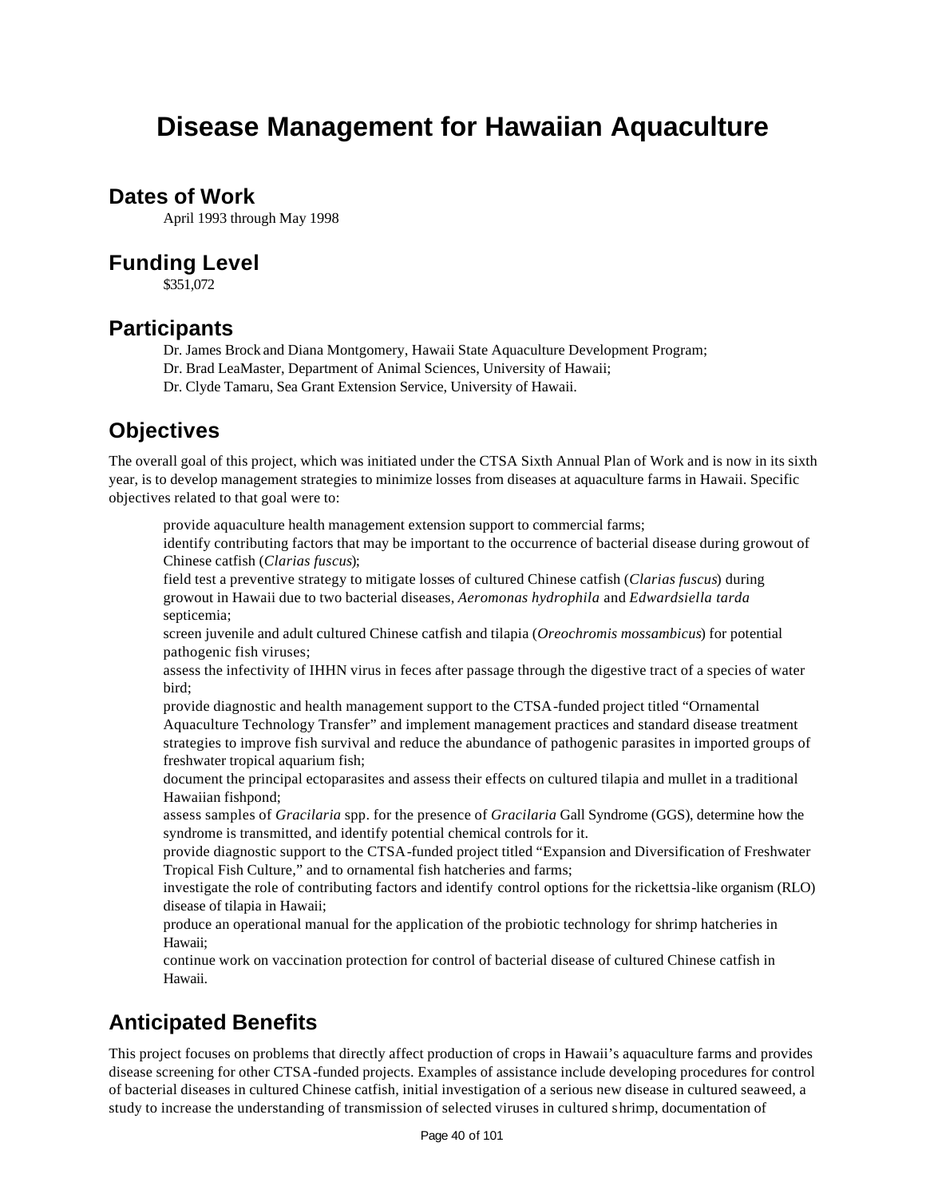# Disease Management for Hawaiian Aquaculture

## Dates of Work

April 1993 through May 1998

## Funding Level

$351,072

## Participants

Dr. James Brock and Diana Montgomery, Hawaii State Aquaculture Development Program;
Dr. Brad LeaMaster, Department of Animal Sciences, University of Hawaii;
Dr. Clyde Tamaru, Sea Grant Extension Service, University of Hawaii.

## Objectives

The overall goal of this project, which was initiated under the CTSA Sixth Annual Plan of Work and is now in its sixth year, is to develop management strategies to minimize losses from diseases at aquaculture farms in Hawaii. Specific objectives related to that goal were to:

- provide aquaculture health management extension support to commercial farms;
- identify contributing factors that may be important to the occurrence of bacterial disease during growout of Chinese catfish (*Clarias fuscus*);
- field test a preventive strategy to mitigate losses of cultured Chinese catfish (*Clarias fuscus*) during growout in Hawaii due to two bacterial diseases, *Aeromonas hydrophila* and *Edwardsiella tarda* septicemia;
- screen juvenile and adult cultured Chinese catfish and tilapia (*Oreochromis mossambicus*) for potential pathogenic fish viruses;
- assess the infectivity of IHHN virus in feces after passage through the digestive tract of a species of water bird;
- provide diagnostic and health management support to the CTSA-funded project titled "Ornamental Aquaculture Technology Transfer" and implement management practices and standard disease treatment strategies to improve fish survival and reduce the abundance of pathogenic parasites in imported groups of freshwater tropical aquarium fish;
- document the principal ectoparasites and assess their effects on cultured tilapia and mullet in a traditional Hawaiian fishpond;
- assess samples of *Gracilaria* spp. for the presence of *Gracilaria* Gall Syndrome (GGS), determine how the syndrome is transmitted, and identify potential chemical controls for it.
- provide diagnostic support to the CTSA-funded project titled "Expansion and Diversification of Freshwater Tropical Fish Culture," and to ornamental fish hatcheries and farms;
- investigate the role of contributing factors and identify control options for the rickettsia-like organism (RLO) disease of tilapia in Hawaii;
- produce an operational manual for the application of the probiotic technology for shrimp hatcheries in Hawaii;
- continue work on vaccination protection for control of bacterial disease of cultured Chinese catfish in Hawaii.

## Anticipated Benefits

This project focuses on problems that directly affect production of crops in Hawaii's aquaculture farms and provides disease screening for other CTSA-funded projects. Examples of assistance include developing procedures for control of bacterial diseases in cultured Chinese catfish, initial investigation of a serious new disease in cultured seaweed, a study to increase the understanding of transmission of selected viruses in cultured shrimp, documentation of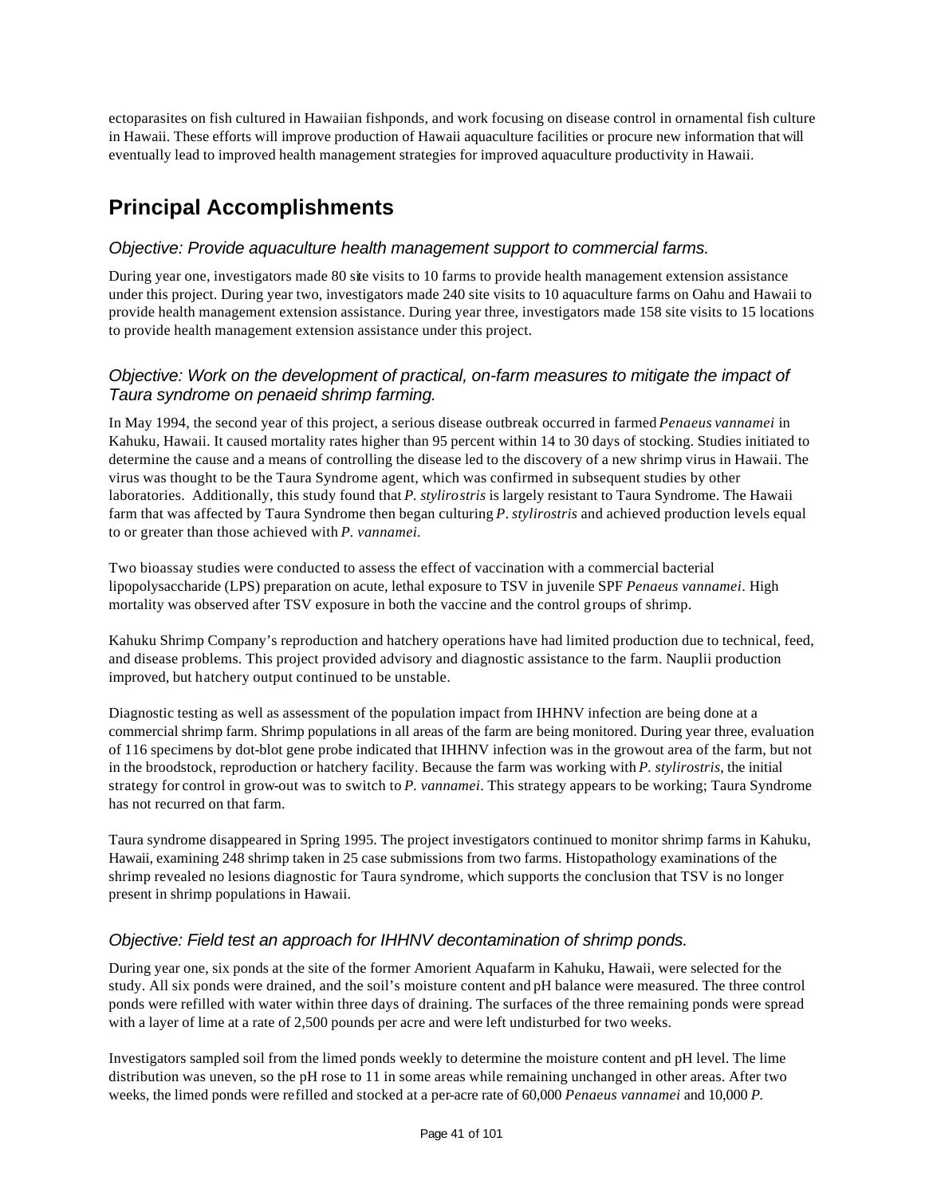ectoparasites on fish cultured in Hawaiian fishponds, and work focusing on disease control in ornamental fish culture in Hawaii. These efforts will improve production of Hawaii aquaculture facilities or procure new information that will eventually lead to improved health management strategies for improved aquaculture productivity in Hawaii.

## Principal Accomplishments

### *Objective: Provide aquaculture health management support to commercial farms.*

During year one, investigators made 80 site visits to 10 farms to provide health management extension assistance under this project. During year two, investigators made 240 site visits to 10 aquaculture farms on Oahu and Hawaii to provide health management extension assistance. During year three, investigators made 158 site visits to 15 locations to provide health management extension assistance under this project.

### *Objective: Work on the development of practical, on-farm measures to mitigate the impact of Taura syndrome on penaeid shrimp farming.*

In May 1994, the second year of this project, a serious disease outbreak occurred in farmed *Penaeus vannamei* in Kahuku, Hawaii. It caused mortality rates higher than 95 percent within 14 to 30 days of stocking. Studies initiated to determine the cause and a means of controlling the disease led to the discovery of a new shrimp virus in Hawaii. The virus was thought to be the Taura Syndrome agent, which was confirmed in subsequent studies by other laboratories. Additionally, this study found that *P. stylirostris* is largely resistant to Taura Syndrome. The Hawaii farm that was affected by Taura Syndrome then began culturing *P. stylirostris* and achieved production levels equal to or greater than those achieved with *P. vannamei*.

Two bioassay studies were conducted to assess the effect of vaccination with a commercial bacterial lipopolysaccharide (LPS) preparation on acute, lethal exposure to TSV in juvenile SPF *Penaeus vannamei*. High mortality was observed after TSV exposure in both the vaccine and the control groups of shrimp.

Kahuku Shrimp Company's reproduction and hatchery operations have had limited production due to technical, feed, and disease problems. This project provided advisory and diagnostic assistance to the farm. Nauplii production improved, but hatchery output continued to be unstable.

Diagnostic testing as well as assessment of the population impact from IHHNV infection are being done at a commercial shrimp farm. Shrimp populations in all areas of the farm are being monitored. During year three, evaluation of 116 specimens by dot-blot gene probe indicated that IHHNV infection was in the growout area of the farm, but not in the broodstock, reproduction or hatchery facility. Because the farm was working with *P. stylirostris*, the initial strategy for control in grow-out was to switch to *P. vannamei*. This strategy appears to be working; Taura Syndrome has not recurred on that farm.

Taura syndrome disappeared in Spring 1995. The project investigators continued to monitor shrimp farms in Kahuku, Hawaii, examining 248 shrimp taken in 25 case submissions from two farms. Histopathology examinations of the shrimp revealed no lesions diagnostic for Taura syndrome, which supports the conclusion that TSV is no longer present in shrimp populations in Hawaii.

### *Objective: Field test an approach for IHHNV decontamination of shrimp ponds.*

During year one, six ponds at the site of the former Amorient Aquafarm in Kahuku, Hawaii, were selected for the study. All six ponds were drained, and the soil's moisture content and pH balance were measured. The three control ponds were refilled with water within three days of draining. The surfaces of the three remaining ponds were spread with a layer of lime at a rate of 2,500 pounds per acre and were left undisturbed for two weeks.

Investigators sampled soil from the limed ponds weekly to determine the moisture content and pH level. The lime distribution was uneven, so the pH rose to 11 in some areas while remaining unchanged in other areas. After two weeks, the limed ponds were refilled and stocked at a per-acre rate of 60,000 *Penaeus vannamei* and 10,000 *P.*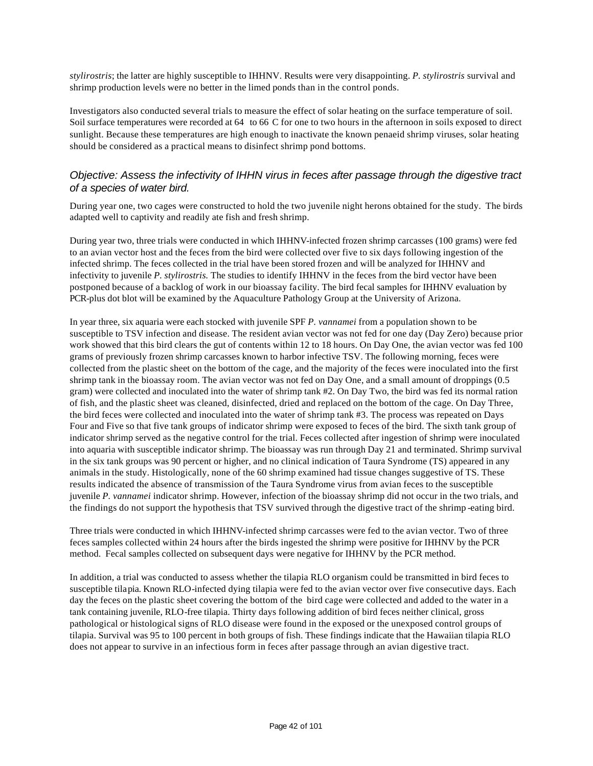*stylirostris*; the latter are highly susceptible to IHHNV. Results were very disappointing. *P. stylirostris* survival and shrimp production levels were no better in the limed ponds than in the control ponds.

Investigators also conducted several trials to measure the effect of solar heating on the surface temperature of soil. Soil surface temperatures were recorded at 64 to 66 C for one to two hours in the afternoon in soils exposed to direct sunlight. Because these temperatures are high enough to inactivate the known penaeid shrimp viruses, solar heating should be considered as a practical means to disinfect shrimp pond bottoms.

### *Objective: Assess the infectivity of IHHN virus in feces after passage through the digestive tract of a species of water bird.*

During year one, two cages were constructed to hold the two juvenile night herons obtained for the study. The birds adapted well to captivity and readily ate fish and fresh shrimp.

During year two, three trials were conducted in which IHHNV-infected frozen shrimp carcasses (100 grams) were fed to an avian vector host and the feces from the bird were collected over five to six days following ingestion of the infected shrimp. The feces collected in the trial have been stored frozen and will be analyzed for IHHNV and infectivity to juvenile *P. stylirostris.* The studies to identify IHHNV in the feces from the bird vector have been postponed because of a backlog of work in our bioassay facility. The bird fecal samples for IHHNV evaluation by PCR-plus dot blot will be examined by the Aquaculture Pathology Group at the University of Arizona.

In year three, six aquaria were each stocked with juvenile SPF *P. vannamei* from a population shown to be susceptible to TSV infection and disease. The resident avian vector was not fed for one day (Day Zero) because prior work showed that this bird clears the gut of contents within 12 to 18 hours. On Day One, the avian vector was fed 100 grams of previously frozen shrimp carcasses known to harbor infective TSV. The following morning, feces were collected from the plastic sheet on the bottom of the cage, and the majority of the feces were inoculated into the first shrimp tank in the bioassay room. The avian vector was not fed on Day One, and a small amount of droppings (0.5 gram) were collected and inoculated into the water of shrimp tank #2. On Day Two, the bird was fed its normal ration of fish, and the plastic sheet was cleaned, disinfected, dried and replaced on the bottom of the cage. On Day Three, the bird feces were collected and inoculated into the water of shrimp tank #3. The process was repeated on Days Four and Five so that five tank groups of indicator shrimp were exposed to feces of the bird. The sixth tank group of indicator shrimp served as the negative control for the trial. Feces collected after ingestion of shrimp were inoculated into aquaria with susceptible indicator shrimp. The bioassay was run through Day 21 and terminated. Shrimp survival in the six tank groups was 90 percent or higher, and no clinical indication of Taura Syndrome (TS) appeared in any animals in the study. Histologically, none of the 60 shrimp examined had tissue changes suggestive of TS. These results indicated the absence of transmission of the Taura Syndrome virus from avian feces to the susceptible juvenile *P. vannamei* indicator shrimp. However, infection of the bioassay shrimp did not occur in the two trials, and the findings do not support the hypothesis that TSV survived through the digestive tract of the shrimp-eating bird.

Three trials were conducted in which IHHNV-infected shrimp carcasses were fed to the avian vector. Two of three feces samples collected within 24 hours after the birds ingested the shrimp were positive for IHHNV by the PCR method. Fecal samples collected on subsequent days were negative for IHHNV by the PCR method.

In addition, a trial was conducted to assess whether the tilapia RLO organism could be transmitted in bird feces to susceptible tilapia. Known RLO-infected dying tilapia were fed to the avian vector over five consecutive days. Each day the feces on the plastic sheet covering the bottom of the bird cage were collected and added to the water in a tank containing juvenile, RLO-free tilapia. Thirty days following addition of bird feces neither clinical, gross pathological or histological signs of RLO disease were found in the exposed or the unexposed control groups of tilapia. Survival was 95 to 100 percent in both groups of fish. These findings indicate that the Hawaiian tilapia RLO does not appear to survive in an infectious form in feces after passage through an avian digestive tract.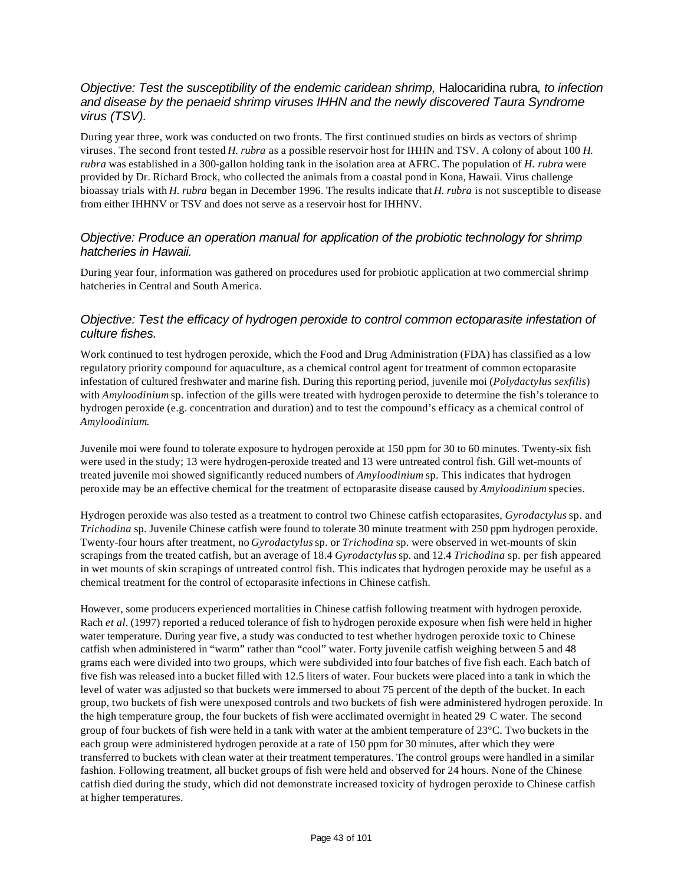### *Objective: Test the susceptibility of the endemic caridean shrimp,* Halocaridina rubra*, to infection and disease by the penaeid shrimp viruses IHHN and the newly discovered Taura Syndrome virus (TSV).*

During year three, work was conducted on two fronts. The first continued studies on birds as vectors of shrimp viruses. The second front tested *H. rubra* as a possible reservoir host for IHHN and TSV. A colony of about 100 *H. rubra* was established in a 300-gallon holding tank in the isolation area at AFRC. The population of *H. rubra* were provided by Dr. Richard Brock, who collected the animals from a coastal pond in Kona, Hawaii. Virus challenge bioassay trials with *H. rubra* began in December 1996. The results indicate that *H. rubra* is not susceptible to disease from either IHHNV or TSV and does not serve as a reservoir host for IHHNV.

### *Objective: Produce an operation manual for application of the probiotic technology for shrimp hatcheries in Hawaii.*

During year four, information was gathered on procedures used for probiotic application at two commercial shrimp hatcheries in Central and South America.

### *Objective: Test the efficacy of hydrogen peroxide to control common ectoparasite infestation of culture fishes.*

Work continued to test hydrogen peroxide, which the Food and Drug Administration (FDA) has classified as a low regulatory priority compound for aquaculture, as a chemical control agent for treatment of common ectoparasite infestation of cultured freshwater and marine fish. During this reporting period, juvenile moi (*Polydactylus sexfilis*) with *Amyloodinium* sp. infection of the gills were treated with hydrogen peroxide to determine the fish's tolerance to hydrogen peroxide (e.g. concentration and duration) and to test the compound's efficacy as a chemical control of *Amyloodinium*.

Juvenile moi were found to tolerate exposure to hydrogen peroxide at 150 ppm for 30 to 60 minutes. Twenty-six fish were used in the study; 13 were hydrogen-peroxide treated and 13 were untreated control fish. Gill wet-mounts of treated juvenile moi showed significantly reduced numbers of *Amyloodinium* sp. This indicates that hydrogen peroxide may be an effective chemical for the treatment of ectoparasite disease caused by *Amyloodinium* species.

Hydrogen peroxide was also tested as a treatment to control two Chinese catfish ectoparasites, *Gyrodactylus* sp. and *Trichodina* sp. Juvenile Chinese catfish were found to tolerate 30 minute treatment with 250 ppm hydrogen peroxide. Twenty-four hours after treatment, no *Gyrodactylus* sp. or *Trichodina* sp. were observed in wet-mounts of skin scrapings from the treated catfish, but an average of 18.4 *Gyrodactylus* sp. and 12.4 *Trichodina* sp. per fish appeared in wet mounts of skin scrapings of untreated control fish. This indicates that hydrogen peroxide may be useful as a chemical treatment for the control of ectoparasite infections in Chinese catfish.

However, some producers experienced mortalities in Chinese catfish following treatment with hydrogen peroxide. Rach *et al*. (1997) reported a reduced tolerance of fish to hydrogen peroxide exposure when fish were held in higher water temperature. During year five, a study was conducted to test whether hydrogen peroxide toxic to Chinese catfish when administered in "warm" rather than "cool" water. Forty juvenile catfish weighing between 5 and 48 grams each were divided into two groups, which were subdivided into four batches of five fish each. Each batch of five fish was released into a bucket filled with 12.5 liters of water. Four buckets were placed into a tank in which the level of water was adjusted so that buckets were immersed to about 75 percent of the depth of the bucket. In each group, two buckets of fish were unexposed controls and two buckets of fish were administered hydrogen peroxide. In the high temperature group, the four buckets of fish were acclimated overnight in heated 29 C water. The second group of four buckets of fish were held in a tank with water at the ambient temperature of 23°C. Two buckets in the each group were administered hydrogen peroxide at a rate of 150 ppm for 30 minutes, after which they were transferred to buckets with clean water at their treatment temperatures. The control groups were handled in a similar fashion. Following treatment, all bucket groups of fish were held and observed for 24 hours. None of the Chinese catfish died during the study, which did not demonstrate increased toxicity of hydrogen peroxide to Chinese catfish at higher temperatures.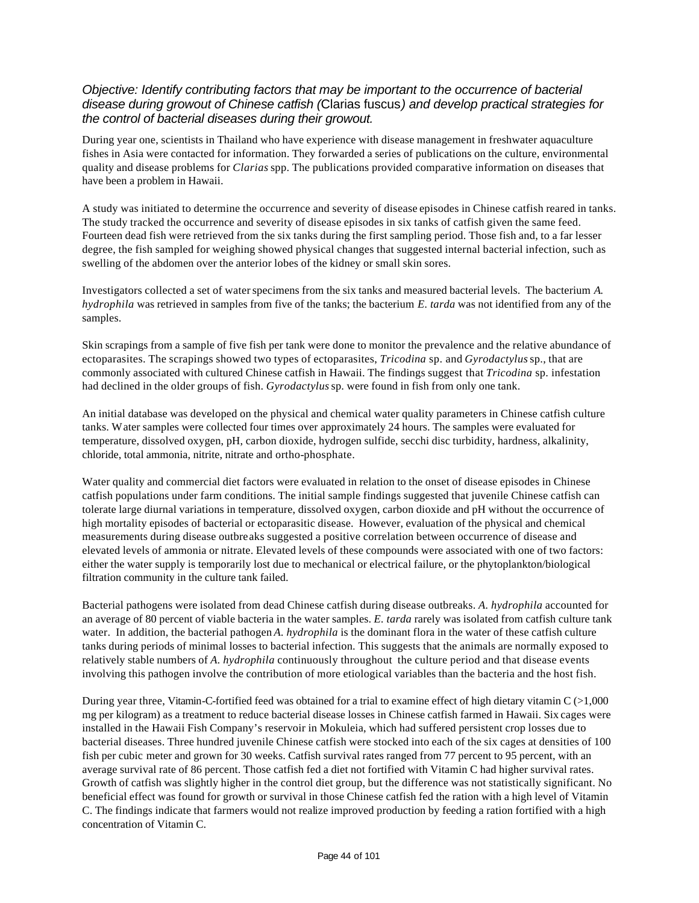*Objective: Identify contributing factors that may be important to the occurrence of bacterial disease during growout of Chinese catfish (*Clarias fuscus*) and develop practical strategies for the control of bacterial diseases during their growout.*

During year one, scientists in Thailand who have experience with disease management in freshwater aquaculture fishes in Asia were contacted for information. They forwarded a series of publications on the culture, environmental quality and disease problems for *Clarias* spp. The publications provided comparative information on diseases that have been a problem in Hawaii.

A study was initiated to determine the occurrence and severity of disease episodes in Chinese catfish reared in tanks. The study tracked the occurrence and severity of disease episodes in six tanks of catfish given the same feed. Fourteen dead fish were retrieved from the six tanks during the first sampling period. Those fish and, to a far lesser degree, the fish sampled for weighing showed physical changes that suggested internal bacterial infection, such as swelling of the abdomen over the anterior lobes of the kidney or small skin sores.

Investigators collected a set of water specimens from the six tanks and measured bacterial levels. The bacterium *A. hydrophila* was retrieved in samples from five of the tanks; the bacterium *E. tarda* was not identified from any of the samples.

Skin scrapings from a sample of five fish per tank were done to monitor the prevalence and the relative abundance of ectoparasites. The scrapings showed two types of ectoparasites, *Tricodina* sp. and *Gyrodactylus* sp., that are commonly associated with cultured Chinese catfish in Hawaii. The findings suggest that *Tricodina* sp. infestation had declined in the older groups of fish. *Gyrodactylus* sp. were found in fish from only one tank.

An initial database was developed on the physical and chemical water quality parameters in Chinese catfish culture tanks. Water samples were collected four times over approximately 24 hours. The samples were evaluated for temperature, dissolved oxygen, pH, carbon dioxide, hydrogen sulfide, secchi disc turbidity, hardness, alkalinity, chloride, total ammonia, nitrite, nitrate and ortho-phosphate.

Water quality and commercial diet factors were evaluated in relation to the onset of disease episodes in Chinese catfish populations under farm conditions. The initial sample findings suggested that juvenile Chinese catfish can tolerate large diurnal variations in temperature, dissolved oxygen, carbon dioxide and pH without the occurrence of high mortality episodes of bacterial or ectoparasitic disease. However, evaluation of the physical and chemical measurements during disease outbreaks suggested a positive correlation between occurrence of disease and elevated levels of ammonia or nitrate. Elevated levels of these compounds were associated with one of two factors: either the water supply is temporarily lost due to mechanical or electrical failure, or the phytoplankton/biological filtration community in the culture tank failed.

Bacterial pathogens were isolated from dead Chinese catfish during disease outbreaks. *A. hydrophila* accounted for an average of 80 percent of viable bacteria in the water samples. *E. tarda* rarely was isolated from catfish culture tank water. In addition, the bacterial pathogen *A. hydrophila* is the dominant flora in the water of these catfish culture tanks during periods of minimal losses to bacterial infection. This suggests that the animals are normally exposed to relatively stable numbers of *A. hydrophila* continuously throughout the culture period and that disease events involving this pathogen involve the contribution of more etiological variables than the bacteria and the host fish.

During year three, Vitamin-C-fortified feed was obtained for a trial to examine effect of high dietary vitamin C (>1,000 mg per kilogram) as a treatment to reduce bacterial disease losses in Chinese catfish farmed in Hawaii. Six cages were installed in the Hawaii Fish Company's reservoir in Mokuleia, which had suffered persistent crop losses due to bacterial diseases. Three hundred juvenile Chinese catfish were stocked into each of the six cages at densities of 100 fish per cubic meter and grown for 30 weeks. Catfish survival rates ranged from 77 percent to 95 percent, with an average survival rate of 86 percent. Those catfish fed a diet not fortified with Vitamin C had higher survival rates. Growth of catfish was slightly higher in the control diet group, but the difference was not statistically significant. No beneficial effect was found for growth or survival in those Chinese catfish fed the ration with a high level of Vitamin C. The findings indicate that farmers would not realize improved production by feeding a ration fortified with a high concentration of Vitamin C.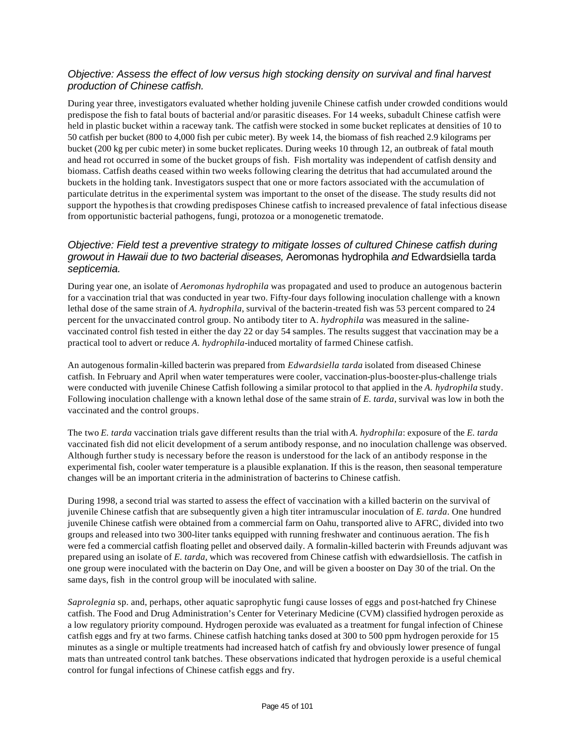### *Objective: Assess the effect of low versus high stocking density on survival and final harvest production of Chinese catfish.*

During year three, investigators evaluated whether holding juvenile Chinese catfish under crowded conditions would predispose the fish to fatal bouts of bacterial and/or parasitic diseases. For 14 weeks, subadult Chinese catfish were held in plastic bucket within a raceway tank. The catfish were stocked in some bucket replicates at densities of 10 to 50 catfish per bucket (800 to 4,000 fish per cubic meter). By week 14, the biomass of fish reached 2.9 kilograms per bucket (200 kg per cubic meter) in some bucket replicates. During weeks 10 through 12, an outbreak of fatal mouth and head rot occurred in some of the bucket groups of fish. Fish mortality was independent of catfish density and biomass. Catfish deaths ceased within two weeks following clearing the detritus that had accumulated around the buckets in the holding tank. Investigators suspect that one or more factors associated with the accumulation of particulate detritus in the experimental system was important to the onset of the disease. The study results did not support the hypothesis that crowding predisposes Chinese catfish to increased prevalence of fatal infectious disease from opportunistic bacterial pathogens, fungi, protozoa or a monogenetic trematode.

### *Objective: Field test a preventive strategy to mitigate losses of cultured Chinese catfish during growout in Hawaii due to two bacterial diseases,* Aeromonas hydrophila *and* Edwardsiella tarda *septicemia.*

During year one, an isolate of *Aeromonas hydrophila* was propagated and used to produce an autogenous bacterin for a vaccination trial that was conducted in year two. Fifty-four days following inoculation challenge with a known lethal dose of the same strain of *A. hydrophila*, survival of the bacterin-treated fish was 53 percent compared to 24 percent for the unvaccinated control group. No antibody titer to A. *hydrophila* was measured in the saline-vaccinated control fish tested in either the day 22 or day 54 samples. The results suggest that vaccination may be a practical tool to advert or reduce *A. hydrophila*-induced mortality of farmed Chinese catfish.

An autogenous formalin-killed bacterin was prepared from *Edwardsiella tarda* isolated from diseased Chinese catfish. In February and April when water temperatures were cooler, vaccination-plus-booster-plus-challenge trials were conducted with juvenile Chinese Catfish following a similar protocol to that applied in the *A. hydrophila* study. Following inoculation challenge with a known lethal dose of the same strain of *E. tarda*, survival was low in both the vaccinated and the control groups.

The two *E. tarda* vaccination trials gave different results than the trial with *A. hydrophila*: exposure of the *E. tarda* vaccinated fish did not elicit development of a serum antibody response, and no inoculation challenge was observed. Although further study is necessary before the reason is understood for the lack of an antibody response in the experimental fish, cooler water temperature is a plausible explanation. If this is the reason, then seasonal temperature changes will be an important criteria in the administration of bacterins to Chinese catfish.

During 1998, a second trial was started to assess the effect of vaccination with a killed bacterin on the survival of juvenile Chinese catfish that are subsequently given a high titer intramuscular inoculation of *E. tarda*. One hundred juvenile Chinese catfish were obtained from a commercial farm on Oahu, transported alive to AFRC, divided into two groups and released into two 300-liter tanks equipped with running freshwater and continuous aeration. The fish were fed a commercial catfish floating pellet and observed daily. A formalin-killed bacterin with Freunds adjuvant was prepared using an isolate of *E. tarda*, which was recovered from Chinese catfish with edwardsiellosis. The catfish in one group were inoculated with the bacterin on Day One, and will be given a booster on Day 30 of the trial. On the same days, fish in the control group will be inoculated with saline.

*Saprolegnia* sp. and, perhaps, other aquatic saprophytic fungi cause losses of eggs and post-hatched fry Chinese catfish. The Food and Drug Administration's Center for Veterinary Medicine (CVM) classified hydrogen peroxide as a low regulatory priority compound. Hydrogen peroxide was evaluated as a treatment for fungal infection of Chinese catfish eggs and fry at two farms. Chinese catfish hatching tanks dosed at 300 to 500 ppm hydrogen peroxide for 15 minutes as a single or multiple treatments had increased hatch of catfish fry and obviously lower presence of fungal mats than untreated control tank batches. These observations indicated that hydrogen peroxide is a useful chemical control for fungal infections of Chinese catfish eggs and fry.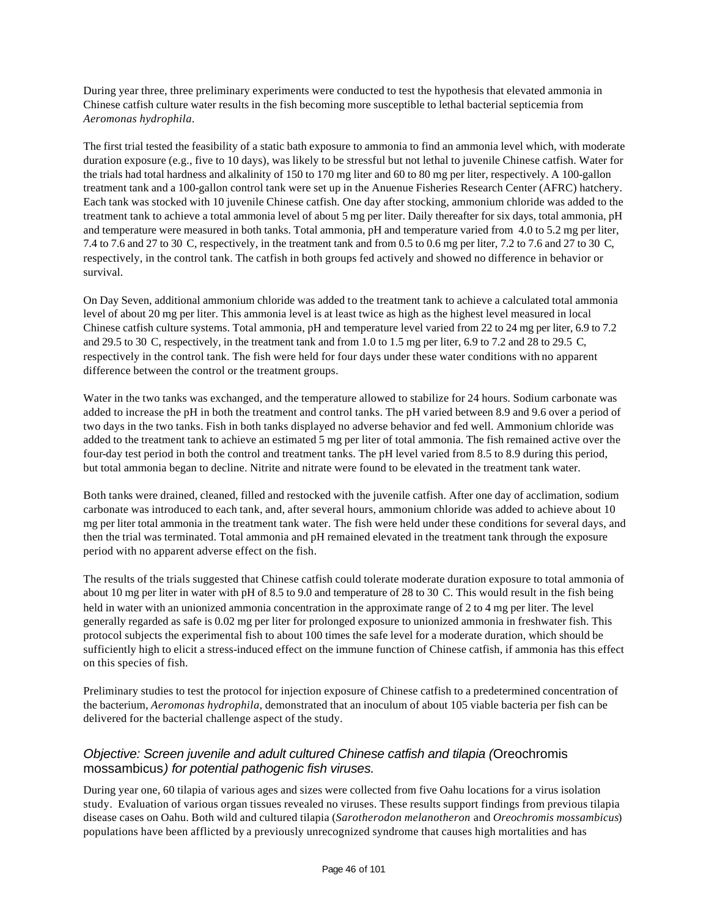During year three, three preliminary experiments were conducted to test the hypothesis that elevated ammonia in Chinese catfish culture water results in the fish becoming more susceptible to lethal bacterial septicemia from *Aeromonas hydrophila*.

The first trial tested the feasibility of a static bath exposure to ammonia to find an ammonia level which, with moderate duration exposure (e.g., five to 10 days), was likely to be stressful but not lethal to juvenile Chinese catfish. Water for the trials had total hardness and alkalinity of 150 to 170 mg liter and 60 to 80 mg per liter, respectively. A 100-gallon treatment tank and a 100-gallon control tank were set up in the Anuenue Fisheries Research Center (AFRC) hatchery. Each tank was stocked with 10 juvenile Chinese catfish. One day after stocking, ammonium chloride was added to the treatment tank to achieve a total ammonia level of about 5 mg per liter. Daily thereafter for six days, total ammonia, pH and temperature were measured in both tanks. Total ammonia, pH and temperature varied from 4.0 to 5.2 mg per liter, 7.4 to 7.6 and 27 to 30 C, respectively, in the treatment tank and from 0.5 to 0.6 mg per liter, 7.2 to 7.6 and 27 to 30 C, respectively, in the control tank. The catfish in both groups fed actively and showed no difference in behavior or survival.

On Day Seven, additional ammonium chloride was added to the treatment tank to achieve a calculated total ammonia level of about 20 mg per liter. This ammonia level is at least twice as high as the highest level measured in local Chinese catfish culture systems. Total ammonia, pH and temperature level varied from 22 to 24 mg per liter, 6.9 to 7.2 and 29.5 to 30 C, respectively, in the treatment tank and from 1.0 to 1.5 mg per liter, 6.9 to 7.2 and 28 to 29.5 C, respectively in the control tank. The fish were held for four days under these water conditions with no apparent difference between the control or the treatment groups.

Water in the two tanks was exchanged, and the temperature allowed to stabilize for 24 hours. Sodium carbonate was added to increase the pH in both the treatment and control tanks. The pH varied between 8.9 and 9.6 over a period of two days in the two tanks. Fish in both tanks displayed no adverse behavior and fed well. Ammonium chloride was added to the treatment tank to achieve an estimated 5 mg per liter of total ammonia. The fish remained active over the four-day test period in both the control and treatment tanks. The pH level varied from 8.5 to 8.9 during this period, but total ammonia began to decline. Nitrite and nitrate were found to be elevated in the treatment tank water.

Both tanks were drained, cleaned, filled and restocked with the juvenile catfish. After one day of acclimation, sodium carbonate was introduced to each tank, and, after several hours, ammonium chloride was added to achieve about 10 mg per liter total ammonia in the treatment tank water. The fish were held under these conditions for several days, and then the trial was terminated. Total ammonia and pH remained elevated in the treatment tank through the exposure period with no apparent adverse effect on the fish.

The results of the trials suggested that Chinese catfish could tolerate moderate duration exposure to total ammonia of about 10 mg per liter in water with pH of 8.5 to 9.0 and temperature of 28 to 30 C. This would result in the fish being held in water with an unionized ammonia concentration in the approximate range of 2 to 4 mg per liter. The level generally regarded as safe is 0.02 mg per liter for prolonged exposure to unionized ammonia in freshwater fish. This protocol subjects the experimental fish to about 100 times the safe level for a moderate duration, which should be sufficiently high to elicit a stress-induced effect on the immune function of Chinese catfish, if ammonia has this effect on this species of fish.

Preliminary studies to test the protocol for injection exposure of Chinese catfish to a predetermined concentration of the bacterium, *Aeromonas hydrophila*, demonstrated that an inoculum of about 105 viable bacteria per fish can be delivered for the bacterial challenge aspect of the study.

### *Objective: Screen juvenile and adult cultured Chinese catfish and tilapia (*Oreochromis mossambicus*) for potential pathogenic fish viruses.*

During year one, 60 tilapia of various ages and sizes were collected from five Oahu locations for a virus isolation study. Evaluation of various organ tissues revealed no viruses. These results support findings from previous tilapia disease cases on Oahu. Both wild and cultured tilapia (*Sarotherodon melanotheron* and *Oreochromis mossambicus*) populations have been afflicted by a previously unrecognized syndrome that causes high mortalities and has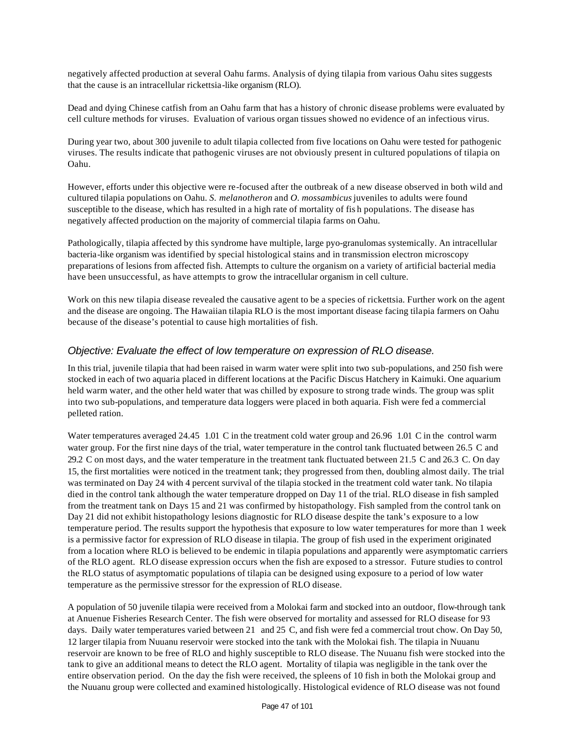negatively affected production at several Oahu farms. Analysis of dying tilapia from various Oahu sites suggests that the cause is an intracellular rickettsia-like organism (RLO).

Dead and dying Chinese catfish from an Oahu farm that has a history of chronic disease problems were evaluated by cell culture methods for viruses. Evaluation of various organ tissues showed no evidence of an infectious virus.

During year two, about 300 juvenile to adult tilapia collected from five locations on Oahu were tested for pathogenic viruses. The results indicate that pathogenic viruses are not obviously present in cultured populations of tilapia on Oahu.

However, efforts under this objective were re-focused after the outbreak of a new disease observed in both wild and cultured tilapia populations on Oahu. *S. melanotheron* and *O. mossambicus* juveniles to adults were found susceptible to the disease, which has resulted in a high rate of mortality of fish populations. The disease has negatively affected production on the majority of commercial tilapia farms on Oahu.

Pathologically, tilapia affected by this syndrome have multiple, large pyo-granulomas systemically. An intracellular bacteria-like organism was identified by special histological stains and in transmission electron microscopy preparations of lesions from affected fish. Attempts to culture the organism on a variety of artificial bacterial media have been unsuccessful, as have attempts to grow the intracellular organism in cell culture.

Work on this new tilapia disease revealed the causative agent to be a species of rickettsia. Further work on the agent and the disease are ongoing. The Hawaiian tilapia RLO is the most important disease facing tilapia farmers on Oahu because of the disease's potential to cause high mortalities of fish.

### *Objective: Evaluate the effect of low temperature on expression of RLO disease.*

In this trial, juvenile tilapia that had been raised in warm water were split into two sub-populations, and 250 fish were stocked in each of two aquaria placed in different locations at the Pacific Discus Hatchery in Kaimuki. One aquarium held warm water, and the other held water that was chilled by exposure to strong trade winds. The group was split into two sub-populations, and temperature data loggers were placed in both aquaria. Fish were fed a commercial pelleted ration.

Water temperatures averaged 24.45 1.01 C in the treatment cold water group and 26.96 1.01 C in the control warm water group. For the first nine days of the trial, water temperature in the control tank fluctuated between 26.5 C and 29.2 C on most days, and the water temperature in the treatment tank fluctuated between 21.5 C and 26.3 C. On day 15, the first mortalities were noticed in the treatment tank; they progressed from then, doubling almost daily. The trial was terminated on Day 24 with 4 percent survival of the tilapia stocked in the treatment cold water tank. No tilapia died in the control tank although the water temperature dropped on Day 11 of the trial. RLO disease in fish sampled from the treatment tank on Days 15 and 21 was confirmed by histopathology. Fish sampled from the control tank on Day 21 did not exhibit histopathology lesions diagnostic for RLO disease despite the tank's exposure to a low temperature period. The results support the hypothesis that exposure to low water temperatures for more than 1 week is a permissive factor for expression of RLO disease in tilapia. The group of fish used in the experiment originated from a location where RLO is believed to be endemic in tilapia populations and apparently were asymptomatic carriers of the RLO agent. RLO disease expression occurs when the fish are exposed to a stressor. Future studies to control the RLO status of asymptomatic populations of tilapia can be designed using exposure to a period of low water temperature as the permissive stressor for the expression of RLO disease.

A population of 50 juvenile tilapia were received from a Molokai farm and stocked into an outdoor, flow-through tank at Anuenue Fisheries Research Center. The fish were observed for mortality and assessed for RLO disease for 93 days. Daily water temperatures varied between 21 and 25 C, and fish were fed a commercial trout chow. On Day 50, 12 larger tilapia from Nuuanu reservoir were stocked into the tank with the Molokai fish. The tilapia in Nuuanu reservoir are known to be free of RLO and highly susceptible to RLO disease. The Nuuanu fish were stocked into the tank to give an additional means to detect the RLO agent. Mortality of tilapia was negligible in the tank over the entire observation period. On the day the fish were received, the spleens of 10 fish in both the Molokai group and the Nuuanu group were collected and examined histologically. Histological evidence of RLO disease was not found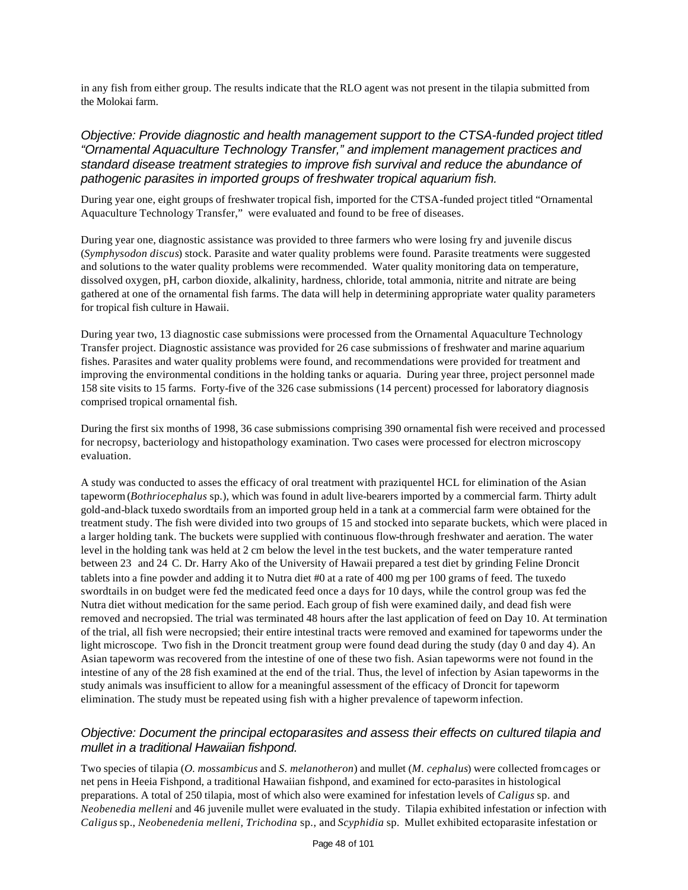in any fish from either group. The results indicate that the RLO agent was not present in the tilapia submitted from the Molokai farm.

### *Objective: Provide diagnostic and health management support to the CTSA-funded project titled "Ornamental Aquaculture Technology Transfer," and implement management practices and standard disease treatment strategies to improve fish survival and reduce the abundance of pathogenic parasites in imported groups of freshwater tropical aquarium fish.*

During year one, eight groups of freshwater tropical fish, imported for the CTSA-funded project titled "Ornamental Aquaculture Technology Transfer," were evaluated and found to be free of diseases.

During year one, diagnostic assistance was provided to three farmers who were losing fry and juvenile discus (*Symphysodon discus*) stock. Parasite and water quality problems were found. Parasite treatments were suggested and solutions to the water quality problems were recommended. Water quality monitoring data on temperature, dissolved oxygen, pH, carbon dioxide, alkalinity, hardness, chloride, total ammonia, nitrite and nitrate are being gathered at one of the ornamental fish farms. The data will help in determining appropriate water quality parameters for tropical fish culture in Hawaii.

During year two, 13 diagnostic case submissions were processed from the Ornamental Aquaculture Technology Transfer project. Diagnostic assistance was provided for 26 case submissions of freshwater and marine aquarium fishes. Parasites and water quality problems were found, and recommendations were provided for treatment and improving the environmental conditions in the holding tanks or aquaria. During year three, project personnel made 158 site visits to 15 farms. Forty-five of the 326 case submissions (14 percent) processed for laboratory diagnosis comprised tropical ornamental fish.

During the first six months of 1998, 36 case submissions comprising 390 ornamental fish were received and processed for necropsy, bacteriology and histopathology examination. Two cases were processed for electron microscopy evaluation.

A study was conducted to asses the efficacy of oral treatment with praziquentel HCL for elimination of the Asian tapeworm (*Bothriocephalus* sp.), which was found in adult live-bearers imported by a commercial farm. Thirty adult gold-and-black tuxedo swordtails from an imported group held in a tank at a commercial farm were obtained for the treatment study. The fish were divided into two groups of 15 and stocked into separate buckets, which were placed in a larger holding tank. The buckets were supplied with continuous flow-through freshwater and aeration. The water level in the holding tank was held at 2 cm below the level in the test buckets, and the water temperature ranted between 23 and 24 C. Dr. Harry Ako of the University of Hawaii prepared a test diet by grinding Feline Droncit tablets into a fine powder and adding it to Nutra diet #0 at a rate of 400 mg per 100 grams of feed. The tuxedo swordtails in on budget were fed the medicated feed once a days for 10 days, while the control group was fed the Nutra diet without medication for the same period. Each group of fish were examined daily, and dead fish were removed and necropsied. The trial was terminated 48 hours after the last application of feed on Day 10. At termination of the trial, all fish were necropsied; their entire intestinal tracts were removed and examined for tapeworms under the light microscope. Two fish in the Droncit treatment group were found dead during the study (day 0 and day 4). An Asian tapeworm was recovered from the intestine of one of these two fish. Asian tapeworms were not found in the intestine of any of the 28 fish examined at the end of the trial. Thus, the level of infection by Asian tapeworms in the study animals was insufficient to allow for a meaningful assessment of the efficacy of Droncit for tapeworm elimination. The study must be repeated using fish with a higher prevalence of tapeworm infection.

### *Objective: Document the principal ectoparasites and assess their effects on cultured tilapia and mullet in a traditional Hawaiian fishpond.*

Two species of tilapia (*O. mossambicus* and *S. melanotheron*) and mullet (*M. cephalus*) were collected from cages or net pens in Heeia Fishpond, a traditional Hawaiian fishpond, and examined for ecto-parasites in histological preparations. A total of 250 tilapia, most of which also were examined for infestation levels of *Caligus* sp. and *Neobenedia melleni* and 46 juvenile mullet were evaluated in the study. Tilapia exhibited infestation or infection with *Caligus* sp., *Neobenedenia melleni, Trichodina* sp., and *Scyphidia* sp. Mullet exhibited ectoparasite infestation or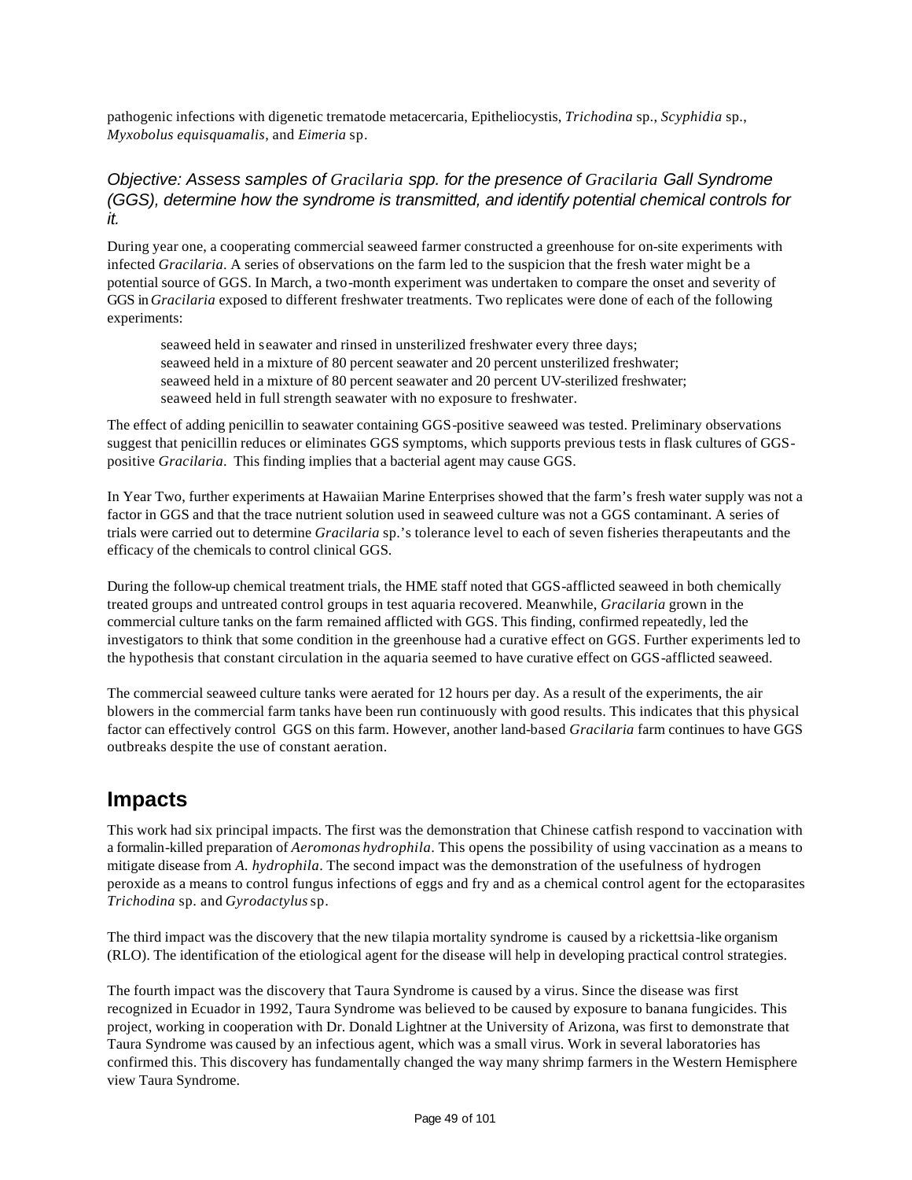pathogenic infections with digenetic trematode metacercaria, Epitheliocystis, *Trichodina* sp., *Scyphidia* sp., *Myxobolus equisquamalis,* and *Eimeria* sp.

### *Objective: Assess samples of Gracilaria spp. for the presence of Gracilaria Gall Syndrome (GGS), determine how the syndrome is transmitted, and identify potential chemical controls for it.*

During year one, a cooperating commercial seaweed farmer constructed a greenhouse for on-site experiments with infected *Gracilaria*. A series of observations on the farm led to the suspicion that the fresh water might be a potential source of GGS. In March, a two-month experiment was undertaken to compare the onset and severity of GGS in *Gracilaria* exposed to different freshwater treatments. Two replicates were done of each of the following experiments:

- seaweed held in seawater and rinsed in unsterilized freshwater every three days;
- seaweed held in a mixture of 80 percent seawater and 20 percent unsterilized freshwater;
- seaweed held in a mixture of 80 percent seawater and 20 percent UV-sterilized freshwater;
- seaweed held in full strength seawater with no exposure to freshwater.

The effect of adding penicillin to seawater containing GGS-positive seaweed was tested. Preliminary observations suggest that penicillin reduces or eliminates GGS symptoms, which supports previous tests in flask cultures of GGS-positive *Gracilaria*. This finding implies that a bacterial agent may cause GGS.

In Year Two, further experiments at Hawaiian Marine Enterprises showed that the farm's fresh water supply was not a factor in GGS and that the trace nutrient solution used in seaweed culture was not a GGS contaminant. A series of trials were carried out to determine *Gracilaria* sp.'s tolerance level to each of seven fisheries therapeutants and the efficacy of the chemicals to control clinical GGS.

During the follow-up chemical treatment trials, the HME staff noted that GGS-afflicted seaweed in both chemically treated groups and untreated control groups in test aquaria recovered. Meanwhile, *Gracilaria* grown in the commercial culture tanks on the farm remained afflicted with GGS. This finding, confirmed repeatedly, led the investigators to think that some condition in the greenhouse had a curative effect on GGS. Further experiments led to the hypothesis that constant circulation in the aquaria seemed to have curative effect on GGS-afflicted seaweed.

The commercial seaweed culture tanks were aerated for 12 hours per day. As a result of the experiments, the air blowers in the commercial farm tanks have been run continuously with good results. This indicates that this physical factor can effectively control GGS on this farm. However, another land-based *Gracilaria* farm continues to have GGS outbreaks despite the use of constant aeration.

## Impacts

This work had six principal impacts. The first was the demonstration that Chinese catfish respond to vaccination with a formalin-killed preparation of *Aeromonas hydrophila*. This opens the possibility of using vaccination as a means to mitigate disease from *A. hydrophila*. The second impact was the demonstration of the usefulness of hydrogen peroxide as a means to control fungus infections of eggs and fry and as a chemical control agent for the ectoparasites *Trichodina* sp. and *Gyrodactylus* sp.

The third impact was the discovery that the new tilapia mortality syndrome is caused by a rickettsia-like organism (RLO). The identification of the etiological agent for the disease will help in developing practical control strategies.

The fourth impact was the discovery that Taura Syndrome is caused by a virus. Since the disease was first recognized in Ecuador in 1992, Taura Syndrome was believed to be caused by exposure to banana fungicides. This project, working in cooperation with Dr. Donald Lightner at the University of Arizona, was first to demonstrate that Taura Syndrome was caused by an infectious agent, which was a small virus. Work in several laboratories has confirmed this. This discovery has fundamentally changed the way many shrimp farmers in the Western Hemisphere view Taura Syndrome.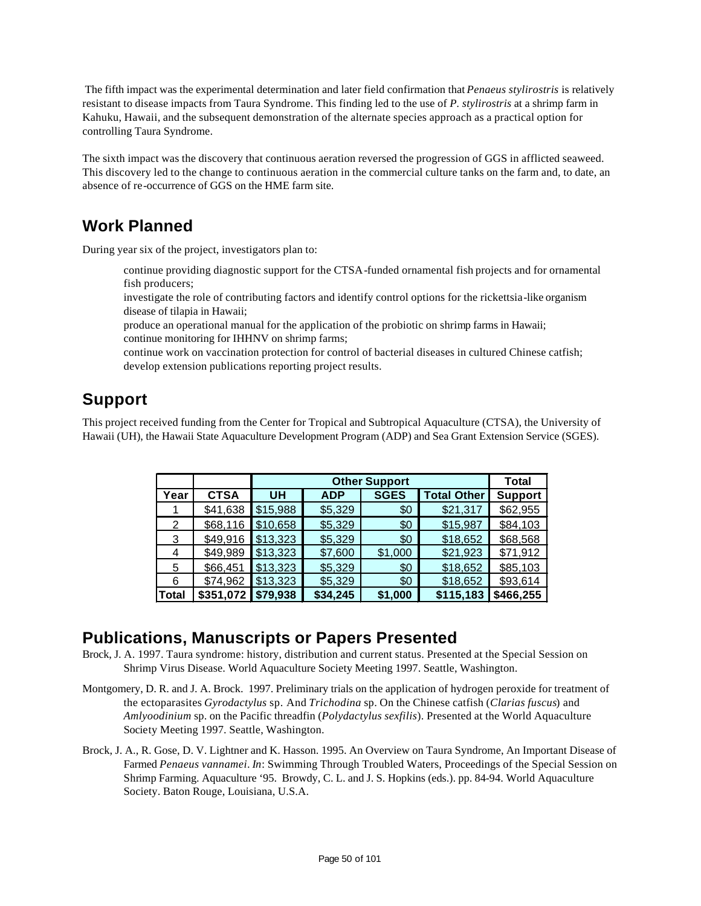The fifth impact was the experimental determination and later field confirmation that *Penaeus stylirostris* is relatively resistant to disease impacts from Taura Syndrome. This finding led to the use of *P. stylirostris* at a shrimp farm in Kahuku, Hawaii, and the subsequent demonstration of the alternate species approach as a practical option for controlling Taura Syndrome.

The sixth impact was the discovery that continuous aeration reversed the progression of GGS in afflicted seaweed. This discovery led to the change to continuous aeration in the commercial culture tanks on the farm and, to date, an absence of re-occurrence of GGS on the HME farm site.

## Work Planned

During year six of the project, investigators plan to:

- continue providing diagnostic support for the CTSA-funded ornamental fish projects and for ornamental fish producers;
- investigate the role of contributing factors and identify control options for the rickettsia-like organism disease of tilapia in Hawaii;
- produce an operational manual for the application of the probiotic on shrimp farms in Hawaii;
- continue monitoring for IHHNV on shrimp farms;
- continue work on vaccination protection for control of bacterial diseases in cultured Chinese catfish;
- develop extension publications reporting project results.

## Support

This project received funding from the Center for Tropical and Subtropical Aquaculture (CTSA), the University of Hawaii (UH), the Hawaii State Aquaculture Development Program (ADP) and Sea Grant Extension Service (SGES).

| | | Other Support | | | | Total |
|---|---|---|---|---|---|---|
| Year | CTSA | UH | ADP | SGES | Total Other | Support |
| 1 | $41,638 | $15,988 | $5,329 | $0 | $21,317 | $62,955 |
| 2 | $68,116 | $10,658 | $5,329 | $0 | $15,987 | $84,103 |
| 3 | $49,916 | $13,323 | $5,329 | $0 | $18,652 | $68,568 |
| 4 | $49,989 | $13,323 | $7,600 | $1,000 | $21,923 | $71,912 |
| 5 | $66,451 | $13,323 | $5,329 | $0 | $18,652 | $85,103 |
| 6 | $74,962 | $13,323 | $5,329 | $0 | $18,652 | $93,614 |
| **Total** | **$351,072** | **$79,938** | **$34,245** | **$1,000** | **$115,183** | **$466,255** |

## Publications, Manuscripts or Papers Presented

Brock, J. A. 1997. Taura syndrome: history, distribution and current status. Presented at the Special Session on Shrimp Virus Disease. World Aquaculture Society Meeting 1997. Seattle, Washington.

Montgomery, D. R. and J. A. Brock. 1997. Preliminary trials on the application of hydrogen peroxide for treatment of the ectoparasites *Gyrodactylus* sp. And *Trichodina* sp. On the Chinese catfish (*Clarias fuscus*) and *Amlyoodinium* sp. on the Pacific threadfin (*Polydactylus sexfilis*). Presented at the World Aquaculture Society Meeting 1997. Seattle, Washington.

Brock, J. A., R. Gose, D. V. Lightner and K. Hasson. 1995. An Overview on Taura Syndrome, An Important Disease of Farmed *Penaeus vannamei*. *In*: Swimming Through Troubled Waters, Proceedings of the Special Session on Shrimp Farming. Aquaculture '95. Browdy, C. L. and J. S. Hopkins (eds.). pp. 84-94. World Aquaculture Society. Baton Rouge, Louisiana, U.S.A.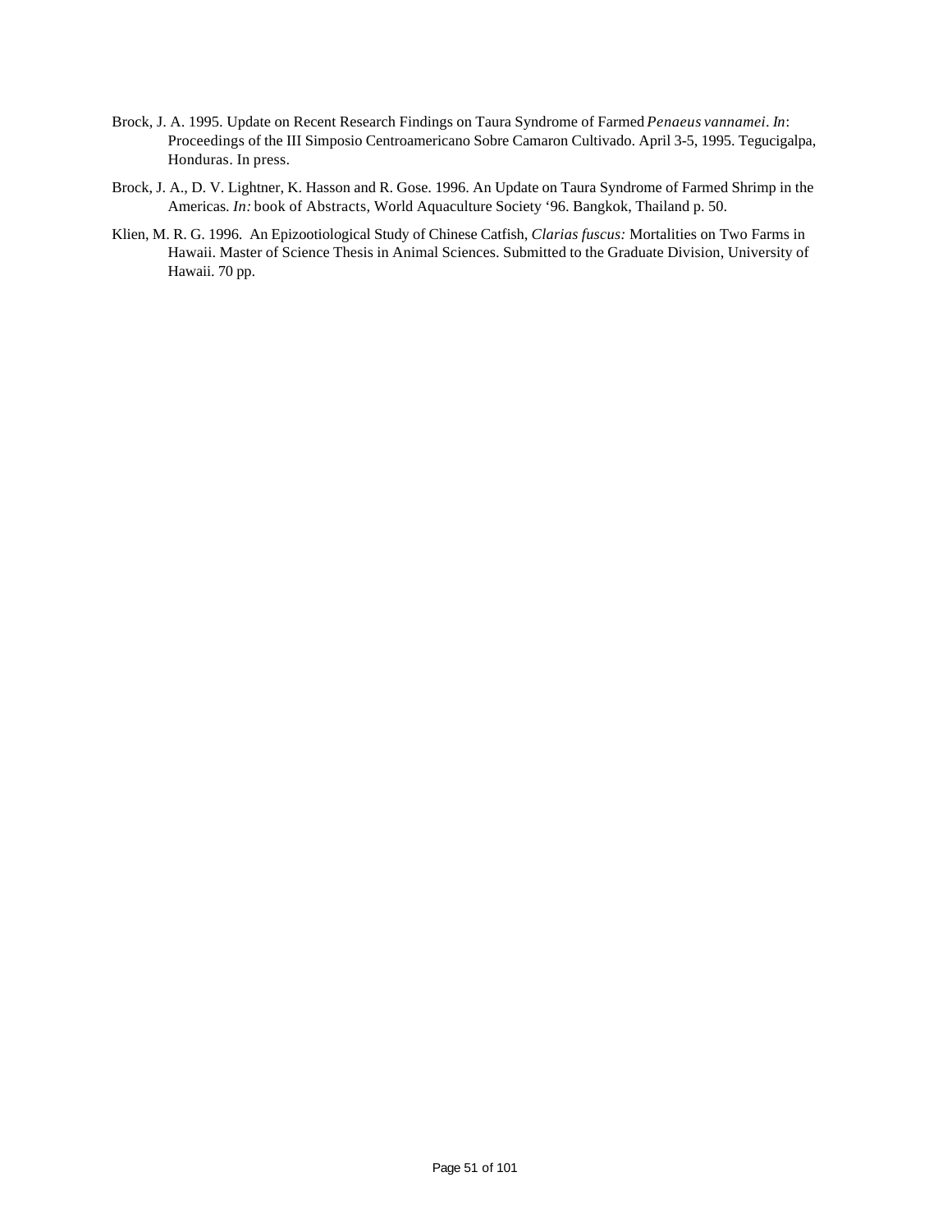Brock, J. A. 1995. Update on Recent Research Findings on Taura Syndrome of Farmed *Penaeus vannamei*. *In*: Proceedings of the III Simposio Centroamericano Sobre Camaron Cultivado. April 3-5, 1995. Tegucigalpa, Honduras. In press.

Brock, J. A., D. V. Lightner, K. Hasson and R. Gose. 1996. An Update on Taura Syndrome of Farmed Shrimp in the Americas. *In:* book of Abstracts, World Aquaculture Society '96. Bangkok, Thailand p. 50.

Klien, M. R. G. 1996. An Epizootiological Study of Chinese Catfish, *Clarias fuscus:* Mortalities on Two Farms in Hawaii. Master of Science Thesis in Animal Sciences. Submitted to the Graduate Division, University of Hawaii. 70 pp.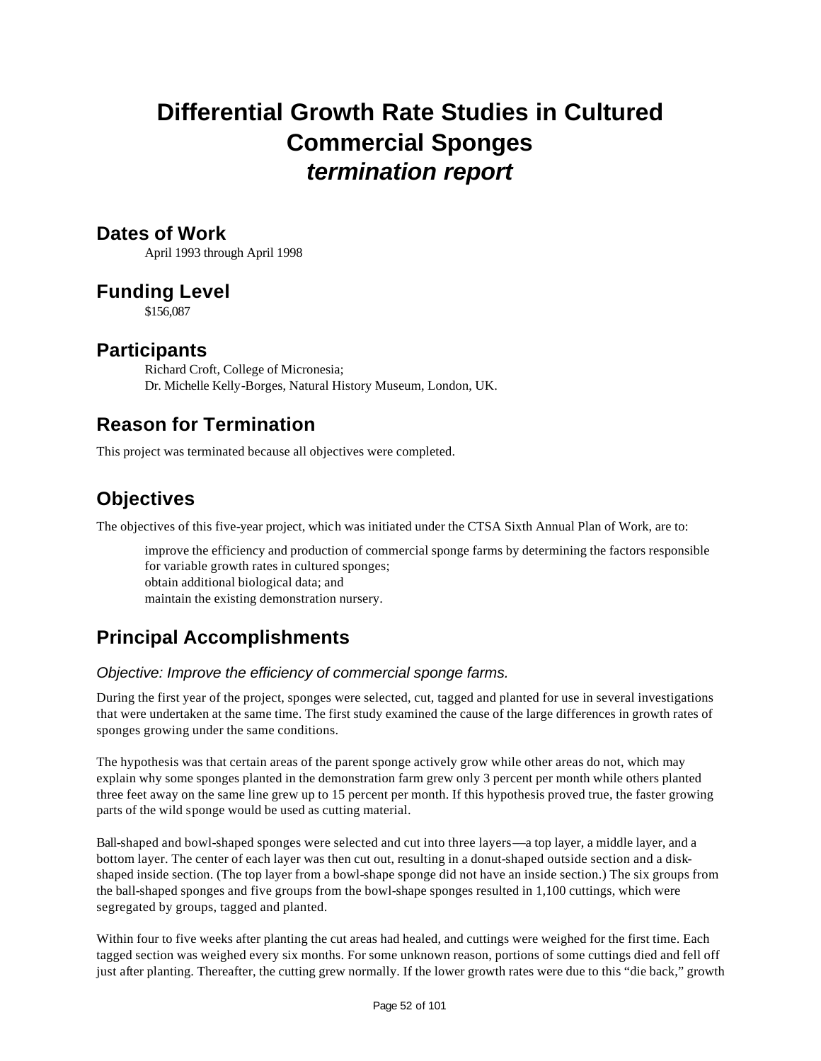# Differential Growth Rate Studies in Cultured Commercial Sponges
## *termination report*

## Dates of Work

April 1993 through April 1998

## Funding Level

$156,087

## Participants

Richard Croft, College of Micronesia;
Dr. Michelle Kelly-Borges, Natural History Museum, London, UK.

## Reason for Termination

This project was terminated because all objectives were completed.

## Objectives

The objectives of this five-year project, which was initiated under the CTSA Sixth Annual Plan of Work, are to:

improve the efficiency and production of commercial sponge farms by determining the factors responsible for variable growth rates in cultured sponges;
obtain additional biological data; and
maintain the existing demonstration nursery.

## Principal Accomplishments

### *Objective: Improve the efficiency of commercial sponge farms.*

During the first year of the project, sponges were selected, cut, tagged and planted for use in several investigations that were undertaken at the same time. The first study examined the cause of the large differences in growth rates of sponges growing under the same conditions.

The hypothesis was that certain areas of the parent sponge actively grow while other areas do not, which may explain why some sponges planted in the demonstration farm grew only 3 percent per month while others planted three feet away on the same line grew up to 15 percent per month. If this hypothesis proved true, the faster growing parts of the wild sponge would be used as cutting material.

Ball-shaped and bowl-shaped sponges were selected and cut into three layers—a top layer, a middle layer, and a bottom layer. The center of each layer was then cut out, resulting in a donut-shaped outside section and a disk-shaped inside section. (The top layer from a bowl-shape sponge did not have an inside section.) The six groups from the ball-shaped sponges and five groups from the bowl-shape sponges resulted in 1,100 cuttings, which were segregated by groups, tagged and planted.

Within four to five weeks after planting the cut areas had healed, and cuttings were weighed for the first time. Each tagged section was weighed every six months. For some unknown reason, portions of some cuttings died and fell off just after planting. Thereafter, the cutting grew normally. If the lower growth rates were due to this "die back," growth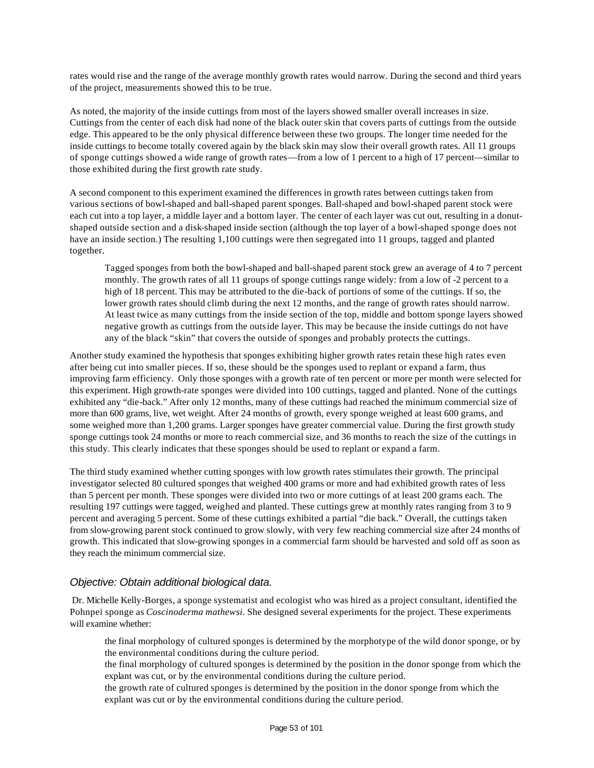rates would rise and the range of the average monthly growth rates would narrow. During the second and third years of the project, measurements showed this to be true.

As noted, the majority of the inside cuttings from most of the layers showed smaller overall increases in size. Cuttings from the center of each disk had none of the black outer skin that covers parts of cuttings from the outside edge. This appeared to be the only physical difference between these two groups. The longer time needed for the inside cuttings to become totally covered again by the black skin may slow their overall growth rates. All 11 groups of sponge cuttings showed a wide range of growth rates—from a low of 1 percent to a high of 17 percent—similar to those exhibited during the first growth rate study.

A second component to this experiment examined the differences in growth rates between cuttings taken from various sections of bowl-shaped and ball-shaped parent sponges. Ball-shaped and bowl-shaped parent stock were each cut into a top layer, a middle layer and a bottom layer. The center of each layer was cut out, resulting in a donut-shaped outside section and a disk-shaped inside section (although the top layer of a bowl-shaped sponge does not have an inside section.) The resulting 1,100 cuttings were then segregated into 11 groups, tagged and planted together.

> Tagged sponges from both the bowl-shaped and ball-shaped parent stock grew an average of 4 to 7 percent monthly. The growth rates of all 11 groups of sponge cuttings range widely: from a low of -2 percent to a high of 18 percent. This may be attributed to the die-back of portions of some of the cuttings. If so, the lower growth rates should climb during the next 12 months, and the range of growth rates should narrow. At least twice as many cuttings from the inside section of the top, middle and bottom sponge layers showed negative growth as cuttings from the outside layer. This may be because the inside cuttings do not have any of the black "skin" that covers the outside of sponges and probably protects the cuttings.

Another study examined the hypothesis that sponges exhibiting higher growth rates retain these high rates even after being cut into smaller pieces. If so, these should be the sponges used to replant or expand a farm, thus improving farm efficiency. Only those sponges with a growth rate of ten percent or more per month were selected for this experiment. High growth-rate sponges were divided into 100 cuttings, tagged and planted. None of the cuttings exhibited any "die-back." After only 12 months, many of these cuttings had reached the minimum commercial size of more than 600 grams, live, wet weight. After 24 months of growth, every sponge weighed at least 600 grams, and some weighed more than 1,200 grams. Larger sponges have greater commercial value. During the first growth study sponge cuttings took 24 months or more to reach commercial size, and 36 months to reach the size of the cuttings in this study. This clearly indicates that these sponges should be used to replant or expand a farm.

The third study examined whether cutting sponges with low growth rates stimulates their growth. The principal investigator selected 80 cultured sponges that weighed 400 grams or more and had exhibited growth rates of less than 5 percent per month. These sponges were divided into two or more cuttings of at least 200 grams each. The resulting 197 cuttings were tagged, weighed and planted. These cuttings grew at monthly rates ranging from 3 to 9 percent and averaging 5 percent. Some of these cuttings exhibited a partial "die back." Overall, the cuttings taken from slow-growing parent stock continued to grow slowly, with very few reaching commercial size after 24 months of growth. This indicated that slow-growing sponges in a commercial farm should be harvested and sold off as soon as they reach the minimum commercial size.

### *Objective: Obtain additional biological data.*

Dr. Michelle Kelly-Borges, a sponge systematist and ecologist who was hired as a project consultant, identified the Pohnpei sponge as *Coscinoderma mathewsi*. She designed several experiments for the project. These experiments will examine whether:

> the final morphology of cultured sponges is determined by the morphotype of the wild donor sponge, or by the environmental conditions during the culture period.
>
> the final morphology of cultured sponges is determined by the position in the donor sponge from which the explant was cut, or by the environmental conditions during the culture period.
>
> the growth rate of cultured sponges is determined by the position in the donor sponge from which the explant was cut or by the environmental conditions during the culture period.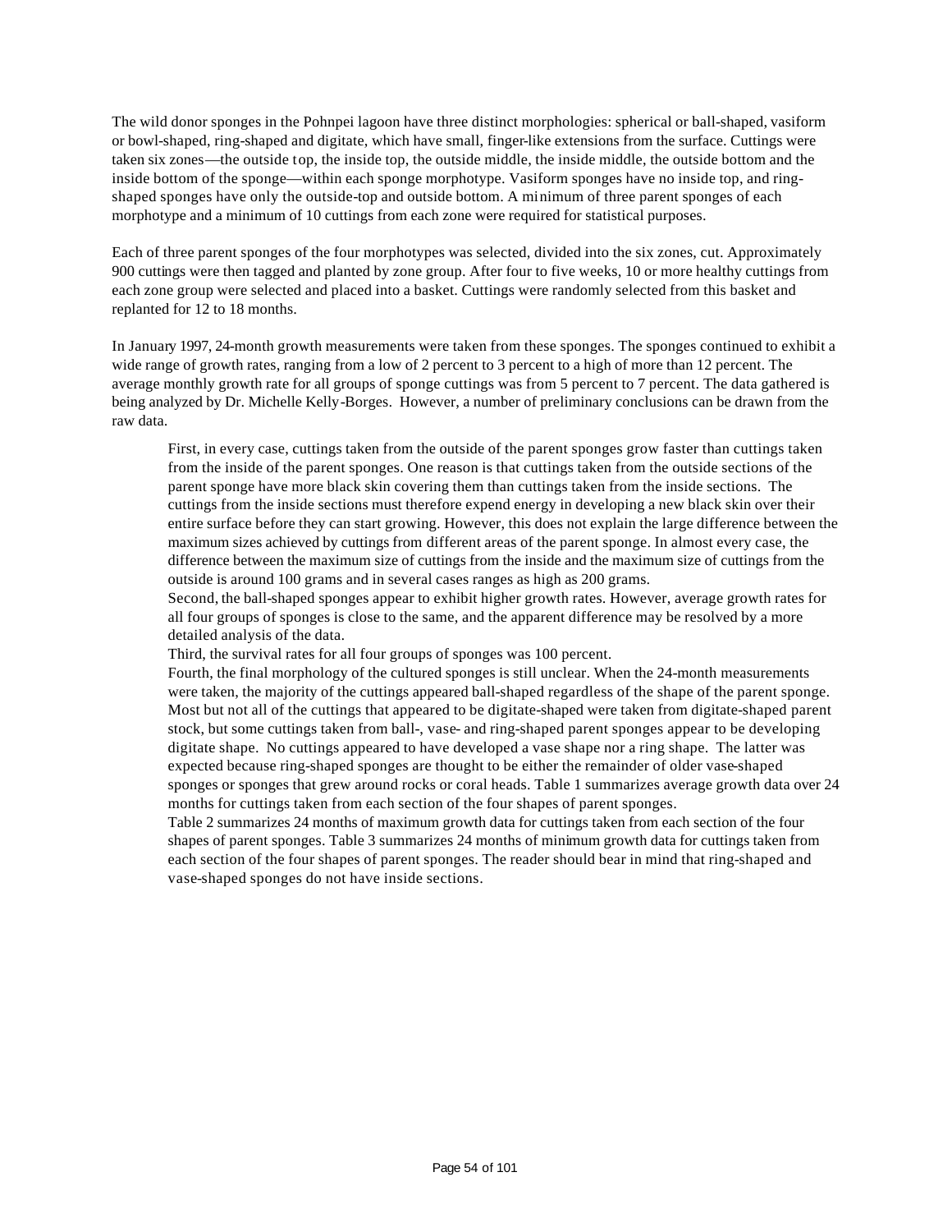The wild donor sponges in the Pohnpei lagoon have three distinct morphologies: spherical or ball-shaped, vasiform or bowl-shaped, ring-shaped and digitate, which have small, finger-like extensions from the surface. Cuttings were taken six zones—the outside top, the inside top, the outside middle, the inside middle, the outside bottom and the inside bottom of the sponge—within each sponge morphotype. Vasiform sponges have no inside top, and ring-shaped sponges have only the outside-top and outside bottom. A minimum of three parent sponges of each morphotype and a minimum of 10 cuttings from each zone were required for statistical purposes.

Each of three parent sponges of the four morphotypes was selected, divided into the six zones, cut. Approximately 900 cuttings were then tagged and planted by zone group. After four to five weeks, 10 or more healthy cuttings from each zone group were selected and placed into a basket. Cuttings were randomly selected from this basket and replanted for 12 to 18 months.

In January 1997, 24-month growth measurements were taken from these sponges. The sponges continued to exhibit a wide range of growth rates, ranging from a low of 2 percent to 3 percent to a high of more than 12 percent. The average monthly growth rate for all groups of sponge cuttings was from 5 percent to 7 percent. The data gathered is being analyzed by Dr. Michelle Kelly-Borges. However, a number of preliminary conclusions can be drawn from the raw data.

> First, in every case, cuttings taken from the outside of the parent sponges grow faster than cuttings taken from the inside of the parent sponges. One reason is that cuttings taken from the outside sections of the parent sponge have more black skin covering them than cuttings taken from the inside sections. The cuttings from the inside sections must therefore expend energy in developing a new black skin over their entire surface before they can start growing. However, this does not explain the large difference between the maximum sizes achieved by cuttings from different areas of the parent sponge. In almost every case, the difference between the maximum size of cuttings from the inside and the maximum size of cuttings from the outside is around 100 grams and in several cases ranges as high as 200 grams.
>
> Second, the ball-shaped sponges appear to exhibit higher growth rates. However, average growth rates for all four groups of sponges is close to the same, and the apparent difference may be resolved by a more detailed analysis of the data.
>
> Third, the survival rates for all four groups of sponges was 100 percent.
>
> Fourth, the final morphology of the cultured sponges is still unclear. When the 24-month measurements were taken, the majority of the cuttings appeared ball-shaped regardless of the shape of the parent sponge. Most but not all of the cuttings that appeared to be digitate-shaped were taken from digitate-shaped parent stock, but some cuttings taken from ball-, vase- and ring-shaped parent sponges appear to be developing digitate shape. No cuttings appeared to have developed a vase shape nor a ring shape. The latter was expected because ring-shaped sponges are thought to be either the remainder of older vase-shaped sponges or sponges that grew around rocks or coral heads. Table 1 summarizes average growth data over 24 months for cuttings taken from each section of the four shapes of parent sponges.
>
> Table 2 summarizes 24 months of maximum growth data for cuttings taken from each section of the four shapes of parent sponges. Table 3 summarizes 24 months of minimum growth data for cuttings taken from each section of the four shapes of parent sponges. The reader should bear in mind that ring-shaped and vase-shaped sponges do not have inside sections.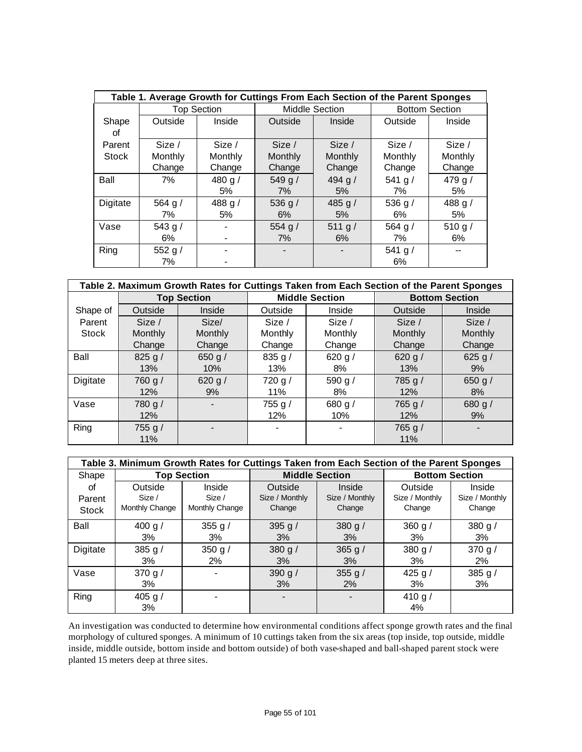| Table 1. Average Growth for Cuttings From Each Section of the Parent Sponges | | | | | | |
|---|---|---|---|---|---|---|
| | Top Section | | Middle Section | | Bottom Section | |
| Shape of Parent Stock | Outside | Inside | Outside | Inside | Outside | Inside |
| | Size / Monthly Change | Size / Monthly Change | Size / Monthly Change | Size / Monthly Change | Size / Monthly Change | Size / Monthly Change |
| Ball | 7% | 480 g / 5% | 549 g / 7% | 494 g / 5% | 541 g / 7% | 479 g / 5% |
| Digitate | 564 g / 7% | 488 g / 5% | 536 g / 6% | 485 g / 5% | 536 g / 6% | 488 g / 5% |
| Vase | 543 g / 6% | - - | 554 g / 7% | 511 g / 6% | 564 g / 7% | 510 g / 6% |
| Ring | 552 g / 7% | - - | - | - | 541 g / 6% | -- |

| Table 2. Maximum Growth Rates for Cuttings Taken from Each Section of the Parent Sponges | | | | | | |
|---|---|---|---|---|---|---|
| | **Top Section** | | **Middle Section** | | **Bottom Section** | |
| Shape of Parent Stock | Outside | Inside | Outside | Inside | Outside | Inside |
| | Size / Monthly Change | Size/ Monthly Change | Size / Monthly Change | Size / Monthly Change | Size / Monthly Change | Size / Monthly Change |
| Ball | 825 g / 13% | 650 g / 10% | 835 g / 13% | 620 g / 8% | 620 g / 13% | 625 g / 9% |
| Digitate | 760 g / 12% | 620 g / 9% | 720 g / 11% | 590 g / 8% | 785 g / 12% | 650 g / 8% |
| Vase | 780 g / 12% | - | 755 g / 12% | 680 g / 10% | 765 g / 12% | 680 g / 9% |
| Ring | 755 g / 11% | - | - | - | 765 g / 11% | - |

| Table 3. Minimum Growth Rates for Cuttings Taken from Each Section of the Parent Sponges | | | | | | |
|---|---|---|---|---|---|---|
| Shape of Parent Stock | **Top Section** | | **Middle Section** | | **Bottom Section** | |
| | Outside Size / Monthly Change | Inside Size / Monthly Change | Outside Size / Monthly Change | Inside Size / Monthly Change | Outside Size / Monthly Change | Inside Size / Monthly Change |
| Ball | 400 g / 3% | 355 g / 3% | 395 g / 3% | 380 g / 3% | 360 g / 3% | 380 g / 3% |
| Digitate | 385 g / 3% | 350 g / 2% | 380 g / 3% | 365 g / 3% | 380 g / 3% | 370 g / 2% |
| Vase | 370 g / 3% | - | 390 g / 3% | 355 g / 2% | 425 g / 3% | 385 g / 3% |
| Ring | 405 g / 3% | - | - | - | 410 g / 4% | |

An investigation was conducted to determine how environmental conditions affect sponge growth rates and the final morphology of cultured sponges. A minimum of 10 cuttings taken from the six areas (top inside, top outside, middle inside, middle outside, bottom inside and bottom outside) of both vase-shaped and ball-shaped parent stock were planted 15 meters deep at three sites.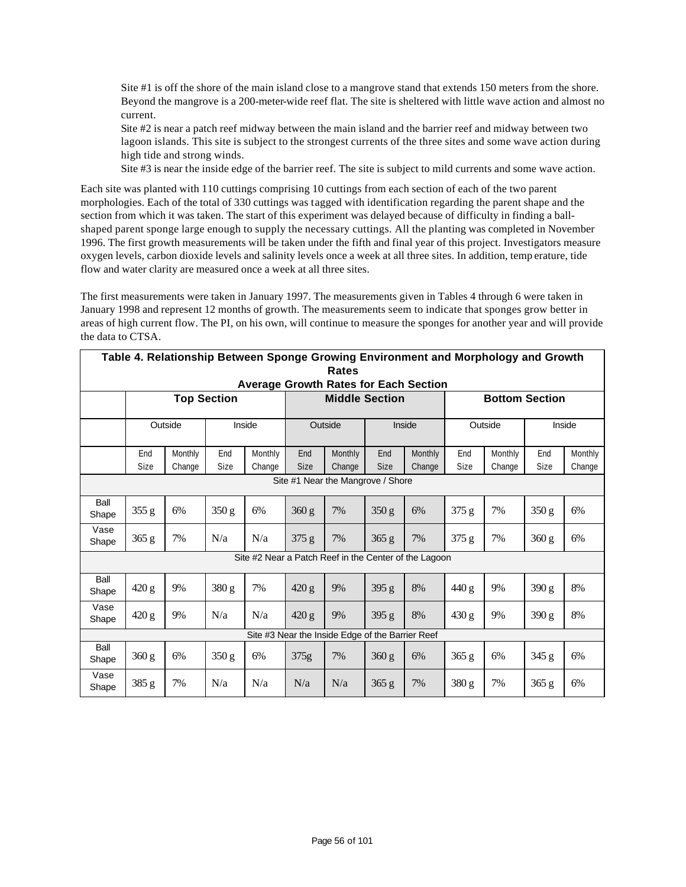Site #1 is off the shore of the main island close to a mangrove stand that extends 150 meters from the shore. Beyond the mangrove is a 200-meter-wide reef flat. The site is sheltered with little wave action and almost no current.

Site #2 is near a patch reef midway between the main island and the barrier reef and midway between two lagoon islands. This site is subject to the strongest currents of the three sites and some wave action during high tide and strong winds.

Site #3 is near the inside edge of the barrier reef. The site is subject to mild currents and some wave action.

Each site was planted with 110 cuttings comprising 10 cuttings from each section of each of the two parent morphologies. Each of the total of 330 cuttings was tagged with identification regarding the parent shape and the section from which it was taken. The start of this experiment was delayed because of difficulty in finding a ball-shaped parent sponge large enough to supply the necessary cuttings. All the planting was completed in November 1996. The first growth measurements will be taken under the fifth and final year of this project. Investigators measure oxygen levels, carbon dioxide levels and salinity levels once a week at all three sites. In addition, temperature, tide flow and water clarity are measured once a week at all three sites.

The first measurements were taken in January 1997. The measurements given in Tables 4 through 6 were taken in January 1998 and represent 12 months of growth. The measurements seem to indicate that sponges grow better in areas of high current flow. The PI, on his own, will continue to measure the sponges for another year and will provide the data to CTSA.

**Table 4. Relationship Between Sponge Growing Environment and Morphology and Growth Rates**

**Average Growth Rates for Each Section**

| | Top Section | | | | Middle Section | | | | Bottom Section | | | |
|---|---|---|---|---|---|---|---|---|---|---|---|---|
| | Outside | | Inside | | Outside | | Inside | | Outside | | Inside | |
| | End Size | Monthly Change | End Size | Monthly Change | End Size | Monthly Change | End Size | Monthly Change | End Size | Monthly Change | End Size | Monthly Change |
| **Site #1 Near the Mangrove / Shore** | | | | | | | | | | | | |
| Ball Shape | 355 g | 6% | 350 g | 6% | 360 g | 7% | 350 g | 6% | 375 g | 7% | 350 g | 6% |
| Vase Shape | 365 g | 7% | N/a | N/a | 375 g | 7% | 365 g | 7% | 375 g | 7% | 360 g | 6% |
| **Site #2 Near a Patch Reef in the Center of the Lagoon** | | | | | | | | | | | | |
| Ball Shape | 420 g | 9% | 380 g | 7% | 420 g | 9% | 395 g | 8% | 440 g | 9% | 390 g | 8% |
| Vase Shape | 420 g | 9% | N/a | N/a | 420 g | 9% | 395 g | 8% | 430 g | 9% | 390 g | 8% |
| **Site #3 Near the Inside Edge of the Barrier Reef** | | | | | | | | | | | | |
| Ball Shape | 360 g | 6% | 350 g | 6% | 375g | 7% | 360 g | 6% | 365 g | 6% | 345 g | 6% |
| Vase Shape | 385 g | 7% | N/a | N/a | N/a | N/a | 365 g | 7% | 380 g | 7% | 365 g | 6% |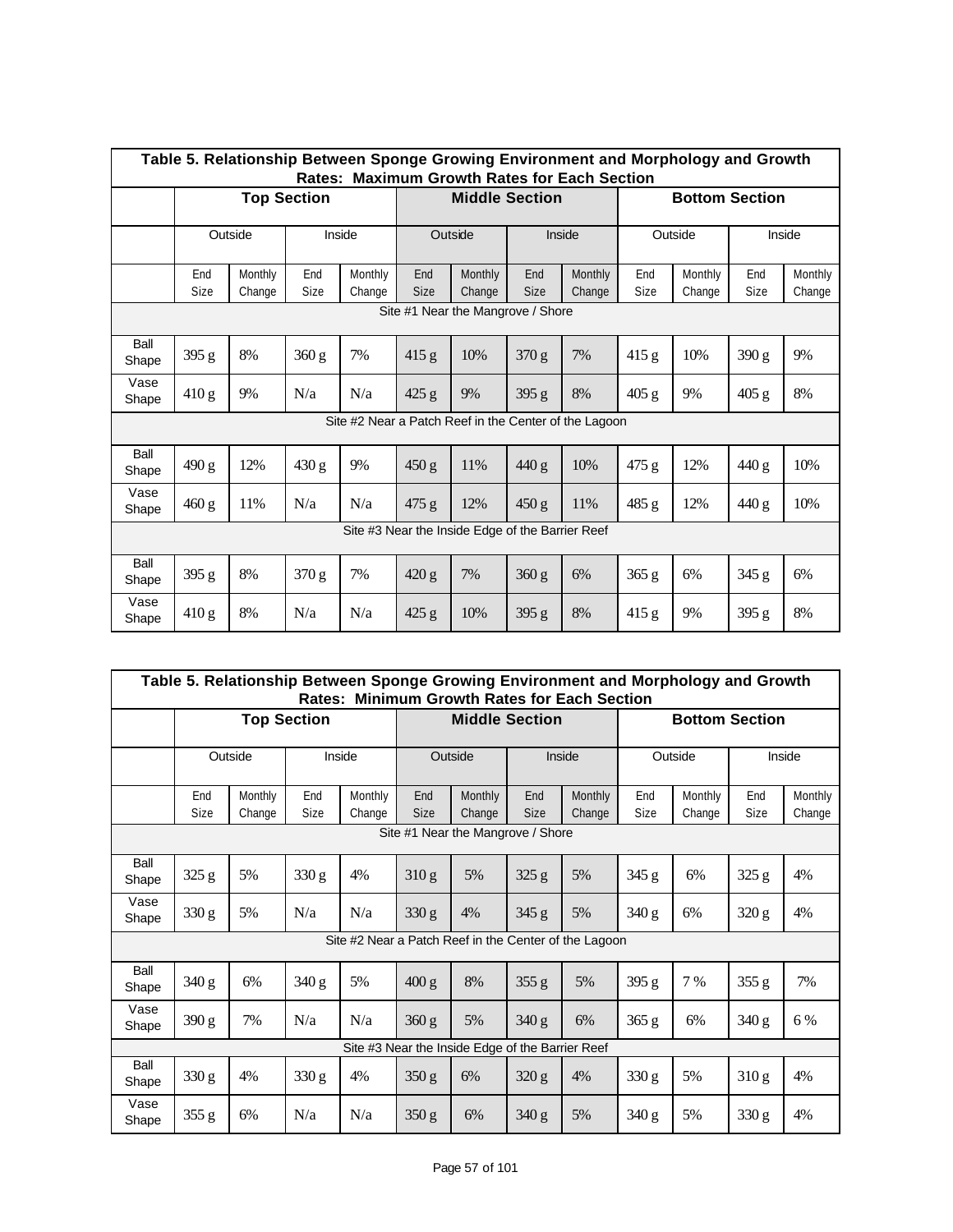**Table 5. Relationship Between Sponge Growing Environment and Morphology and Growth Rates: Maximum Growth Rates for Each Section**

| | Top Section | | | | Middle Section | | | | Bottom Section | | | |
|---|---|---|---|---|---|---|---|---|---|---|---|---|
| | Outside | | Inside | | Outside | | Inside | | Outside | | Inside | |
| | End Size | Monthly Change | End Size | Monthly Change | End Size | Monthly Change | End Size | Monthly Change | End Size | Monthly Change | End Size | Monthly Change |
| Site #1 Near the Mangrove / Shore | | | | | | | | | | | | |
| Ball Shape | 395 g | 8% | 360 g | 7% | 415 g | 10% | 370 g | 7% | 415 g | 10% | 390 g | 9% |
| Vase Shape | 410 g | 9% | N/a | N/a | 425 g | 9% | 395 g | 8% | 405 g | 9% | 405 g | 8% |
| Site #2 Near a Patch Reef in the Center of the Lagoon | | | | | | | | | | | | |
| Ball Shape | 490 g | 12% | 430 g | 9% | 450 g | 11% | 440 g | 10% | 475 g | 12% | 440 g | 10% |
| Vase Shape | 460 g | 11% | N/a | N/a | 475 g | 12% | 450 g | 11% | 485 g | 12% | 440 g | 10% |
| Site #3 Near the Inside Edge of the Barrier Reef | | | | | | | | | | | | |
| Ball Shape | 395 g | 8% | 370 g | 7% | 420 g | 7% | 360 g | 6% | 365 g | 6% | 345 g | 6% |
| Vase Shape | 410 g | 8% | N/a | N/a | 425 g | 10% | 395 g | 8% | 415 g | 9% | 395 g | 8% |

**Table 5. Relationship Between Sponge Growing Environment and Morphology and Growth Rates: Minimum Growth Rates for Each Section**

| | Top Section | | | | Middle Section | | | | Bottom Section | | | |
|---|---|---|---|---|---|---|---|---|---|---|---|---|
| | Outside | | Inside | | Outside | | Inside | | Outside | | Inside | |
| | End Size | Monthly Change | End Size | Monthly Change | End Size | Monthly Change | End Size | Monthly Change | End Size | Monthly Change | End Size | Monthly Change |
| Site #1 Near the Mangrove / Shore | | | | | | | | | | | | |
| Ball Shape | 325 g | 5% | 330 g | 4% | 310 g | 5% | 325 g | 5% | 345 g | 6% | 325 g | 4% |
| Vase Shape | 330 g | 5% | N/a | N/a | 330 g | 4% | 345 g | 5% | 340 g | 6% | 320 g | 4% |
| Site #2 Near a Patch Reef in the Center of the Lagoon | | | | | | | | | | | | |
| Ball Shape | 340 g | 6% | 340 g | 5% | 400 g | 8% | 355 g | 5% | 395 g | 7 % | 355 g | 7% |
| Vase Shape | 390 g | 7% | N/a | N/a | 360 g | 5% | 340 g | 6% | 365 g | 6% | 340 g | 6 % |
| Site #3 Near the Inside Edge of the Barrier Reef | | | | | | | | | | | | |
| Ball Shape | 330 g | 4% | 330 g | 4% | 350 g | 6% | 320 g | 4% | 330 g | 5% | 310 g | 4% |
| Vase Shape | 355 g | 6% | N/a | N/a | 350 g | 6% | 340 g | 5% | 340 g | 5% | 330 g | 4% |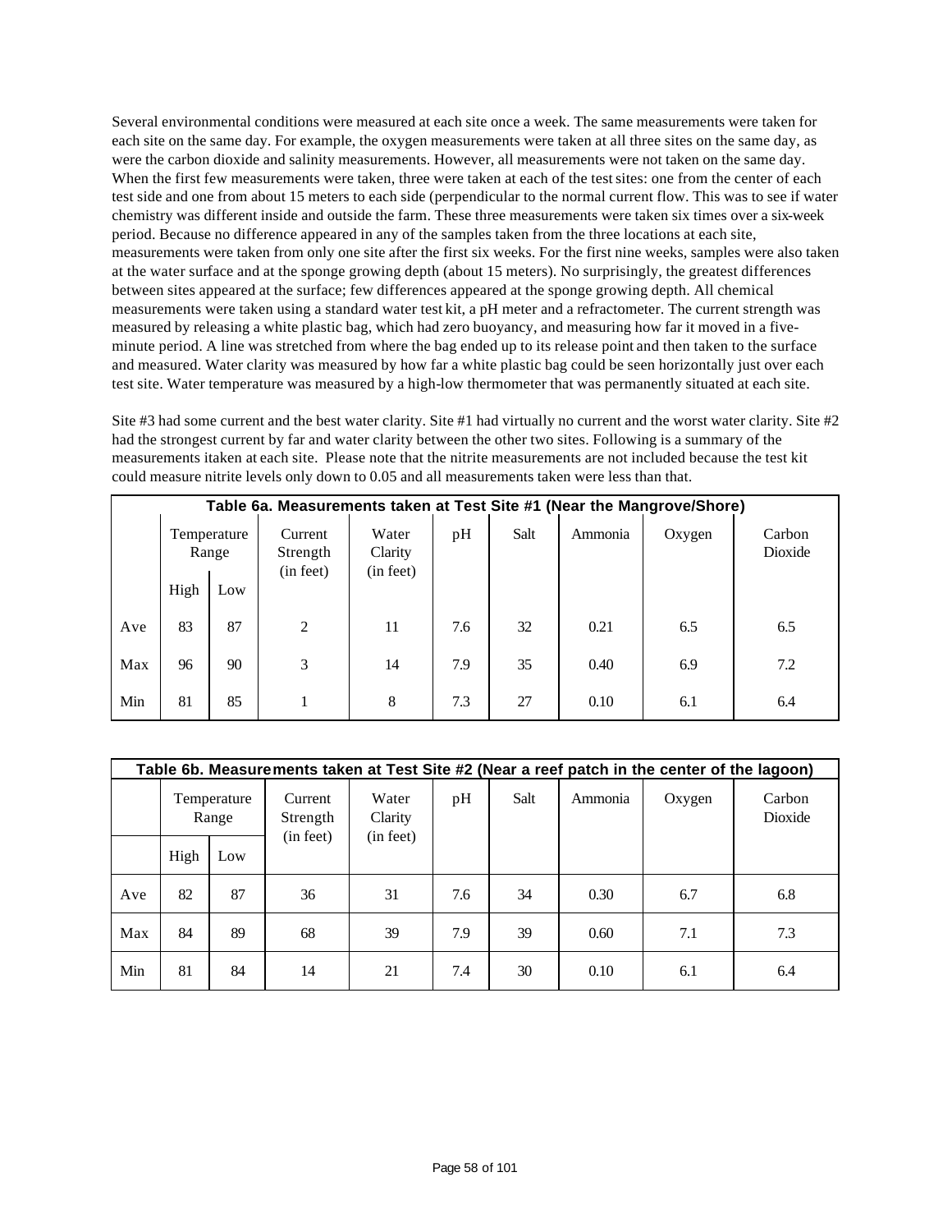Several environmental conditions were measured at each site once a week. The same measurements were taken for each site on the same day. For example, the oxygen measurements were taken at all three sites on the same day, as were the carbon dioxide and salinity measurements. However, all measurements were not taken on the same day. When the first few measurements were taken, three were taken at each of the test sites: one from the center of each test side and one from about 15 meters to each side (perpendicular to the normal current flow. This was to see if water chemistry was different inside and outside the farm. These three measurements were taken six times over a six-week period. Because no difference appeared in any of the samples taken from the three locations at each site, measurements were taken from only one site after the first six weeks. For the first nine weeks, samples were also taken at the water surface and at the sponge growing depth (about 15 meters). No surprisingly, the greatest differences between sites appeared at the surface; few differences appeared at the sponge growing depth. All chemical measurements were taken using a standard water test kit, a pH meter and a refractometer. The current strength was measured by releasing a white plastic bag, which had zero buoyancy, and measuring how far it moved in a five-minute period. A line was stretched from where the bag ended up to its release point and then taken to the surface and measured. Water clarity was measured by how far a white plastic bag could be seen horizontally just over each test site. Water temperature was measured by a high-low thermometer that was permanently situated at each site.

Site #3 had some current and the best water clarity. Site #1 had virtually no current and the worst water clarity. Site #2 had the strongest current by far and water clarity between the other two sites. Following is a summary of the measurements itaken at each site. Please note that the nitrite measurements are not included because the test kit could measure nitrite levels only down to 0.05 and all measurements taken were less than that.

**Table 6a. Measurements taken at Test Site #1 (Near the Mangrove/Shore)**

| | Temperature Range | | Current Strength (in feet) | Water Clarity (in feet) | pH | Salt | Ammonia | Oxygen | Carbon Dioxide |
|---|---|---|---|---|---|---|---|---|---|
| | High | Low | | | | | | | |
| Ave | 83 | 87 | 2 | 11 | 7.6 | 32 | 0.21 | 6.5 | 6.5 |
| Max | 96 | 90 | 3 | 14 | 7.9 | 35 | 0.40 | 6.9 | 7.2 |
| Min | 81 | 85 | 1 | 8 | 7.3 | 27 | 0.10 | 6.1 | 6.4 |

**Table 6b. Measurements taken at Test Site #2 (Near a reef patch in the center of the lagoon)**

| | Temperature Range | | Current Strength (in feet) | Water Clarity (in feet) | pH | Salt | Ammonia | Oxygen | Carbon Dioxide |
|---|---|---|---|---|---|---|---|---|---|
| | High | Low | | | | | | | |
| Ave | 82 | 87 | 36 | 31 | 7.6 | 34 | 0.30 | 6.7 | 6.8 |
| Max | 84 | 89 | 68 | 39 | 7.9 | 39 | 0.60 | 7.1 | 7.3 |
| Min | 81 | 84 | 14 | 21 | 7.4 | 30 | 0.10 | 6.1 | 6.4 |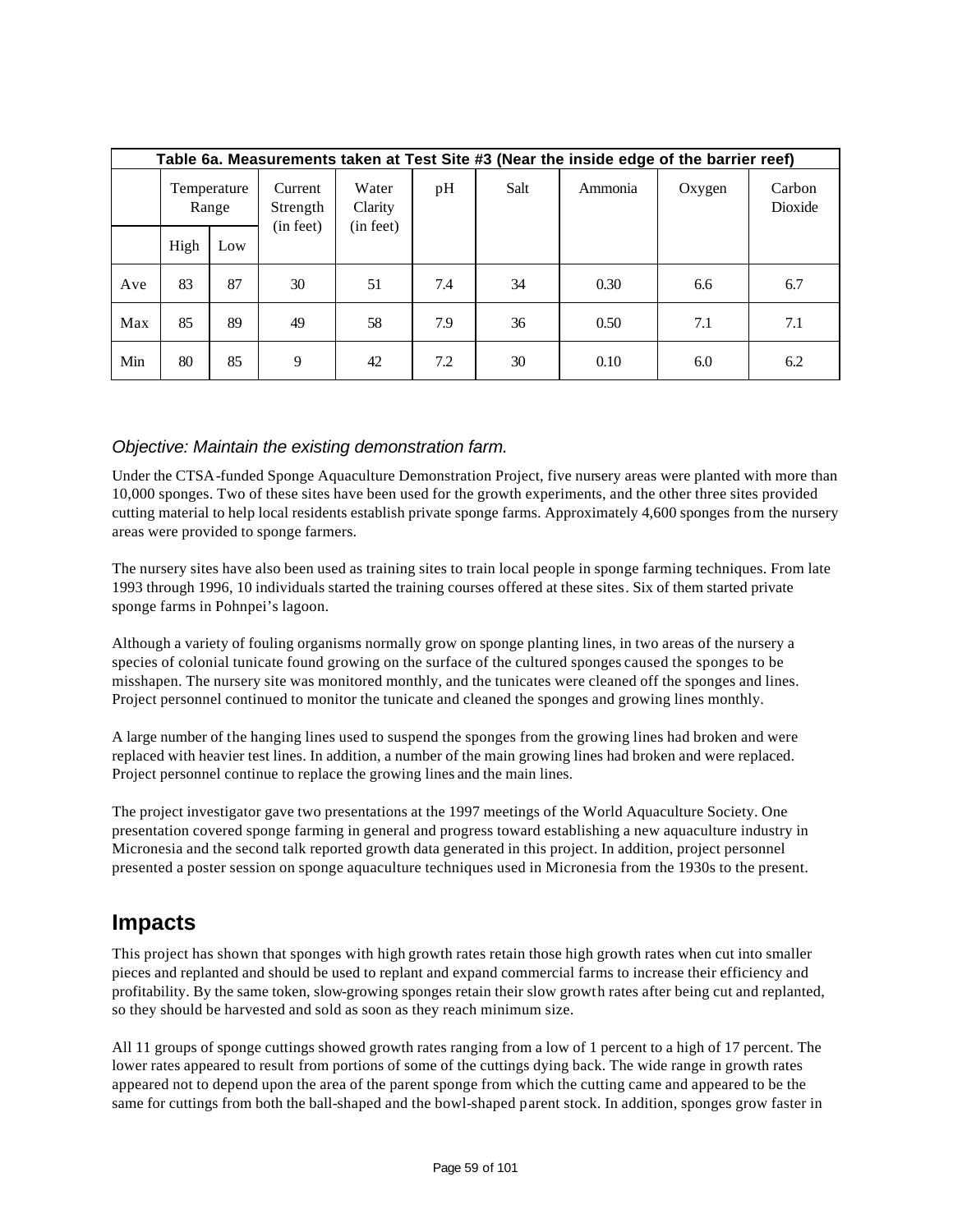**Table 6a. Measurements taken at Test Site #3 (Near the inside edge of the barrier reef)**

| | Temperature Range | | Current Strength (in feet) | Water Clarity (in feet) | pH | Salt | Ammonia | Oxygen | Carbon Dioxide |
|---|---|---|---|---|---|---|---|---|---|
| | High | Low | | | | | | | |
| Ave | 83 | 87 | 30 | 51 | 7.4 | 34 | 0.30 | 6.6 | 6.7 |
| Max | 85 | 89 | 49 | 58 | 7.9 | 36 | 0.50 | 7.1 | 7.1 |
| Min | 80 | 85 | 9 | 42 | 7.2 | 30 | 0.10 | 6.0 | 6.2 |

*Objective: Maintain the existing demonstration farm.*

Under the CTSA-funded Sponge Aquaculture Demonstration Project, five nursery areas were planted with more than 10,000 sponges. Two of these sites have been used for the growth experiments, and the other three sites provided cutting material to help local residents establish private sponge farms. Approximately 4,600 sponges from the nursery areas were provided to sponge farmers.

The nursery sites have also been used as training sites to train local people in sponge farming techniques. From late 1993 through 1996, 10 individuals started the training courses offered at these sites. Six of them started private sponge farms in Pohnpei's lagoon.

Although a variety of fouling organisms normally grow on sponge planting lines, in two areas of the nursery a species of colonial tunicate found growing on the surface of the cultured sponges caused the sponges to be misshapen. The nursery site was monitored monthly, and the tunicates were cleaned off the sponges and lines. Project personnel continued to monitor the tunicate and cleaned the sponges and growing lines monthly.

A large number of the hanging lines used to suspend the sponges from the growing lines had broken and were replaced with heavier test lines. In addition, a number of the main growing lines had broken and were replaced. Project personnel continue to replace the growing lines and the main lines.

The project investigator gave two presentations at the 1997 meetings of the World Aquaculture Society. One presentation covered sponge farming in general and progress toward establishing a new aquaculture industry in Micronesia and the second talk reported growth data generated in this project. In addition, project personnel presented a poster session on sponge aquaculture techniques used in Micronesia from the 1930s to the present.

## Impacts

This project has shown that sponges with high growth rates retain those high growth rates when cut into smaller pieces and replanted and should be used to replant and expand commercial farms to increase their efficiency and profitability. By the same token, slow-growing sponges retain their slow growth rates after being cut and replanted, so they should be harvested and sold as soon as they reach minimum size.

All 11 groups of sponge cuttings showed growth rates ranging from a low of 1 percent to a high of 17 percent. The lower rates appeared to result from portions of some of the cuttings dying back. The wide range in growth rates appeared not to depend upon the area of the parent sponge from which the cutting came and appeared to be the same for cuttings from both the ball-shaped and the bowl-shaped parent stock. In addition, sponges grow faster in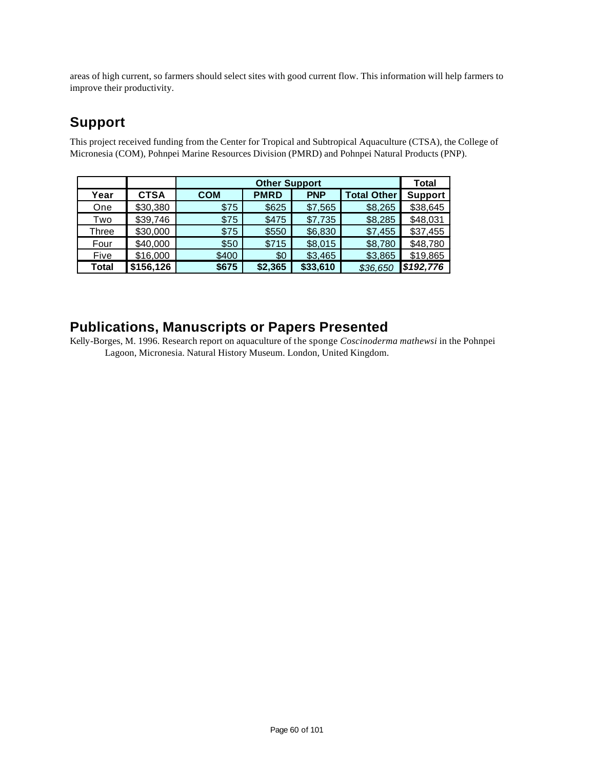areas of high current, so farmers should select sites with good current flow. This information will help farmers to improve their productivity.

## Support

This project received funding from the Center for Tropical and Subtropical Aquaculture (CTSA), the College of Micronesia (COM), Pohnpei Marine Resources Division (PMRD) and Pohnpei Natural Products (PNP).

| | | Other Support | | | | Total |
|---|---|---|---|---|---|---|
| **Year** | **CTSA** | **COM** | **PMRD** | **PNP** | **Total Other** | **Support** |
| One | $30,380 | $75 | $625 | $7,565 | $8,265 | $38,645 |
| Two | $39,746 | $75 | $475 | $7,735 | $8,285 | $48,031 |
| Three | $30,000 | $75 | $550 | $6,830 | $7,455 | $37,455 |
| Four | $40,000 | $50 | $715 | $8,015 | $8,780 | $48,780 |
| Five | $16,000 | $400 | $0 | $3,465 | $3,865 | $19,865 |
| **Total** | **$156,126** | **$675** | **$2,365** | **$33,610** | *$36,650* | ***$192,776*** |

## Publications, Manuscripts or Papers Presented

Kelly-Borges, M. 1996. Research report on aquaculture of the sponge *Coscinoderma mathewsi* in the Pohnpei Lagoon, Micronesia. Natural History Museum. London, United Kingdom.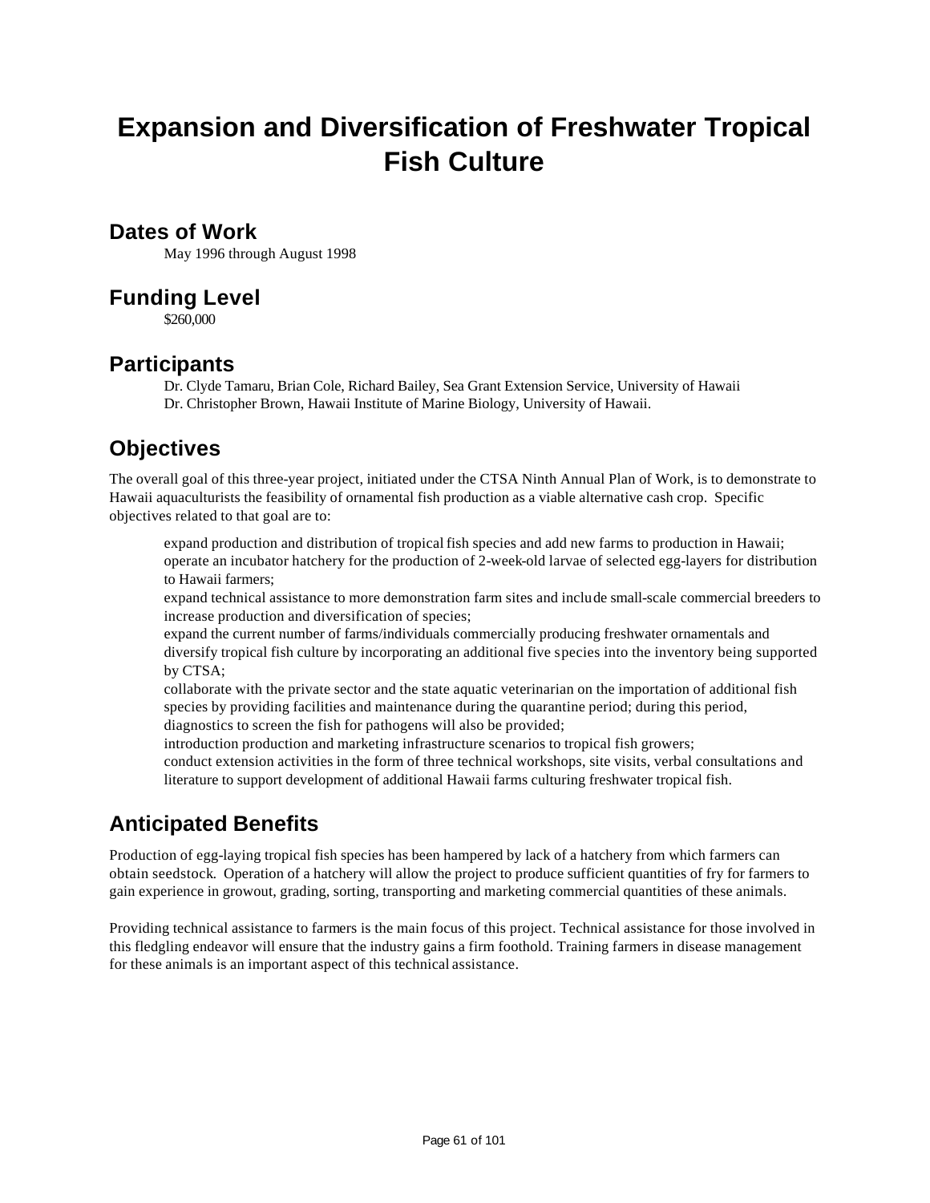# Expansion and Diversification of Freshwater Tropical Fish Culture

## Dates of Work

May 1996 through August 1998

## Funding Level

$260,000

## Participants

Dr. Clyde Tamaru, Brian Cole, Richard Bailey, Sea Grant Extension Service, University of Hawaii
Dr. Christopher Brown, Hawaii Institute of Marine Biology, University of Hawaii.

## Objectives

The overall goal of this three-year project, initiated under the CTSA Ninth Annual Plan of Work, is to demonstrate to Hawaii aquaculturists the feasibility of ornamental fish production as a viable alternative cash crop. Specific objectives related to that goal are to:

- expand production and distribution of tropical fish species and add new farms to production in Hawaii;
- operate an incubator hatchery for the production of 2-week-old larvae of selected egg-layers for distribution to Hawaii farmers;
- expand technical assistance to more demonstration farm sites and include small-scale commercial breeders to increase production and diversification of species;
- expand the current number of farms/individuals commercially producing freshwater ornamentals and diversify tropical fish culture by incorporating an additional five species into the inventory being supported by CTSA;
- collaborate with the private sector and the state aquatic veterinarian on the importation of additional fish species by providing facilities and maintenance during the quarantine period; during this period, diagnostics to screen the fish for pathogens will also be provided;
- introduction production and marketing infrastructure scenarios to tropical fish growers;
- conduct extension activities in the form of three technical workshops, site visits, verbal consultations and literature to support development of additional Hawaii farms culturing freshwater tropical fish.

## Anticipated Benefits

Production of egg-laying tropical fish species has been hampered by lack of a hatchery from which farmers can obtain seedstock. Operation of a hatchery will allow the project to produce sufficient quantities of fry for farmers to gain experience in growout, grading, sorting, transporting and marketing commercial quantities of these animals.

Providing technical assistance to farmers is the main focus of this project. Technical assistance for those involved in this fledgling endeavor will ensure that the industry gains a firm foothold. Training farmers in disease management for these animals is an important aspect of this technical assistance.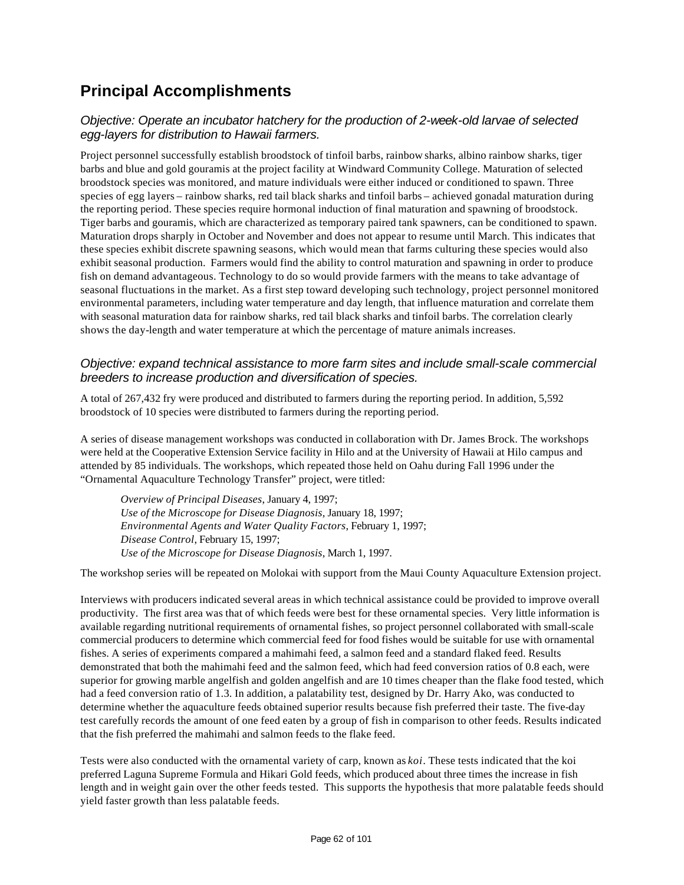## Principal Accomplishments

### *Objective: Operate an incubator hatchery for the production of 2-week-old larvae of selected egg-layers for distribution to Hawaii farmers.*

Project personnel successfully establish broodstock of tinfoil barbs, rainbow sharks, albino rainbow sharks, tiger barbs and blue and gold gouramis at the project facility at Windward Community College. Maturation of selected broodstock species was monitored, and mature individuals were either induced or conditioned to spawn. Three species of egg layers – rainbow sharks, red tail black sharks and tinfoil barbs – achieved gonadal maturation during the reporting period. These species require hormonal induction of final maturation and spawning of broodstock. Tiger barbs and gouramis, which are characterized as temporary paired tank spawners, can be conditioned to spawn. Maturation drops sharply in October and November and does not appear to resume until March. This indicates that these species exhibit discrete spawning seasons, which would mean that farms culturing these species would also exhibit seasonal production. Farmers would find the ability to control maturation and spawning in order to produce fish on demand advantageous. Technology to do so would provide farmers with the means to take advantage of seasonal fluctuations in the market. As a first step toward developing such technology, project personnel monitored environmental parameters, including water temperature and day length, that influence maturation and correlate them with seasonal maturation data for rainbow sharks, red tail black sharks and tinfoil barbs. The correlation clearly shows the day-length and water temperature at which the percentage of mature animals increases.

### *Objective: expand technical assistance to more farm sites and include small-scale commercial breeders to increase production and diversification of species.*

A total of 267,432 fry were produced and distributed to farmers during the reporting period. In addition, 5,592 broodstock of 10 species were distributed to farmers during the reporting period.

A series of disease management workshops was conducted in collaboration with Dr. James Brock. The workshops were held at the Cooperative Extension Service facility in Hilo and at the University of Hawaii at Hilo campus and attended by 85 individuals. The workshops, which repeated those held on Oahu during Fall 1996 under the "Ornamental Aquaculture Technology Transfer" project, were titled:

> *Overview of Principal Diseases*, January 4, 1997;
> *Use of the Microscope for Disease Diagnosis*, January 18, 1997;
> *Environmental Agents and Water Quality Factors*, February 1, 1997;
> *Disease Control*, February 15, 1997;
> *Use of the Microscope for Disease Diagnosis*, March 1, 1997.

The workshop series will be repeated on Molokai with support from the Maui County Aquaculture Extension project.

Interviews with producers indicated several areas in which technical assistance could be provided to improve overall productivity. The first area was that of which feeds were best for these ornamental species. Very little information is available regarding nutritional requirements of ornamental fishes, so project personnel collaborated with small-scale commercial producers to determine which commercial feed for food fishes would be suitable for use with ornamental fishes. A series of experiments compared a mahimahi feed, a salmon feed and a standard flaked feed. Results demonstrated that both the mahimahi feed and the salmon feed, which had feed conversion ratios of 0.8 each, were superior for growing marble angelfish and golden angelfish and are 10 times cheaper than the flake food tested, which had a feed conversion ratio of 1.3. In addition, a palatability test, designed by Dr. Harry Ako, was conducted to determine whether the aquaculture feeds obtained superior results because fish preferred their taste. The five-day test carefully records the amount of one feed eaten by a group of fish in comparison to other feeds. Results indicated that the fish preferred the mahimahi and salmon feeds to the flake feed.

Tests were also conducted with the ornamental variety of carp, known as *koi*. These tests indicated that the koi preferred Laguna Supreme Formula and Hikari Gold feeds, which produced about three times the increase in fish length and in weight gain over the other feeds tested. This supports the hypothesis that more palatable feeds should yield faster growth than less palatable feeds.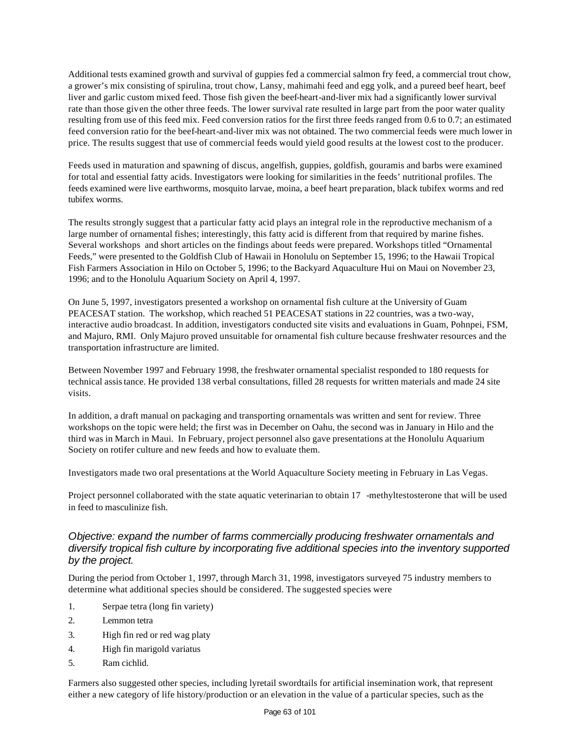Additional tests examined growth and survival of guppies fed a commercial salmon fry feed, a commercial trout chow, a grower's mix consisting of spirulina, trout chow, Lansy, mahimahi feed and egg yolk, and a pureed beef heart, beef liver and garlic custom mixed feed. Those fish given the beef-heart-and-liver mix had a significantly lower survival rate than those given the other three feeds. The lower survival rate resulted in large part from the poor water quality resulting from use of this feed mix. Feed conversion ratios for the first three feeds ranged from 0.6 to 0.7; an estimated feed conversion ratio for the beef-heart-and-liver mix was not obtained. The two commercial feeds were much lower in price. The results suggest that use of commercial feeds would yield good results at the lowest cost to the producer.

Feeds used in maturation and spawning of discus, angelfish, guppies, goldfish, gouramis and barbs were examined for total and essential fatty acids. Investigators were looking for similarities in the feeds' nutritional profiles. The feeds examined were live earthworms, mosquito larvae, moina, a beef heart preparation, black tubifex worms and red tubifex worms.

The results strongly suggest that a particular fatty acid plays an integral role in the reproductive mechanism of a large number of ornamental fishes; interestingly, this fatty acid is different from that required by marine fishes. Several workshops and short articles on the findings about feeds were prepared. Workshops titled "Ornamental Feeds," were presented to the Goldfish Club of Hawaii in Honolulu on September 15, 1996; to the Hawaii Tropical Fish Farmers Association in Hilo on October 5, 1996; to the Backyard Aquaculture Hui on Maui on November 23, 1996; and to the Honolulu Aquarium Society on April 4, 1997.

On June 5, 1997, investigators presented a workshop on ornamental fish culture at the University of Guam PEACESAT station. The workshop, which reached 51 PEACESAT stations in 22 countries, was a two-way, interactive audio broadcast. In addition, investigators conducted site visits and evaluations in Guam, Pohnpei, FSM, and Majuro, RMI. Only Majuro proved unsuitable for ornamental fish culture because freshwater resources and the transportation infrastructure are limited.

Between November 1997 and February 1998, the freshwater ornamental specialist responded to 180 requests for technical assistance. He provided 138 verbal consultations, filled 28 requests for written materials and made 24 site visits.

In addition, a draft manual on packaging and transporting ornamentals was written and sent for review. Three workshops on the topic were held; the first was in December on Oahu, the second was in January in Hilo and the third was in March in Maui. In February, project personnel also gave presentations at the Honolulu Aquarium Society on rotifer culture and new feeds and how to evaluate them.

Investigators made two oral presentations at the World Aquaculture Society meeting in February in Las Vegas.

Project personnel collaborated with the state aquatic veterinarian to obtain 17 -methyltestosterone that will be used in feed to masculinize fish.

### *Objective: expand the number of farms commercially producing freshwater ornamentals and diversify tropical fish culture by incorporating five additional species into the inventory supported by the project.*

During the period from October 1, 1997, through March 31, 1998, investigators surveyed 75 industry members to determine what additional species should be considered. The suggested species were

1. Serpae tetra (long fin variety)
2. Lemmon tetra
3. High fin red or red wag platy
4. High fin marigold variatus
5. Ram cichlid.

Farmers also suggested other species, including lyretail swordtails for artificial insemination work, that represent either a new category of life history/production or an elevation in the value of a particular species, such as the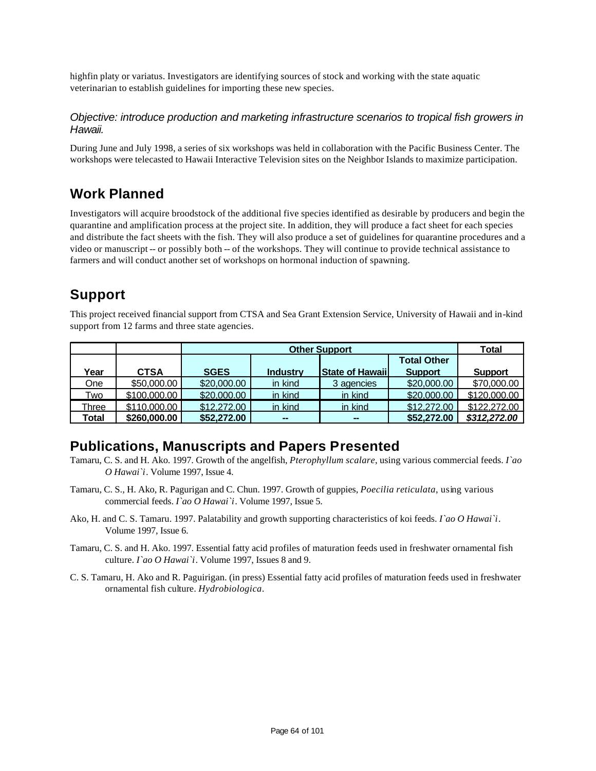highfin platy or variatus. Investigators are identifying sources of stock and working with the state aquatic veterinarian to establish guidelines for importing these new species.

*Objective: introduce production and marketing infrastructure scenarios to tropical fish growers in Hawaii.*

During June and July 1998, a series of six workshops was held in collaboration with the Pacific Business Center. The workshops were telecasted to Hawaii Interactive Television sites on the Neighbor Islands to maximize participation.

## Work Planned

Investigators will acquire broodstock of the additional five species identified as desirable by producers and begin the quarantine and amplification process at the project site. In addition, they will produce a fact sheet for each species and distribute the fact sheets with the fish. They will also produce a set of guidelines for quarantine procedures and a video or manuscript -- or possibly both -- of the workshops. They will continue to provide technical assistance to farmers and will conduct another set of workshops on hormonal induction of spawning.

## Support

This project received financial support from CTSA and Sea Grant Extension Service, University of Hawaii and in-kind support from 12 farms and three state agencies.

| | | Other Support | | | | Total |
|---|---|---|---|---|---|---|
| **Year** | **CTSA** | **SGES** | **Industry** | **State of Hawaii** | **Total Other Support** | **Support** |
| One | $50,000.00 | $20,000.00 | in kind | 3 agencies | $20,000.00 | $70,000.00 |
| Two | $100,000.00 | $20,000.00 | in kind | in kind | $20,000.00 | $120,000.00 |
| Three | $110,000.00 | $12,272.00 | in kind | in kind | $12,272.00 | $122,272.00 |
| **Total** | **$260,000.00** | **$52,272.00** | **--** | **--** | **$52,272.00** | ***$312,272.00*** |

## Publications, Manuscripts and Papers Presented

Tamaru, C. S. and H. Ako. 1997. Growth of the angelfish, *Pterophyllum scalare*, using various commercial feeds. *I`ao O Hawai`i*. Volume 1997, Issue 4.

Tamaru, C. S., H. Ako, R. Pagurigan and C. Chun. 1997. Growth of guppies, *Poecilia reticulata*, using various commercial feeds. *I`ao O Hawai`i*. Volume 1997, Issue 5.

Ako, H. and C. S. Tamaru. 1997. Palatability and growth supporting characteristics of koi feeds. *I`ao O Hawai`i*. Volume 1997, Issue 6.

Tamaru, C. S. and H. Ako. 1997. Essential fatty acid profiles of maturation feeds used in freshwater ornamental fish culture. *I`ao O Hawai`i*. Volume 1997, Issues 8 and 9.

C. S. Tamaru, H. Ako and R. Paguirigan. (in press) Essential fatty acid profiles of maturation feeds used in freshwater ornamental fish culture. *Hydrobiologica*.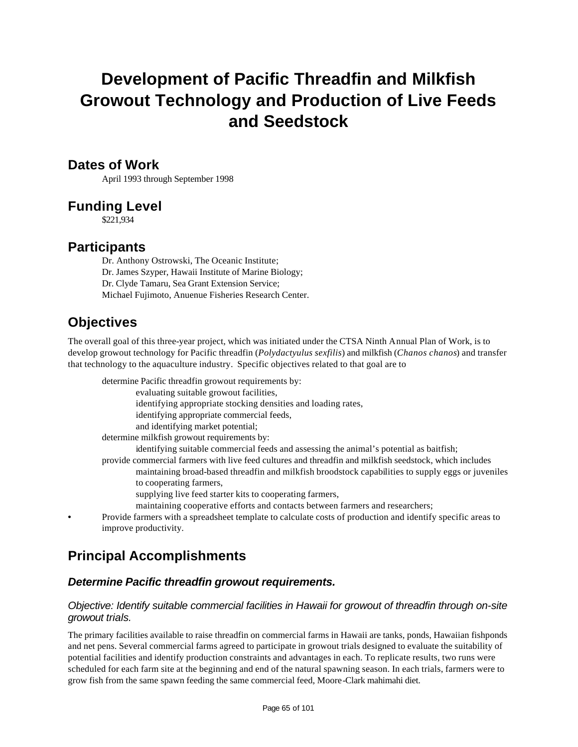# Development of Pacific Threadfin and Milkfish Growout Technology and Production of Live Feeds and Seedstock

## Dates of Work

April 1993 through September 1998

## Funding Level

$221,934

## Participants

Dr. Anthony Ostrowski, The Oceanic Institute;
Dr. James Szyper, Hawaii Institute of Marine Biology;
Dr. Clyde Tamaru, Sea Grant Extension Service;
Michael Fujimoto, Anuenue Fisheries Research Center.

## Objectives

The overall goal of this three-year project, which was initiated under the CTSA Ninth Annual Plan of Work, is to develop growout technology for Pacific threadfin (*Polydactyulus sexfilis*) and milkfish (*Chanos chanos*) and transfer that technology to the aquaculture industry. Specific objectives related to that goal are to

- determine Pacific threadfin growout requirements by:
  - evaluating suitable growout facilities,
  - identifying appropriate stocking densities and loading rates,
  - identifying appropriate commercial feeds,
  - and identifying market potential;
- determine milkfish growout requirements by:
  - identifying suitable commercial feeds and assessing the animal's potential as baitfish;
- provide commercial farmers with live feed cultures and threadfin and milkfish seedstock, which includes
  - maintaining broad-based threadfin and milkfish broodstock capabilities to supply eggs or juveniles to cooperating farmers,
  - supplying live feed starter kits to cooperating farmers,
  - maintaining cooperative efforts and contacts between farmers and researchers;
- Provide farmers with a spreadsheet template to calculate costs of production and identify specific areas to improve productivity.

## Principal Accomplishments

### *Determine Pacific threadfin growout requirements.*

#### *Objective: Identify suitable commercial facilities in Hawaii for growout of threadfin through on-site growout trials.*

The primary facilities available to raise threadfin on commercial farms in Hawaii are tanks, ponds, Hawaiian fishponds and net pens. Several commercial farms agreed to participate in growout trials designed to evaluate the suitability of potential facilities and identify production constraints and advantages in each. To replicate results, two runs were scheduled for each farm site at the beginning and end of the natural spawning season. In each trials, farmers were to grow fish from the same spawn feeding the same commercial feed, Moore-Clark mahimahi diet.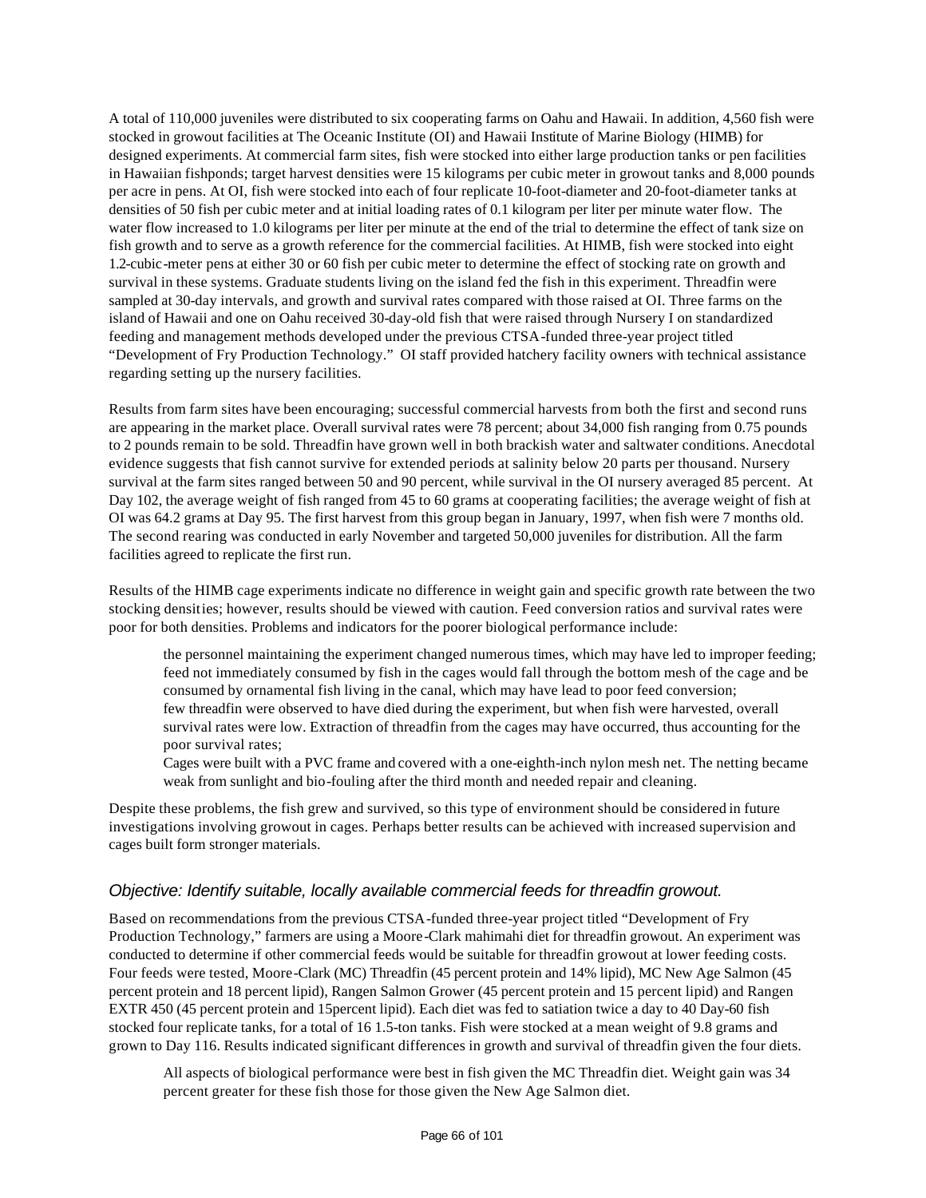A total of 110,000 juveniles were distributed to six cooperating farms on Oahu and Hawaii. In addition, 4,560 fish were stocked in growout facilities at The Oceanic Institute (OI) and Hawaii Institute of Marine Biology (HIMB) for designed experiments. At commercial farm sites, fish were stocked into either large production tanks or pen facilities in Hawaiian fishponds; target harvest densities were 15 kilograms per cubic meter in growout tanks and 8,000 pounds per acre in pens. At OI, fish were stocked into each of four replicate 10-foot-diameter and 20-foot-diameter tanks at densities of 50 fish per cubic meter and at initial loading rates of 0.1 kilogram per liter per minute water flow. The water flow increased to 1.0 kilograms per liter per minute at the end of the trial to determine the effect of tank size on fish growth and to serve as a growth reference for the commercial facilities. At HIMB, fish were stocked into eight 1.2-cubic-meter pens at either 30 or 60 fish per cubic meter to determine the effect of stocking rate on growth and survival in these systems. Graduate students living on the island fed the fish in this experiment. Threadfin were sampled at 30-day intervals, and growth and survival rates compared with those raised at OI. Three farms on the island of Hawaii and one on Oahu received 30-day-old fish that were raised through Nursery I on standardized feeding and management methods developed under the previous CTSA-funded three-year project titled "Development of Fry Production Technology." OI staff provided hatchery facility owners with technical assistance regarding setting up the nursery facilities.

Results from farm sites have been encouraging; successful commercial harvests from both the first and second runs are appearing in the market place. Overall survival rates were 78 percent; about 34,000 fish ranging from 0.75 pounds to 2 pounds remain to be sold. Threadfin have grown well in both brackish water and saltwater conditions. Anecdotal evidence suggests that fish cannot survive for extended periods at salinity below 20 parts per thousand. Nursery survival at the farm sites ranged between 50 and 90 percent, while survival in the OI nursery averaged 85 percent. At Day 102, the average weight of fish ranged from 45 to 60 grams at cooperating facilities; the average weight of fish at OI was 64.2 grams at Day 95. The first harvest from this group began in January, 1997, when fish were 7 months old. The second rearing was conducted in early November and targeted 50,000 juveniles for distribution. All the farm facilities agreed to replicate the first run.

Results of the HIMB cage experiments indicate no difference in weight gain and specific growth rate between the two stocking densities; however, results should be viewed with caution. Feed conversion ratios and survival rates were poor for both densities. Problems and indicators for the poorer biological performance include:

- the personnel maintaining the experiment changed numerous times, which may have led to improper feeding;
- feed not immediately consumed by fish in the cages would fall through the bottom mesh of the cage and be consumed by ornamental fish living in the canal, which may have lead to poor feed conversion;
- few threadfin were observed to have died during the experiment, but when fish were harvested, overall survival rates were low. Extraction of threadfin from the cages may have occurred, thus accounting for the poor survival rates;
- Cages were built with a PVC frame and covered with a one-eighth-inch nylon mesh net. The netting became weak from sunlight and bio-fouling after the third month and needed repair and cleaning.

Despite these problems, the fish grew and survived, so this type of environment should be considered in future investigations involving growout in cages. Perhaps better results can be achieved with increased supervision and cages built form stronger materials.

### *Objective: Identify suitable, locally available commercial feeds for threadfin growout.*

Based on recommendations from the previous CTSA-funded three-year project titled "Development of Fry Production Technology," farmers are using a Moore-Clark mahimahi diet for threadfin growout. An experiment was conducted to determine if other commercial feeds would be suitable for threadfin growout at lower feeding costs. Four feeds were tested, Moore-Clark (MC) Threadfin (45 percent protein and 14% lipid), MC New Age Salmon (45 percent protein and 18 percent lipid), Rangen Salmon Grower (45 percent protein and 15 percent lipid) and Rangen EXTR 450 (45 percent protein and 15percent lipid). Each diet was fed to satiation twice a day to 40 Day-60 fish stocked four replicate tanks, for a total of 16 1.5-ton tanks. Fish were stocked at a mean weight of 9.8 grams and grown to Day 116. Results indicated significant differences in growth and survival of threadfin given the four diets.

- All aspects of biological performance were best in fish given the MC Threadfin diet. Weight gain was 34 percent greater for these fish those for those given the New Age Salmon diet.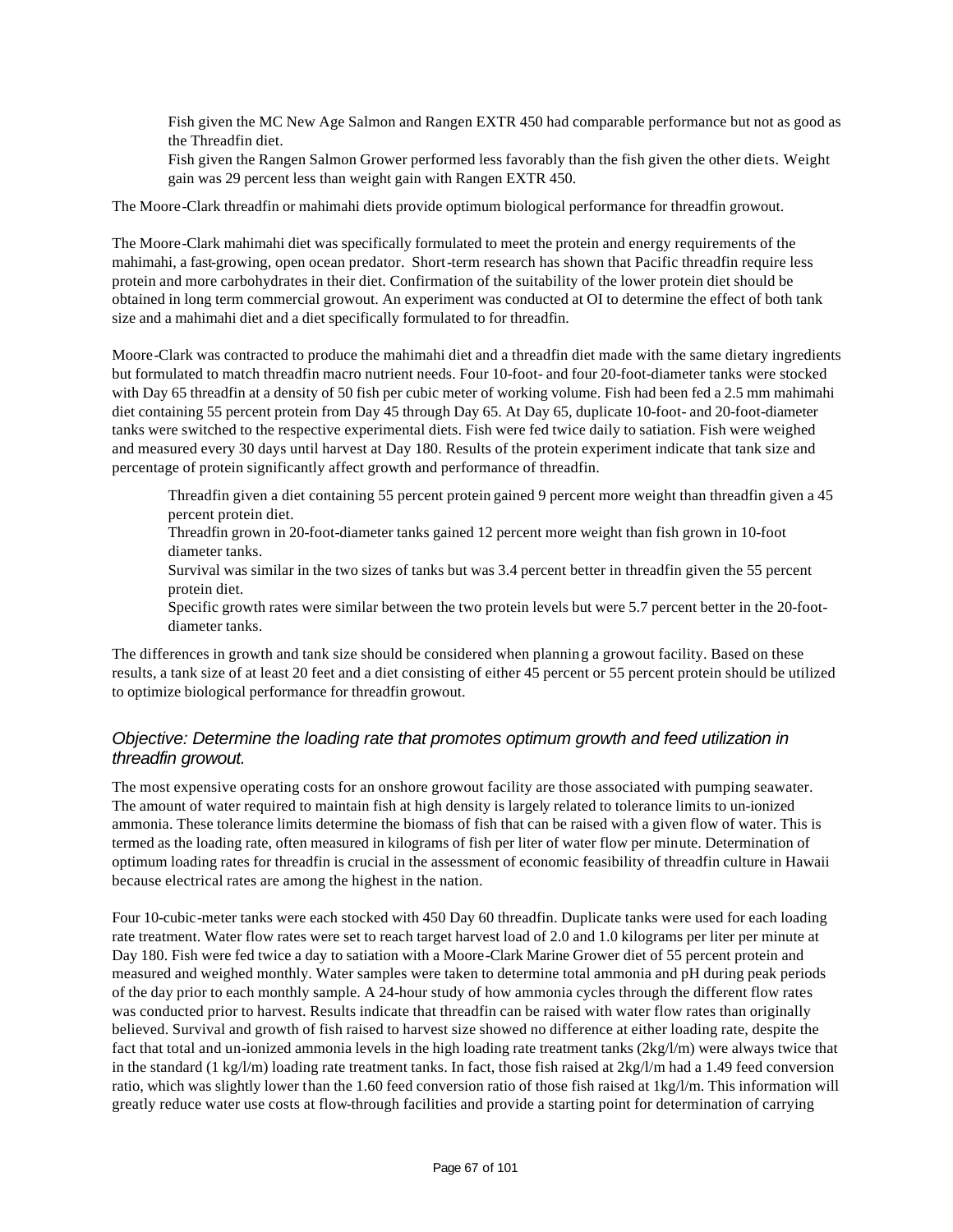Fish given the MC New Age Salmon and Rangen EXTR 450 had comparable performance but not as good as the Threadfin diet.

Fish given the Rangen Salmon Grower performed less favorably than the fish given the other diets. Weight gain was 29 percent less than weight gain with Rangen EXTR 450.

The Moore-Clark threadfin or mahimahi diets provide optimum biological performance for threadfin growout.

The Moore-Clark mahimahi diet was specifically formulated to meet the protein and energy requirements of the mahimahi, a fast-growing, open ocean predator. Short-term research has shown that Pacific threadfin require less protein and more carbohydrates in their diet. Confirmation of the suitability of the lower protein diet should be obtained in long term commercial growout. An experiment was conducted at OI to determine the effect of both tank size and a mahimahi diet and a diet specifically formulated to for threadfin.

Moore-Clark was contracted to produce the mahimahi diet and a threadfin diet made with the same dietary ingredients but formulated to match threadfin macro nutrient needs. Four 10-foot- and four 20-foot-diameter tanks were stocked with Day 65 threadfin at a density of 50 fish per cubic meter of working volume. Fish had been fed a 2.5 mm mahimahi diet containing 55 percent protein from Day 45 through Day 65. At Day 65, duplicate 10-foot- and 20-foot-diameter tanks were switched to the respective experimental diets. Fish were fed twice daily to satiation. Fish were weighed and measured every 30 days until harvest at Day 180. Results of the protein experiment indicate that tank size and percentage of protein significantly affect growth and performance of threadfin.

Threadfin given a diet containing 55 percent protein gained 9 percent more weight than threadfin given a 45 percent protein diet.

Threadfin grown in 20-foot-diameter tanks gained 12 percent more weight than fish grown in 10-foot diameter tanks.

Survival was similar in the two sizes of tanks but was 3.4 percent better in threadfin given the 55 percent protein diet.

Specific growth rates were similar between the two protein levels but were 5.7 percent better in the 20-foot-diameter tanks.

The differences in growth and tank size should be considered when planning a growout facility. Based on these results, a tank size of at least 20 feet and a diet consisting of either 45 percent or 55 percent protein should be utilized to optimize biological performance for threadfin growout.

### *Objective: Determine the loading rate that promotes optimum growth and feed utilization in threadfin growout.*

The most expensive operating costs for an onshore growout facility are those associated with pumping seawater. The amount of water required to maintain fish at high density is largely related to tolerance limits to un-ionized ammonia. These tolerance limits determine the biomass of fish that can be raised with a given flow of water. This is termed as the loading rate, often measured in kilograms of fish per liter of water flow per minute. Determination of optimum loading rates for threadfin is crucial in the assessment of economic feasibility of threadfin culture in Hawaii because electrical rates are among the highest in the nation.

Four 10-cubic-meter tanks were each stocked with 450 Day 60 threadfin. Duplicate tanks were used for each loading rate treatment. Water flow rates were set to reach target harvest load of 2.0 and 1.0 kilograms per liter per minute at Day 180. Fish were fed twice a day to satiation with a Moore-Clark Marine Grower diet of 55 percent protein and measured and weighed monthly. Water samples were taken to determine total ammonia and pH during peak periods of the day prior to each monthly sample. A 24-hour study of how ammonia cycles through the different flow rates was conducted prior to harvest. Results indicate that threadfin can be raised with water flow rates than originally believed. Survival and growth of fish raised to harvest size showed no difference at either loading rate, despite the fact that total and un-ionized ammonia levels in the high loading rate treatment tanks (2kg/l/m) were always twice that in the standard (1 kg/l/m) loading rate treatment tanks. In fact, those fish raised at 2kg/l/m had a 1.49 feed conversion ratio, which was slightly lower than the 1.60 feed conversion ratio of those fish raised at 1kg/l/m. This information will greatly reduce water use costs at flow-through facilities and provide a starting point for determination of carrying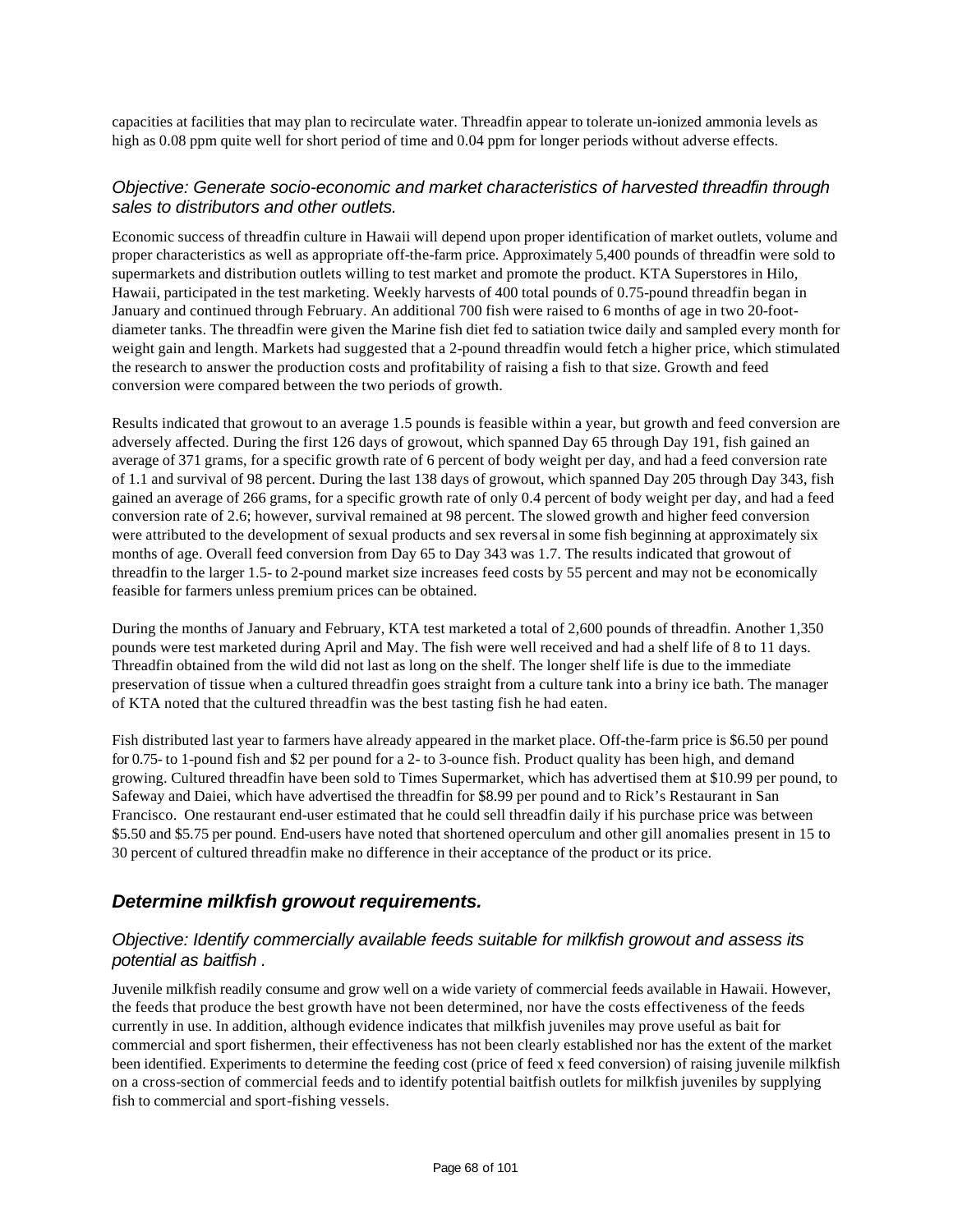capacities at facilities that may plan to recirculate water. Threadfin appear to tolerate un-ionized ammonia levels as high as 0.08 ppm quite well for short period of time and 0.04 ppm for longer periods without adverse effects.

### *Objective: Generate socio-economic and market characteristics of harvested threadfin through sales to distributors and other outlets.*

Economic success of threadfin culture in Hawaii will depend upon proper identification of market outlets, volume and proper characteristics as well as appropriate off-the-farm price. Approximately 5,400 pounds of threadfin were sold to supermarkets and distribution outlets willing to test market and promote the product. KTA Superstores in Hilo, Hawaii, participated in the test marketing. Weekly harvests of 400 total pounds of 0.75-pound threadfin began in January and continued through February. An additional 700 fish were raised to 6 months of age in two 20-foot-diameter tanks. The threadfin were given the Marine fish diet fed to satiation twice daily and sampled every month for weight gain and length. Markets had suggested that a 2-pound threadfin would fetch a higher price, which stimulated the research to answer the production costs and profitability of raising a fish to that size. Growth and feed conversion were compared between the two periods of growth.

Results indicated that growout to an average 1.5 pounds is feasible within a year, but growth and feed conversion are adversely affected. During the first 126 days of growout, which spanned Day 65 through Day 191, fish gained an average of 371 grams, for a specific growth rate of 6 percent of body weight per day, and had a feed conversion rate of 1.1 and survival of 98 percent. During the last 138 days of growout, which spanned Day 205 through Day 343, fish gained an average of 266 grams, for a specific growth rate of only 0.4 percent of body weight per day, and had a feed conversion rate of 2.6; however, survival remained at 98 percent. The slowed growth and higher feed conversion were attributed to the development of sexual products and sex reversal in some fish beginning at approximately six months of age. Overall feed conversion from Day 65 to Day 343 was 1.7. The results indicated that growout of threadfin to the larger 1.5- to 2-pound market size increases feed costs by 55 percent and may not be economically feasible for farmers unless premium prices can be obtained.

During the months of January and February, KTA test marketed a total of 2,600 pounds of threadfin. Another 1,350 pounds were test marketed during April and May. The fish were well received and had a shelf life of 8 to 11 days. Threadfin obtained from the wild did not last as long on the shelf. The longer shelf life is due to the immediate preservation of tissue when a cultured threadfin goes straight from a culture tank into a briny ice bath. The manager of KTA noted that the cultured threadfin was the best tasting fish he had eaten.

Fish distributed last year to farmers have already appeared in the market place. Off-the-farm price is $6.50 per pound for 0.75- to 1-pound fish and $2 per pound for a 2- to 3-ounce fish. Product quality has been high, and demand growing. Cultured threadfin have been sold to Times Supermarket, which has advertised them at $10.99 per pound, to Safeway and Daiei, which have advertised the threadfin for $8.99 per pound and to Rick's Restaurant in San Francisco. One restaurant end-user estimated that he could sell threadfin daily if his purchase price was between $5.50 and $5.75 per pound. End-users have noted that shortened operculum and other gill anomalies present in 15 to 30 percent of cultured threadfin make no difference in their acceptance of the product or its price.

## ***Determine milkfish growout requirements.***

### *Objective: Identify commercially available feeds suitable for milkfish growout and assess its potential as baitfish .*

Juvenile milkfish readily consume and grow well on a wide variety of commercial feeds available in Hawaii. However, the feeds that produce the best growth have not been determined, nor have the costs effectiveness of the feeds currently in use. In addition, although evidence indicates that milkfish juveniles may prove useful as bait for commercial and sport fishermen, their effectiveness has not been clearly established nor has the extent of the market been identified. Experiments to determine the feeding cost (price of feed x feed conversion) of raising juvenile milkfish on a cross-section of commercial feeds and to identify potential baitfish outlets for milkfish juveniles by supplying fish to commercial and sport-fishing vessels.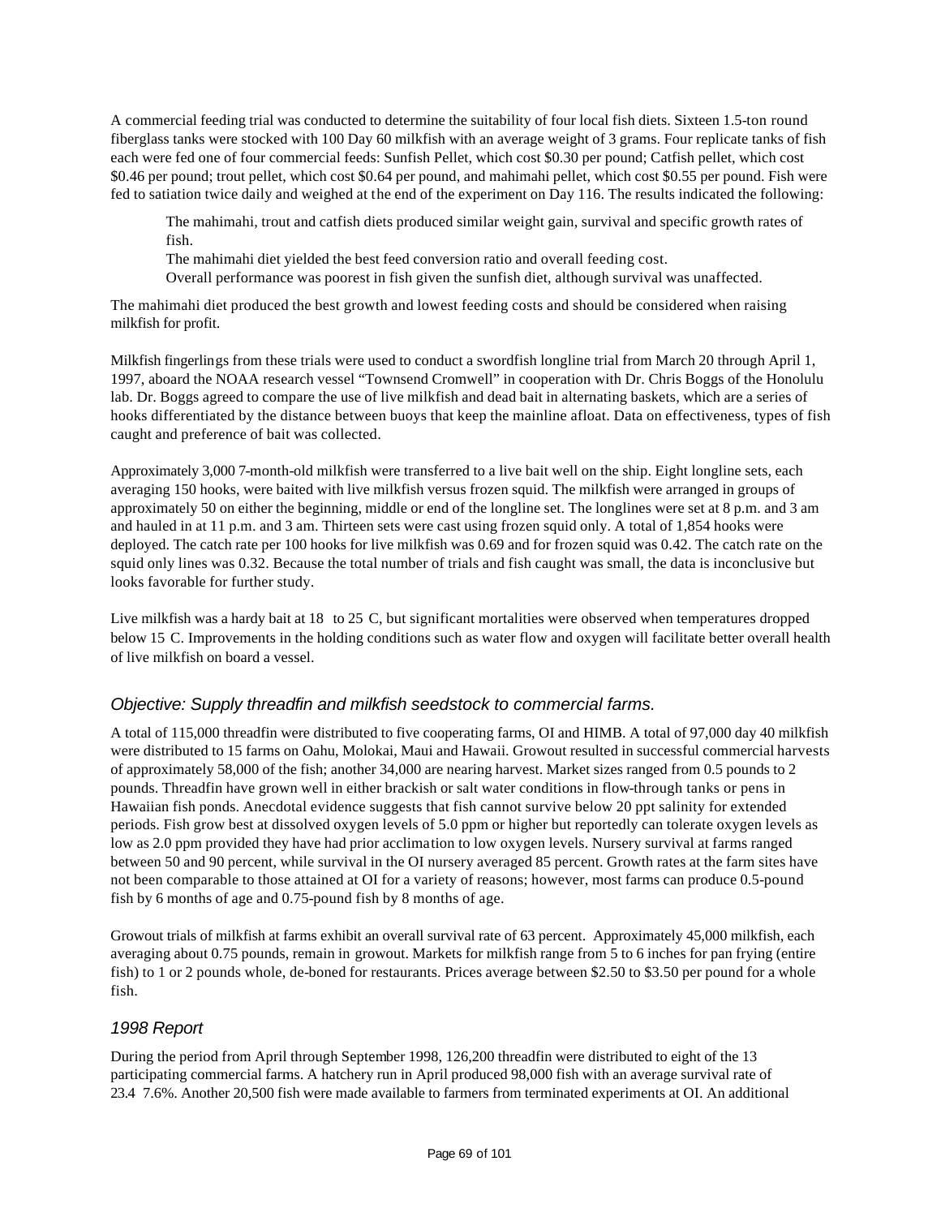A commercial feeding trial was conducted to determine the suitability of four local fish diets. Sixteen 1.5-ton round fiberglass tanks were stocked with 100 Day 60 milkfish with an average weight of 3 grams. Four replicate tanks of fish each were fed one of four commercial feeds: Sunfish Pellet, which cost \$0.30 per pound; Catfish pellet, which cost \$0.46 per pound; trout pellet, which cost \$0.64 per pound, and mahimahi pellet, which cost \$0.55 per pound. Fish were fed to satiation twice daily and weighed at the end of the experiment on Day 116. The results indicated the following:

> The mahimahi, trout and catfish diets produced similar weight gain, survival and specific growth rates of fish.
>
> The mahimahi diet yielded the best feed conversion ratio and overall feeding cost.
>
> Overall performance was poorest in fish given the sunfish diet, although survival was unaffected.

The mahimahi diet produced the best growth and lowest feeding costs and should be considered when raising milkfish for profit.

Milkfish fingerlings from these trials were used to conduct a swordfish longline trial from March 20 through April 1, 1997, aboard the NOAA research vessel "Townsend Cromwell" in cooperation with Dr. Chris Boggs of the Honolulu lab. Dr. Boggs agreed to compare the use of live milkfish and dead bait in alternating baskets, which are a series of hooks differentiated by the distance between buoys that keep the mainline afloat. Data on effectiveness, types of fish caught and preference of bait was collected.

Approximately 3,000 7-month-old milkfish were transferred to a live bait well on the ship. Eight longline sets, each averaging 150 hooks, were baited with live milkfish versus frozen squid. The milkfish were arranged in groups of approximately 50 on either the beginning, middle or end of the longline set. The longlines were set at 8 p.m. and 3 am and hauled in at 11 p.m. and 3 am. Thirteen sets were cast using frozen squid only. A total of 1,854 hooks were deployed. The catch rate per 100 hooks for live milkfish was 0.69 and for frozen squid was 0.42. The catch rate on the squid only lines was 0.32. Because the total number of trials and fish caught was small, the data is inconclusive but looks favorable for further study.

Live milkfish was a hardy bait at 18 to 25 C, but significant mortalities were observed when temperatures dropped below 15 C. Improvements in the holding conditions such as water flow and oxygen will facilitate better overall health of live milkfish on board a vessel.

### *Objective: Supply threadfin and milkfish seedstock to commercial farms.*

A total of 115,000 threadfin were distributed to five cooperating farms, OI and HIMB. A total of 97,000 day 40 milkfish were distributed to 15 farms on Oahu, Molokai, Maui and Hawaii. Growout resulted in successful commercial harvests of approximately 58,000 of the fish; another 34,000 are nearing harvest. Market sizes ranged from 0.5 pounds to 2 pounds. Threadfin have grown well in either brackish or salt water conditions in flow-through tanks or pens in Hawaiian fish ponds. Anecdotal evidence suggests that fish cannot survive below 20 ppt salinity for extended periods. Fish grow best at dissolved oxygen levels of 5.0 ppm or higher but reportedly can tolerate oxygen levels as low as 2.0 ppm provided they have had prior acclimation to low oxygen levels. Nursery survival at farms ranged between 50 and 90 percent, while survival in the OI nursery averaged 85 percent. Growth rates at the farm sites have not been comparable to those attained at OI for a variety of reasons; however, most farms can produce 0.5-pound fish by 6 months of age and 0.75-pound fish by 8 months of age.

Growout trials of milkfish at farms exhibit an overall survival rate of 63 percent. Approximately 45,000 milkfish, each averaging about 0.75 pounds, remain in growout. Markets for milkfish range from 5 to 6 inches for pan frying (entire fish) to 1 or 2 pounds whole, de-boned for restaurants. Prices average between \$2.50 to \$3.50 per pound for a whole fish.

### *1998 Report*

During the period from April through September 1998, 126,200 threadfin were distributed to eight of the 13 participating commercial farms. A hatchery run in April produced 98,000 fish with an average survival rate of 23.4 7.6%. Another 20,500 fish were made available to farmers from terminated experiments at OI. An additional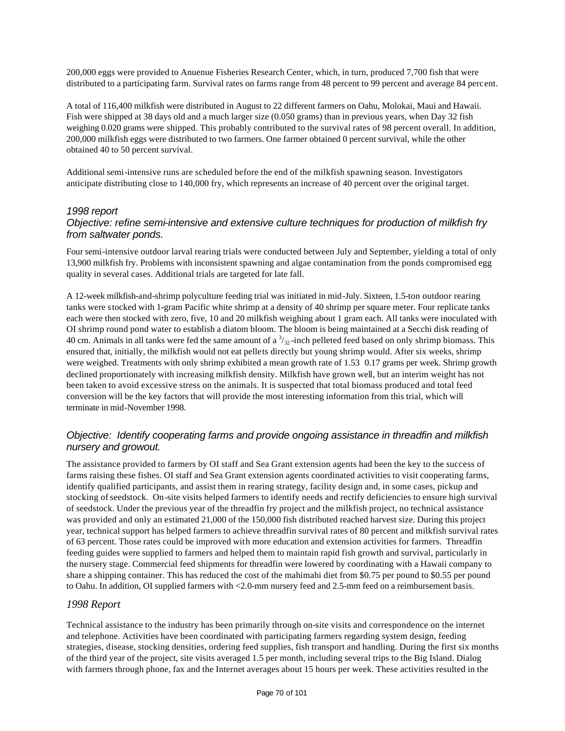200,000 eggs were provided to Anuenue Fisheries Research Center, which, in turn, produced 7,700 fish that were distributed to a participating farm. Survival rates on farms range from 48 percent to 99 percent and average 84 percent.

A total of 116,400 milkfish were distributed in August to 22 different farmers on Oahu, Molokai, Maui and Hawaii. Fish were shipped at 38 days old and a much larger size (0.050 grams) than in previous years, when Day 32 fish weighing 0.020 grams were shipped. This probably contributed to the survival rates of 98 percent overall. In addition, 200,000 milkfish eggs were distributed to two farmers. One farmer obtained 0 percent survival, while the other obtained 40 to 50 percent survival.

Additional semi-intensive runs are scheduled before the end of the milkfish spawning season. Investigators anticipate distributing close to 140,000 fry, which represents an increase of 40 percent over the original target.

### *1998 report*

### *Objective: refine semi-intensive and extensive culture techniques for production of milkfish fry from saltwater ponds.*

Four semi-intensive outdoor larval rearing trials were conducted between July and September, yielding a total of only 13,900 milkfish fry. Problems with inconsistent spawning and algae contamination from the ponds compromised egg quality in several cases. Additional trials are targeted for late fall.

A 12-week milkfish-and-shrimp polyculture feeding trial was initiated in mid-July. Sixteen, 1.5-ton outdoor rearing tanks were stocked with 1-gram Pacific white shrimp at a density of 40 shrimp per square meter. Four replicate tanks each were then stocked with zero, five, 10 and 20 milkfish weighing about 1 gram each. All tanks were inoculated with OI shrimp round pond water to establish a diatom bloom. The bloom is being maintained at a Secchi disk reading of 40 cm. Animals in all tanks were fed the same amount of a $^{3}/_{32}$-inch pelleted feed based on only shrimp biomass. This ensured that, initially, the milkfish would not eat pellets directly but young shrimp would. After six weeks, shrimp were weighed. Treatments with only shrimp exhibited a mean growth rate of 1.53 0.17 grams per week. Shrimp growth declined proportionately with increasing milkfish density. Milkfish have grown well, but an interim weight has not been taken to avoid excessive stress on the animals. It is suspected that total biomass produced and total feed conversion will be the key factors that will provide the most interesting information from this trial, which will terminate in mid-November 1998.

### *Objective: Identify cooperating farms and provide ongoing assistance in threadfin and milkfish nursery and growout.*

The assistance provided to farmers by OI staff and Sea Grant extension agents had been the key to the success of farms raising these fishes. OI staff and Sea Grant extension agents coordinated activities to visit cooperating farms, identify qualified participants, and assist them in rearing strategy, facility design and, in some cases, pickup and stocking of seedstock. On-site visits helped farmers to identify needs and rectify deficiencies to ensure high survival of seedstock. Under the previous year of the threadfin fry project and the milkfish project, no technical assistance was provided and only an estimated 21,000 of the 150,000 fish distributed reached harvest size. During this project year, technical support has helped farmers to achieve threadfin survival rates of 80 percent and milkfish survival rates of 63 percent. Those rates could be improved with more education and extension activities for farmers. Threadfin feeding guides were supplied to farmers and helped them to maintain rapid fish growth and survival, particularly in the nursery stage. Commercial feed shipments for threadfin were lowered by coordinating with a Hawaii company to share a shipping container. This has reduced the cost of the mahimahi diet from \$0.75 per pound to \$0.55 per pound to Oahu. In addition, OI supplied farmers with <2.0-mm nursery feed and 2.5-mm feed on a reimbursement basis.

### *1998 Report*

Technical assistance to the industry has been primarily through on-site visits and correspondence on the internet and telephone. Activities have been coordinated with participating farmers regarding system design, feeding strategies, disease, stocking densities, ordering feed supplies, fish transport and handling. During the first six months of the third year of the project, site visits averaged 1.5 per month, including several trips to the Big Island. Dialog with farmers through phone, fax and the Internet averages about 15 hours per week. These activities resulted in the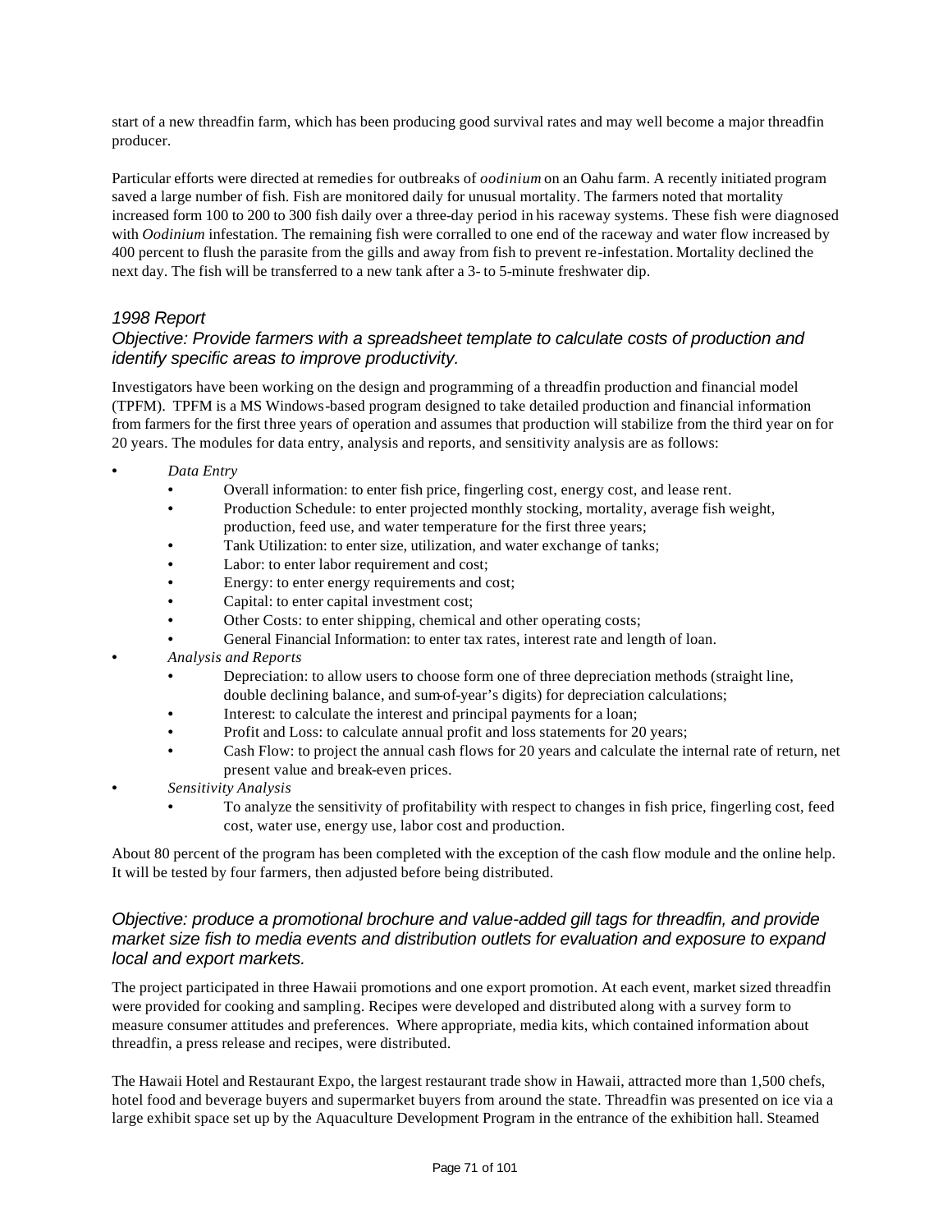start of a new threadfin farm, which has been producing good survival rates and may well become a major threadfin producer.

Particular efforts were directed at remedies for outbreaks of *oodinium* on an Oahu farm. A recently initiated program saved a large number of fish. Fish are monitored daily for unusual mortality. The farmers noted that mortality increased form 100 to 200 to 300 fish daily over a three-day period in his raceway systems. These fish were diagnosed with *Oodinium* infestation. The remaining fish were corralled to one end of the raceway and water flow increased by 400 percent to flush the parasite from the gills and away from fish to prevent re-infestation. Mortality declined the next day. The fish will be transferred to a new tank after a 3- to 5-minute freshwater dip.

### *1998 Report*

### *Objective: Provide farmers with a spreadsheet template to calculate costs of production and identify specific areas to improve productivity.*

Investigators have been working on the design and programming of a threadfin production and financial model (TPFM). TPFM is a MS Windows-based program designed to take detailed production and financial information from farmers for the first three years of operation and assumes that production will stabilize from the third year on for 20 years. The modules for data entry, analysis and reports, and sensitivity analysis are as follows:

- *Data Entry*
  - Overall information: to enter fish price, fingerling cost, energy cost, and lease rent.
  - Production Schedule: to enter projected monthly stocking, mortality, average fish weight, production, feed use, and water temperature for the first three years;
  - Tank Utilization: to enter size, utilization, and water exchange of tanks;
  - Labor: to enter labor requirement and cost;
  - Energy: to enter energy requirements and cost;
  - Capital: to enter capital investment cost;
  - Other Costs: to enter shipping, chemical and other operating costs;
  - General Financial Information: to enter tax rates, interest rate and length of loan.
- *Analysis and Reports*
  - Depreciation: to allow users to choose form one of three depreciation methods (straight line, double declining balance, and sum-of-year's digits) for depreciation calculations;
  - Interest: to calculate the interest and principal payments for a loan;
  - Profit and Loss: to calculate annual profit and loss statements for 20 years;
  - Cash Flow: to project the annual cash flows for 20 years and calculate the internal rate of return, net present value and break-even prices.
- *Sensitivity Analysis*
  - To analyze the sensitivity of profitability with respect to changes in fish price, fingerling cost, feed cost, water use, energy use, labor cost and production.

About 80 percent of the program has been completed with the exception of the cash flow module and the online help. It will be tested by four farmers, then adjusted before being distributed.

### *Objective: produce a promotional brochure and value-added gill tags for threadfin, and provide market size fish to media events and distribution outlets for evaluation and exposure to expand local and export markets.*

The project participated in three Hawaii promotions and one export promotion. At each event, market sized threadfin were provided for cooking and sampling. Recipes were developed and distributed along with a survey form to measure consumer attitudes and preferences. Where appropriate, media kits, which contained information about threadfin, a press release and recipes, were distributed.

The Hawaii Hotel and Restaurant Expo, the largest restaurant trade show in Hawaii, attracted more than 1,500 chefs, hotel food and beverage buyers and supermarket buyers from around the state. Threadfin was presented on ice via a large exhibit space set up by the Aquaculture Development Program in the entrance of the exhibition hall. Steamed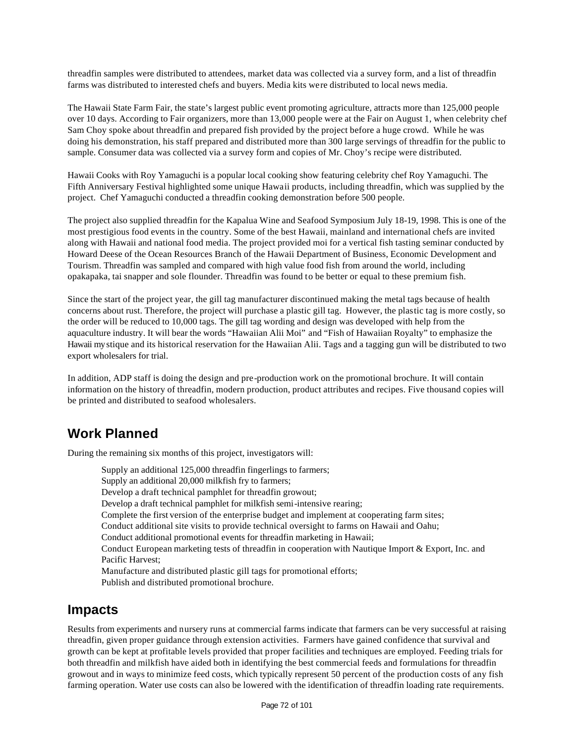threadfin samples were distributed to attendees, market data was collected via a survey form, and a list of threadfin farms was distributed to interested chefs and buyers. Media kits were distributed to local news media.

The Hawaii State Farm Fair, the state's largest public event promoting agriculture, attracts more than 125,000 people over 10 days. According to Fair organizers, more than 13,000 people were at the Fair on August 1, when celebrity chef Sam Choy spoke about threadfin and prepared fish provided by the project before a huge crowd. While he was doing his demonstration, his staff prepared and distributed more than 300 large servings of threadfin for the public to sample. Consumer data was collected via a survey form and copies of Mr. Choy's recipe were distributed.

Hawaii Cooks with Roy Yamaguchi is a popular local cooking show featuring celebrity chef Roy Yamaguchi. The Fifth Anniversary Festival highlighted some unique Hawaii products, including threadfin, which was supplied by the project. Chef Yamaguchi conducted a threadfin cooking demonstration before 500 people.

The project also supplied threadfin for the Kapalua Wine and Seafood Symposium July 18-19, 1998. This is one of the most prestigious food events in the country. Some of the best Hawaii, mainland and international chefs are invited along with Hawaii and national food media. The project provided moi for a vertical fish tasting seminar conducted by Howard Deese of the Ocean Resources Branch of the Hawaii Department of Business, Economic Development and Tourism. Threadfin was sampled and compared with high value food fish from around the world, including opakapaka, tai snapper and sole flounder. Threadfin was found to be better or equal to these premium fish.

Since the start of the project year, the gill tag manufacturer discontinued making the metal tags because of health concerns about rust. Therefore, the project will purchase a plastic gill tag. However, the plastic tag is more costly, so the order will be reduced to 10,000 tags. The gill tag wording and design was developed with help from the aquaculture industry. It will bear the words "Hawaiian Alii Moi" and "Fish of Hawaiian Royalty" to emphasize the Hawaii mystique and its historical reservation for the Hawaiian Alii. Tags and a tagging gun will be distributed to two export wholesalers for trial.

In addition, ADP staff is doing the design and pre-production work on the promotional brochure. It will contain information on the history of threadfin, modern production, product attributes and recipes. Five thousand copies will be printed and distributed to seafood wholesalers.

## Work Planned

During the remaining six months of this project, investigators will:

- Supply an additional 125,000 threadfin fingerlings to farmers;
- Supply an additional 20,000 milkfish fry to farmers;
- Develop a draft technical pamphlet for threadfin growout;
- Develop a draft technical pamphlet for milkfish semi-intensive rearing;
- Complete the first version of the enterprise budget and implement at cooperating farm sites;
- Conduct additional site visits to provide technical oversight to farms on Hawaii and Oahu;
- Conduct additional promotional events for threadfin marketing in Hawaii;
- Conduct European marketing tests of threadfin in cooperation with Nautique Import & Export, Inc. and Pacific Harvest;
- Manufacture and distributed plastic gill tags for promotional efforts;
- Publish and distributed promotional brochure.

## Impacts

Results from experiments and nursery runs at commercial farms indicate that farmers can be very successful at raising threadfin, given proper guidance through extension activities. Farmers have gained confidence that survival and growth can be kept at profitable levels provided that proper facilities and techniques are employed. Feeding trials for both threadfin and milkfish have aided both in identifying the best commercial feeds and formulations for threadfin growout and in ways to minimize feed costs, which typically represent 50 percent of the production costs of any fish farming operation. Water use costs can also be lowered with the identification of threadfin loading rate requirements.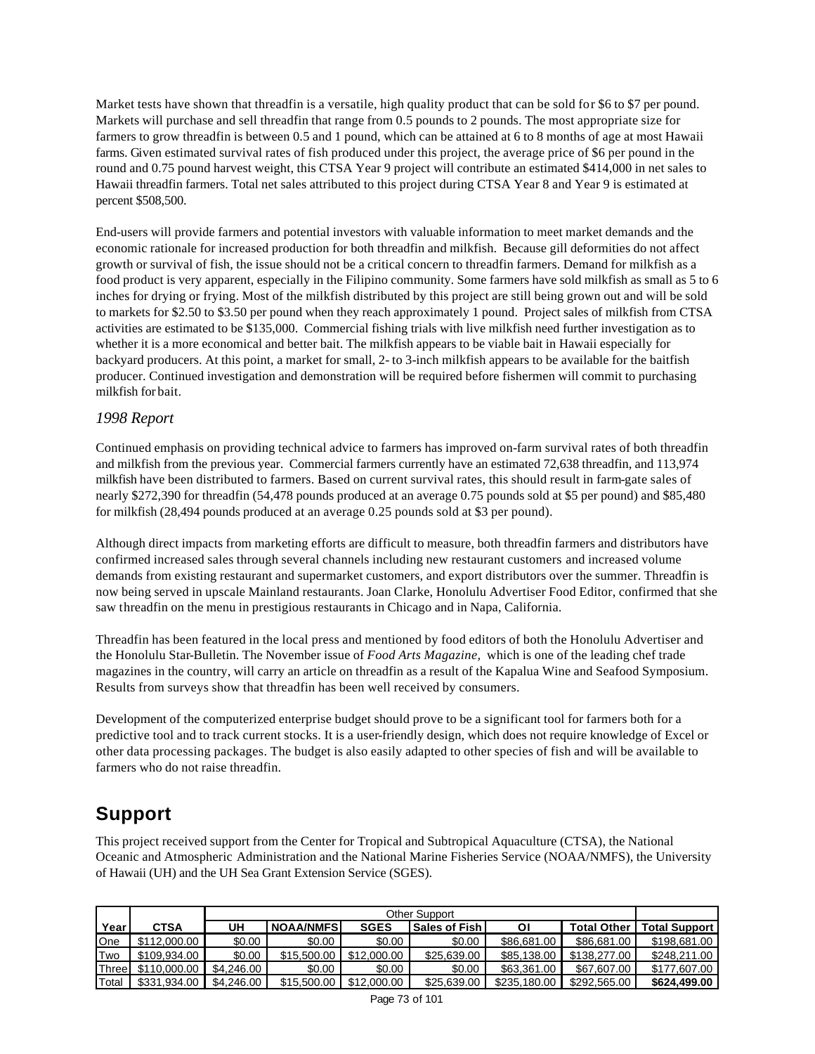Market tests have shown that threadfin is a versatile, high quality product that can be sold for $6 to $7 per pound. Markets will purchase and sell threadfin that range from 0.5 pounds to 2 pounds. The most appropriate size for farmers to grow threadfin is between 0.5 and 1 pound, which can be attained at 6 to 8 months of age at most Hawaii farms. Given estimated survival rates of fish produced under this project, the average price of $6 per pound in the round and 0.75 pound harvest weight, this CTSA Year 9 project will contribute an estimated $414,000 in net sales to Hawaii threadfin farmers. Total net sales attributed to this project during CTSA Year 8 and Year 9 is estimated at percent $508,500.

End-users will provide farmers and potential investors with valuable information to meet market demands and the economic rationale for increased production for both threadfin and milkfish. Because gill deformities do not affect growth or survival of fish, the issue should not be a critical concern to threadfin farmers. Demand for milkfish as a food product is very apparent, especially in the Filipino community. Some farmers have sold milkfish as small as 5 to 6 inches for drying or frying. Most of the milkfish distributed by this project are still being grown out and will be sold to markets for $2.50 to $3.50 per pound when they reach approximately 1 pound. Project sales of milkfish from CTSA activities are estimated to be $135,000. Commercial fishing trials with live milkfish need further investigation as to whether it is a more economical and better bait. The milkfish appears to be viable bait in Hawaii especially for backyard producers. At this point, a market for small, 2- to 3-inch milkfish appears to be available for the baitfish producer. Continued investigation and demonstration will be required before fishermen will commit to purchasing milkfish for bait.

### *1998 Report*

Continued emphasis on providing technical advice to farmers has improved on-farm survival rates of both threadfin and milkfish from the previous year. Commercial farmers currently have an estimated 72,638 threadfin, and 113,974 milkfish have been distributed to farmers. Based on current survival rates, this should result in farm-gate sales of nearly $272,390 for threadfin (54,478 pounds produced at an average 0.75 pounds sold at $5 per pound) and $85,480 for milkfish (28,494 pounds produced at an average 0.25 pounds sold at $3 per pound).

Although direct impacts from marketing efforts are difficult to measure, both threadfin farmers and distributors have confirmed increased sales through several channels including new restaurant customers and increased volume demands from existing restaurant and supermarket customers, and export distributors over the summer. Threadfin is now being served in upscale Mainland restaurants. Joan Clarke, Honolulu Advertiser Food Editor, confirmed that she saw threadfin on the menu in prestigious restaurants in Chicago and in Napa, California.

Threadfin has been featured in the local press and mentioned by food editors of both the Honolulu Advertiser and the Honolulu Star-Bulletin. The November issue of *Food Arts Magazine,* which is one of the leading chef trade magazines in the country, will carry an article on threadfin as a result of the Kapalua Wine and Seafood Symposium. Results from surveys show that threadfin has been well received by consumers.

Development of the computerized enterprise budget should prove to be a significant tool for farmers both for a predictive tool and to track current stocks. It is a user-friendly design, which does not require knowledge of Excel or other data processing packages. The budget is also easily adapted to other species of fish and will be available to farmers who do not raise threadfin.

## Support

This project received support from the Center for Tropical and Subtropical Aquaculture (CTSA), the National Oceanic and Atmospheric Administration and the National Marine Fisheries Service (NOAA/NMFS), the University of Hawaii (UH) and the UH Sea Grant Extension Service (SGES).

| | | Other Support | | | | | | |
|---|---|---|---|---|---|---|---|---|
| **Year** | **CTSA** | **UH** | **NOAA/NMFS** | **SGES** | **Sales of Fish** | **OI** | **Total Other** | **Total Support** |
| One | $112,000.00 | $0.00 | $0.00 | $0.00 | $0.00 | $86,681.00 | $86,681.00 | $198,681.00 |
| Two | $109,934.00 | $0.00 | $15,500.00 | $12,000.00 | $25,639.00 | $85,138.00 | $138,277.00 | $248,211.00 |
| Three | $110,000.00 | $4,246.00 | $0.00 | $0.00 | $0.00 | $63,361.00 | $67,607.00 | $177,607.00 |
| Total | $331,934.00 | $4,246.00 | $15,500.00 | $12,000.00 | $25,639.00 | $235,180.00 | $292,565.00 | **$624,499.00** |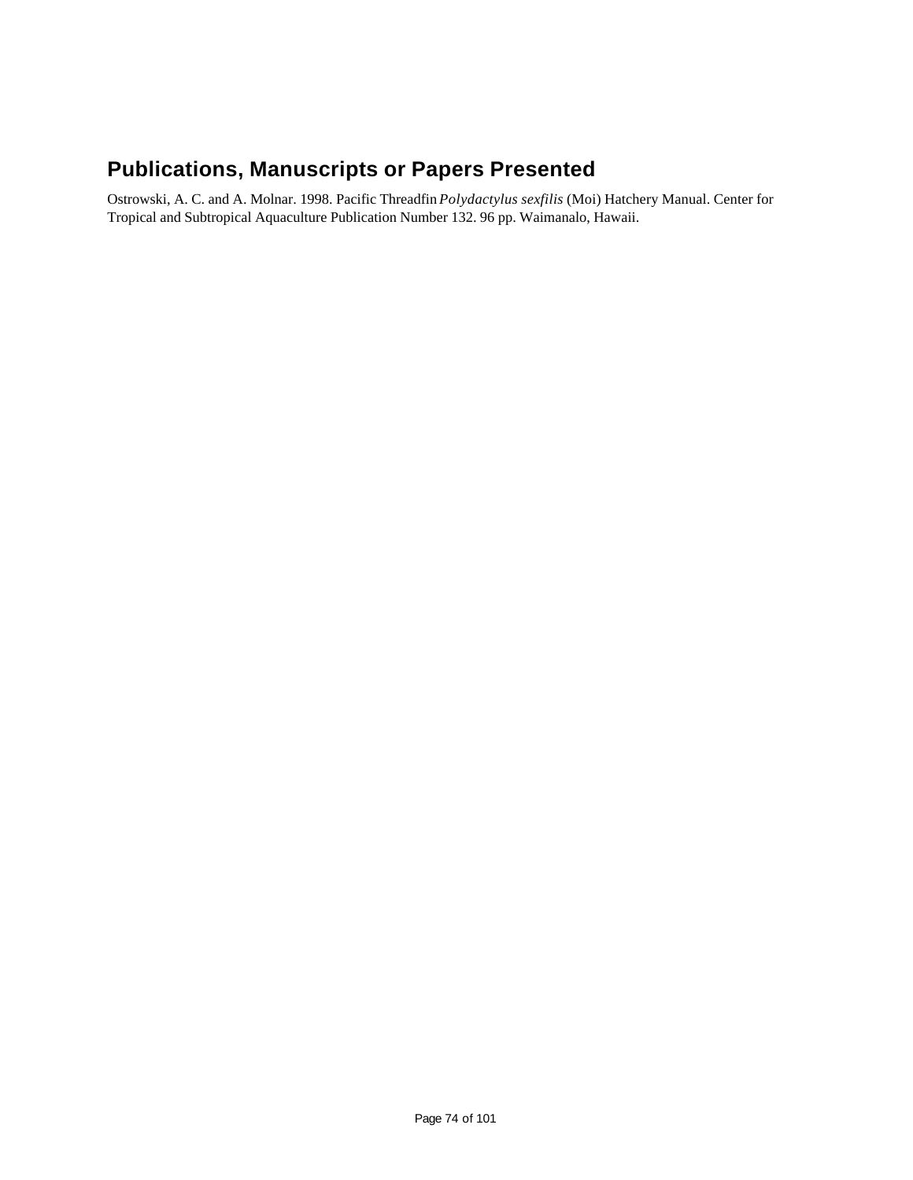## Publications, Manuscripts or Papers Presented

Ostrowski, A. C. and A. Molnar. 1998. Pacific Threadfin *Polydactylus sexfilis* (Moi) Hatchery Manual. Center for Tropical and Subtropical Aquaculture Publication Number 132. 96 pp. Waimanalo, Hawaii.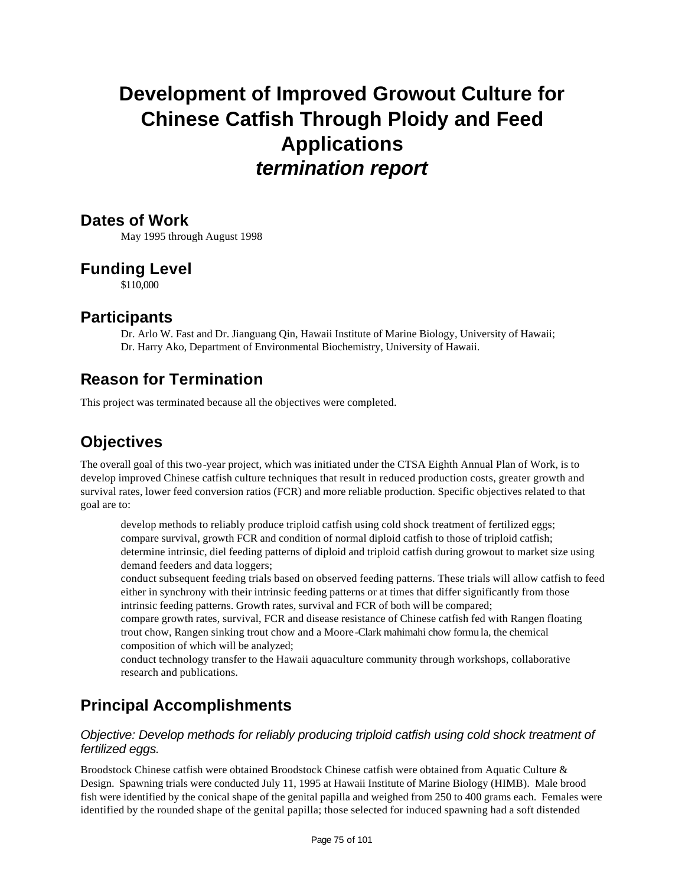# Development of Improved Growout Culture for Chinese Catfish Through Ploidy and Feed Applications

# *termination report*

## Dates of Work

May 1995 through August 1998

## Funding Level

$110,000

## Participants

Dr. Arlo W. Fast and Dr. Jianguang Qin, Hawaii Institute of Marine Biology, University of Hawaii;
Dr. Harry Ako, Department of Environmental Biochemistry, University of Hawaii.

## Reason for Termination

This project was terminated because all the objectives were completed.

## Objectives

The overall goal of this two-year project, which was initiated under the CTSA Eighth Annual Plan of Work, is to develop improved Chinese catfish culture techniques that result in reduced production costs, greater growth and survival rates, lower feed conversion ratios (FCR) and more reliable production. Specific objectives related to that goal are to:

- develop methods to reliably produce triploid catfish using cold shock treatment of fertilized eggs;
- compare survival, growth FCR and condition of normal diploid catfish to those of triploid catfish;
- determine intrinsic, diel feeding patterns of diploid and triploid catfish during growout to market size using demand feeders and data loggers;
- conduct subsequent feeding trials based on observed feeding patterns. These trials will allow catfish to feed either in synchrony with their intrinsic feeding patterns or at times that differ significantly from those intrinsic feeding patterns. Growth rates, survival and FCR of both will be compared;
- compare growth rates, survival, FCR and disease resistance of Chinese catfish fed with Rangen floating trout chow, Rangen sinking trout chow and a Moore-Clark mahimahi chow formula, the chemical composition of which will be analyzed;
- conduct technology transfer to the Hawaii aquaculture community through workshops, collaborative research and publications.

## Principal Accomplishments

### *Objective: Develop methods for reliably producing triploid catfish using cold shock treatment of fertilized eggs.*

Broodstock Chinese catfish were obtained Broodstock Chinese catfish were obtained from Aquatic Culture & Design. Spawning trials were conducted July 11, 1995 at Hawaii Institute of Marine Biology (HIMB). Male brood fish were identified by the conical shape of the genital papilla and weighed from 250 to 400 grams each. Females were identified by the rounded shape of the genital papilla; those selected for induced spawning had a soft distended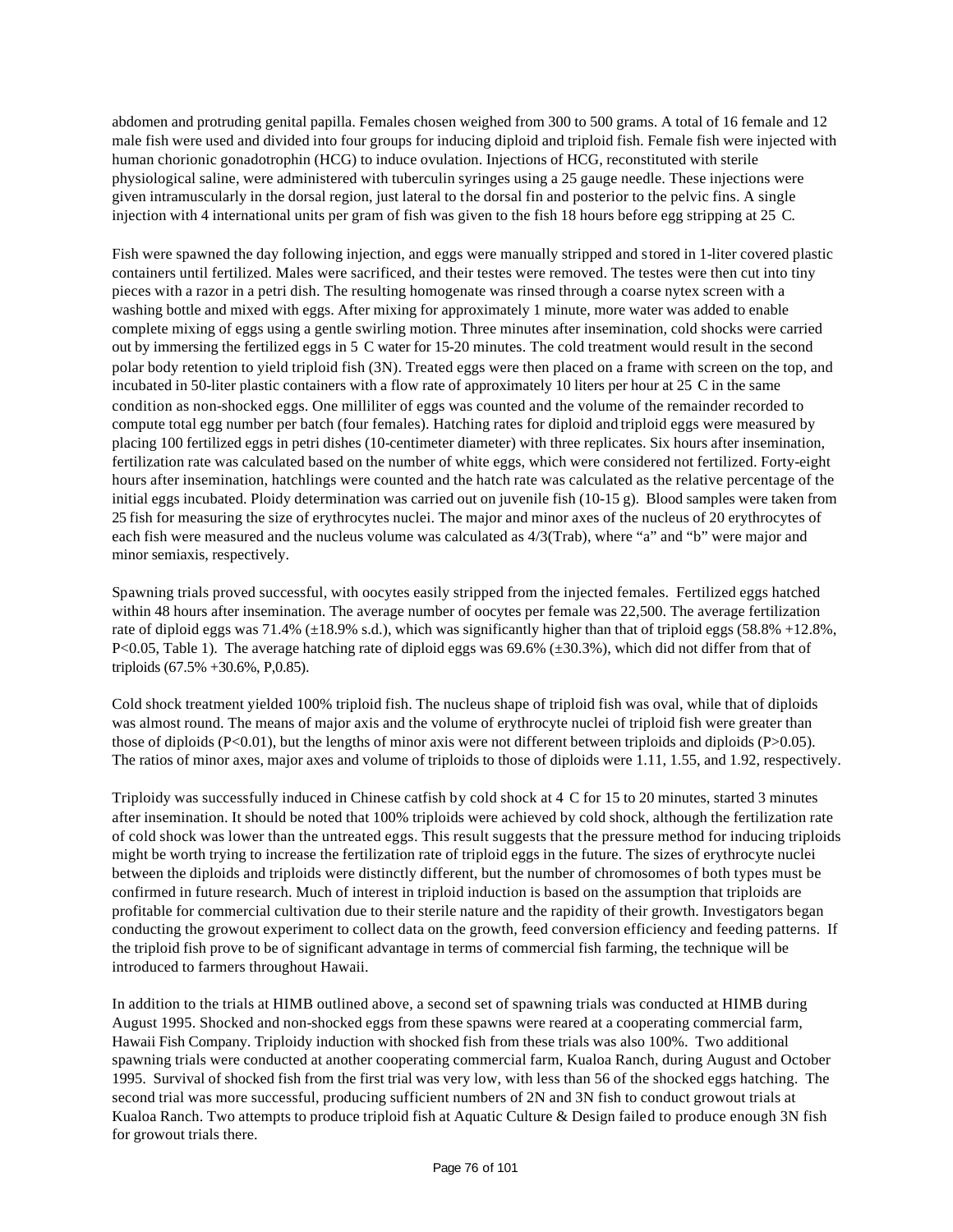abdomen and protruding genital papilla. Females chosen weighed from 300 to 500 grams. A total of 16 female and 12 male fish were used and divided into four groups for inducing diploid and triploid fish. Female fish were injected with human chorionic gonadotrophin (HCG) to induce ovulation. Injections of HCG, reconstituted with sterile physiological saline, were administered with tuberculin syringes using a 25 gauge needle. These injections were given intramuscularly in the dorsal region, just lateral to the dorsal fin and posterior to the pelvic fins. A single injection with 4 international units per gram of fish was given to the fish 18 hours before egg stripping at 25 C.

Fish were spawned the day following injection, and eggs were manually stripped and stored in 1-liter covered plastic containers until fertilized. Males were sacrificed, and their testes were removed. The testes were then cut into tiny pieces with a razor in a petri dish. The resulting homogenate was rinsed through a coarse nytex screen with a washing bottle and mixed with eggs. After mixing for approximately 1 minute, more water was added to enable complete mixing of eggs using a gentle swirling motion. Three minutes after insemination, cold shocks were carried out by immersing the fertilized eggs in 5 C water for 15-20 minutes. The cold treatment would result in the second polar body retention to yield triploid fish (3N). Treated eggs were then placed on a frame with screen on the top, and incubated in 50-liter plastic containers with a flow rate of approximately 10 liters per hour at 25 C in the same condition as non-shocked eggs. One milliliter of eggs was counted and the volume of the remainder recorded to compute total egg number per batch (four females). Hatching rates for diploid and triploid eggs were measured by placing 100 fertilized eggs in petri dishes (10-centimeter diameter) with three replicates. Six hours after insemination, fertilization rate was calculated based on the number of white eggs, which were considered not fertilized. Forty-eight hours after insemination, hatchlings were counted and the hatch rate was calculated as the relative percentage of the initial eggs incubated. Ploidy determination was carried out on juvenile fish (10-15 g). Blood samples were taken from 25 fish for measuring the size of erythrocytes nuclei. The major and minor axes of the nucleus of 20 erythrocytes of each fish were measured and the nucleus volume was calculated as 4/3(Trab), where "a" and "b" were major and minor semiaxis, respectively.

Spawning trials proved successful, with oocytes easily stripped from the injected females. Fertilized eggs hatched within 48 hours after insemination. The average number of oocytes per female was 22,500. The average fertilization rate of diploid eggs was 71.4% (±18.9% s.d.), which was significantly higher than that of triploid eggs (58.8% +12.8%, P<0.05, Table 1). The average hatching rate of diploid eggs was 69.6% (±30.3%), which did not differ from that of triploids (67.5% +30.6%, P,0.85).

Cold shock treatment yielded 100% triploid fish. The nucleus shape of triploid fish was oval, while that of diploids was almost round. The means of major axis and the volume of erythrocyte nuclei of triploid fish were greater than those of diploids (P<0.01), but the lengths of minor axis were not different between triploids and diploids (P>0.05). The ratios of minor axes, major axes and volume of triploids to those of diploids were 1.11, 1.55, and 1.92, respectively.

Triploidy was successfully induced in Chinese catfish by cold shock at 4 C for 15 to 20 minutes, started 3 minutes after insemination. It should be noted that 100% triploids were achieved by cold shock, although the fertilization rate of cold shock was lower than the untreated eggs. This result suggests that the pressure method for inducing triploids might be worth trying to increase the fertilization rate of triploid eggs in the future. The sizes of erythrocyte nuclei between the diploids and triploids were distinctly different, but the number of chromosomes of both types must be confirmed in future research. Much of interest in triploid induction is based on the assumption that triploids are profitable for commercial cultivation due to their sterile nature and the rapidity of their growth. Investigators began conducting the growout experiment to collect data on the growth, feed conversion efficiency and feeding patterns. If the triploid fish prove to be of significant advantage in terms of commercial fish farming, the technique will be introduced to farmers throughout Hawaii.

In addition to the trials at HIMB outlined above, a second set of spawning trials was conducted at HIMB during August 1995. Shocked and non-shocked eggs from these spawns were reared at a cooperating commercial farm, Hawaii Fish Company. Triploidy induction with shocked fish from these trials was also 100%. Two additional spawning trials were conducted at another cooperating commercial farm, Kualoa Ranch, during August and October 1995. Survival of shocked fish from the first trial was very low, with less than 56 of the shocked eggs hatching. The second trial was more successful, producing sufficient numbers of 2N and 3N fish to conduct growout trials at Kualoa Ranch. Two attempts to produce triploid fish at Aquatic Culture & Design failed to produce enough 3N fish for growout trials there.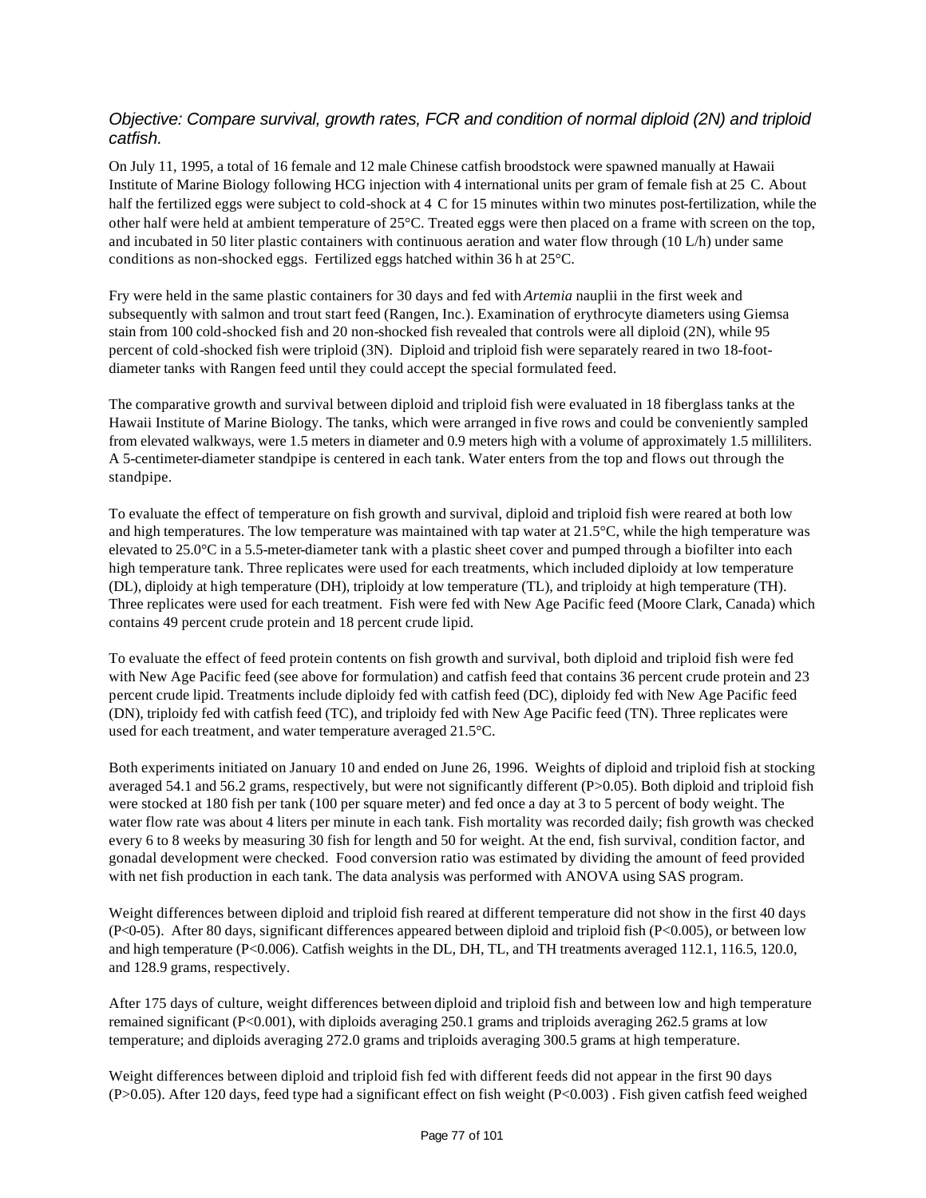*Objective: Compare survival, growth rates, FCR and condition of normal diploid (2N) and triploid catfish.*

On July 11, 1995, a total of 16 female and 12 male Chinese catfish broodstock were spawned manually at Hawaii Institute of Marine Biology following HCG injection with 4 international units per gram of female fish at 25 C. About half the fertilized eggs were subject to cold-shock at 4 C for 15 minutes within two minutes post-fertilization, while the other half were held at ambient temperature of 25°C. Treated eggs were then placed on a frame with screen on the top, and incubated in 50 liter plastic containers with continuous aeration and water flow through (10 L/h) under same conditions as non-shocked eggs. Fertilized eggs hatched within 36 h at 25°C.

Fry were held in the same plastic containers for 30 days and fed with *Artemia* nauplii in the first week and subsequently with salmon and trout start feed (Rangen, Inc.). Examination of erythrocyte diameters using Giemsa stain from 100 cold-shocked fish and 20 non-shocked fish revealed that controls were all diploid (2N), while 95 percent of cold-shocked fish were triploid (3N). Diploid and triploid fish were separately reared in two 18-foot-diameter tanks with Rangen feed until they could accept the special formulated feed.

The comparative growth and survival between diploid and triploid fish were evaluated in 18 fiberglass tanks at the Hawaii Institute of Marine Biology. The tanks, which were arranged in five rows and could be conveniently sampled from elevated walkways, were 1.5 meters in diameter and 0.9 meters high with a volume of approximately 1.5 milliliters. A 5-centimeter-diameter standpipe is centered in each tank. Water enters from the top and flows out through the standpipe.

To evaluate the effect of temperature on fish growth and survival, diploid and triploid fish were reared at both low and high temperatures. The low temperature was maintained with tap water at 21.5°C, while the high temperature was elevated to 25.0°C in a 5.5-meter-diameter tank with a plastic sheet cover and pumped through a biofilter into each high temperature tank. Three replicates were used for each treatments, which included diploidy at low temperature (DL), diploidy at high temperature (DH), triploidy at low temperature (TL), and triploidy at high temperature (TH). Three replicates were used for each treatment. Fish were fed with New Age Pacific feed (Moore Clark, Canada) which contains 49 percent crude protein and 18 percent crude lipid.

To evaluate the effect of feed protein contents on fish growth and survival, both diploid and triploid fish were fed with New Age Pacific feed (see above for formulation) and catfish feed that contains 36 percent crude protein and 23 percent crude lipid. Treatments include diploidy fed with catfish feed (DC), diploidy fed with New Age Pacific feed (DN), triploidy fed with catfish feed (TC), and triploidy fed with New Age Pacific feed (TN). Three replicates were used for each treatment, and water temperature averaged 21.5°C.

Both experiments initiated on January 10 and ended on June 26, 1996. Weights of diploid and triploid fish at stocking averaged 54.1 and 56.2 grams, respectively, but were not significantly different ($P>0.05$). Both diploid and triploid fish were stocked at 180 fish per tank (100 per square meter) and fed once a day at 3 to 5 percent of body weight. The water flow rate was about 4 liters per minute in each tank. Fish mortality was recorded daily; fish growth was checked every 6 to 8 weeks by measuring 30 fish for length and 50 for weight. At the end, fish survival, condition factor, and gonadal development were checked. Food conversion ratio was estimated by dividing the amount of feed provided with net fish production in each tank. The data analysis was performed with ANOVA using SAS program.

Weight differences between diploid and triploid fish reared at different temperature did not show in the first 40 days (P<0-05). After 80 days, significant differences appeared between diploid and triploid fish ($P<0.005$), or between low and high temperature ($P<0.006$). Catfish weights in the DL, DH, TL, and TH treatments averaged 112.1, 116.5, 120.0, and 128.9 grams, respectively.

After 175 days of culture, weight differences between diploid and triploid fish and between low and high temperature remained significant ($P<0.001$), with diploids averaging 250.1 grams and triploids averaging 262.5 grams at low temperature; and diploids averaging 272.0 grams and triploids averaging 300.5 grams at high temperature.

Weight differences between diploid and triploid fish fed with different feeds did not appear in the first 90 days ($P>0.05$). After 120 days, feed type had a significant effect on fish weight ($P<0.003$) . Fish given catfish feed weighed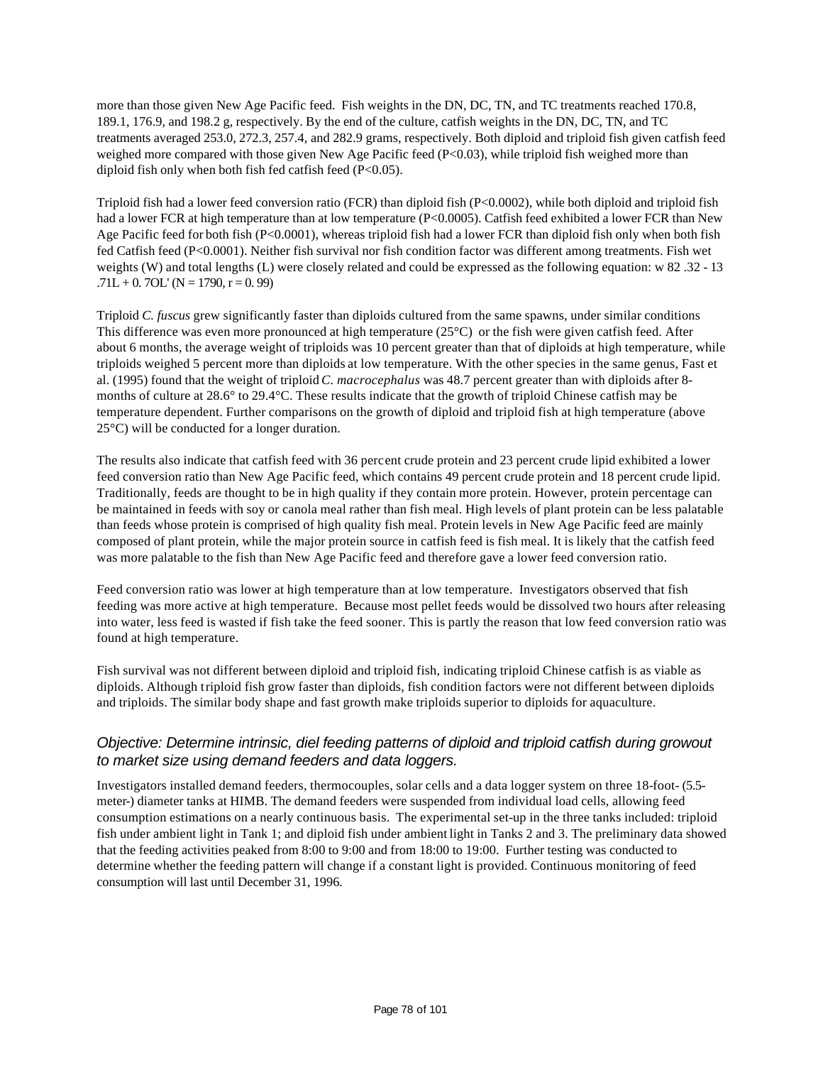more than those given New Age Pacific feed. Fish weights in the DN, DC, TN, and TC treatments reached 170.8, 189.1, 176.9, and 198.2 g, respectively. By the end of the culture, catfish weights in the DN, DC, TN, and TC treatments averaged 253.0, 272.3, 257.4, and 282.9 grams, respectively. Both diploid and triploid fish given catfish feed weighed more compared with those given New Age Pacific feed ($P<0.03$), while triploid fish weighed more than diploid fish only when both fish fed catfish feed ($P<0.05$).

Triploid fish had a lower feed conversion ratio (FCR) than diploid fish ($P<0.0002$), while both diploid and triploid fish had a lower FCR at high temperature than at low temperature ($P<0.0005$). Catfish feed exhibited a lower FCR than New Age Pacific feed for both fish ($P<0.0001$), whereas triploid fish had a lower FCR than diploid fish only when both fish fed Catfish feed ($P<0.0001$). Neither fish survival nor fish condition factor was different among treatments. Fish wet weights (W) and total lengths (L) were closely related and could be expressed as the following equation: w 82 .32 - 13 .71L + 0. 7OL' (N = 1790, r = 0. 99)

Triploid *C. fuscus* grew significantly faster than diploids cultured from the same spawns, under similar conditions This difference was even more pronounced at high temperature (25°C) or the fish were given catfish feed. After about 6 months, the average weight of triploids was 10 percent greater than that of diploids at high temperature, while triploids weighed 5 percent more than diploids at low temperature. With the other species in the same genus, Fast et al. (1995) found that the weight of triploid *C. macrocephalus* was 48.7 percent greater than with diploids after 8-months of culture at 28.6° to 29.4°C. These results indicate that the growth of triploid Chinese catfish may be temperature dependent. Further comparisons on the growth of diploid and triploid fish at high temperature (above 25°C) will be conducted for a longer duration.

The results also indicate that catfish feed with 36 percent crude protein and 23 percent crude lipid exhibited a lower feed conversion ratio than New Age Pacific feed, which contains 49 percent crude protein and 18 percent crude lipid. Traditionally, feeds are thought to be in high quality if they contain more protein. However, protein percentage can be maintained in feeds with soy or canola meal rather than fish meal. High levels of plant protein can be less palatable than feeds whose protein is comprised of high quality fish meal. Protein levels in New Age Pacific feed are mainly composed of plant protein, while the major protein source in catfish feed is fish meal. It is likely that the catfish feed was more palatable to the fish than New Age Pacific feed and therefore gave a lower feed conversion ratio.

Feed conversion ratio was lower at high temperature than at low temperature. Investigators observed that fish feeding was more active at high temperature. Because most pellet feeds would be dissolved two hours after releasing into water, less feed is wasted if fish take the feed sooner. This is partly the reason that low feed conversion ratio was found at high temperature.

Fish survival was not different between diploid and triploid fish, indicating triploid Chinese catfish is as viable as diploids. Although triploid fish grow faster than diploids, fish condition factors were not different between diploids and triploids. The similar body shape and fast growth make triploids superior to diploids for aquaculture.

### *Objective: Determine intrinsic, diel feeding patterns of diploid and triploid catfish during growout to market size using demand feeders and data loggers.*

Investigators installed demand feeders, thermocouples, solar cells and a data logger system on three 18-foot- (5.5-meter-) diameter tanks at HIMB. The demand feeders were suspended from individual load cells, allowing feed consumption estimations on a nearly continuous basis. The experimental set-up in the three tanks included: triploid fish under ambient light in Tank 1; and diploid fish under ambient light in Tanks 2 and 3. The preliminary data showed that the feeding activities peaked from 8:00 to 9:00 and from 18:00 to 19:00. Further testing was conducted to determine whether the feeding pattern will change if a constant light is provided. Continuous monitoring of feed consumption will last until December 31, 1996.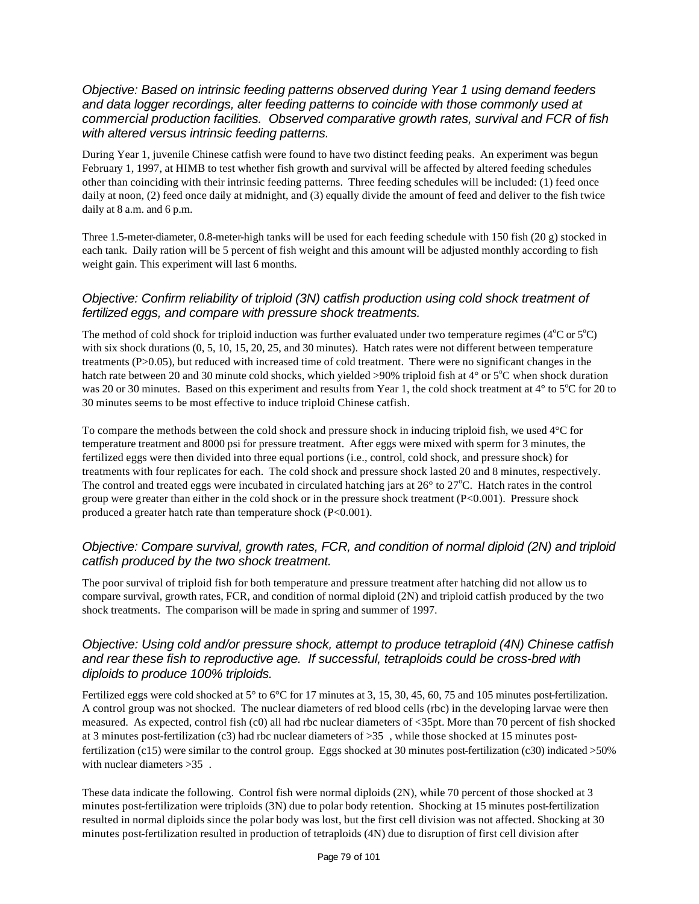### *Objective: Based on intrinsic feeding patterns observed during Year 1 using demand feeders and data logger recordings, alter feeding patterns to coincide with those commonly used at commercial production facilities. Observed comparative growth rates, survival and FCR of fish with altered versus intrinsic feeding patterns.*

During Year 1, juvenile Chinese catfish were found to have two distinct feeding peaks. An experiment was begun February 1, 1997, at HIMB to test whether fish growth and survival will be affected by altered feeding schedules other than coinciding with their intrinsic feeding patterns. Three feeding schedules will be included: (1) feed once daily at noon, (2) feed once daily at midnight, and (3) equally divide the amount of feed and deliver to the fish twice daily at 8 a.m. and 6 p.m.

Three 1.5-meter-diameter, 0.8-meter-high tanks will be used for each feeding schedule with 150 fish (20 g) stocked in each tank. Daily ration will be 5 percent of fish weight and this amount will be adjusted monthly according to fish weight gain. This experiment will last 6 months.

### *Objective: Confirm reliability of triploid (3N) catfish production using cold shock treatment of fertilized eggs, and compare with pressure shock treatments.*

The method of cold shock for triploid induction was further evaluated under two temperature regimes (4°C or 5°C) with six shock durations (0, 5, 10, 15, 20, 25, and 30 minutes). Hatch rates were not different between temperature treatments ($P>0.05$), but reduced with increased time of cold treatment. There were no significant changes in the hatch rate between 20 and 30 minute cold shocks, which yielded >90% triploid fish at 4° or 5°C when shock duration was 20 or 30 minutes. Based on this experiment and results from Year 1, the cold shock treatment at 4° to 5°C for 20 to 30 minutes seems to be most effective to induce triploid Chinese catfish.

To compare the methods between the cold shock and pressure shock in inducing triploid fish, we used 4°C for temperature treatment and 8000 psi for pressure treatment. After eggs were mixed with sperm for 3 minutes, the fertilized eggs were then divided into three equal portions (i.e., control, cold shock, and pressure shock) for treatments with four replicates for each. The cold shock and pressure shock lasted 20 and 8 minutes, respectively. The control and treated eggs were incubated in circulated hatching jars at 26° to 27°C. Hatch rates in the control group were greater than either in the cold shock or in the pressure shock treatment ($P<0.001$). Pressure shock produced a greater hatch rate than temperature shock ($P<0.001$).

### *Objective: Compare survival, growth rates, FCR, and condition of normal diploid (2N) and triploid catfish produced by the two shock treatment.*

The poor survival of triploid fish for both temperature and pressure treatment after hatching did not allow us to compare survival, growth rates, FCR, and condition of normal diploid (2N) and triploid catfish produced by the two shock treatments. The comparison will be made in spring and summer of 1997.

### *Objective: Using cold and/or pressure shock, attempt to produce tetraploid (4N) Chinese catfish and rear these fish to reproductive age. If successful, tetraploids could be cross-bred with diploids to produce 100% triploids.*

Fertilized eggs were cold shocked at 5° to 6°C for 17 minutes at 3, 15, 30, 45, 60, 75 and 105 minutes post-fertilization. A control group was not shocked. The nuclear diameters of red blood cells (rbc) in the developing larvae were then measured. As expected, control fish (c0) all had rbc nuclear diameters of <35pt. More than 70 percent of fish shocked at 3 minutes post-fertilization (c3) had rbc nuclear diameters of >35 , while those shocked at 15 minutes post-fertilization (c15) were similar to the control group. Eggs shocked at 30 minutes post-fertilization (c30) indicated >50% with nuclear diameters >35 .

These data indicate the following. Control fish were normal diploids (2N), while 70 percent of those shocked at 3 minutes post-fertilization were triploids (3N) due to polar body retention. Shocking at 15 minutes post-fertilization resulted in normal diploids since the polar body was lost, but the first cell division was not affected. Shocking at 30 minutes post-fertilization resulted in production of tetraploids (4N) due to disruption of first cell division after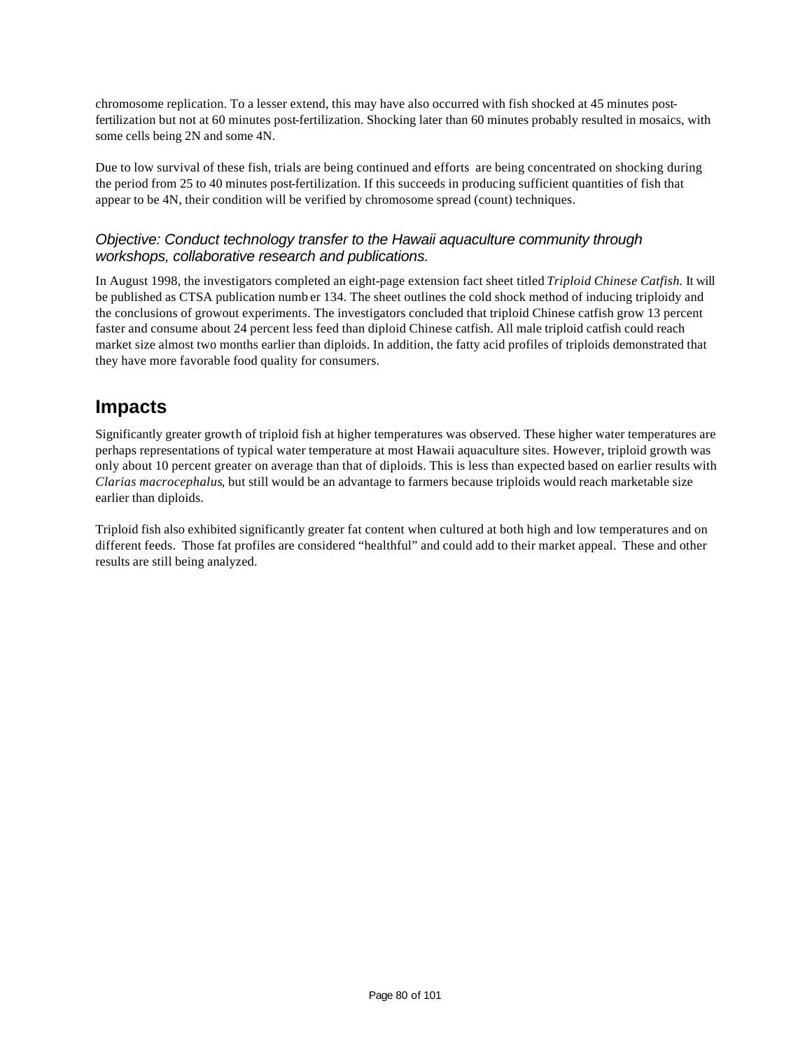chromosome replication. To a lesser extend, this may have also occurred with fish shocked at 45 minutes post-fertilization but not at 60 minutes post-fertilization. Shocking later than 60 minutes probably resulted in mosaics, with some cells being 2N and some 4N.

Due to low survival of these fish, trials are being continued and efforts are being concentrated on shocking during the period from 25 to 40 minutes post-fertilization. If this succeeds in producing sufficient quantities of fish that appear to be 4N, their condition will be verified by chromosome spread (count) techniques.

### *Objective: Conduct technology transfer to the Hawaii aquaculture community through workshops, collaborative research and publications.*

In August 1998, the investigators completed an eight-page extension fact sheet titled *Triploid Chinese Catfish.* It will be published as CTSA publication numb er 134. The sheet outlines the cold shock method of inducing triploidy and the conclusions of growout experiments. The investigators concluded that triploid Chinese catfish grow 13 percent faster and consume about 24 percent less feed than diploid Chinese catfish. All male triploid catfish could reach market size almost two months earlier than diploids. In addition, the fatty acid profiles of triploids demonstrated that they have more favorable food quality for consumers.

## Impacts

Significantly greater growth of triploid fish at higher temperatures was observed. These higher water temperatures are perhaps representations of typical water temperature at most Hawaii aquaculture sites. However, triploid growth was only about 10 percent greater on average than that of diploids. This is less than expected based on earlier results with *Clarias macrocephalus*, but still would be an advantage to farmers because triploids would reach marketable size earlier than diploids.

Triploid fish also exhibited significantly greater fat content when cultured at both high and low temperatures and on different feeds. Those fat profiles are considered "healthful" and could add to their market appeal. These and other results are still being analyzed.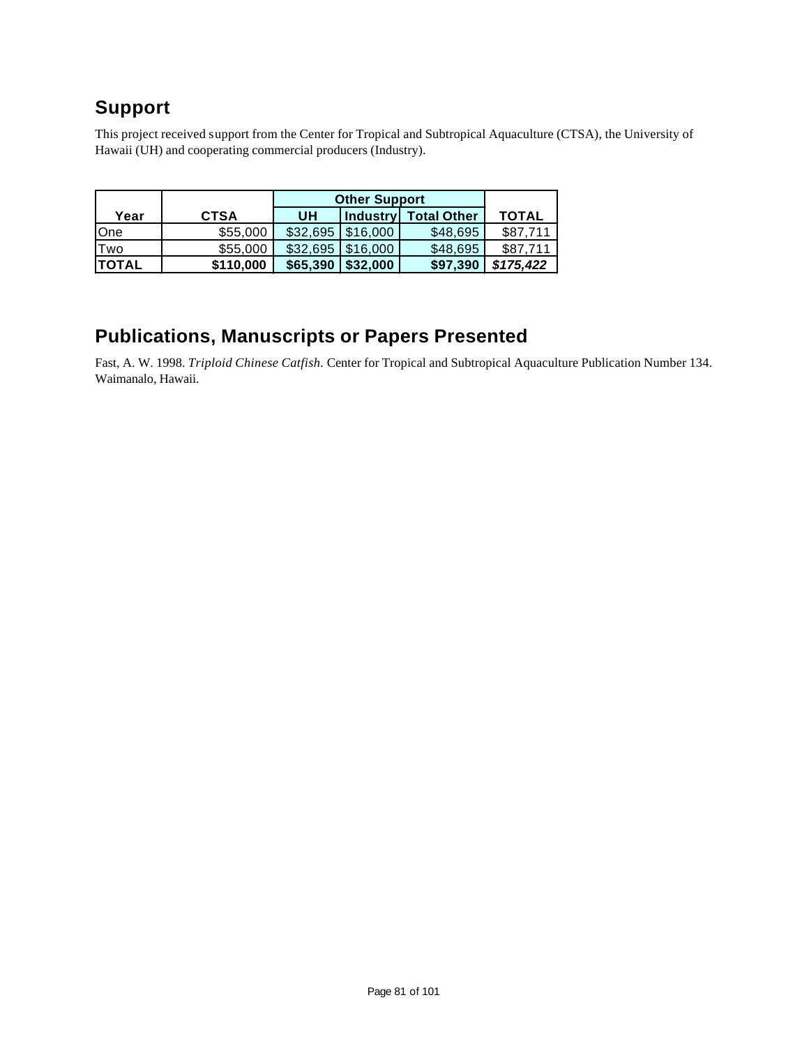## Support

This project received support from the Center for Tropical and Subtropical Aquaculture (CTSA), the University of Hawaii (UH) and cooperating commercial producers (Industry).

| | | Other Support | | | |
|---|---|---|---|---|---|
| **Year** | **CTSA** | **UH** | **Industry** | **Total Other** | **TOTAL** |
| One | $55,000 | $32,695 | $16,000 | $48,695 | $87,711 |
| Two | $55,000 | $32,695 | $16,000 | $48,695 | $87,711 |
| **TOTAL** | **$110,000** | **$65,390** | **$32,000** | **$97,390** | ***$175,422*** |

## Publications, Manuscripts or Papers Presented

Fast, A. W. 1998. *Triploid Chinese Catfish.* Center for Tropical and Subtropical Aquaculture Publication Number 134. Waimanalo, Hawaii.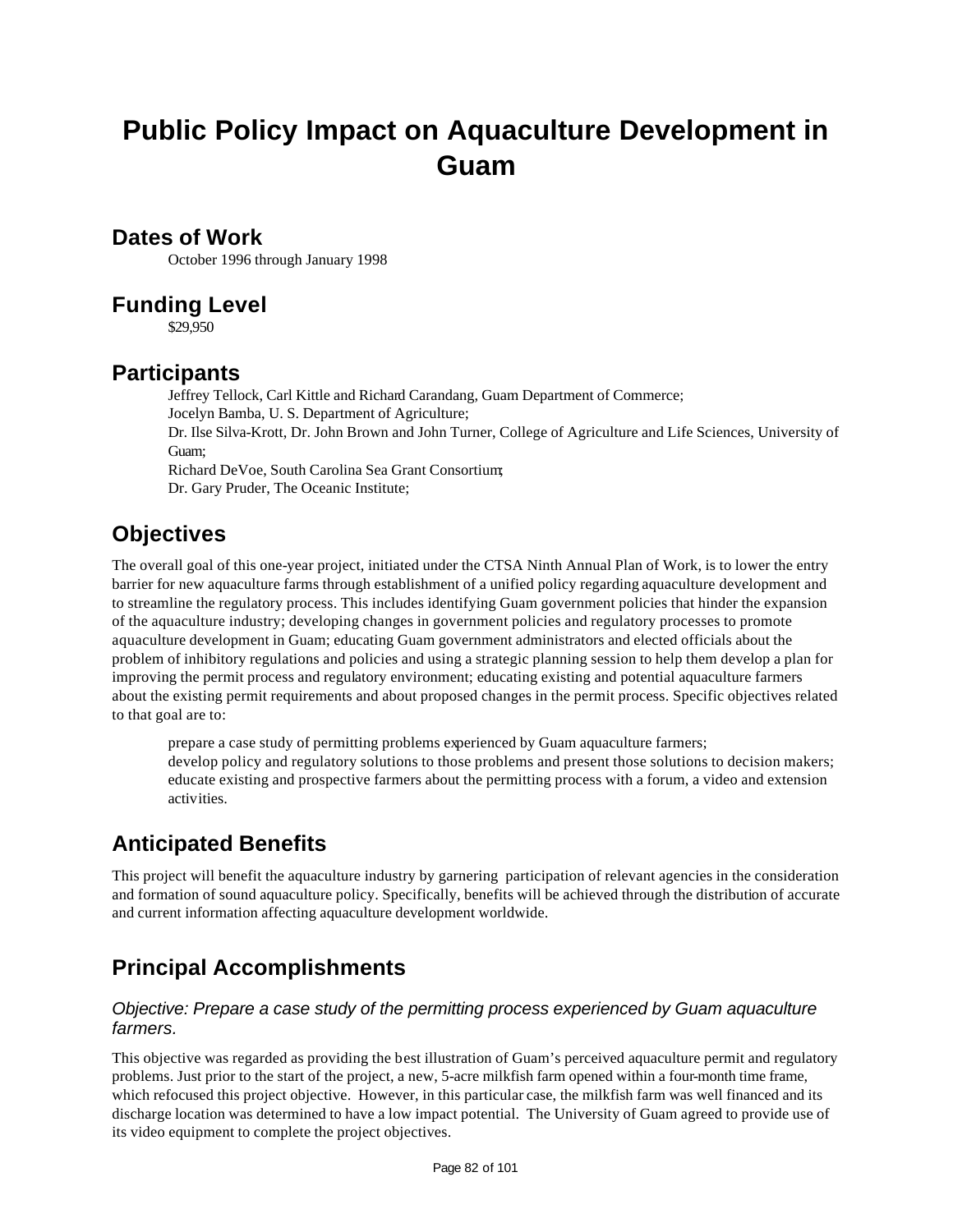# Public Policy Impact on Aquaculture Development in Guam

## Dates of Work

October 1996 through January 1998

## Funding Level

$29,950

## Participants

Jeffrey Tellock, Carl Kittle and Richard Carandang, Guam Department of Commerce;
Jocelyn Bamba, U. S. Department of Agriculture;
Dr. Ilse Silva-Krott, Dr. John Brown and John Turner, College of Agriculture and Life Sciences, University of Guam;
Richard DeVoe, South Carolina Sea Grant Consortium;
Dr. Gary Pruder, The Oceanic Institute;

## Objectives

The overall goal of this one-year project, initiated under the CTSA Ninth Annual Plan of Work, is to lower the entry barrier for new aquaculture farms through establishment of a unified policy regarding aquaculture development and to streamline the regulatory process. This includes identifying Guam government policies that hinder the expansion of the aquaculture industry; developing changes in government policies and regulatory processes to promote aquaculture development in Guam; educating Guam government administrators and elected officials about the problem of inhibitory regulations and policies and using a strategic planning session to help them develop a plan for improving the permit process and regulatory environment; educating existing and potential aquaculture farmers about the existing permit requirements and about proposed changes in the permit process. Specific objectives related to that goal are to:

- prepare a case study of permitting problems experienced by Guam aquaculture farmers;
- develop policy and regulatory solutions to those problems and present those solutions to decision makers;
- educate existing and prospective farmers about the permitting process with a forum, a video and extension activities.

## Anticipated Benefits

This project will benefit the aquaculture industry by garnering participation of relevant agencies in the consideration and formation of sound aquaculture policy. Specifically, benefits will be achieved through the distribution of accurate and current information affecting aquaculture development worldwide.

## Principal Accomplishments

### *Objective: Prepare a case study of the permitting process experienced by Guam aquaculture farmers.*

This objective was regarded as providing the best illustration of Guam's perceived aquaculture permit and regulatory problems. Just prior to the start of the project, a new, 5-acre milkfish farm opened within a four-month time frame, which refocused this project objective. However, in this particular case, the milkfish farm was well financed and its discharge location was determined to have a low impact potential. The University of Guam agreed to provide use of its video equipment to complete the project objectives.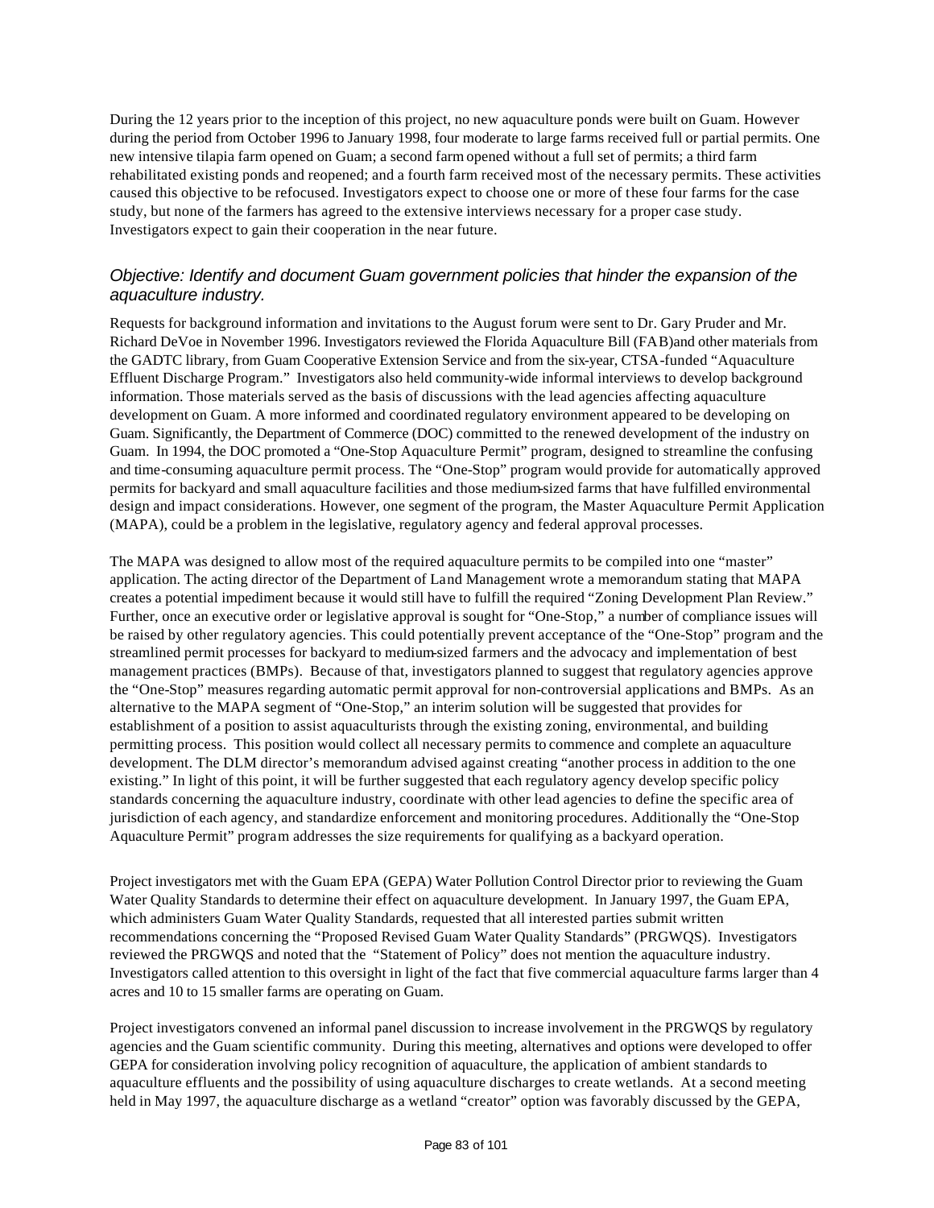During the 12 years prior to the inception of this project, no new aquaculture ponds were built on Guam. However during the period from October 1996 to January 1998, four moderate to large farms received full or partial permits. One new intensive tilapia farm opened on Guam; a second farm opened without a full set of permits; a third farm rehabilitated existing ponds and reopened; and a fourth farm received most of the necessary permits. These activities caused this objective to be refocused. Investigators expect to choose one or more of these four farms for the case study, but none of the farmers has agreed to the extensive interviews necessary for a proper case study. Investigators expect to gain their cooperation in the near future.

### *Objective: Identify and document Guam government policies that hinder the expansion of the aquaculture industry.*

Requests for background information and invitations to the August forum were sent to Dr. Gary Pruder and Mr. Richard DeVoe in November 1996. Investigators reviewed the Florida Aquaculture Bill (FAB)and other materials from the GADTC library, from Guam Cooperative Extension Service and from the six-year, CTSA-funded "Aquaculture Effluent Discharge Program." Investigators also held community-wide informal interviews to develop background information. Those materials served as the basis of discussions with the lead agencies affecting aquaculture development on Guam. A more informed and coordinated regulatory environment appeared to be developing on Guam. Significantly, the Department of Commerce (DOC) committed to the renewed development of the industry on Guam. In 1994, the DOC promoted a "One-Stop Aquaculture Permit" program, designed to streamline the confusing and time-consuming aquaculture permit process. The "One-Stop" program would provide for automatically approved permits for backyard and small aquaculture facilities and those medium-sized farms that have fulfilled environmental design and impact considerations. However, one segment of the program, the Master Aquaculture Permit Application (MAPA), could be a problem in the legislative, regulatory agency and federal approval processes.

The MAPA was designed to allow most of the required aquaculture permits to be compiled into one "master" application. The acting director of the Department of Land Management wrote a memorandum stating that MAPA creates a potential impediment because it would still have to fulfill the required "Zoning Development Plan Review." Further, once an executive order or legislative approval is sought for "One-Stop," a number of compliance issues will be raised by other regulatory agencies. This could potentially prevent acceptance of the "One-Stop" program and the streamlined permit processes for backyard to medium-sized farmers and the advocacy and implementation of best management practices (BMPs). Because of that, investigators planned to suggest that regulatory agencies approve the "One-Stop" measures regarding automatic permit approval for non-controversial applications and BMPs. As an alternative to the MAPA segment of "One-Stop," an interim solution will be suggested that provides for establishment of a position to assist aquaculturists through the existing zoning, environmental, and building permitting process. This position would collect all necessary permits to commence and complete an aquaculture development. The DLM director's memorandum advised against creating "another process in addition to the one existing." In light of this point, it will be further suggested that each regulatory agency develop specific policy standards concerning the aquaculture industry, coordinate with other lead agencies to define the specific area of jurisdiction of each agency, and standardize enforcement and monitoring procedures. Additionally the "One-Stop Aquaculture Permit" program addresses the size requirements for qualifying as a backyard operation.

Project investigators met with the Guam EPA (GEPA) Water Pollution Control Director prior to reviewing the Guam Water Quality Standards to determine their effect on aquaculture development. In January 1997, the Guam EPA, which administers Guam Water Quality Standards, requested that all interested parties submit written recommendations concerning the "Proposed Revised Guam Water Quality Standards" (PRGWQS). Investigators reviewed the PRGWQS and noted that the "Statement of Policy" does not mention the aquaculture industry. Investigators called attention to this oversight in light of the fact that five commercial aquaculture farms larger than 4 acres and 10 to 15 smaller farms are operating on Guam.

Project investigators convened an informal panel discussion to increase involvement in the PRGWQS by regulatory agencies and the Guam scientific community. During this meeting, alternatives and options were developed to offer GEPA for consideration involving policy recognition of aquaculture, the application of ambient standards to aquaculture effluents and the possibility of using aquaculture discharges to create wetlands. At a second meeting held in May 1997, the aquaculture discharge as a wetland "creator" option was favorably discussed by the GEPA,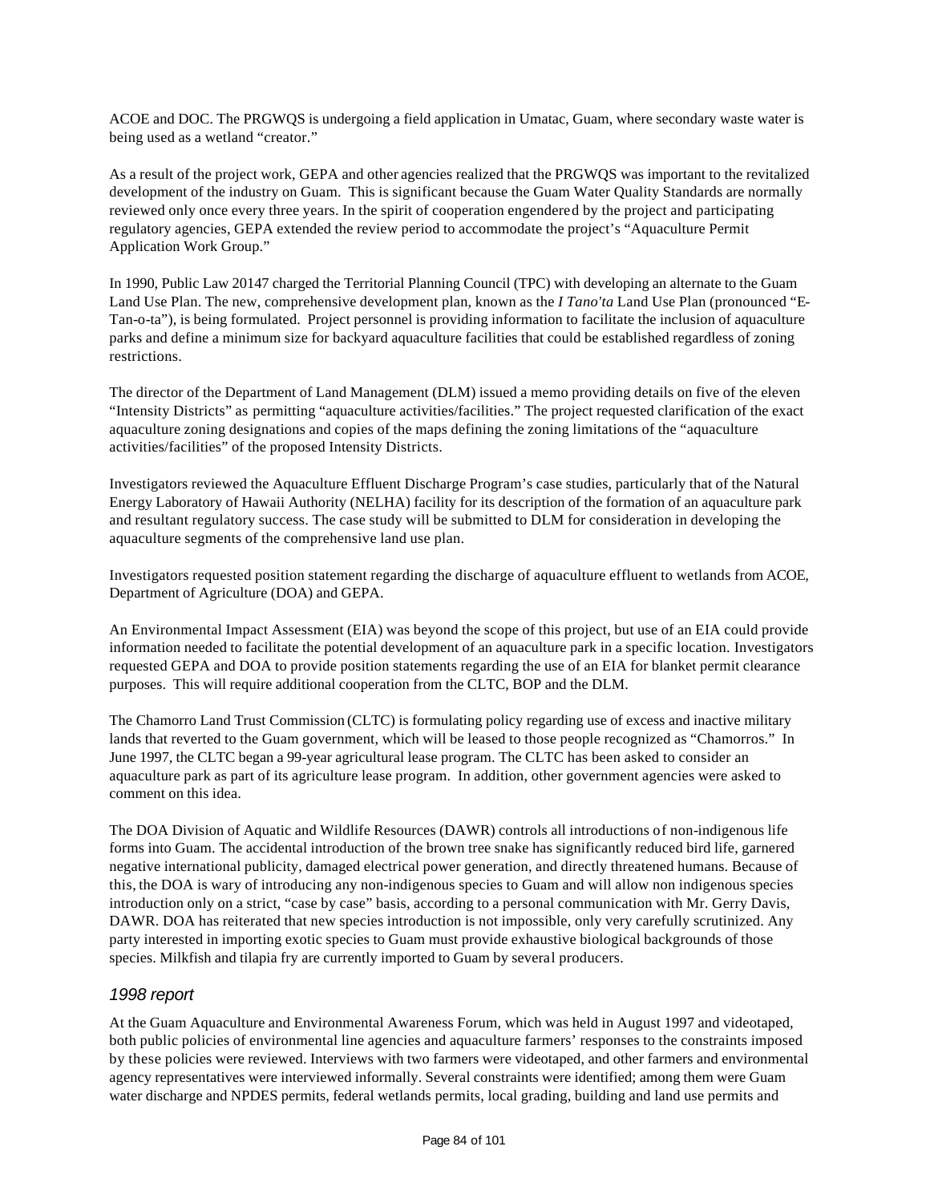ACOE and DOC. The PRGWQS is undergoing a field application in Umatac, Guam, where secondary waste water is being used as a wetland "creator."

As a result of the project work, GEPA and other agencies realized that the PRGWQS was important to the revitalized development of the industry on Guam. This is significant because the Guam Water Quality Standards are normally reviewed only once every three years. In the spirit of cooperation engendered by the project and participating regulatory agencies, GEPA extended the review period to accommodate the project's "Aquaculture Permit Application Work Group."

In 1990, Public Law 20147 charged the Territorial Planning Council (TPC) with developing an alternate to the Guam Land Use Plan. The new, comprehensive development plan, known as the *I Tano'ta* Land Use Plan (pronounced "E-Tan-o-ta"), is being formulated. Project personnel is providing information to facilitate the inclusion of aquaculture parks and define a minimum size for backyard aquaculture facilities that could be established regardless of zoning restrictions.

The director of the Department of Land Management (DLM) issued a memo providing details on five of the eleven "Intensity Districts" as permitting "aquaculture activities/facilities." The project requested clarification of the exact aquaculture zoning designations and copies of the maps defining the zoning limitations of the "aquaculture activities/facilities" of the proposed Intensity Districts.

Investigators reviewed the Aquaculture Effluent Discharge Program's case studies, particularly that of the Natural Energy Laboratory of Hawaii Authority (NELHA) facility for its description of the formation of an aquaculture park and resultant regulatory success. The case study will be submitted to DLM for consideration in developing the aquaculture segments of the comprehensive land use plan.

Investigators requested position statement regarding the discharge of aquaculture effluent to wetlands from ACOE, Department of Agriculture (DOA) and GEPA.

An Environmental Impact Assessment (EIA) was beyond the scope of this project, but use of an EIA could provide information needed to facilitate the potential development of an aquaculture park in a specific location. Investigators requested GEPA and DOA to provide position statements regarding the use of an EIA for blanket permit clearance purposes. This will require additional cooperation from the CLTC, BOP and the DLM.

The Chamorro Land Trust Commission (CLTC) is formulating policy regarding use of excess and inactive military lands that reverted to the Guam government, which will be leased to those people recognized as "Chamorros." In June 1997, the CLTC began a 99-year agricultural lease program. The CLTC has been asked to consider an aquaculture park as part of its agriculture lease program. In addition, other government agencies were asked to comment on this idea.

The DOA Division of Aquatic and Wildlife Resources (DAWR) controls all introductions of non-indigenous life forms into Guam. The accidental introduction of the brown tree snake has significantly reduced bird life, garnered negative international publicity, damaged electrical power generation, and directly threatened humans. Because of this, the DOA is wary of introducing any non-indigenous species to Guam and will allow non indigenous species introduction only on a strict, "case by case" basis, according to a personal communication with Mr. Gerry Davis, DAWR. DOA has reiterated that new species introduction is not impossible, only very carefully scrutinized. Any party interested in importing exotic species to Guam must provide exhaustive biological backgrounds of those species. Milkfish and tilapia fry are currently imported to Guam by several producers.

### *1998 report*

At the Guam Aquaculture and Environmental Awareness Forum, which was held in August 1997 and videotaped, both public policies of environmental line agencies and aquaculture farmers' responses to the constraints imposed by these policies were reviewed. Interviews with two farmers were videotaped, and other farmers and environmental agency representatives were interviewed informally. Several constraints were identified; among them were Guam water discharge and NPDES permits, federal wetlands permits, local grading, building and land use permits and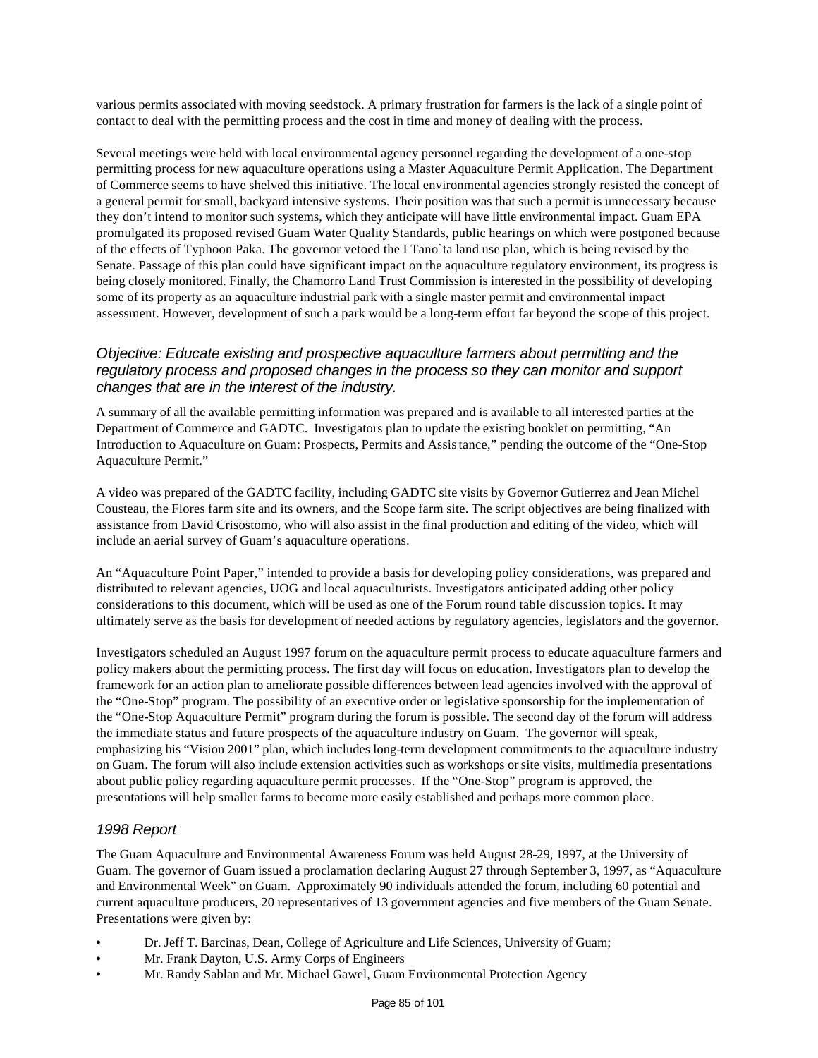various permits associated with moving seedstock. A primary frustration for farmers is the lack of a single point of contact to deal with the permitting process and the cost in time and money of dealing with the process.

Several meetings were held with local environmental agency personnel regarding the development of a one-stop permitting process for new aquaculture operations using a Master Aquaculture Permit Application. The Department of Commerce seems to have shelved this initiative. The local environmental agencies strongly resisted the concept of a general permit for small, backyard intensive systems. Their position was that such a permit is unnecessary because they don't intend to monitor such systems, which they anticipate will have little environmental impact. Guam EPA promulgated its proposed revised Guam Water Quality Standards, public hearings on which were postponed because of the effects of Typhoon Paka. The governor vetoed the I Tano`ta land use plan, which is being revised by the Senate. Passage of this plan could have significant impact on the aquaculture regulatory environment, its progress is being closely monitored. Finally, the Chamorro Land Trust Commission is interested in the possibility of developing some of its property as an aquaculture industrial park with a single master permit and environmental impact assessment. However, development of such a park would be a long-term effort far beyond the scope of this project.

### *Objective: Educate existing and prospective aquaculture farmers about permitting and the regulatory process and proposed changes in the process so they can monitor and support changes that are in the interest of the industry.*

A summary of all the available permitting information was prepared and is available to all interested parties at the Department of Commerce and GADTC. Investigators plan to update the existing booklet on permitting, "An Introduction to Aquaculture on Guam: Prospects, Permits and Assistance," pending the outcome of the "One-Stop Aquaculture Permit."

A video was prepared of the GADTC facility, including GADTC site visits by Governor Gutierrez and Jean Michel Cousteau, the Flores farm site and its owners, and the Scope farm site. The script objectives are being finalized with assistance from David Crisostomo, who will also assist in the final production and editing of the video, which will include an aerial survey of Guam's aquaculture operations.

An "Aquaculture Point Paper," intended to provide a basis for developing policy considerations, was prepared and distributed to relevant agencies, UOG and local aquaculturists. Investigators anticipated adding other policy considerations to this document, which will be used as one of the Forum round table discussion topics. It may ultimately serve as the basis for development of needed actions by regulatory agencies, legislators and the governor.

Investigators scheduled an August 1997 forum on the aquaculture permit process to educate aquaculture farmers and policy makers about the permitting process. The first day will focus on education. Investigators plan to develop the framework for an action plan to ameliorate possible differences between lead agencies involved with the approval of the "One-Stop" program. The possibility of an executive order or legislative sponsorship for the implementation of the "One-Stop Aquaculture Permit" program during the forum is possible. The second day of the forum will address the immediate status and future prospects of the aquaculture industry on Guam. The governor will speak, emphasizing his "Vision 2001" plan, which includes long-term development commitments to the aquaculture industry on Guam. The forum will also include extension activities such as workshops or site visits, multimedia presentations about public policy regarding aquaculture permit processes. If the "One-Stop" program is approved, the presentations will help smaller farms to become more easily established and perhaps more common place.

### *1998 Report*

The Guam Aquaculture and Environmental Awareness Forum was held August 28-29, 1997, at the University of Guam. The governor of Guam issued a proclamation declaring August 27 through September 3, 1997, as "Aquaculture and Environmental Week" on Guam. Approximately 90 individuals attended the forum, including 60 potential and current aquaculture producers, 20 representatives of 13 government agencies and five members of the Guam Senate. Presentations were given by:

- Dr. Jeff T. Barcinas, Dean, College of Agriculture and Life Sciences, University of Guam;
- Mr. Frank Dayton, U.S. Army Corps of Engineers
- Mr. Randy Sablan and Mr. Michael Gawel, Guam Environmental Protection Agency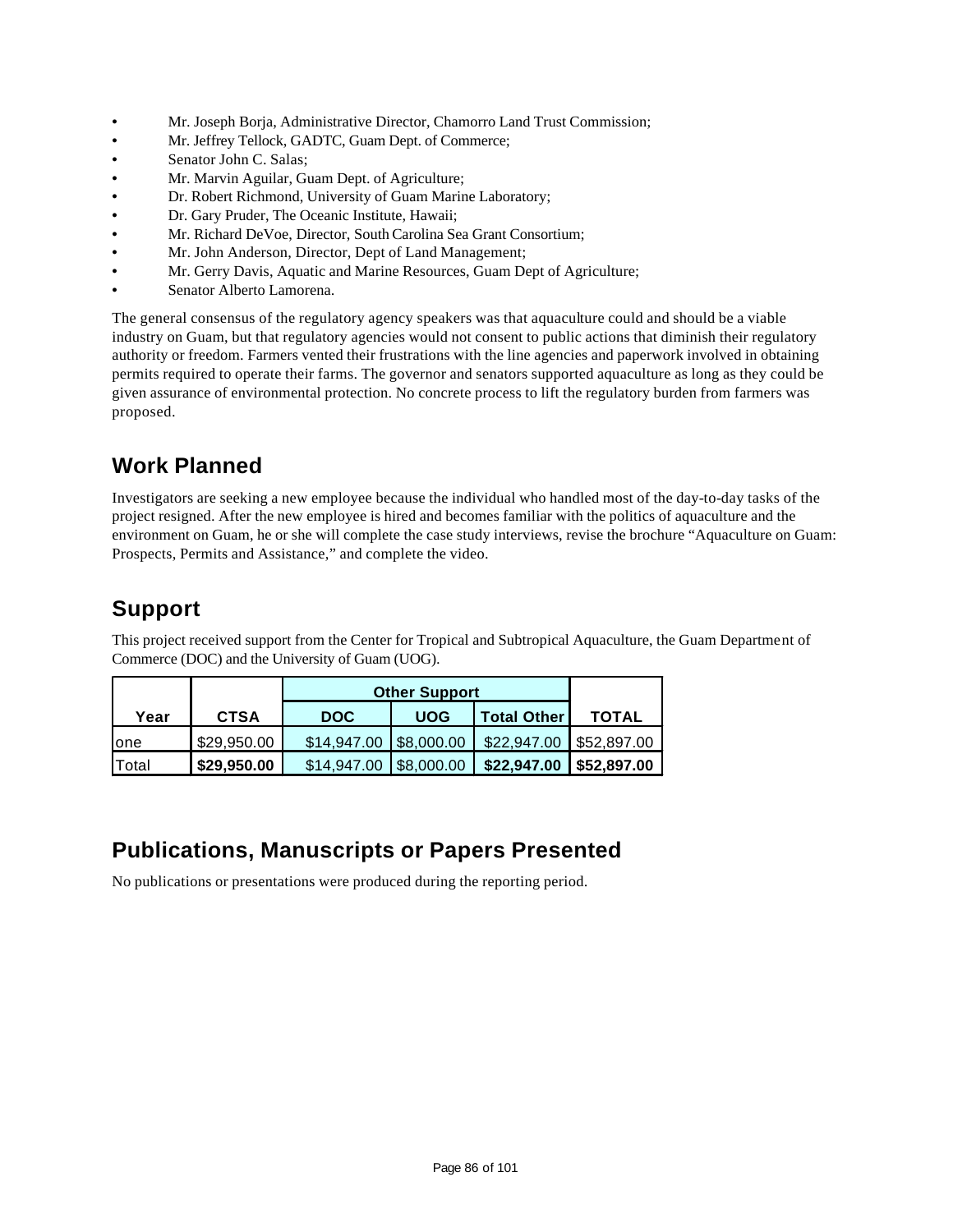- Mr. Joseph Borja, Administrative Director, Chamorro Land Trust Commission;
- Mr. Jeffrey Tellock, GADTC, Guam Dept. of Commerce;
- Senator John C. Salas;
- Mr. Marvin Aguilar, Guam Dept. of Agriculture;
- Dr. Robert Richmond, University of Guam Marine Laboratory;
- Dr. Gary Pruder, The Oceanic Institute, Hawaii;
- Mr. Richard DeVoe, Director, South Carolina Sea Grant Consortium;
- Mr. John Anderson, Director, Dept of Land Management;
- Mr. Gerry Davis, Aquatic and Marine Resources, Guam Dept of Agriculture;
- Senator Alberto Lamorena.

The general consensus of the regulatory agency speakers was that aquaculture could and should be a viable industry on Guam, but that regulatory agencies would not consent to public actions that diminish their regulatory authority or freedom. Farmers vented their frustrations with the line agencies and paperwork involved in obtaining permits required to operate their farms. The governor and senators supported aquaculture as long as they could be given assurance of environmental protection. No concrete process to lift the regulatory burden from farmers was proposed.

## Work Planned

Investigators are seeking a new employee because the individual who handled most of the day-to-day tasks of the project resigned. After the new employee is hired and becomes familiar with the politics of aquaculture and the environment on Guam, he or she will complete the case study interviews, revise the brochure "Aquaculture on Guam: Prospects, Permits and Assistance," and complete the video.

## Support

This project received support from the Center for Tropical and Subtropical Aquaculture, the Guam Department of Commerce (DOC) and the University of Guam (UOG).

| | | Other Support | | | |
|---|---|---|---|---|---|
| **Year** | **CTSA** | **DOC** | **UOG** | **Total Other** | **TOTAL** |
| one | $29,950.00 | $14,947.00 | $8,000.00 | $22,947.00 | $52,897.00 |
| Total | **$29,950.00** | $14,947.00 | $8,000.00 | **$22,947.00** | **$52,897.00** |

## Publications, Manuscripts or Papers Presented

No publications or presentations were produced during the reporting period.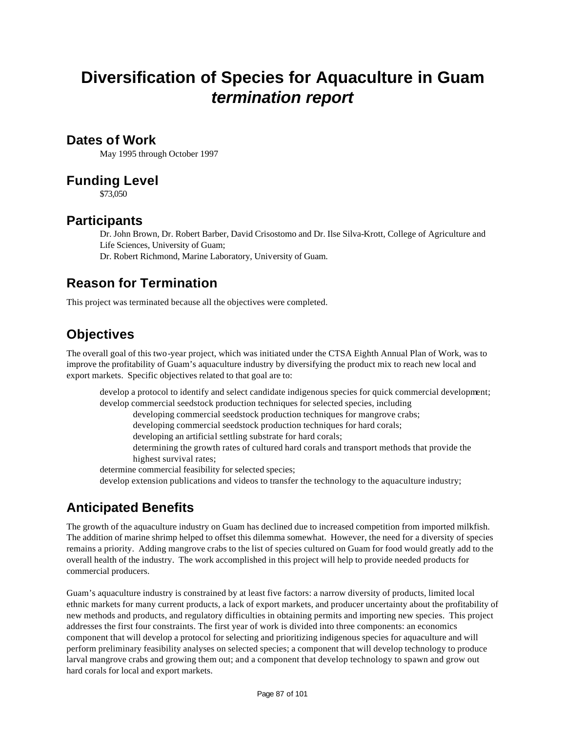# Diversification of Species for Aquaculture in Guam *termination report*

## Dates of Work

May 1995 through October 1997

## Funding Level

$73,050

## Participants

Dr. John Brown, Dr. Robert Barber, David Crisostomo and Dr. Ilse Silva-Krott, College of Agriculture and Life Sciences, University of Guam;
Dr. Robert Richmond, Marine Laboratory, University of Guam.

## Reason for Termination

This project was terminated because all the objectives were completed.

## Objectives

The overall goal of this two-year project, which was initiated under the CTSA Eighth Annual Plan of Work, was to improve the profitability of Guam's aquaculture industry by diversifying the product mix to reach new local and export markets. Specific objectives related to that goal are to:

- develop a protocol to identify and select candidate indigenous species for quick commercial development;
- develop commercial seedstock production techniques for selected species, including
    - developing commercial seedstock production techniques for mangrove crabs;
    - developing commercial seedstock production techniques for hard corals;
    - developing an artificial settling substrate for hard corals;
    - determining the growth rates of cultured hard corals and transport methods that provide the highest survival rates;
- determine commercial feasibility for selected species;
- develop extension publications and videos to transfer the technology to the aquaculture industry;

## Anticipated Benefits

The growth of the aquaculture industry on Guam has declined due to increased competition from imported milkfish. The addition of marine shrimp helped to offset this dilemma somewhat. However, the need for a diversity of species remains a priority. Adding mangrove crabs to the list of species cultured on Guam for food would greatly add to the overall health of the industry. The work accomplished in this project will help to provide needed products for commercial producers.

Guam's aquaculture industry is constrained by at least five factors: a narrow diversity of products, limited local ethnic markets for many current products, a lack of export markets, and producer uncertainty about the profitability of new methods and products, and regulatory difficulties in obtaining permits and importing new species. This project addresses the first four constraints. The first year of work is divided into three components: an economics component that will develop a protocol for selecting and prioritizing indigenous species for aquaculture and will perform preliminary feasibility analyses on selected species; a component that will develop technology to produce larval mangrove crabs and growing them out; and a component that develop technology to spawn and grow out hard corals for local and export markets.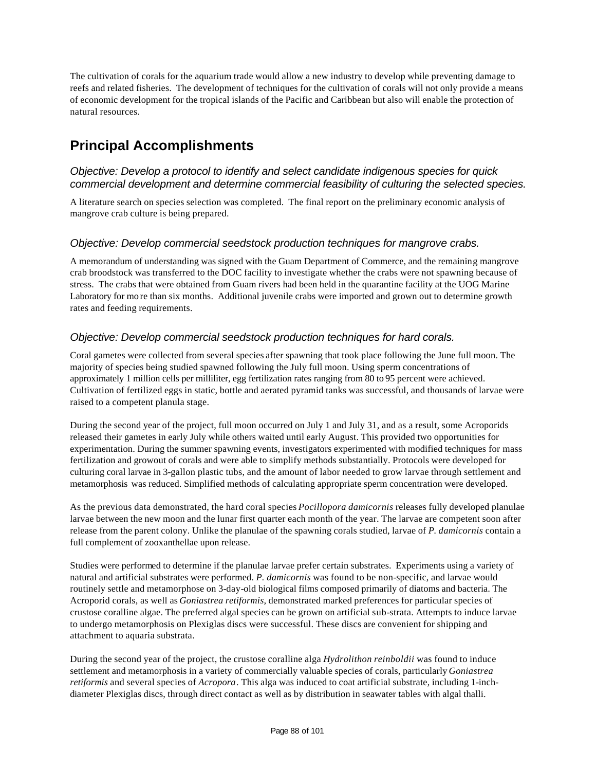The cultivation of corals for the aquarium trade would allow a new industry to develop while preventing damage to reefs and related fisheries. The development of techniques for the cultivation of corals will not only provide a means of economic development for the tropical islands of the Pacific and Caribbean but also will enable the protection of natural resources.

## Principal Accomplishments

### *Objective: Develop a protocol to identify and select candidate indigenous species for quick commercial development and determine commercial feasibility of culturing the selected species.*

A literature search on species selection was completed. The final report on the preliminary economic analysis of mangrove crab culture is being prepared.

### *Objective: Develop commercial seedstock production techniques for mangrove crabs.*

A memorandum of understanding was signed with the Guam Department of Commerce, and the remaining mangrove crab broodstock was transferred to the DOC facility to investigate whether the crabs were not spawning because of stress. The crabs that were obtained from Guam rivers had been held in the quarantine facility at the UOG Marine Laboratory for more than six months. Additional juvenile crabs were imported and grown out to determine growth rates and feeding requirements.

### *Objective: Develop commercial seedstock production techniques for hard corals.*

Coral gametes were collected from several species after spawning that took place following the June full moon. The majority of species being studied spawned following the July full moon. Using sperm concentrations of approximately 1 million cells per milliliter, egg fertilization rates ranging from 80 to 95 percent were achieved. Cultivation of fertilized eggs in static, bottle and aerated pyramid tanks was successful, and thousands of larvae were raised to a competent planula stage.

During the second year of the project, full moon occurred on July 1 and July 31, and as a result, some Acroporids released their gametes in early July while others waited until early August. This provided two opportunities for experimentation. During the summer spawning events, investigators experimented with modified techniques for mass fertilization and growout of corals and were able to simplify methods substantially. Protocols were developed for culturing coral larvae in 3-gallon plastic tubs, and the amount of labor needed to grow larvae through settlement and metamorphosis was reduced. Simplified methods of calculating appropriate sperm concentration were developed.

As the previous data demonstrated, the hard coral species *Pocillopora damicornis* releases fully developed planulae larvae between the new moon and the lunar first quarter each month of the year. The larvae are competent soon after release from the parent colony. Unlike the planulae of the spawning corals studied, larvae of *P. damicornis* contain a full complement of zooxanthellae upon release.

Studies were performed to determine if the planulae larvae prefer certain substrates. Experiments using a variety of natural and artificial substrates were performed. *P. damicornis* was found to be non-specific, and larvae would routinely settle and metamorphose on 3-day-old biological films composed primarily of diatoms and bacteria. The Acroporid corals, as well as *Goniastrea retiformis*, demonstrated marked preferences for particular species of crustose coralline algae. The preferred algal species can be grown on artificial sub-strata. Attempts to induce larvae to undergo metamorphosis on Plexiglas discs were successful. These discs are convenient for shipping and attachment to aquaria substrata.

During the second year of the project, the crustose coralline alga *Hydrolithon reinboldii* was found to induce settlement and metamorphosis in a variety of commercially valuable species of corals, particularly *Goniastrea retiformis* and several species of *Acropora*. This alga was induced to coat artificial substrate, including 1-inch-diameter Plexiglas discs, through direct contact as well as by distribution in seawater tables with algal thalli.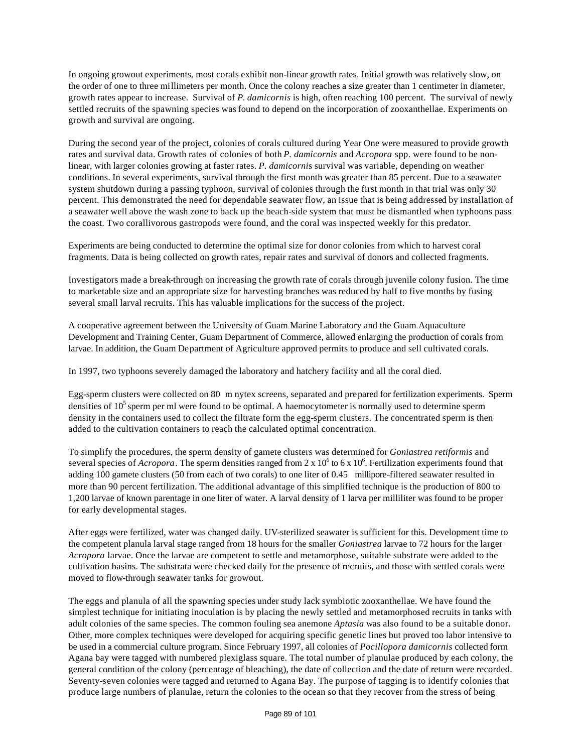In ongoing growout experiments, most corals exhibit non-linear growth rates. Initial growth was relatively slow, on the order of one to three millimeters per month. Once the colony reaches a size greater than 1 centimeter in diameter, growth rates appear to increase. Survival of *P. damicornis* is high, often reaching 100 percent. The survival of newly settled recruits of the spawning species was found to depend on the incorporation of zooxanthellae. Experiments on growth and survival are ongoing.

During the second year of the project, colonies of corals cultured during Year One were measured to provide growth rates and survival data. Growth rates of colonies of both *P. damicornis* and *Acropora* spp. were found to be non-linear, with larger colonies growing at faster rates. *P. damicornis* survival was variable, depending on weather conditions. In several experiments, survival through the first month was greater than 85 percent. Due to a seawater system shutdown during a passing typhoon, survival of colonies through the first month in that trial was only 30 percent. This demonstrated the need for dependable seawater flow, an issue that is being addressed by installation of a seawater well above the wash zone to back up the beach-side system that must be dismantled when typhoons pass the coast. Two corallivorous gastropods were found, and the coral was inspected weekly for this predator.

Experiments are being conducted to determine the optimal size for donor colonies from which to harvest coral fragments. Data is being collected on growth rates, repair rates and survival of donors and collected fragments.

Investigators made a break-through on increasing the growth rate of corals through juvenile colony fusion. The time to marketable size and an appropriate size for harvesting branches was reduced by half to five months by fusing several small larval recruits. This has valuable implications for the success of the project.

A cooperative agreement between the University of Guam Marine Laboratory and the Guam Aquaculture Development and Training Center, Guam Department of Commerce, allowed enlarging the production of corals from larvae. In addition, the Guam Department of Agriculture approved permits to produce and sell cultivated corals.

In 1997, two typhoons severely damaged the laboratory and hatchery facility and all the coral died.

Egg-sperm clusters were collected on 80 m nytex screens, separated and prepared for fertilization experiments. Sperm densities of $10^5$ sperm per ml were found to be optimal. A haemocytometer is normally used to determine sperm density in the containers used to collect the filtrate form the egg-sperm clusters. The concentrated sperm is then added to the cultivation containers to reach the calculated optimal concentration.

To simplify the procedures, the sperm density of gamete clusters was determined for *Goniastrea retiformis* and several species of *Acropora*. The sperm densities ranged from $2 \times 10^6$ to $6 \times 10^6$. Fertilization experiments found that adding 100 gamete clusters (50 from each of two corals) to one liter of 0.45 millipore-filtered seawater resulted in more than 90 percent fertilization. The additional advantage of this simplified technique is the production of 800 to 1,200 larvae of known parentage in one liter of water. A larval density of 1 larva per milliliter was found to be proper for early developmental stages.

After eggs were fertilized, water was changed daily. UV-sterilized seawater is sufficient for this. Development time to the competent planula larval stage ranged from 18 hours for the smaller *Goniastrea* larvae to 72 hours for the larger *Acropora* larvae. Once the larvae are competent to settle and metamorphose, suitable substrate were added to the cultivation basins. The substrata were checked daily for the presence of recruits, and those with settled corals were moved to flow-through seawater tanks for growout.

The eggs and planula of all the spawning species under study lack symbiotic zooxanthellae. We have found the simplest technique for initiating inoculation is by placing the newly settled and metamorphosed recruits in tanks with adult colonies of the same species. The common fouling sea anemone *Aptasia* was also found to be a suitable donor. Other, more complex techniques were developed for acquiring specific genetic lines but proved too labor intensive to be used in a commercial culture program. Since February 1997, all colonies of *Pocillopora damicornis* collected form Agana bay were tagged with numbered plexiglass square. The total number of planulae produced by each colony, the general condition of the colony (percentage of bleaching), the date of collection and the date of return were recorded. Seventy-seven colonies were tagged and returned to Agana Bay. The purpose of tagging is to identify colonies that produce large numbers of planulae, return the colonies to the ocean so that they recover from the stress of being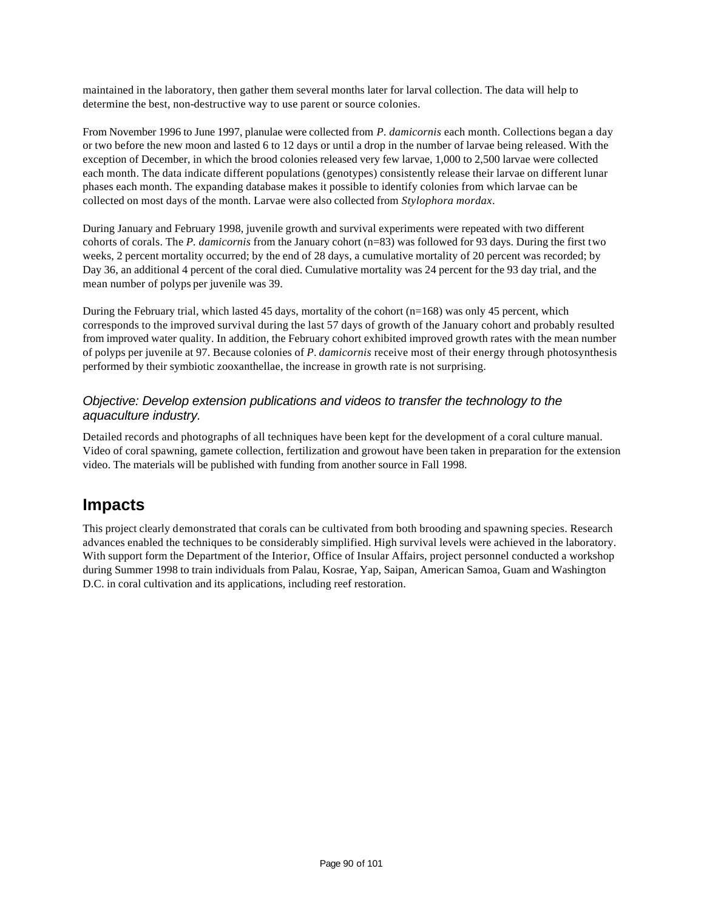maintained in the laboratory, then gather them several months later for larval collection. The data will help to determine the best, non-destructive way to use parent or source colonies.

From November 1996 to June 1997, planulae were collected from *P. damicornis* each month. Collections began a day or two before the new moon and lasted 6 to 12 days or until a drop in the number of larvae being released. With the exception of December, in which the brood colonies released very few larvae, 1,000 to 2,500 larvae were collected each month. The data indicate different populations (genotypes) consistently release their larvae on different lunar phases each month. The expanding database makes it possible to identify colonies from which larvae can be collected on most days of the month. Larvae were also collected from *Stylophora mordax*.

During January and February 1998, juvenile growth and survival experiments were repeated with two different cohorts of corals. The *P. damicornis* from the January cohort (n=83) was followed for 93 days. During the first two weeks, 2 percent mortality occurred; by the end of 28 days, a cumulative mortality of 20 percent was recorded; by Day 36, an additional 4 percent of the coral died. Cumulative mortality was 24 percent for the 93 day trial, and the mean number of polyps per juvenile was 39.

During the February trial, which lasted 45 days, mortality of the cohort (n=168) was only 45 percent, which corresponds to the improved survival during the last 57 days of growth of the January cohort and probably resulted from improved water quality. In addition, the February cohort exhibited improved growth rates with the mean number of polyps per juvenile at 97. Because colonies of *P. damicornis* receive most of their energy through photosynthesis performed by their symbiotic zooxanthellae, the increase in growth rate is not surprising.

### *Objective: Develop extension publications and videos to transfer the technology to the aquaculture industry.*

Detailed records and photographs of all techniques have been kept for the development of a coral culture manual. Video of coral spawning, gamete collection, fertilization and growout have been taken in preparation for the extension video. The materials will be published with funding from another source in Fall 1998.

## Impacts

This project clearly demonstrated that corals can be cultivated from both brooding and spawning species. Research advances enabled the techniques to be considerably simplified. High survival levels were achieved in the laboratory. With support form the Department of the Interior, Office of Insular Affairs, project personnel conducted a workshop during Summer 1998 to train individuals from Palau, Kosrae, Yap, Saipan, American Samoa, Guam and Washington D.C. in coral cultivation and its applications, including reef restoration.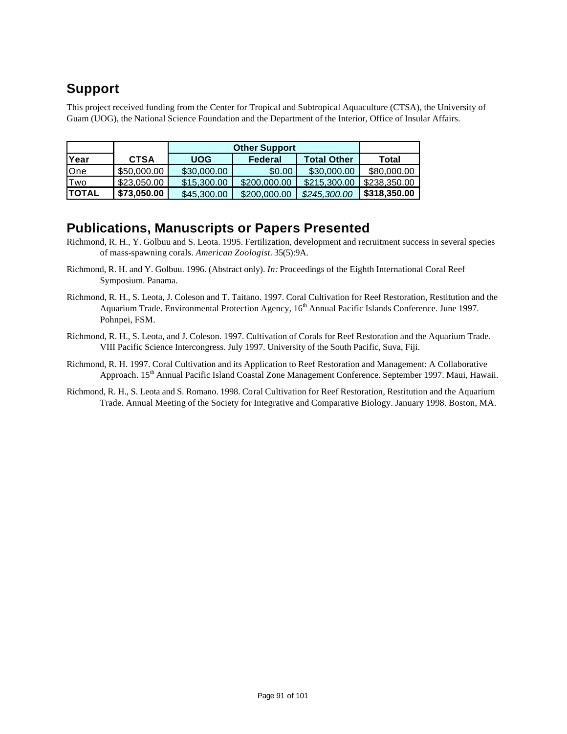## Support

This project received funding from the Center for Tropical and Subtropical Aquaculture (CTSA), the University of Guam (UOG), the National Science Foundation and the Department of the Interior, Office of Insular Affairs.

| | | Other Support | | | |
|---|---|---|---|---|---|
| **Year** | **CTSA** | **UOG** | **Federal** | **Total Other** | **Total** |
| One | $50,000.00 | $30,000.00 | $0.00 | $30,000.00 | $80,000.00 |
| Two | $23,050.00 | $15,300.00 | $200,000.00 | $215,300.00 | $238,350.00 |
| **TOTAL** | **$73,050.00** | $45,300.00 | $200,000.00 | *$245,300.00* | **$318,350.00** |

## Publications, Manuscripts or Papers Presented

Richmond, R. H., Y. Golbuu and S. Leota. 1995. Fertilization, development and recruitment success in several species of mass-spawning corals. *American Zoologist*. 35(5):9A.

Richmond, R. H. and Y. Golbuu. 1996. (Abstract only). *In:* Proceedings of the Eighth International Coral Reef Symposium. Panama.

Richmond, R. H., S. Leota, J. Coleson and T. Taitano. 1997. Coral Cultivation for Reef Restoration, Restitution and the Aquarium Trade. Environmental Protection Agency, 16th Annual Pacific Islands Conference. June 1997. Pohnpei, FSM.

Richmond, R. H., S. Leota, and J. Coleson. 1997. Cultivation of Corals for Reef Restoration and the Aquarium Trade. VIII Pacific Science Intercongress. July 1997. University of the South Pacific, Suva, Fiji.

Richmond, R. H. 1997. Coral Cultivation and its Application to Reef Restoration and Management: A Collaborative Approach. 15th Annual Pacific Island Coastal Zone Management Conference. September 1997. Maui, Hawaii.

Richmond, R. H., S. Leota and S. Romano. 1998. Coral Cultivation for Reef Restoration, Restitution and the Aquarium Trade. Annual Meeting of the Society for Integrative and Comparative Biology. January 1998. Boston, MA.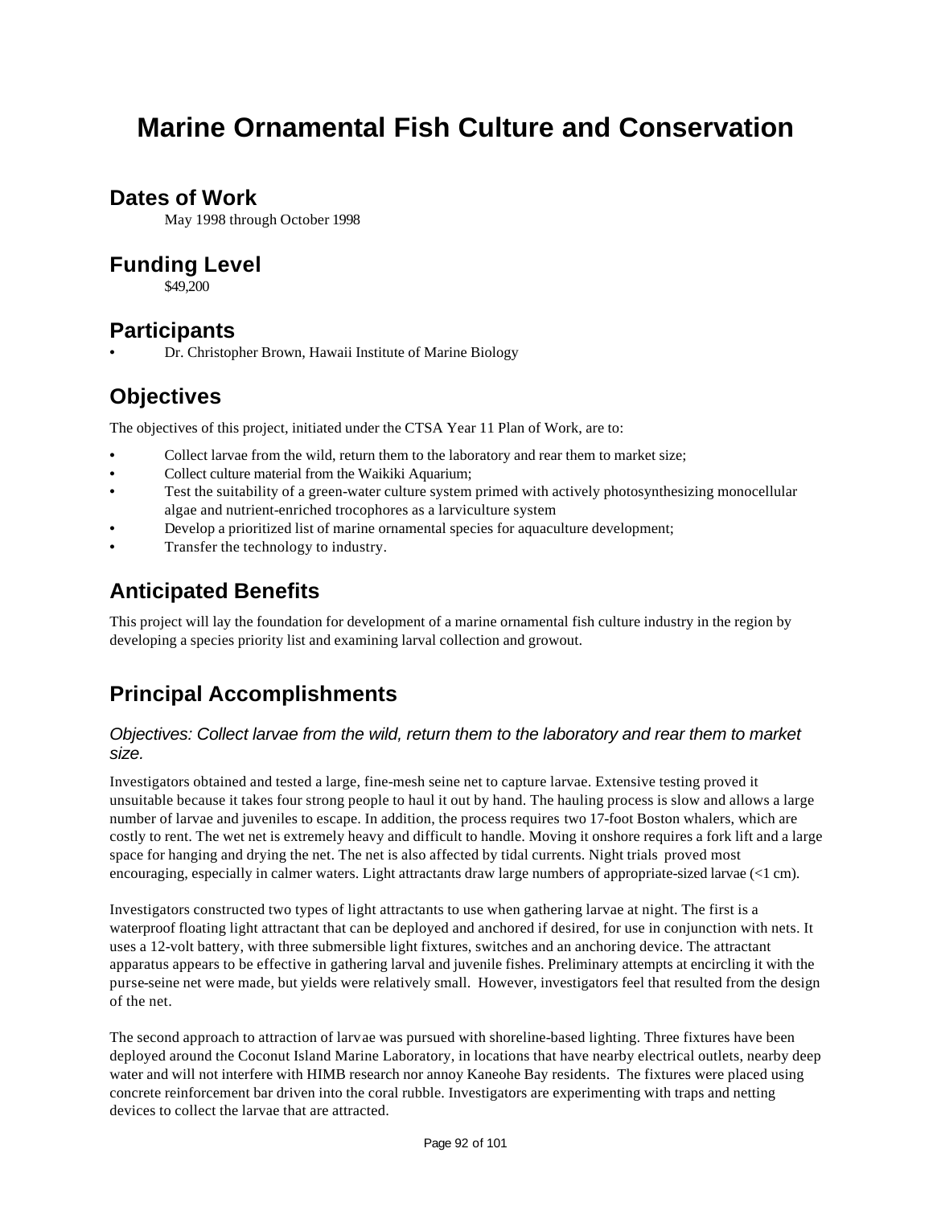# Marine Ornamental Fish Culture and Conservation

## Dates of Work

May 1998 through October 1998

## Funding Level

$49,200

## Participants

- Dr. Christopher Brown, Hawaii Institute of Marine Biology

## Objectives

The objectives of this project, initiated under the CTSA Year 11 Plan of Work, are to:

- Collect larvae from the wild, return them to the laboratory and rear them to market size;
- Collect culture material from the Waikiki Aquarium;
- Test the suitability of a green-water culture system primed with actively photosynthesizing monocellular algae and nutrient-enriched trocophores as a larviculture system
- Develop a prioritized list of marine ornamental species for aquaculture development;
- Transfer the technology to industry.

## Anticipated Benefits

This project will lay the foundation for development of a marine ornamental fish culture industry in the region by developing a species priority list and examining larval collection and growout.

## Principal Accomplishments

### *Objectives: Collect larvae from the wild, return them to the laboratory and rear them to market size.*

Investigators obtained and tested a large, fine-mesh seine net to capture larvae. Extensive testing proved it unsuitable because it takes four strong people to haul it out by hand. The hauling process is slow and allows a large number of larvae and juveniles to escape. In addition, the process requires two 17-foot Boston whalers, which are costly to rent. The wet net is extremely heavy and difficult to handle. Moving it onshore requires a fork lift and a large space for hanging and drying the net. The net is also affected by tidal currents. Night trials proved most encouraging, especially in calmer waters. Light attractants draw large numbers of appropriate-sized larvae (<1 cm).

Investigators constructed two types of light attractants to use when gathering larvae at night. The first is a waterproof floating light attractant that can be deployed and anchored if desired, for use in conjunction with nets. It uses a 12-volt battery, with three submersible light fixtures, switches and an anchoring device. The attractant apparatus appears to be effective in gathering larval and juvenile fishes. Preliminary attempts at encircling it with the purse-seine net were made, but yields were relatively small. However, investigators feel that resulted from the design of the net.

The second approach to attraction of larvae was pursued with shoreline-based lighting. Three fixtures have been deployed around the Coconut Island Marine Laboratory, in locations that have nearby electrical outlets, nearby deep water and will not interfere with HIMB research nor annoy Kaneohe Bay residents. The fixtures were placed using concrete reinforcement bar driven into the coral rubble. Investigators are experimenting with traps and netting devices to collect the larvae that are attracted.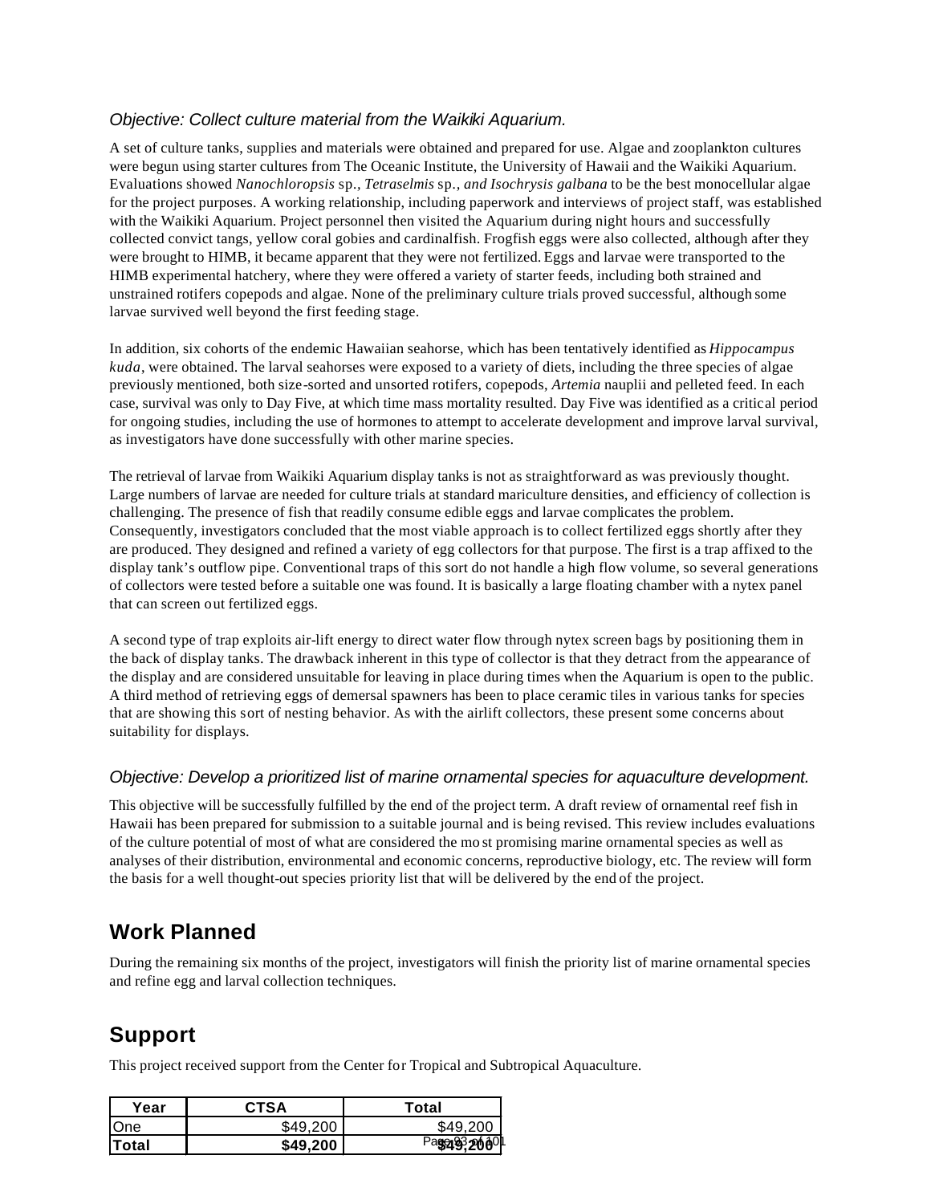*Objective: Collect culture material from the Waikiki Aquarium.*

A set of culture tanks, supplies and materials were obtained and prepared for use. Algae and zooplankton cultures were begun using starter cultures from The Oceanic Institute, the University of Hawaii and the Waikiki Aquarium. Evaluations showed *Nanochloropsis* sp., *Tetraselmis* sp., *and Isochrysis galbana* to be the best monocellular algae for the project purposes. A working relationship, including paperwork and interviews of project staff, was established with the Waikiki Aquarium. Project personnel then visited the Aquarium during night hours and successfully collected convict tangs, yellow coral gobies and cardinalfish. Frogfish eggs were also collected, although after they were brought to HIMB, it became apparent that they were not fertilized. Eggs and larvae were transported to the HIMB experimental hatchery, where they were offered a variety of starter feeds, including both strained and unstrained rotifers copepods and algae. None of the preliminary culture trials proved successful, although some larvae survived well beyond the first feeding stage.

In addition, six cohorts of the endemic Hawaiian seahorse, which has been tentatively identified as *Hippocampus kuda*, were obtained. The larval seahorses were exposed to a variety of diets, including the three species of algae previously mentioned, both size-sorted and unsorted rotifers, copepods, *Artemia* nauplii and pelleted feed. In each case, survival was only to Day Five, at which time mass mortality resulted. Day Five was identified as a critical period for ongoing studies, including the use of hormones to attempt to accelerate development and improve larval survival, as investigators have done successfully with other marine species.

The retrieval of larvae from Waikiki Aquarium display tanks is not as straightforward as was previously thought. Large numbers of larvae are needed for culture trials at standard mariculture densities, and efficiency of collection is challenging. The presence of fish that readily consume edible eggs and larvae complicates the problem. Consequently, investigators concluded that the most viable approach is to collect fertilized eggs shortly after they are produced. They designed and refined a variety of egg collectors for that purpose. The first is a trap affixed to the display tank's outflow pipe. Conventional traps of this sort do not handle a high flow volume, so several generations of collectors were tested before a suitable one was found. It is basically a large floating chamber with a nytex panel that can screen out fertilized eggs.

A second type of trap exploits air-lift energy to direct water flow through nytex screen bags by positioning them in the back of display tanks. The drawback inherent in this type of collector is that they detract from the appearance of the display and are considered unsuitable for leaving in place during times when the Aquarium is open to the public. A third method of retrieving eggs of demersal spawners has been to place ceramic tiles in various tanks for species that are showing this sort of nesting behavior. As with the airlift collectors, these present some concerns about suitability for displays.

*Objective: Develop a prioritized list of marine ornamental species for aquaculture development.*

This objective will be successfully fulfilled by the end of the project term. A draft review of ornamental reef fish in Hawaii has been prepared for submission to a suitable journal and is being revised. This review includes evaluations of the culture potential of most of what are considered the most promising marine ornamental species as well as analyses of their distribution, environmental and economic concerns, reproductive biology, etc. The review will form the basis for a well thought-out species priority list that will be delivered by the end of the project.

## Work Planned

During the remaining six months of the project, investigators will finish the priority list of marine ornamental species and refine egg and larval collection techniques.

## Support

This project received support from the Center for Tropical and Subtropical Aquaculture.

| Year | CTSA | Total |
|---|---|---|
| One | $49,200 | $49,200 |
| **Total** | **$49,200** | **$49,200** |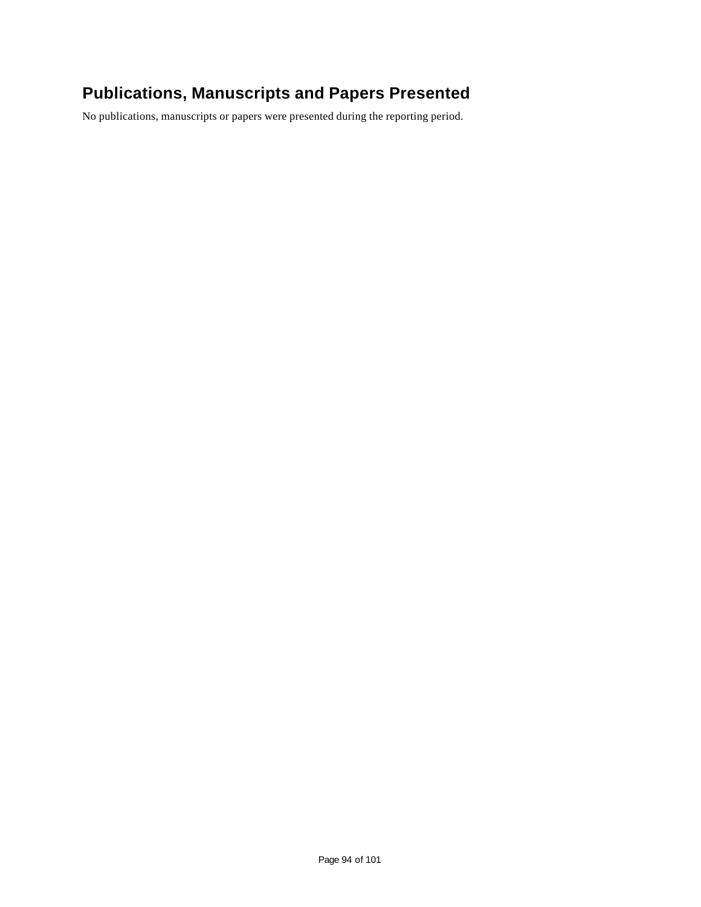## Publications, Manuscripts and Papers Presented

No publications, manuscripts or papers were presented during the reporting period.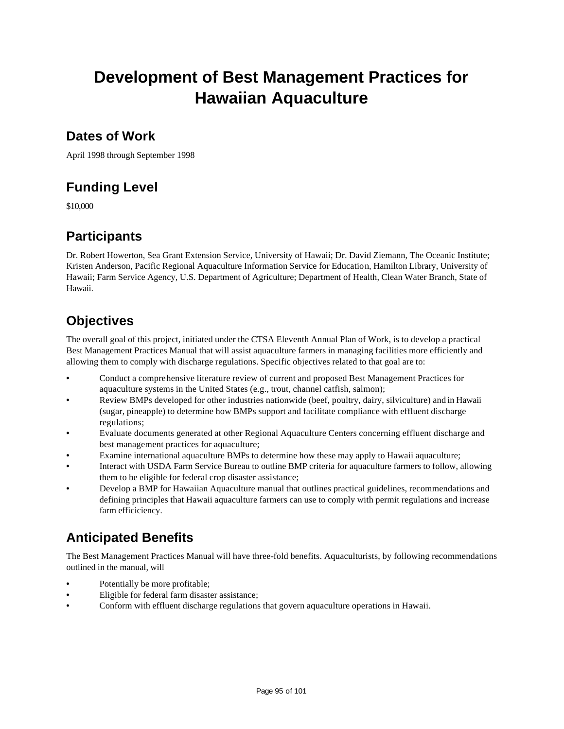# Development of Best Management Practices for Hawaiian Aquaculture

## Dates of Work

April 1998 through September 1998

## Funding Level

$10,000

## Participants

Dr. Robert Howerton, Sea Grant Extension Service, University of Hawaii; Dr. David Ziemann, The Oceanic Institute; Kristen Anderson, Pacific Regional Aquaculture Information Service for Education, Hamilton Library, University of Hawaii; Farm Service Agency, U.S. Department of Agriculture; Department of Health, Clean Water Branch, State of Hawaii.

## Objectives

The overall goal of this project, initiated under the CTSA Eleventh Annual Plan of Work, is to develop a practical Best Management Practices Manual that will assist aquaculture farmers in managing facilities more efficiently and allowing them to comply with discharge regulations. Specific objectives related to that goal are to:

- Conduct a comprehensive literature review of current and proposed Best Management Practices for aquaculture systems in the United States (e.g., trout, channel catfish, salmon);
- Review BMPs developed for other industries nationwide (beef, poultry, dairy, silviculture) and in Hawaii (sugar, pineapple) to determine how BMPs support and facilitate compliance with effluent discharge regulations;
- Evaluate documents generated at other Regional Aquaculture Centers concerning effluent discharge and best management practices for aquaculture;
- Examine international aquaculture BMPs to determine how these may apply to Hawaii aquaculture;
- Interact with USDA Farm Service Bureau to outline BMP criteria for aquaculture farmers to follow, allowing them to be eligible for federal crop disaster assistance;
- Develop a BMP for Hawaiian Aquaculture manual that outlines practical guidelines, recommendations and defining principles that Hawaii aquaculture farmers can use to comply with permit regulations and increase farm efficiciency.

## Anticipated Benefits

The Best Management Practices Manual will have three-fold benefits. Aquaculturists, by following recommendations outlined in the manual, will

- Potentially be more profitable;
- Eligible for federal farm disaster assistance;
- Conform with effluent discharge regulations that govern aquaculture operations in Hawaii.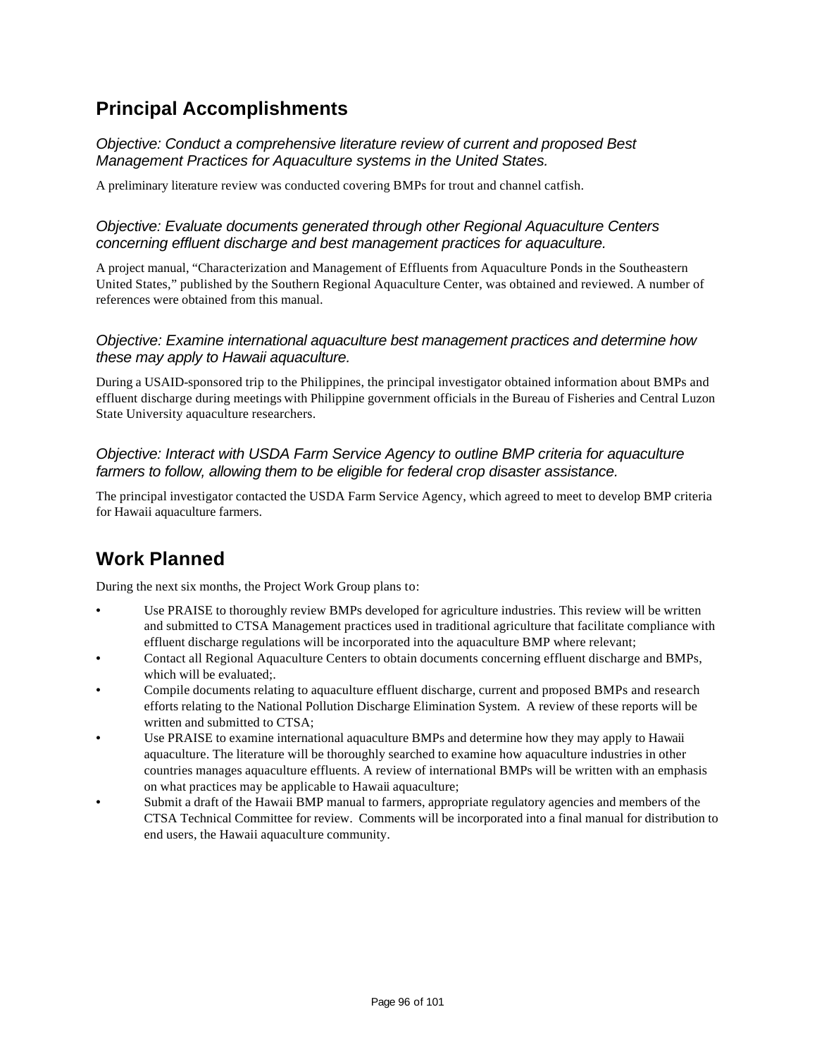## Principal Accomplishments

*Objective: Conduct a comprehensive literature review of current and proposed Best Management Practices for Aquaculture systems in the United States.*

A preliminary literature review was conducted covering BMPs for trout and channel catfish.

*Objective: Evaluate documents generated through other Regional Aquaculture Centers concerning effluent discharge and best management practices for aquaculture.*

A project manual, "Characterization and Management of Effluents from Aquaculture Ponds in the Southeastern United States," published by the Southern Regional Aquaculture Center, was obtained and reviewed. A number of references were obtained from this manual.

*Objective: Examine international aquaculture best management practices and determine how these may apply to Hawaii aquaculture.*

During a USAID-sponsored trip to the Philippines, the principal investigator obtained information about BMPs and effluent discharge during meetings with Philippine government officials in the Bureau of Fisheries and Central Luzon State University aquaculture researchers.

*Objective: Interact with USDA Farm Service Agency to outline BMP criteria for aquaculture farmers to follow, allowing them to be eligible for federal crop disaster assistance.*

The principal investigator contacted the USDA Farm Service Agency, which agreed to meet to develop BMP criteria for Hawaii aquaculture farmers.

## Work Planned

During the next six months, the Project Work Group plans to:

- Use PRAISE to thoroughly review BMPs developed for agriculture industries. This review will be written and submitted to CTSA Management practices used in traditional agriculture that facilitate compliance with effluent discharge regulations will be incorporated into the aquaculture BMP where relevant;
- Contact all Regional Aquaculture Centers to obtain documents concerning effluent discharge and BMPs, which will be evaluated;.
- Compile documents relating to aquaculture effluent discharge, current and proposed BMPs and research efforts relating to the National Pollution Discharge Elimination System. A review of these reports will be written and submitted to CTSA;
- Use PRAISE to examine international aquaculture BMPs and determine how they may apply to Hawaii aquaculture. The literature will be thoroughly searched to examine how aquaculture industries in other countries manages aquaculture effluents. A review of international BMPs will be written with an emphasis on what practices may be applicable to Hawaii aquaculture;
- Submit a draft of the Hawaii BMP manual to farmers, appropriate regulatory agencies and members of the CTSA Technical Committee for review. Comments will be incorporated into a final manual for distribution to end users, the Hawaii aquaculture community.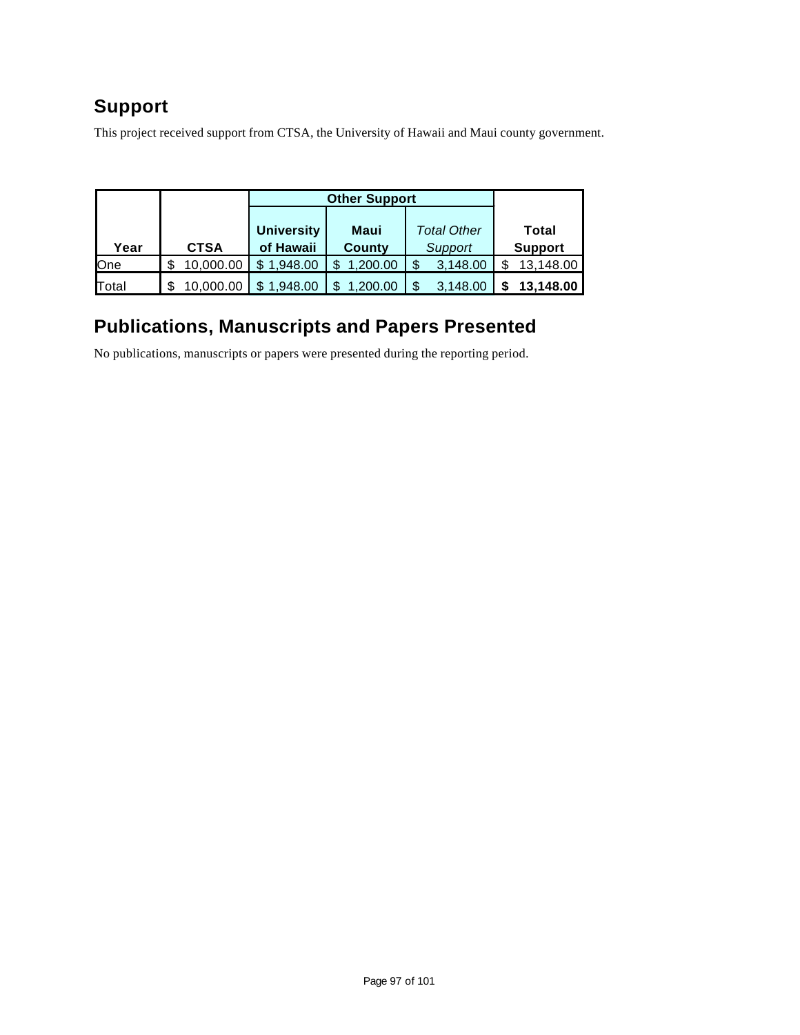## Support

This project received support from CTSA, the University of Hawaii and Maui county government.

| Year | CTSA | Other Support | | | Total Support |
|---|---|---|---|---|---|
| | | University of Hawaii | Maui County | *Total Other Support* | |
| One | $ 10,000.00 | $ 1,948.00 | $ 1,200.00 | $ 3,148.00 | $ 13,148.00 |
| Total | $ 10,000.00 | $ 1,948.00 | $ 1,200.00 | $ 3,148.00 | **$ 13,148.00** |

## Publications, Manuscripts and Papers Presented

No publications, manuscripts or papers were presented during the reporting period.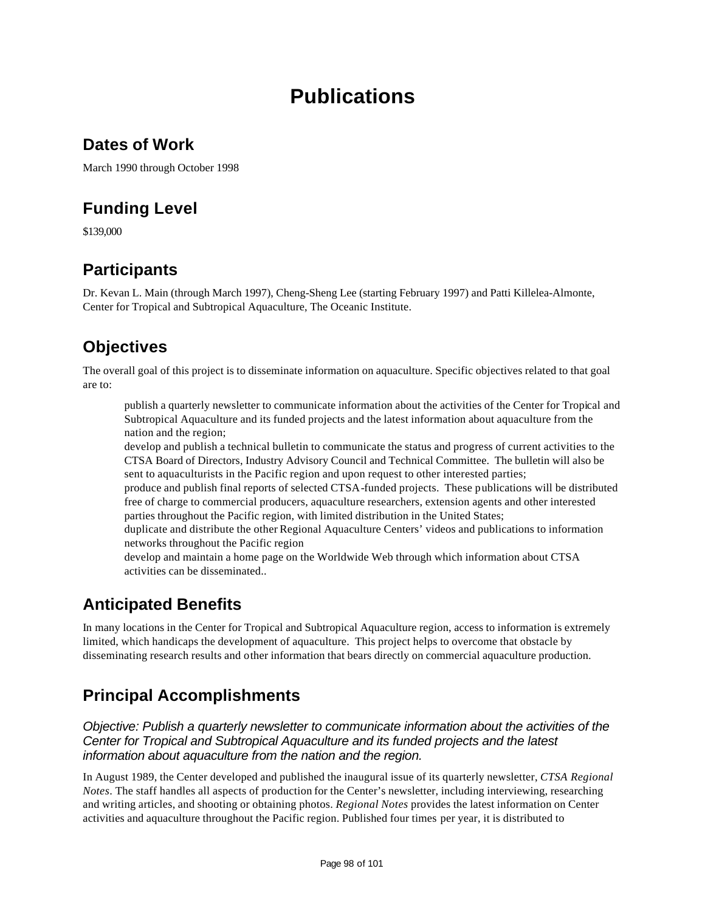# Publications

## Dates of Work

March 1990 through October 1998

## Funding Level

$139,000

## Participants

Dr. Kevan L. Main (through March 1997), Cheng-Sheng Lee (starting February 1997) and Patti Killelea-Almonte, Center for Tropical and Subtropical Aquaculture, The Oceanic Institute.

## Objectives

The overall goal of this project is to disseminate information on aquaculture. Specific objectives related to that goal are to:

- publish a quarterly newsletter to communicate information about the activities of the Center for Tropical and Subtropical Aquaculture and its funded projects and the latest information about aquaculture from the nation and the region;
- develop and publish a technical bulletin to communicate the status and progress of current activities to the CTSA Board of Directors, Industry Advisory Council and Technical Committee. The bulletin will also be sent to aquaculturists in the Pacific region and upon request to other interested parties;
- produce and publish final reports of selected CTSA-funded projects. These publications will be distributed free of charge to commercial producers, aquaculture researchers, extension agents and other interested parties throughout the Pacific region, with limited distribution in the United States;
- duplicate and distribute the other Regional Aquaculture Centers' videos and publications to information networks throughout the Pacific region
- develop and maintain a home page on the Worldwide Web through which information about CTSA activities can be disseminated..

## Anticipated Benefits

In many locations in the Center for Tropical and Subtropical Aquaculture region, access to information is extremely limited, which handicaps the development of aquaculture. This project helps to overcome that obstacle by disseminating research results and other information that bears directly on commercial aquaculture production.

## Principal Accomplishments

### *Objective: Publish a quarterly newsletter to communicate information about the activities of the Center for Tropical and Subtropical Aquaculture and its funded projects and the latest information about aquaculture from the nation and the region.*

In August 1989, the Center developed and published the inaugural issue of its quarterly newsletter, *CTSA Regional Notes*. The staff handles all aspects of production for the Center's newsletter, including interviewing, researching and writing articles, and shooting or obtaining photos. *Regional Notes* provides the latest information on Center activities and aquaculture throughout the Pacific region. Published four times per year, it is distributed to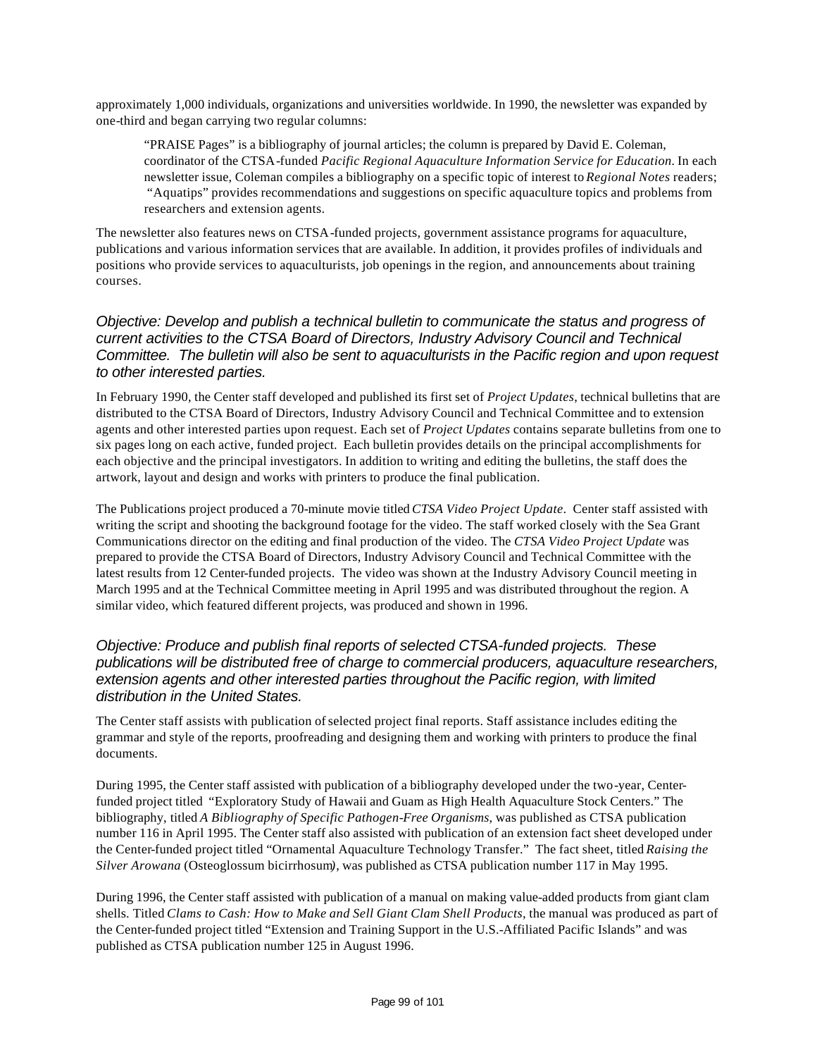approximately 1,000 individuals, organizations and universities worldwide. In 1990, the newsletter was expanded by one-third and began carrying two regular columns:

> "PRAISE Pages" is a bibliography of journal articles; the column is prepared by David E. Coleman, coordinator of the CTSA-funded *Pacific Regional Aquaculture Information Service for Education*. In each newsletter issue, Coleman compiles a bibliography on a specific topic of interest to *Regional Notes* readers; "Aquatips" provides recommendations and suggestions on specific aquaculture topics and problems from researchers and extension agents.

The newsletter also features news on CTSA-funded projects, government assistance programs for aquaculture, publications and various information services that are available. In addition, it provides profiles of individuals and positions who provide services to aquaculturists, job openings in the region, and announcements about training courses.

### *Objective: Develop and publish a technical bulletin to communicate the status and progress of current activities to the CTSA Board of Directors, Industry Advisory Council and Technical Committee. The bulletin will also be sent to aquaculturists in the Pacific region and upon request to other interested parties.*

In February 1990, the Center staff developed and published its first set of *Project Updates*, technical bulletins that are distributed to the CTSA Board of Directors, Industry Advisory Council and Technical Committee and to extension agents and other interested parties upon request. Each set of *Project Updates* contains separate bulletins from one to six pages long on each active, funded project. Each bulletin provides details on the principal accomplishments for each objective and the principal investigators. In addition to writing and editing the bulletins, the staff does the artwork, layout and design and works with printers to produce the final publication.

The Publications project produced a 70-minute movie titled *CTSA Video Project Update*. Center staff assisted with writing the script and shooting the background footage for the video. The staff worked closely with the Sea Grant Communications director on the editing and final production of the video. The *CTSA Video Project Update* was prepared to provide the CTSA Board of Directors, Industry Advisory Council and Technical Committee with the latest results from 12 Center-funded projects. The video was shown at the Industry Advisory Council meeting in March 1995 and at the Technical Committee meeting in April 1995 and was distributed throughout the region. A similar video, which featured different projects, was produced and shown in 1996.

### *Objective: Produce and publish final reports of selected CTSA-funded projects. These publications will be distributed free of charge to commercial producers, aquaculture researchers, extension agents and other interested parties throughout the Pacific region, with limited distribution in the United States.*

The Center staff assists with publication of selected project final reports. Staff assistance includes editing the grammar and style of the reports, proofreading and designing them and working with printers to produce the final documents.

During 1995, the Center staff assisted with publication of a bibliography developed under the two-year, Center-funded project titled "Exploratory Study of Hawaii and Guam as High Health Aquaculture Stock Centers." The bibliography, titled *A Bibliography of Specific Pathogen-Free Organisms*, was published as CTSA publication number 116 in April 1995. The Center staff also assisted with publication of an extension fact sheet developed under the Center-funded project titled "Ornamental Aquaculture Technology Transfer." The fact sheet, titled *Raising the Silver Arowana* (Osteoglossum bicirrhosum*)*, was published as CTSA publication number 117 in May 1995.

During 1996, the Center staff assisted with publication of a manual on making value-added products from giant clam shells. Titled *Clams to Cash: How to Make and Sell Giant Clam Shell Products*, the manual was produced as part of the Center-funded project titled "Extension and Training Support in the U.S.-Affiliated Pacific Islands" and was published as CTSA publication number 125 in August 1996.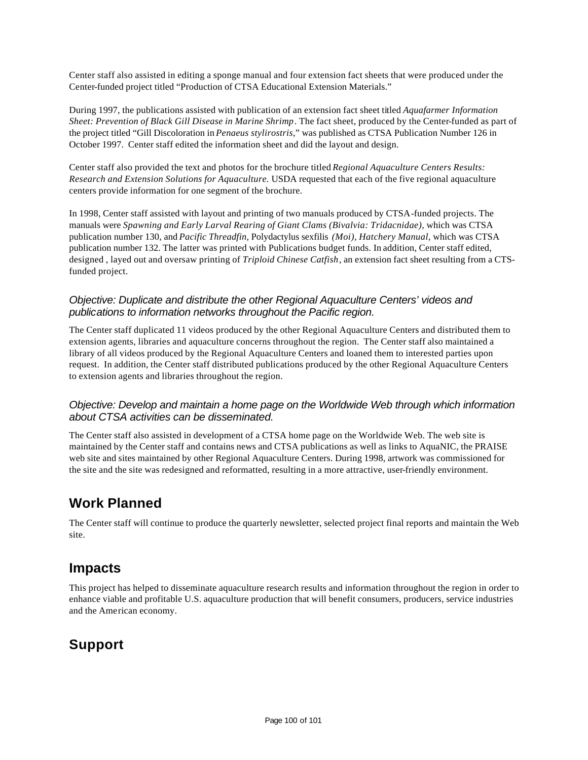Center staff also assisted in editing a sponge manual and four extension fact sheets that were produced under the Center-funded project titled "Production of CTSA Educational Extension Materials."

During 1997, the publications assisted with publication of an extension fact sheet titled *Aquafarmer Information Sheet: Prevention of Black Gill Disease in Marine Shrimp*. The fact sheet, produced by the Center-funded as part of the project titled "Gill Discoloration in *Penaeus stylirostris*," was published as CTSA Publication Number 126 in October 1997. Center staff edited the information sheet and did the layout and design.

Center staff also provided the text and photos for the brochure titled *Regional Aquaculture Centers Results: Research and Extension Solutions for Aquaculture.* USDA requested that each of the five regional aquaculture centers provide information for one segment of the brochure.

In 1998, Center staff assisted with layout and printing of two manuals produced by CTSA-funded projects. The manuals were *Spawning and Early Larval Rearing of Giant Clams (Bivalvia: Tridacnidae)*, which was CTSA publication number 130, and *Pacific Threadfin,* Polydactylus sexfilis *(Moi), Hatchery Manual*, which was CTSA publication number 132. The latter was printed with Publications budget funds. In addition, Center staff edited, designed , layed out and oversaw printing of *Triploid Chinese Catfish*, an extension fact sheet resulting from a CTS-funded project.

*Objective: Duplicate and distribute the other Regional Aquaculture Centers' videos and publications to information networks throughout the Pacific region.*

The Center staff duplicated 11 videos produced by the other Regional Aquaculture Centers and distributed them to extension agents, libraries and aquaculture concerns throughout the region. The Center staff also maintained a library of all videos produced by the Regional Aquaculture Centers and loaned them to interested parties upon request. In addition, the Center staff distributed publications produced by the other Regional Aquaculture Centers to extension agents and libraries throughout the region.

*Objective: Develop and maintain a home page on the Worldwide Web through which information about CTSA activities can be disseminated.*

The Center staff also assisted in development of a CTSA home page on the Worldwide Web. The web site is maintained by the Center staff and contains news and CTSA publications as well as links to AquaNIC, the PRAISE web site and sites maintained by other Regional Aquaculture Centers. During 1998, artwork was commissioned for the site and the site was redesigned and reformatted, resulting in a more attractive, user-friendly environment.

## Work Planned

The Center staff will continue to produce the quarterly newsletter, selected project final reports and maintain the Web site.

## Impacts

This project has helped to disseminate aquaculture research results and information throughout the region in order to enhance viable and profitable U.S. aquaculture production that will benefit consumers, producers, service industries and the American economy.

## Support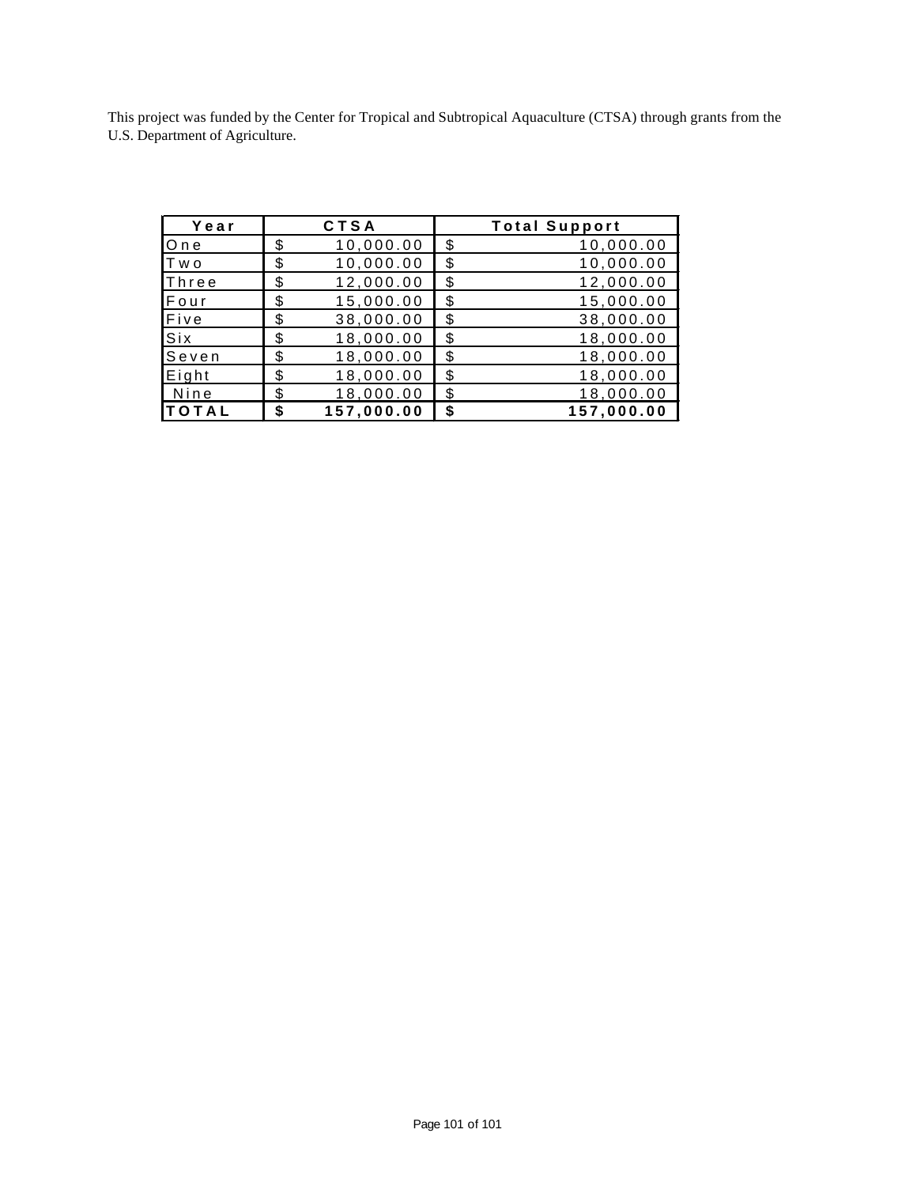This project was funded by the Center for Tropical and Subtropical Aquaculture (CTSA) through grants from the U.S. Department of Agriculture.

| Year | CTSA | Total Support |
|---|---|---|
| One | $ 10,000.00 | $ 10,000.00 |
| Two | $ 10,000.00 | $ 10,000.00 |
| Three | $ 12,000.00 | $ 12,000.00 |
| Four | $ 15,000.00 | $ 15,000.00 |
| Five | $ 38,000.00 | $ 38,000.00 |
| Six | $ 18,000.00 | $ 18,000.00 |
| Seven | $ 18,000.00 | $ 18,000.00 |
| Eight | $ 18,000.00 | $ 18,000.00 |
| Nine | $ 18,000.00 | $ 18,000.00 |
| **TOTAL** | **$ 157,000.00** | **$ 157,000.00** |